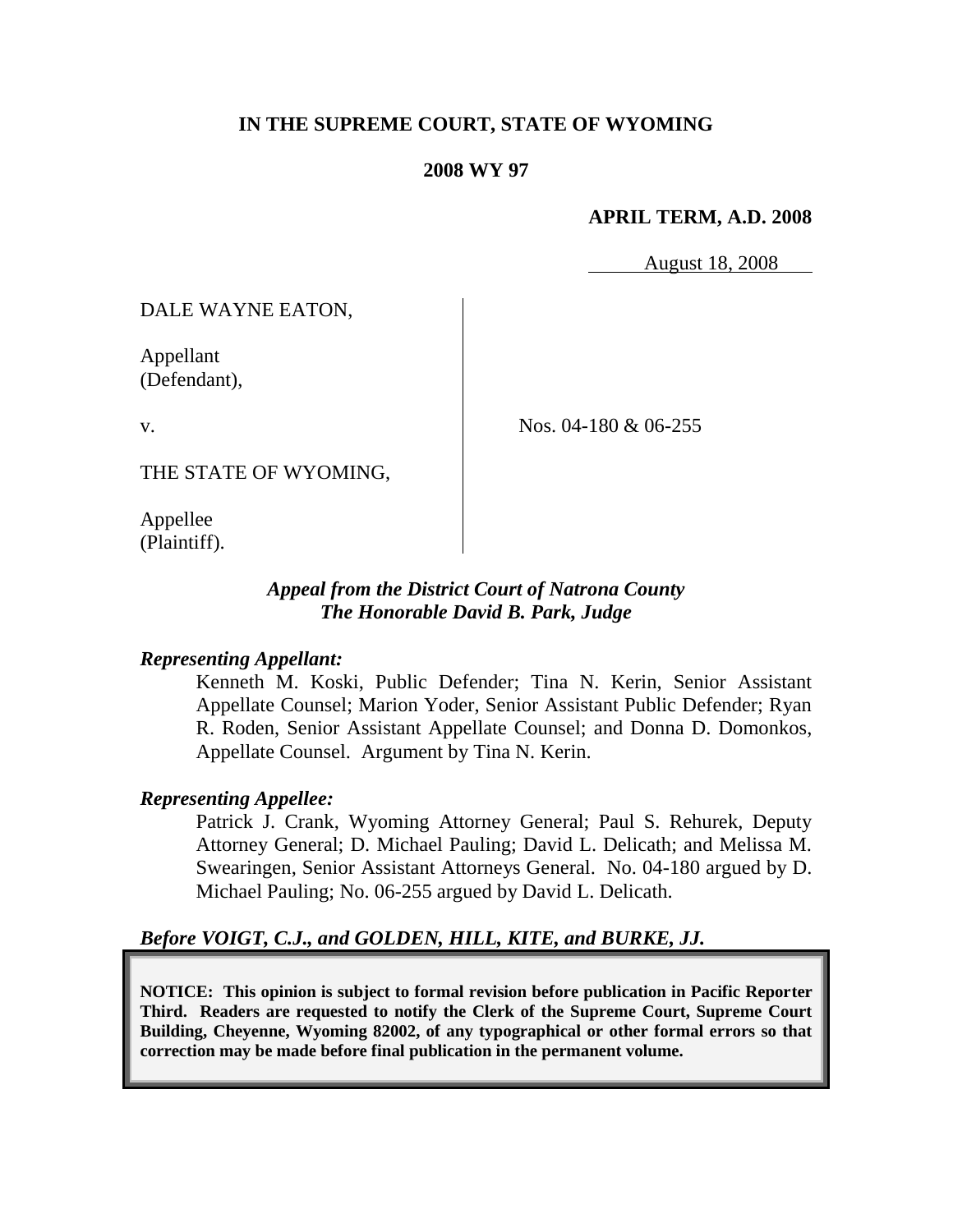**IN THE SUPREME COURT, STATE OF WYOMING**

**2008 WY 97**

**APRIL TERM, A.D. 2008**

August 18, 2008

DALE WAYNE EATON,

Appellant
(Defendant),

v.

Nos. 04-180 & 06-255

THE STATE OF WYOMING,

Appellee
(Plaintiff).

***Appeal from the District Court of Natrona County***
***The Honorable David B. Park, Judge***

***Representing Appellant:***

Kenneth M. Koski, Public Defender; Tina N. Kerin, Senior Assistant Appellate Counsel; Marion Yoder, Senior Assistant Public Defender; Ryan R. Roden, Senior Assistant Appellate Counsel; and Donna D. Domonkos, Appellate Counsel. Argument by Tina N. Kerin.

***Representing Appellee:***

Patrick J. Crank, Wyoming Attorney General; Paul S. Rehurek, Deputy Attorney General; D. Michael Pauling; David L. Delicath; and Melissa M. Swearingen, Senior Assistant Attorneys General. No. 04-180 argued by D. Michael Pauling; No. 06-255 argued by David L. Delicath.

***Before VOIGT, C.J., and GOLDEN, HILL, KITE, and BURKE, JJ.***

**NOTICE: This opinion is subject to formal revision before publication in Pacific Reporter Third. Readers are requested to notify the Clerk of the Supreme Court, Supreme Court Building, Cheyenne, Wyoming 82002, of any typographical or other formal errors so that correction may be made before final publication in the permanent volume.**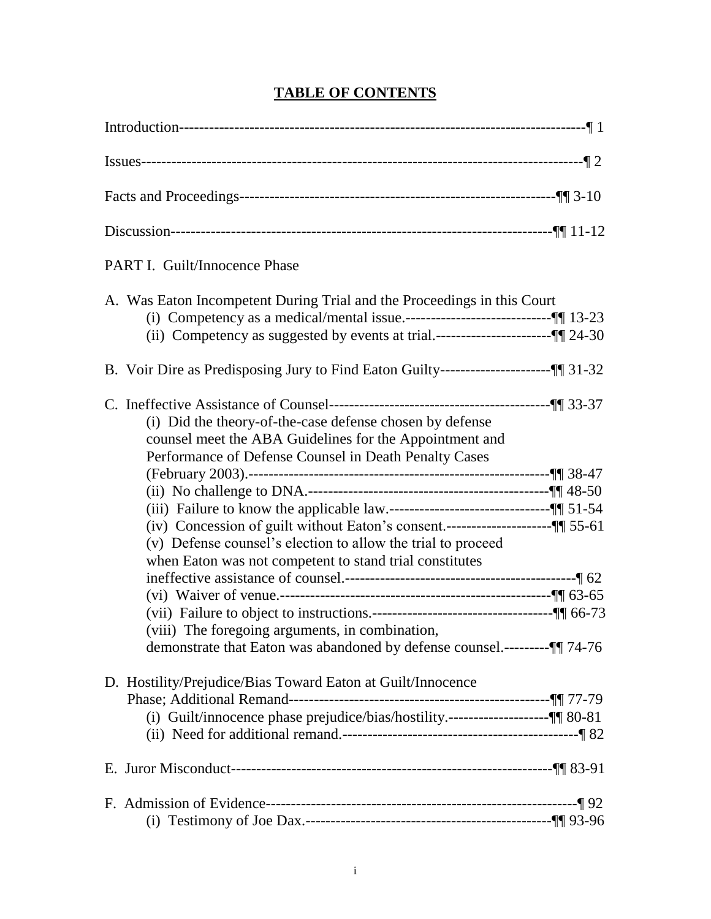# TABLE OF CONTENTS

Introduction---------------------------------------------------------------------------------¶ 1

Issues---------------------------------------------------------------------------------------¶ 2

Facts and Proceedings---------------------------------------------------------------¶¶ 3-10

Discussion-----------------------------------------------------------------------------¶¶ 11-12

PART I. Guilt/Innocence Phase

A. Was Eaton Incompetent During Trial and the Proceedings in this Court
- (i) Competency as a medical/mental issue.-----------------------------¶¶ 13-23
- (ii) Competency as suggested by events at trial.-----------------------¶¶ 24-30

B. Voir Dire as Predisposing Jury to Find Eaton Guilty----------------------¶¶ 31-32

C. Ineffective Assistance of Counsel--------------------------------------------¶¶ 33-37
- (i) Did the theory-of-the-case defense chosen by defense counsel meet the ABA Guidelines for the Appointment and Performance of Defense Counsel in Death Penalty Cases (February 2003).------------------------------------------------------------¶¶ 38-47
- (ii) No challenge to DNA.------------------------------------------------¶¶ 48-50
- (iii) Failure to know the applicable law.--------------------------------¶¶ 51-54
- (iv) Concession of guilt without Eaton's consent.---------------------¶¶ 55-61
- (v) Defense counsel's election to allow the trial to proceed when Eaton was not competent to stand trial constitutes ineffective assistance of counsel.----------------------------------------------¶ 62
- (vi) Waiver of venue.------------------------------------------------------¶¶ 63-65
- (vii) Failure to object to instructions.------------------------------------¶¶ 66-73
- (viii) The foregoing arguments, in combination, demonstrate that Eaton was abandoned by defense counsel.---------¶¶ 74-76

D. Hostility/Prejudice/Bias Toward Eaton at Guilt/Innocence Phase; Additional Remand----------------------------------------------------¶¶ 77-79
- (i) Guilt/innocence phase prejudice/bias/hostility.--------------------¶¶ 80-81
- (ii) Need for additional remand.-----------------------------------------------¶ 82

E. Juror Misconduct-----------------------------------------------------------------¶¶ 83-91

F. Admission of Evidence---------------------------------------------------------------¶ 92
- (i) Testimony of Joe Dax.--------------------------------------------------¶¶ 93-96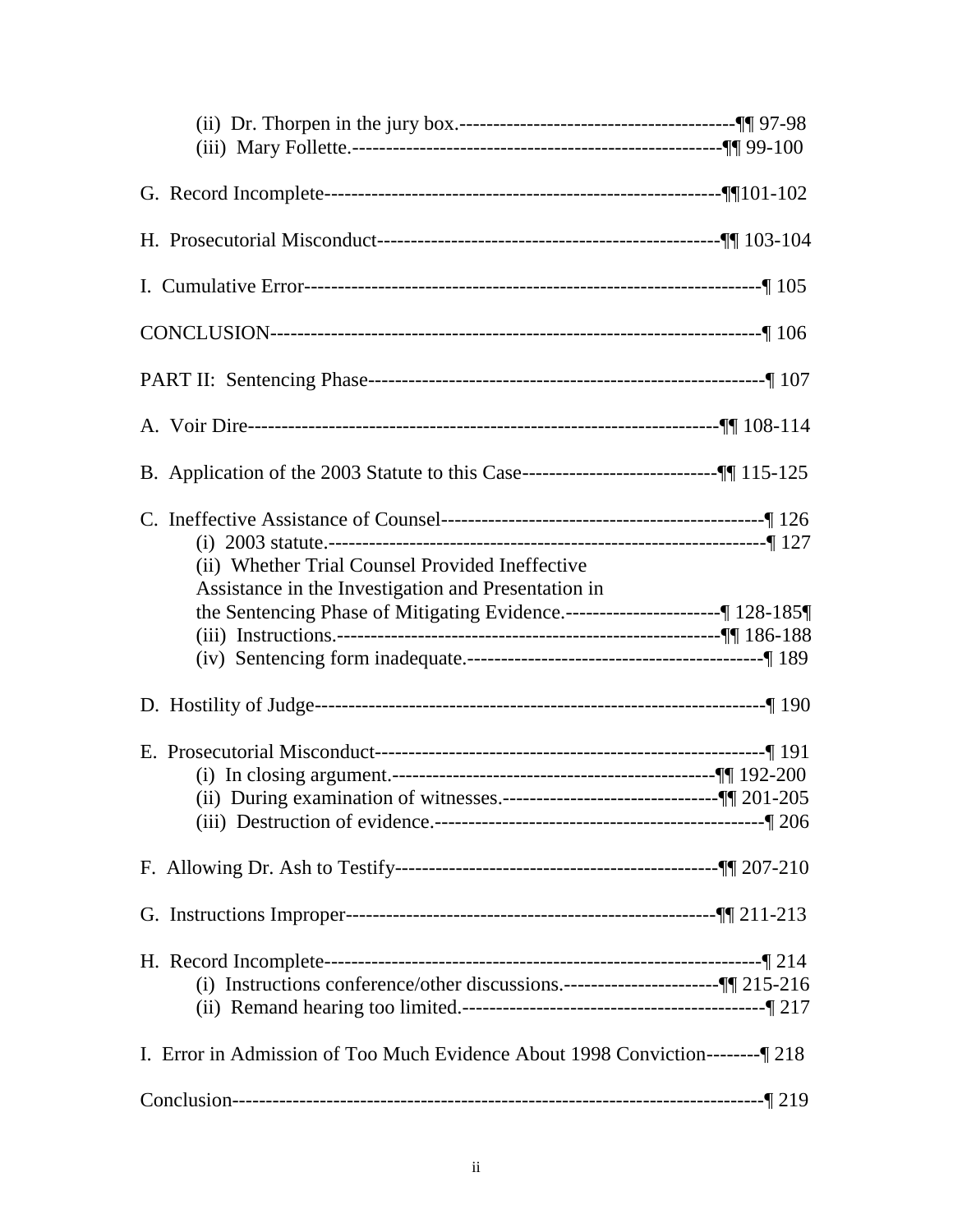(ii) Dr. Thorpen in the jury box.------------------------------------------¶¶ 97-98
(iii) Mary Follette.-------------------------------------------------------¶¶ 99-100

G. Record Incomplete-----------------------------------------------------------¶¶101-102

H. Prosecutorial Misconduct---------------------------------------------------¶¶ 103-104

I. Cumulative Error-------------------------------------------------------------------¶ 105

CONCLUSION-------------------------------------------------------------------------¶ 106

PART II: Sentencing Phase-----------------------------------------------------------¶ 107

A. Voir Dire----------------------------------------------------------------------¶¶ 108-114

B. Application of the 2003 Statute to this Case-----------------------------¶¶ 115-125

C. Ineffective Assistance of Counsel-------------------------------------------------¶ 126
(i) 2003 statute.-------------------------------------------------------------------¶ 127
(ii) Whether Trial Counsel Provided Ineffective Assistance in the Investigation and Presentation in the Sentencing Phase of Mitigating Evidence.-----------------------¶ 128-185¶
(iii) Instructions.-----------------------------------------------------------¶¶ 186-188
(iv) Sentencing form inadequate.--------------------------------------------¶ 189

D. Hostility of Judge--------------------------------------------------------------------¶ 190

E. Prosecutorial Misconduct----------------------------------------------------------¶ 191
(i) In closing argument.------------------------------------------------¶¶ 192-200
(ii) During examination of witnesses.--------------------------------¶¶ 201-205
(iii) Destruction of evidence.--------------------------------------------------¶ 206

F. Allowing Dr. Ash to Testify------------------------------------------------¶¶ 207-210

G. Instructions Improper-------------------------------------------------------¶¶ 211-213

H. Record Incomplete-------------------------------------------------------------------¶ 214
(i) Instructions conference/other discussions.-----------------------¶¶ 215-216
(ii) Remand hearing too limited.---------------------------------------------¶ 217

I. Error in Admission of Too Much Evidence About 1998 Conviction--------¶ 218

Conclusion----------------------------------------------------------------------------------¶ 219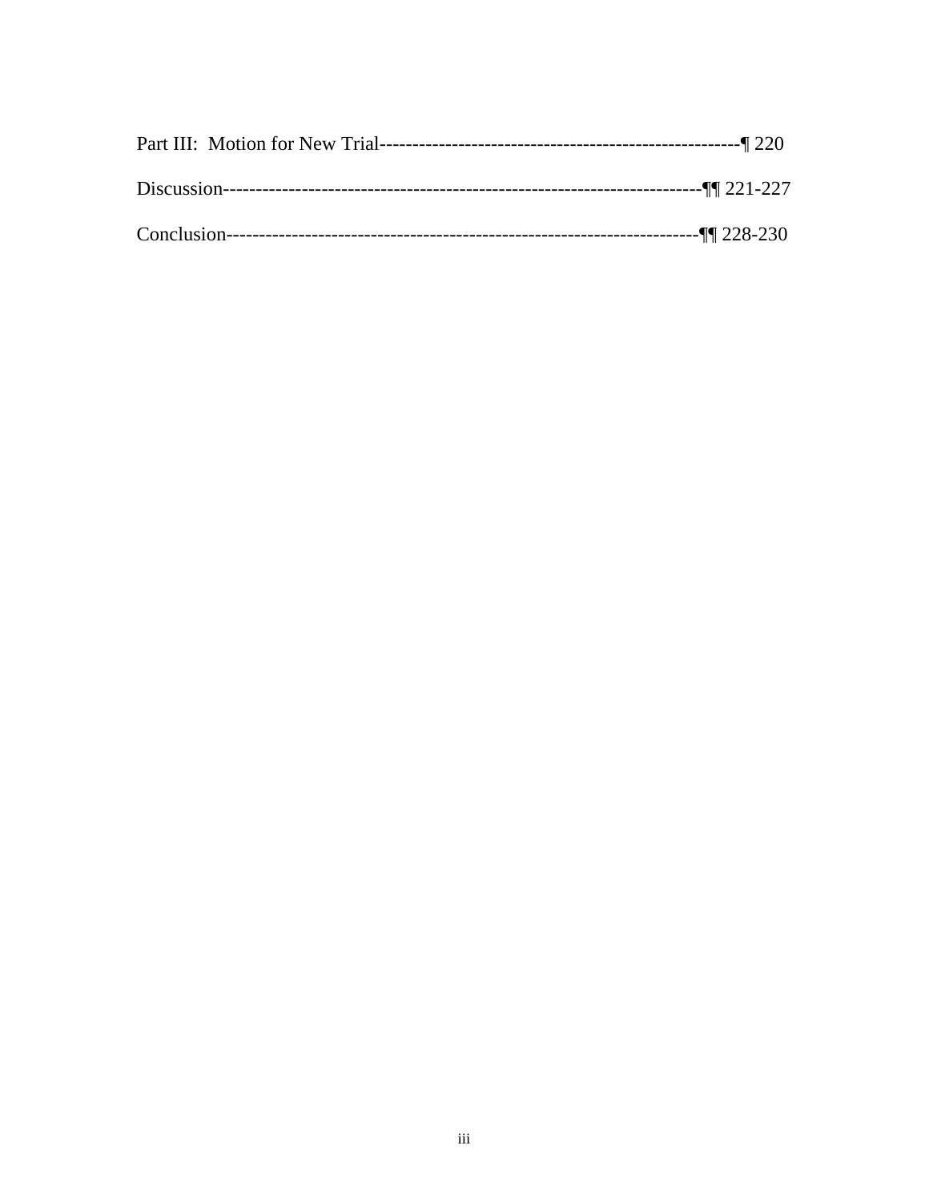Part III: Motion for New Trial---------------------------------------------------------¶ 220

Discussion--------------------------------------------------------------------------¶¶ 221-227

Conclusion-------------------------------------------------------------------------¶¶ 228-230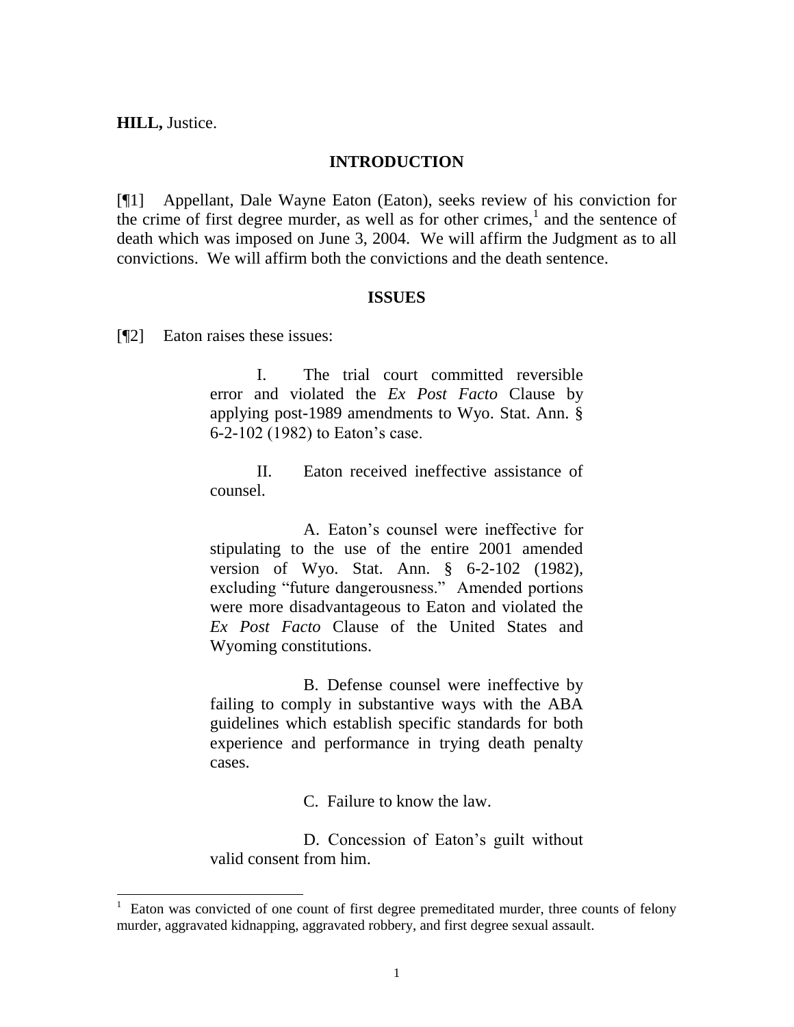**HILL,** Justice.

## INTRODUCTION

[¶1] Appellant, Dale Wayne Eaton (Eaton), seeks review of his conviction for the crime of first degree murder, as well as for other crimes,[1] and the sentence of death which was imposed on June 3, 2004. We will affirm the Judgment as to all convictions. We will affirm both the convictions and the death sentence.

## ISSUES

[¶2] Eaton raises these issues:

> I. The trial court committed reversible error and violated the *Ex Post Facto* Clause by applying post-1989 amendments to Wyo. Stat. Ann. § 6-2-102 (1982) to Eaton's case.
>
> II. Eaton received ineffective assistance of counsel.
>
> A. Eaton's counsel were ineffective for stipulating to the use of the entire 2001 amended version of Wyo. Stat. Ann. § 6-2-102 (1982), excluding "future dangerousness." Amended portions were more disadvantageous to Eaton and violated the *Ex Post Facto* Clause of the United States and Wyoming constitutions.
>
> B. Defense counsel were ineffective by failing to comply in substantive ways with the ABA guidelines which establish specific standards for both experience and performance in trying death penalty cases.
>
> C. Failure to know the law.
>
> D. Concession of Eaton's guilt without valid consent from him.

---

[1] Eaton was convicted of one count of first degree premeditated murder, three counts of felony murder, aggravated kidnapping, aggravated robbery, and first degree sexual assault.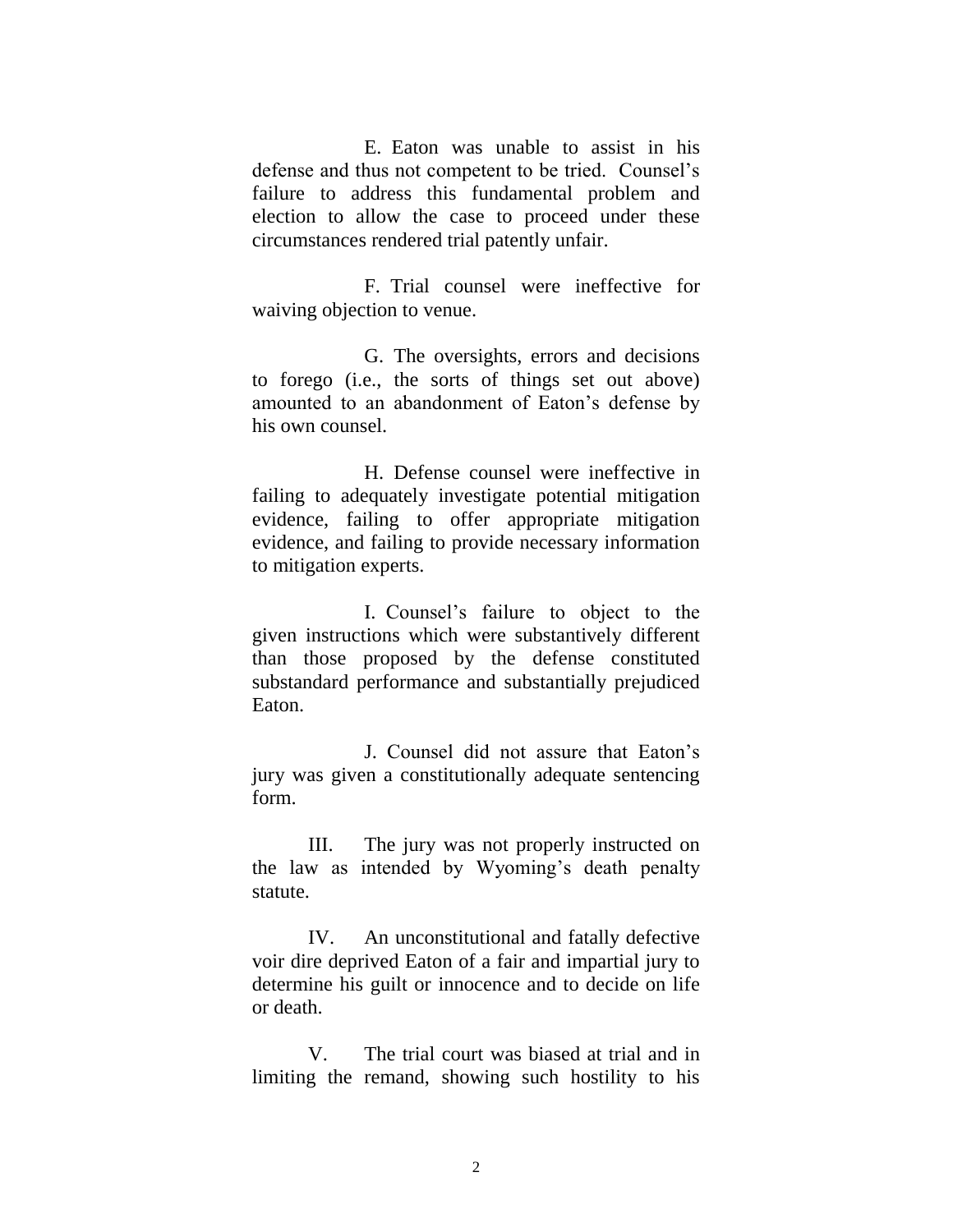E. Eaton was unable to assist in his defense and thus not competent to be tried. Counsel's failure to address this fundamental problem and election to allow the case to proceed under these circumstances rendered trial patently unfair.

F. Trial counsel were ineffective for waiving objection to venue.

G. The oversights, errors and decisions to forego (i.e., the sorts of things set out above) amounted to an abandonment of Eaton's defense by his own counsel.

H. Defense counsel were ineffective in failing to adequately investigate potential mitigation evidence, failing to offer appropriate mitigation evidence, and failing to provide necessary information to mitigation experts.

I. Counsel's failure to object to the given instructions which were substantively different than those proposed by the defense constituted substandard performance and substantially prejudiced Eaton.

J. Counsel did not assure that Eaton's jury was given a constitutionally adequate sentencing form.

III. The jury was not properly instructed on the law as intended by Wyoming's death penalty statute.

IV. An unconstitutional and fatally defective voir dire deprived Eaton of a fair and impartial jury to determine his guilt or innocence and to decide on life or death.

V. The trial court was biased at trial and in limiting the remand, showing such hostility to his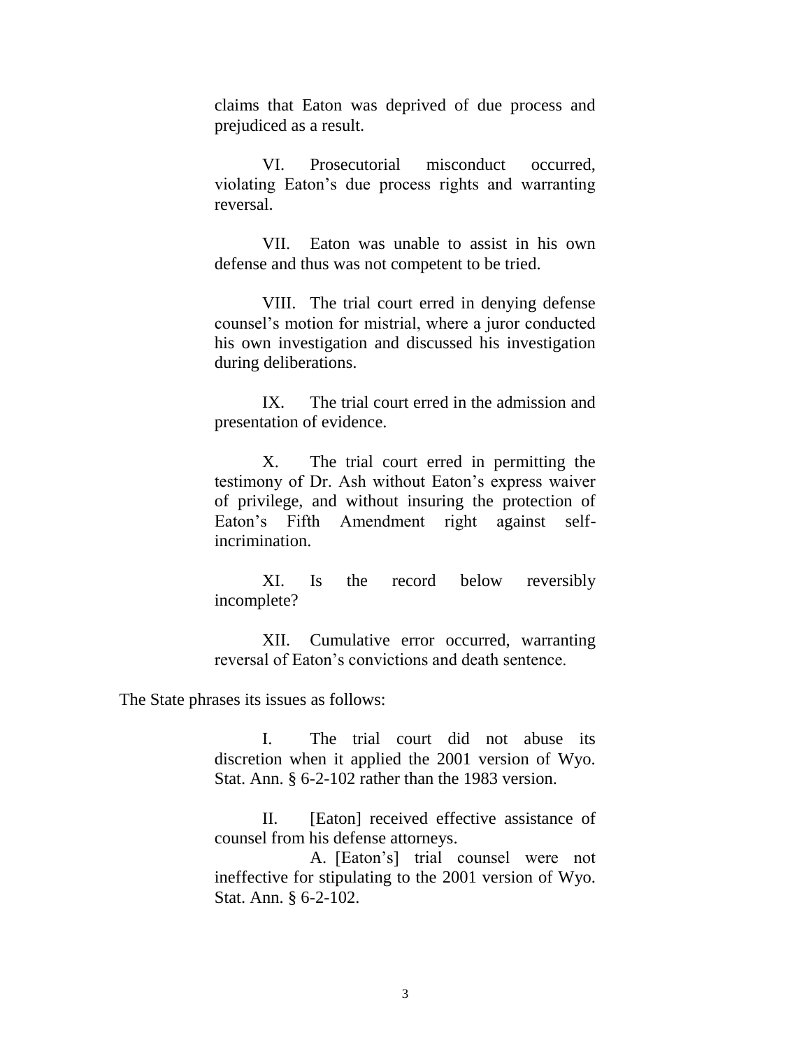claims that Eaton was deprived of due process and prejudiced as a result.

> VI. Prosecutorial misconduct occurred, violating Eaton's due process rights and warranting reversal.
>
> VII. Eaton was unable to assist in his own defense and thus was not competent to be tried.
>
> VIII. The trial court erred in denying defense counsel's motion for mistrial, where a juror conducted his own investigation and discussed his investigation during deliberations.
>
> IX. The trial court erred in the admission and presentation of evidence.
>
> X. The trial court erred in permitting the testimony of Dr. Ash without Eaton's express waiver of privilege, and without insuring the protection of Eaton's Fifth Amendment right against self-incrimination.
>
> XI. Is the record below reversibly incomplete?
>
> XII. Cumulative error occurred, warranting reversal of Eaton's convictions and death sentence.

The State phrases its issues as follows:

> I. The trial court did not abuse its discretion when it applied the 2001 version of Wyo. Stat. Ann. § 6-2-102 rather than the 1983 version.
>
> II. [Eaton] received effective assistance of counsel from his defense attorneys.
>
> A. [Eaton's] trial counsel were not ineffective for stipulating to the 2001 version of Wyo. Stat. Ann. § 6-2-102.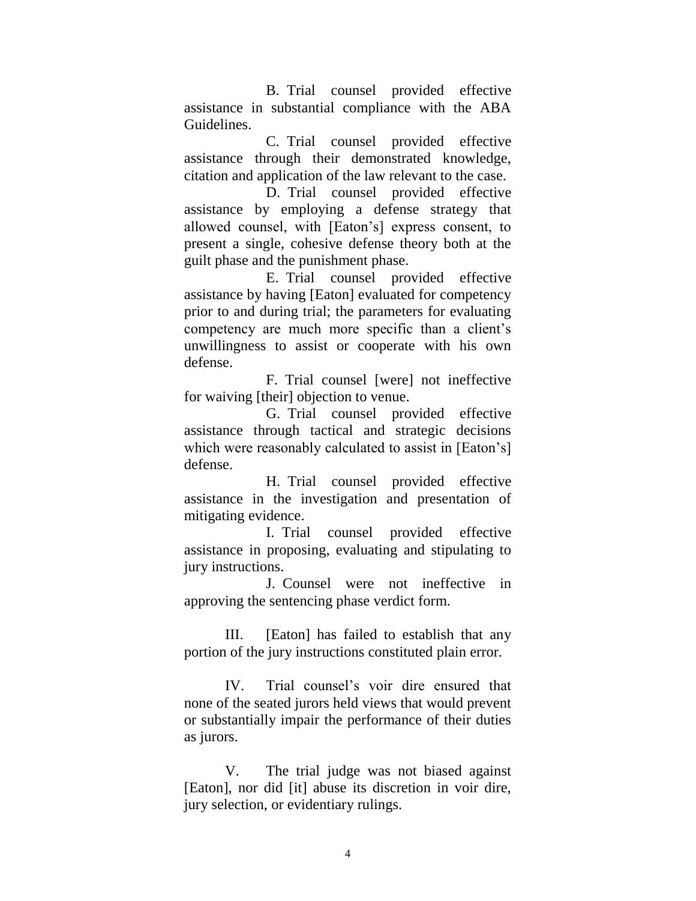B. Trial counsel provided effective assistance in substantial compliance with the ABA Guidelines.

C. Trial counsel provided effective assistance through their demonstrated knowledge, citation and application of the law relevant to the case.

D. Trial counsel provided effective assistance by employing a defense strategy that allowed counsel, with [Eaton's] express consent, to present a single, cohesive defense theory both at the guilt phase and the punishment phase.

E. Trial counsel provided effective assistance by having [Eaton] evaluated for competency prior to and during trial; the parameters for evaluating competency are much more specific than a client's unwillingness to assist or cooperate with his own defense.

F. Trial counsel [were] not ineffective for waiving [their] objection to venue.

G. Trial counsel provided effective assistance through tactical and strategic decisions which were reasonably calculated to assist in [Eaton's] defense.

H. Trial counsel provided effective assistance in the investigation and presentation of mitigating evidence.

I. Trial counsel provided effective assistance in proposing, evaluating and stipulating to jury instructions.

J. Counsel were not ineffective in approving the sentencing phase verdict form.

III. [Eaton] has failed to establish that any portion of the jury instructions constituted plain error.

IV. Trial counsel's voir dire ensured that none of the seated jurors held views that would prevent or substantially impair the performance of their duties as jurors.

V. The trial judge was not biased against [Eaton], nor did [it] abuse its discretion in voir dire, jury selection, or evidentiary rulings.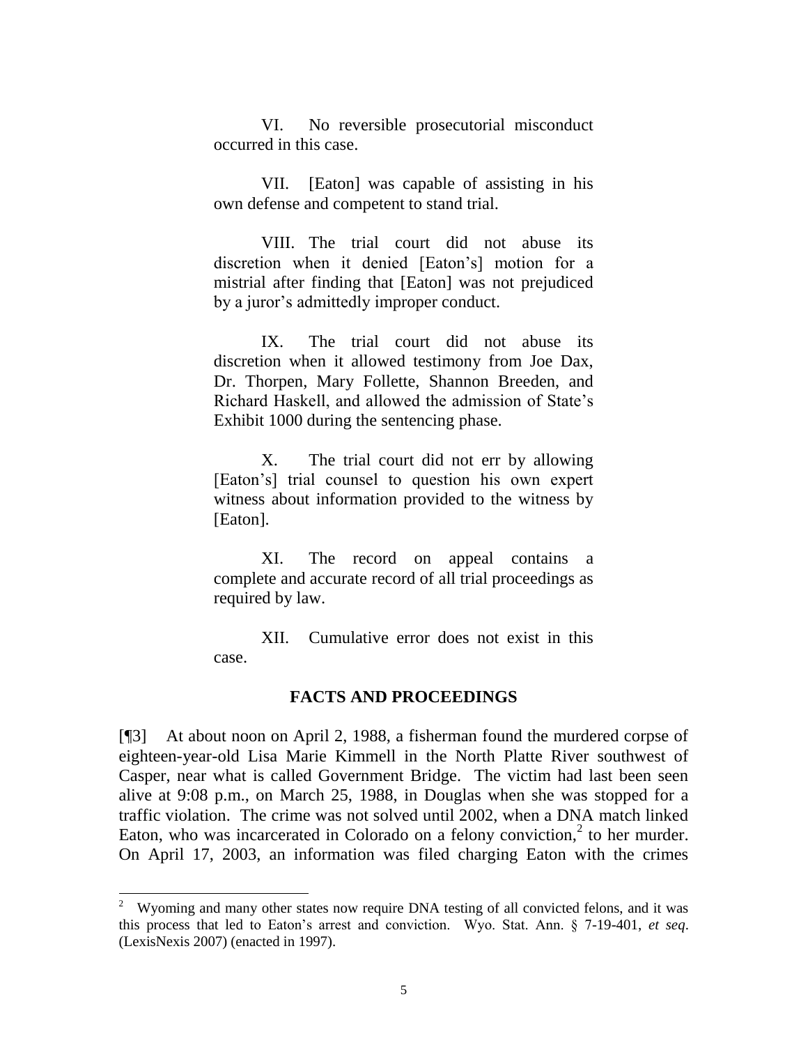VI. No reversible prosecutorial misconduct occurred in this case.

VII. [Eaton] was capable of assisting in his own defense and competent to stand trial.

VIII. The trial court did not abuse its discretion when it denied [Eaton's] motion for a mistrial after finding that [Eaton] was not prejudiced by a juror's admittedly improper conduct.

IX. The trial court did not abuse its discretion when it allowed testimony from Joe Dax, Dr. Thorpen, Mary Follette, Shannon Breeden, and Richard Haskell, and allowed the admission of State's Exhibit 1000 during the sentencing phase.

X. The trial court did not err by allowing [Eaton's] trial counsel to question his own expert witness about information provided to the witness by [Eaton].

XI. The record on appeal contains a complete and accurate record of all trial proceedings as required by law.

XII. Cumulative error does not exist in this case.

## FACTS AND PROCEEDINGS

[¶3] At about noon on April 2, 1988, a fisherman found the murdered corpse of eighteen-year-old Lisa Marie Kimmell in the North Platte River southwest of Casper, near what is called Government Bridge. The victim had last been seen alive at 9:08 p.m., on March 25, 1988, in Douglas when she was stopped for a traffic violation. The crime was not solved until 2002, when a DNA match linked Eaton, who was incarcerated in Colorado on a felony conviction,[2] to her murder. On April 17, 2003, an information was filed charging Eaton with the crimes

---

[2] Wyoming and many other states now require DNA testing of all convicted felons, and it was this process that led to Eaton's arrest and conviction. Wyo. Stat. Ann. § 7-19-401, *et seq*. (LexisNexis 2007) (enacted in 1997).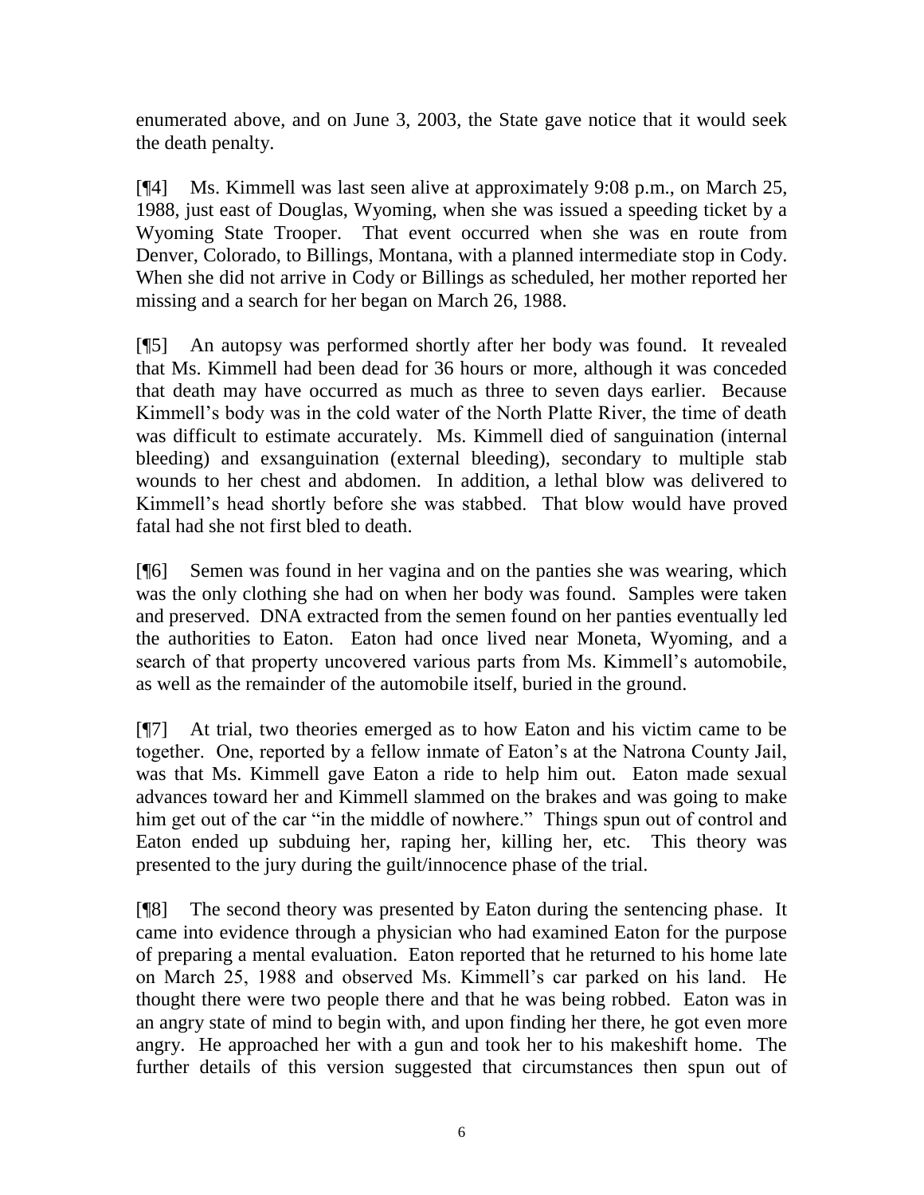enumerated above, and on June 3, 2003, the State gave notice that it would seek the death penalty.

[¶4] Ms. Kimmell was last seen alive at approximately 9:08 p.m., on March 25, 1988, just east of Douglas, Wyoming, when she was issued a speeding ticket by a Wyoming State Trooper. That event occurred when she was en route from Denver, Colorado, to Billings, Montana, with a planned intermediate stop in Cody. When she did not arrive in Cody or Billings as scheduled, her mother reported her missing and a search for her began on March 26, 1988.

[¶5] An autopsy was performed shortly after her body was found. It revealed that Ms. Kimmell had been dead for 36 hours or more, although it was conceded that death may have occurred as much as three to seven days earlier. Because Kimmell's body was in the cold water of the North Platte River, the time of death was difficult to estimate accurately. Ms. Kimmell died of sanguination (internal bleeding) and exsanguination (external bleeding), secondary to multiple stab wounds to her chest and abdomen. In addition, a lethal blow was delivered to Kimmell's head shortly before she was stabbed. That blow would have proved fatal had she not first bled to death.

[¶6] Semen was found in her vagina and on the panties she was wearing, which was the only clothing she had on when her body was found. Samples were taken and preserved. DNA extracted from the semen found on her panties eventually led the authorities to Eaton. Eaton had once lived near Moneta, Wyoming, and a search of that property uncovered various parts from Ms. Kimmell's automobile, as well as the remainder of the automobile itself, buried in the ground.

[¶7] At trial, two theories emerged as to how Eaton and his victim came to be together. One, reported by a fellow inmate of Eaton's at the Natrona County Jail, was that Ms. Kimmell gave Eaton a ride to help him out. Eaton made sexual advances toward her and Kimmell slammed on the brakes and was going to make him get out of the car "in the middle of nowhere." Things spun out of control and Eaton ended up subduing her, raping her, killing her, etc. This theory was presented to the jury during the guilt/innocence phase of the trial.

[¶8] The second theory was presented by Eaton during the sentencing phase. It came into evidence through a physician who had examined Eaton for the purpose of preparing a mental evaluation. Eaton reported that he returned to his home late on March 25, 1988 and observed Ms. Kimmell's car parked on his land. He thought there were two people there and that he was being robbed. Eaton was in an angry state of mind to begin with, and upon finding her there, he got even more angry. He approached her with a gun and took her to his makeshift home. The further details of this version suggested that circumstances then spun out of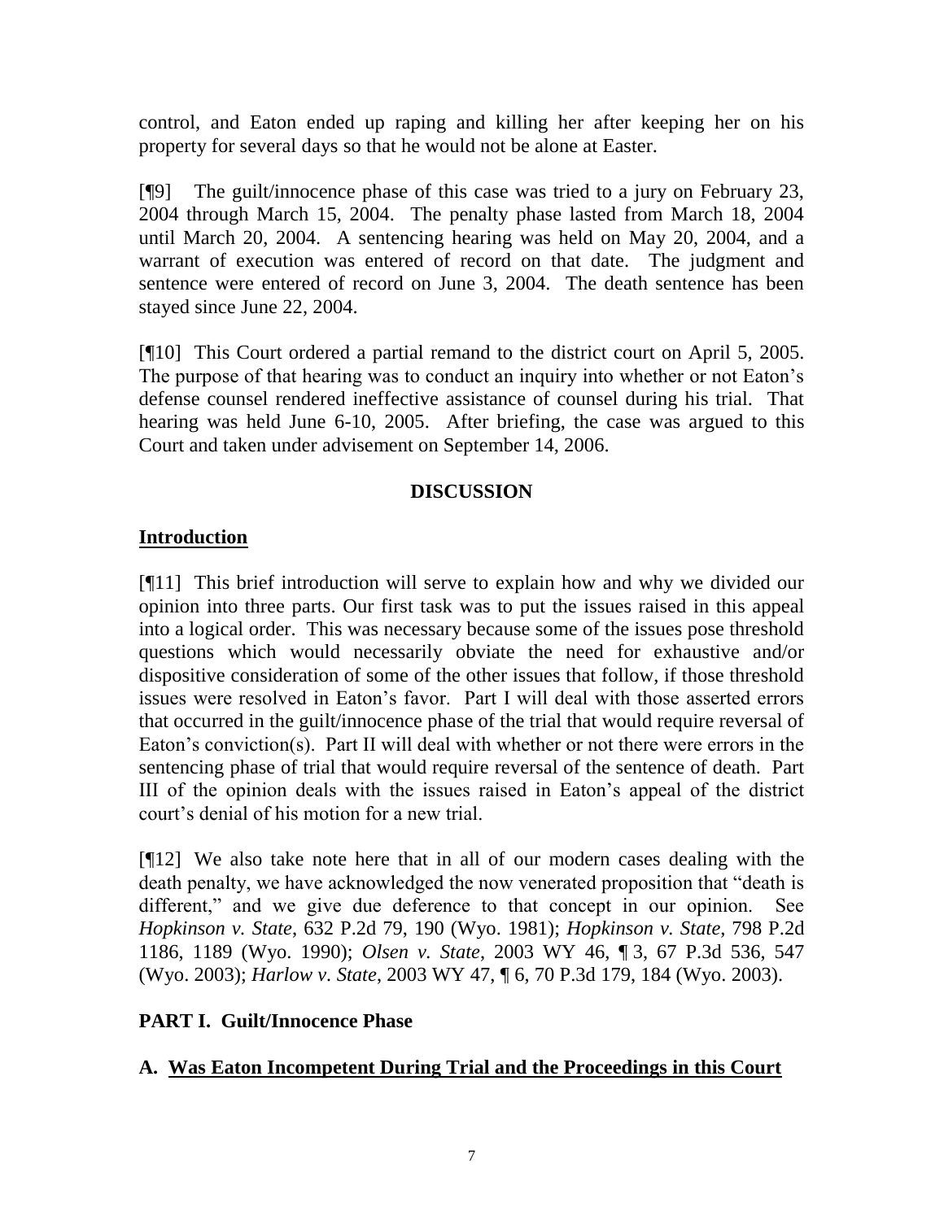control, and Eaton ended up raping and killing her after keeping her on his property for several days so that he would not be alone at Easter.

[¶9] The guilt/innocence phase of this case was tried to a jury on February 23, 2004 through March 15, 2004. The penalty phase lasted from March 18, 2004 until March 20, 2004. A sentencing hearing was held on May 20, 2004, and a warrant of execution was entered of record on that date. The judgment and sentence were entered of record on June 3, 2004. The death sentence has been stayed since June 22, 2004.

[¶10] This Court ordered a partial remand to the district court on April 5, 2005. The purpose of that hearing was to conduct an inquiry into whether or not Eaton's defense counsel rendered ineffective assistance of counsel during his trial. That hearing was held June 6-10, 2005. After briefing, the case was argued to this Court and taken under advisement on September 14, 2006.

## DISCUSSION

### Introduction

[¶11] This brief introduction will serve to explain how and why we divided our opinion into three parts. Our first task was to put the issues raised in this appeal into a logical order. This was necessary because some of the issues pose threshold questions which would necessarily obviate the need for exhaustive and/or dispositive consideration of some of the other issues that follow, if those threshold issues were resolved in Eaton's favor. Part I will deal with those asserted errors that occurred in the guilt/innocence phase of the trial that would require reversal of Eaton's conviction(s). Part II will deal with whether or not there were errors in the sentencing phase of trial that would require reversal of the sentence of death. Part III of the opinion deals with the issues raised in Eaton's appeal of the district court's denial of his motion for a new trial.

[¶12] We also take note here that in all of our modern cases dealing with the death penalty, we have acknowledged the now venerated proposition that "death is different," and we give due deference to that concept in our opinion. See *Hopkinson v. State*, 632 P.2d 79, 190 (Wyo. 1981); *Hopkinson v. State*, 798 P.2d 1186, 1189 (Wyo. 1990); *Olsen v. State*, 2003 WY 46, ¶ 3, 67 P.3d 536, 547 (Wyo. 2003); *Harlow v. State*, 2003 WY 47, ¶ 6, 70 P.3d 179, 184 (Wyo. 2003).

### PART I. Guilt/Innocence Phase

### A. Was Eaton Incompetent During Trial and the Proceedings in this Court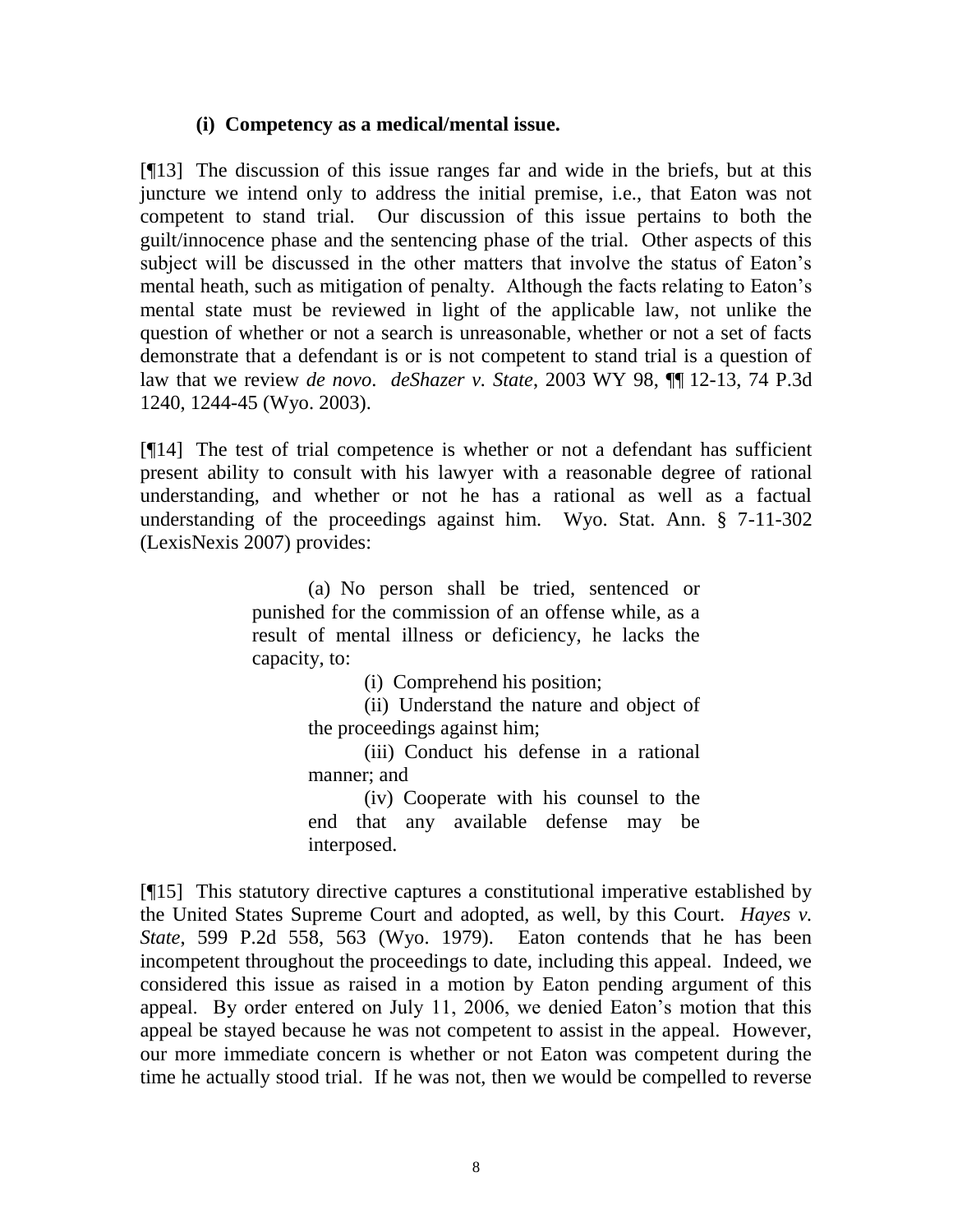### (i) Competency as a medical/mental issue.

[¶13] The discussion of this issue ranges far and wide in the briefs, but at this juncture we intend only to address the initial premise, i.e., that Eaton was not competent to stand trial. Our discussion of this issue pertains to both the guilt/innocence phase and the sentencing phase of the trial. Other aspects of this subject will be discussed in the other matters that involve the status of Eaton's mental heath, such as mitigation of penalty. Although the facts relating to Eaton's mental state must be reviewed in light of the applicable law, not unlike the question of whether or not a search is unreasonable, whether or not a set of facts demonstrate that a defendant is or is not competent to stand trial is a question of law that we review *de novo*. *deShazer v. State*, 2003 WY 98, ¶¶ 12-13, 74 P.3d 1240, 1244-45 (Wyo. 2003).

[¶14] The test of trial competence is whether or not a defendant has sufficient present ability to consult with his lawyer with a reasonable degree of rational understanding, and whether or not he has a rational as well as a factual understanding of the proceedings against him. Wyo. Stat. Ann. § 7-11-302 (LexisNexis 2007) provides:

> (a) No person shall be tried, sentenced or punished for the commission of an offense while, as a result of mental illness or deficiency, he lacks the capacity, to:
>
> (i) Comprehend his position;
>
> (ii) Understand the nature and object of the proceedings against him;
>
> (iii) Conduct his defense in a rational manner; and
>
> (iv) Cooperate with his counsel to the end that any available defense may be interposed.

[¶15] This statutory directive captures a constitutional imperative established by the United States Supreme Court and adopted, as well, by this Court. *Hayes v. State*, 599 P.2d 558, 563 (Wyo. 1979). Eaton contends that he has been incompetent throughout the proceedings to date, including this appeal. Indeed, we considered this issue as raised in a motion by Eaton pending argument of this appeal. By order entered on July 11, 2006, we denied Eaton's motion that this appeal be stayed because he was not competent to assist in the appeal. However, our more immediate concern is whether or not Eaton was competent during the time he actually stood trial. If he was not, then we would be compelled to reverse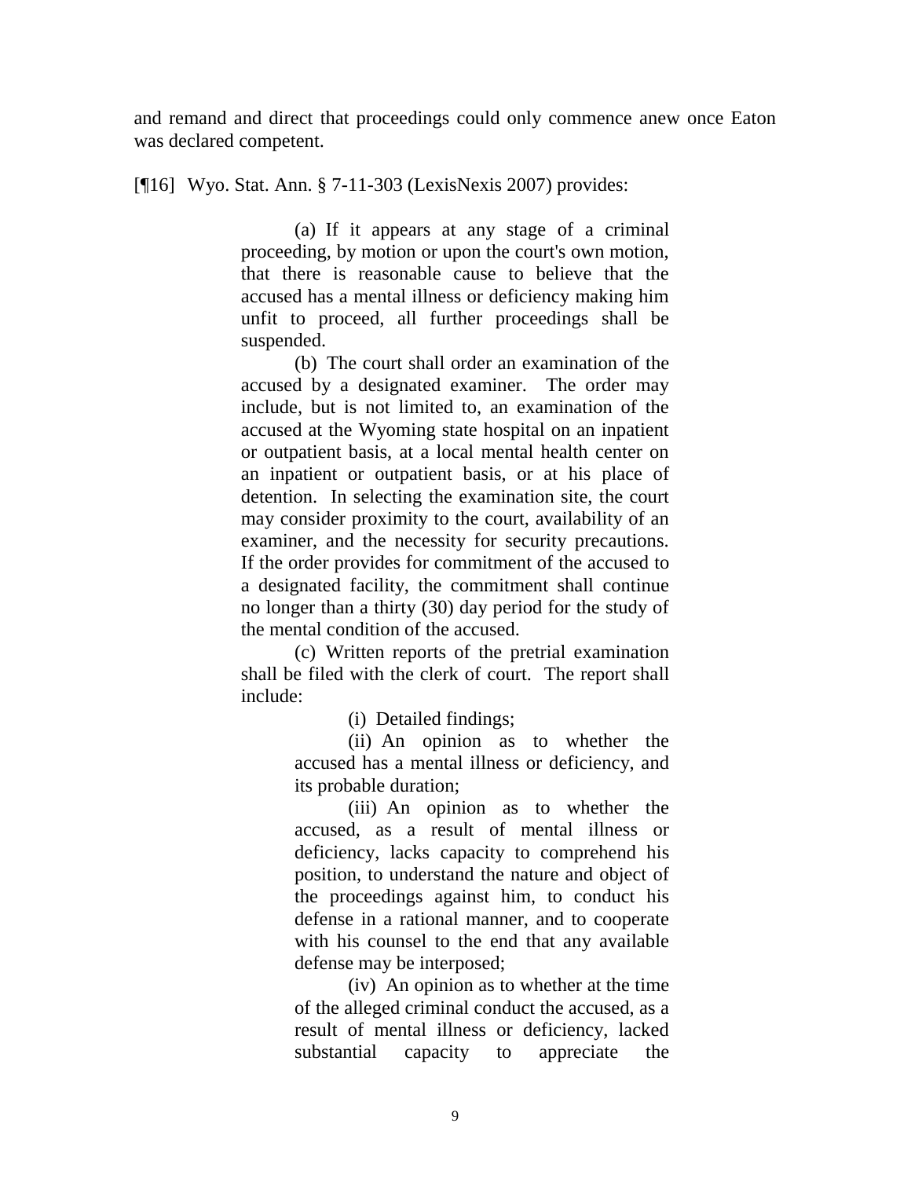and remand and direct that proceedings could only commence anew once Eaton was declared competent.

[¶16] Wyo. Stat. Ann. § 7-11-303 (LexisNexis 2007) provides:

> (a) If it appears at any stage of a criminal proceeding, by motion or upon the court's own motion, that there is reasonable cause to believe that the accused has a mental illness or deficiency making him unfit to proceed, all further proceedings shall be suspended.
>
> (b) The court shall order an examination of the accused by a designated examiner. The order may include, but is not limited to, an examination of the accused at the Wyoming state hospital on an inpatient or outpatient basis, at a local mental health center on an inpatient or outpatient basis, or at his place of detention. In selecting the examination site, the court may consider proximity to the court, availability of an examiner, and the necessity for security precautions. If the order provides for commitment of the accused to a designated facility, the commitment shall continue no longer than a thirty (30) day period for the study of the mental condition of the accused.
>
> (c) Written reports of the pretrial examination shall be filed with the clerk of court. The report shall include:
>
>> (i) Detailed findings;
>>
>> (ii) An opinion as to whether the accused has a mental illness or deficiency, and its probable duration;
>>
>> (iii) An opinion as to whether the accused, as a result of mental illness or deficiency, lacks capacity to comprehend his position, to understand the nature and object of the proceedings against him, to conduct his defense in a rational manner, and to cooperate with his counsel to the end that any available defense may be interposed;
>>
>> (iv) An opinion as to whether at the time of the alleged criminal conduct the accused, as a result of mental illness or deficiency, lacked substantial capacity to appreciate the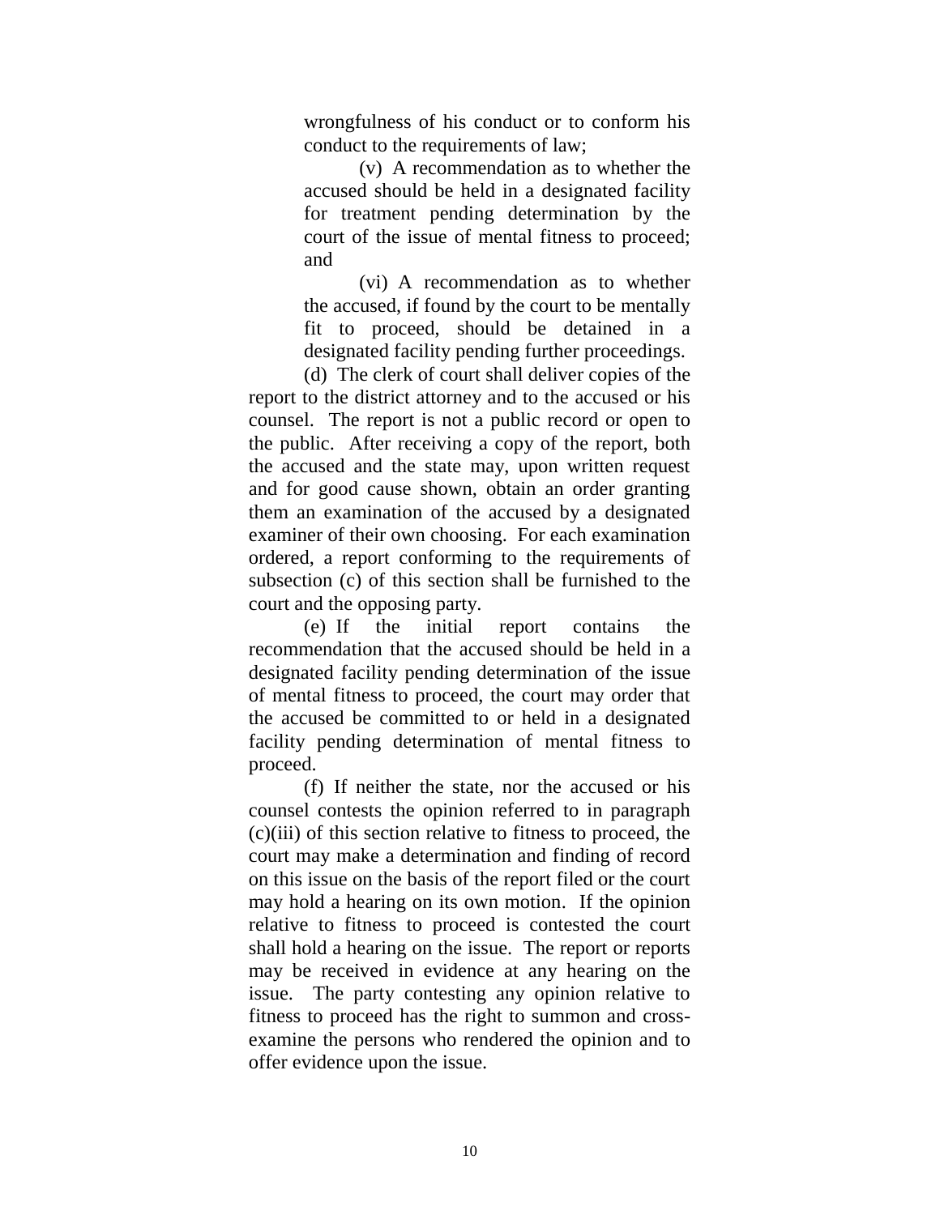wrongfulness of his conduct or to conform his conduct to the requirements of law;

(v) A recommendation as to whether the accused should be held in a designated facility for treatment pending determination by the court of the issue of mental fitness to proceed; and

(vi) A recommendation as to whether the accused, if found by the court to be mentally fit to proceed, should be detained in a designated facility pending further proceedings.

(d) The clerk of court shall deliver copies of the report to the district attorney and to the accused or his counsel. The report is not a public record or open to the public. After receiving a copy of the report, both the accused and the state may, upon written request and for good cause shown, obtain an order granting them an examination of the accused by a designated examiner of their own choosing. For each examination ordered, a report conforming to the requirements of subsection (c) of this section shall be furnished to the court and the opposing party.

(e) If the initial report contains the recommendation that the accused should be held in a designated facility pending determination of the issue of mental fitness to proceed, the court may order that the accused be committed to or held in a designated facility pending determination of mental fitness to proceed.

(f) If neither the state, nor the accused or his counsel contests the opinion referred to in paragraph (c)(iii) of this section relative to fitness to proceed, the court may make a determination and finding of record on this issue on the basis of the report filed or the court may hold a hearing on its own motion. If the opinion relative to fitness to proceed is contested the court shall hold a hearing on the issue. The report or reports may be received in evidence at any hearing on the issue. The party contesting any opinion relative to fitness to proceed has the right to summon and cross-examine the persons who rendered the opinion and to offer evidence upon the issue.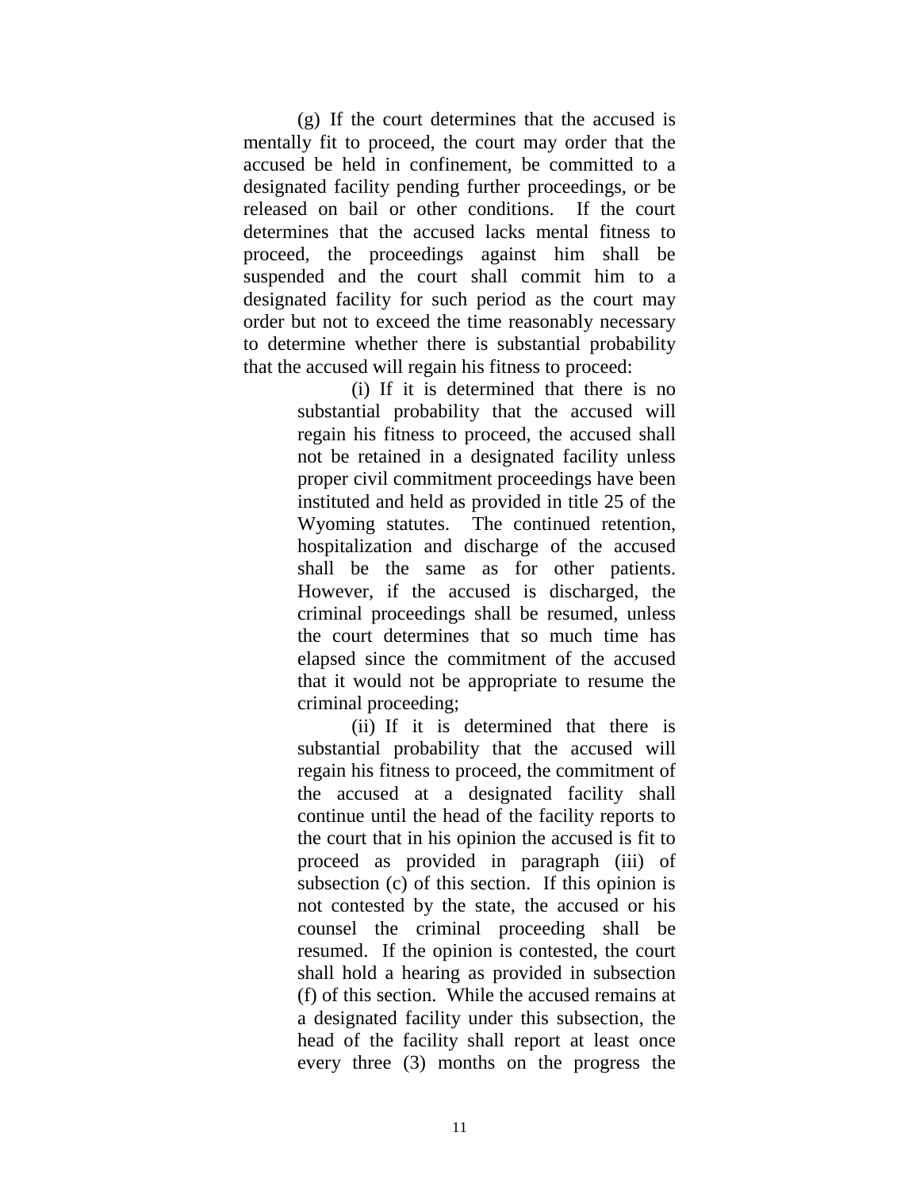(g) If the court determines that the accused is mentally fit to proceed, the court may order that the accused be held in confinement, be committed to a designated facility pending further proceedings, or be released on bail or other conditions. If the court determines that the accused lacks mental fitness to proceed, the proceedings against him shall be suspended and the court shall commit him to a designated facility for such period as the court may order but not to exceed the time reasonably necessary to determine whether there is substantial probability that the accused will regain his fitness to proceed:

> (i) If it is determined that there is no substantial probability that the accused will regain his fitness to proceed, the accused shall not be retained in a designated facility unless proper civil commitment proceedings have been instituted and held as provided in title 25 of the Wyoming statutes. The continued retention, hospitalization and discharge of the accused shall be the same as for other patients. However, if the accused is discharged, the criminal proceedings shall be resumed, unless the court determines that so much time has elapsed since the commitment of the accused that it would not be appropriate to resume the criminal proceeding;
>
> (ii) If it is determined that there is substantial probability that the accused will regain his fitness to proceed, the commitment of the accused at a designated facility shall continue until the head of the facility reports to the court that in his opinion the accused is fit to proceed as provided in paragraph (iii) of subsection (c) of this section. If this opinion is not contested by the state, the accused or his counsel the criminal proceeding shall be resumed. If the opinion is contested, the court shall hold a hearing as provided in subsection (f) of this section. While the accused remains at a designated facility under this subsection, the head of the facility shall report at least once every three (3) months on the progress the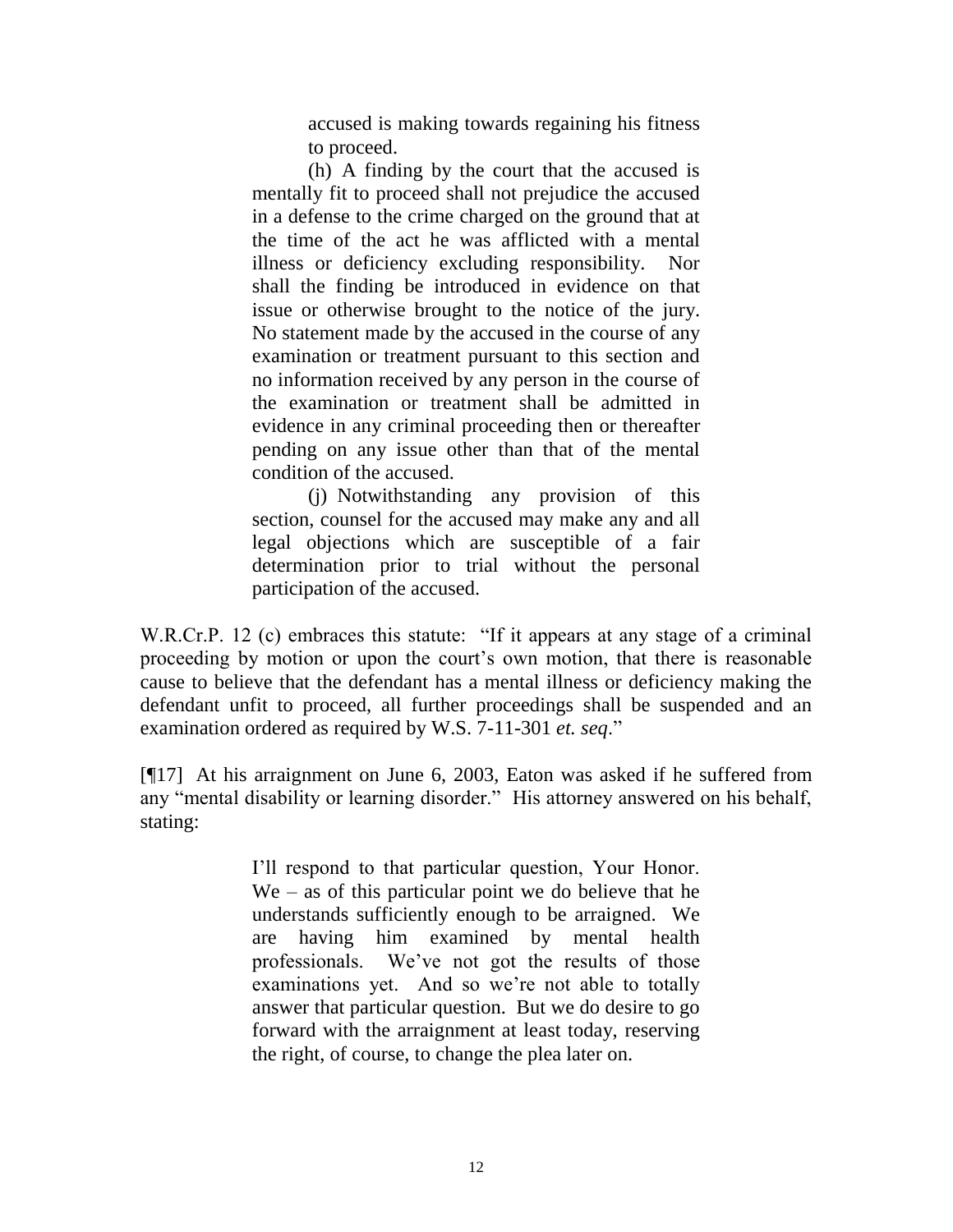> accused is making towards regaining his fitness to proceed.
>
> (h) A finding by the court that the accused is mentally fit to proceed shall not prejudice the accused in a defense to the crime charged on the ground that at the time of the act he was afflicted with a mental illness or deficiency excluding responsibility. Nor shall the finding be introduced in evidence on that issue or otherwise brought to the notice of the jury. No statement made by the accused in the course of any examination or treatment pursuant to this section and no information received by any person in the course of the examination or treatment shall be admitted in evidence in any criminal proceeding then or thereafter pending on any issue other than that of the mental condition of the accused.
>
> (j) Notwithstanding any provision of this section, counsel for the accused may make any and all legal objections which are susceptible of a fair determination prior to trial without the personal participation of the accused.

W.R.Cr.P. 12 (c) embraces this statute: "If it appears at any stage of a criminal proceeding by motion or upon the court's own motion, that there is reasonable cause to believe that the defendant has a mental illness or deficiency making the defendant unfit to proceed, all further proceedings shall be suspended and an examination ordered as required by W.S. 7-11-301 *et. seq*."

[¶17] At his arraignment on June 6, 2003, Eaton was asked if he suffered from any "mental disability or learning disorder." His attorney answered on his behalf, stating:

> I'll respond to that particular question, Your Honor. We – as of this particular point we do believe that he understands sufficiently enough to be arraigned. We are having him examined by mental health professionals. We've not got the results of those examinations yet. And so we're not able to totally answer that particular question. But we do desire to go forward with the arraignment at least today, reserving the right, of course, to change the plea later on.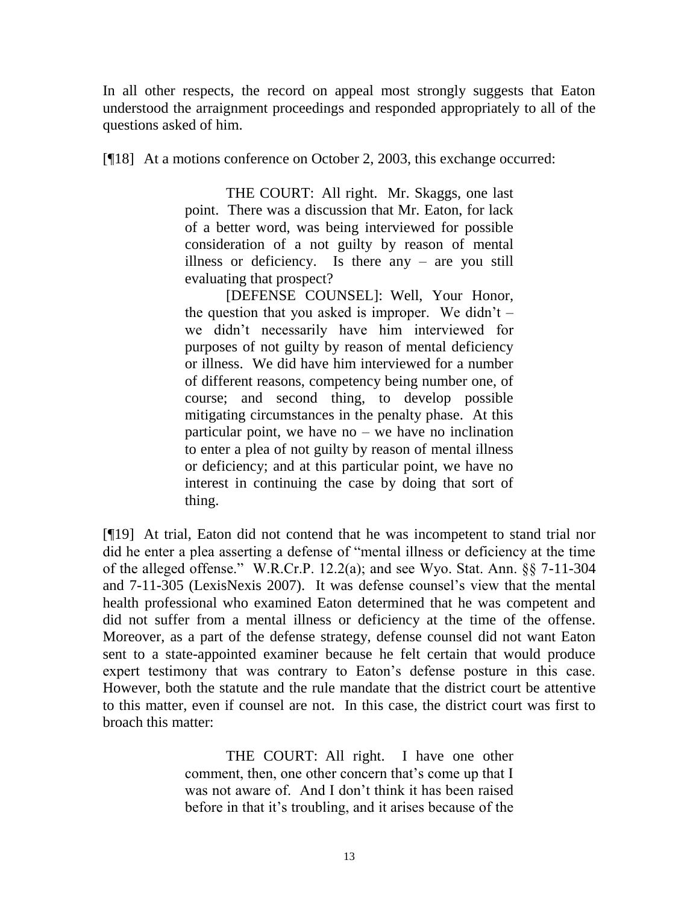In all other respects, the record on appeal most strongly suggests that Eaton understood the arraignment proceedings and responded appropriately to all of the questions asked of him.

[¶18] At a motions conference on October 2, 2003, this exchange occurred:

> THE COURT: All right. Mr. Skaggs, one last point. There was a discussion that Mr. Eaton, for lack of a better word, was being interviewed for possible consideration of a not guilty by reason of mental illness or deficiency. Is there any – are you still evaluating that prospect?
>
> [DEFENSE COUNSEL]: Well, Your Honor, the question that you asked is improper. We didn't – we didn't necessarily have him interviewed for purposes of not guilty by reason of mental deficiency or illness. We did have him interviewed for a number of different reasons, competency being number one, of course; and second thing, to develop possible mitigating circumstances in the penalty phase. At this particular point, we have no – we have no inclination to enter a plea of not guilty by reason of mental illness or deficiency; and at this particular point, we have no interest in continuing the case by doing that sort of thing.

[¶19] At trial, Eaton did not contend that he was incompetent to stand trial nor did he enter a plea asserting a defense of "mental illness or deficiency at the time of the alleged offense." W.R.Cr.P. 12.2(a); and see Wyo. Stat. Ann. §§ 7-11-304 and 7-11-305 (LexisNexis 2007). It was defense counsel's view that the mental health professional who examined Eaton determined that he was competent and did not suffer from a mental illness or deficiency at the time of the offense. Moreover, as a part of the defense strategy, defense counsel did not want Eaton sent to a state-appointed examiner because he felt certain that would produce expert testimony that was contrary to Eaton's defense posture in this case. However, both the statute and the rule mandate that the district court be attentive to this matter, even if counsel are not. In this case, the district court was first to broach this matter:

> THE COURT: All right. I have one other comment, then, one other concern that's come up that I was not aware of. And I don't think it has been raised before in that it's troubling, and it arises because of the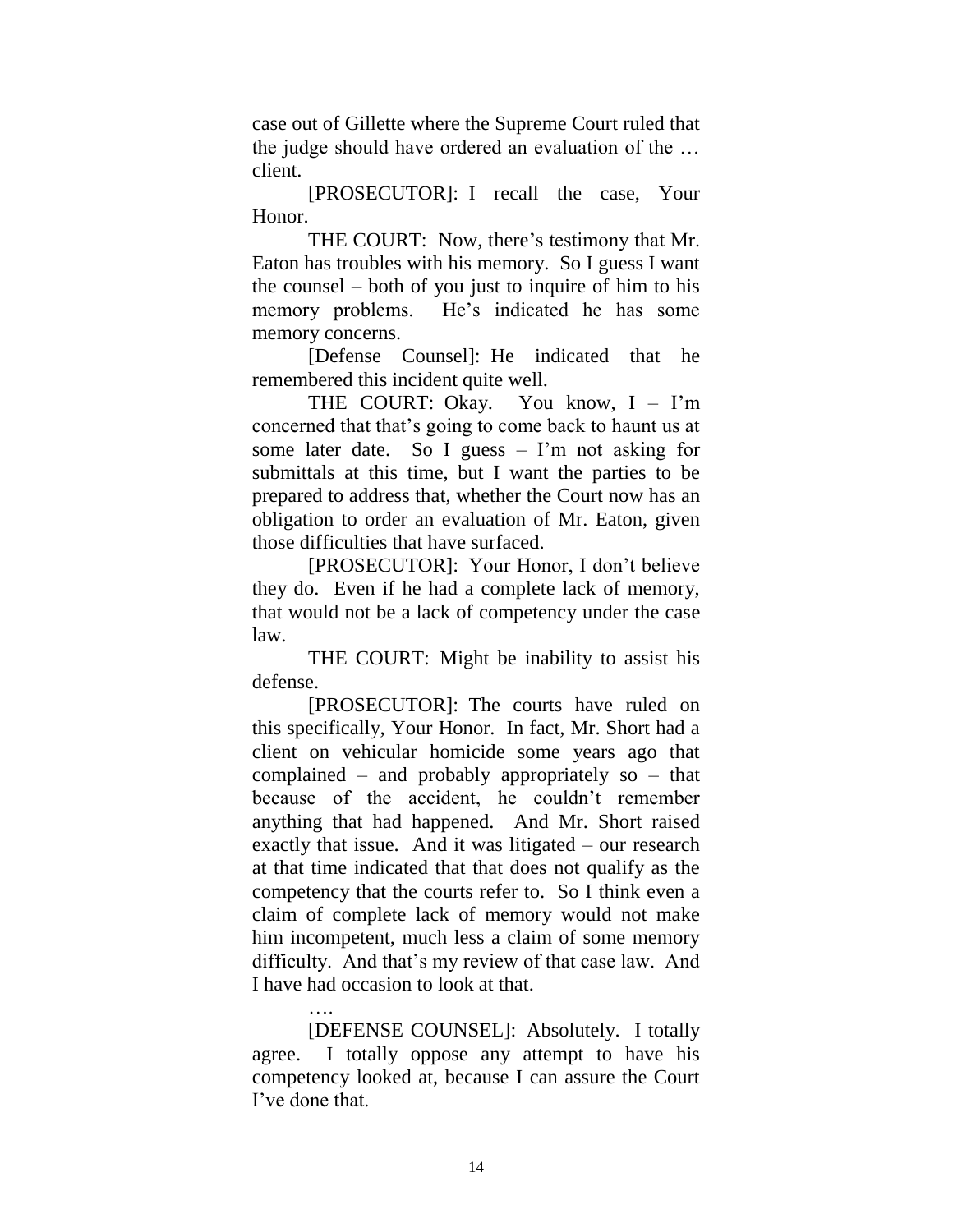case out of Gillette where the Supreme Court ruled that the judge should have ordered an evaluation of the … client.

[PROSECUTOR]: I recall the case, Your Honor.

THE COURT: Now, there's testimony that Mr. Eaton has troubles with his memory. So I guess I want the counsel – both of you just to inquire of him to his memory problems. He's indicated he has some memory concerns.

[Defense Counsel]: He indicated that he remembered this incident quite well.

THE COURT: Okay. You know, I – I'm concerned that that's going to come back to haunt us at some later date. So I guess – I'm not asking for submittals at this time, but I want the parties to be prepared to address that, whether the Court now has an obligation to order an evaluation of Mr. Eaton, given those difficulties that have surfaced.

[PROSECUTOR]: Your Honor, I don't believe they do. Even if he had a complete lack of memory, that would not be a lack of competency under the case law.

THE COURT: Might be inability to assist his defense.

[PROSECUTOR]: The courts have ruled on this specifically, Your Honor. In fact, Mr. Short had a client on vehicular homicide some years ago that complained – and probably appropriately so – that because of the accident, he couldn't remember anything that had happened. And Mr. Short raised exactly that issue. And it was litigated – our research at that time indicated that that does not qualify as the competency that the courts refer to. So I think even a claim of complete lack of memory would not make him incompetent, much less a claim of some memory difficulty. And that's my review of that case law. And I have had occasion to look at that.

….

[DEFENSE COUNSEL]: Absolutely. I totally agree. I totally oppose any attempt to have his competency looked at, because I can assure the Court I've done that.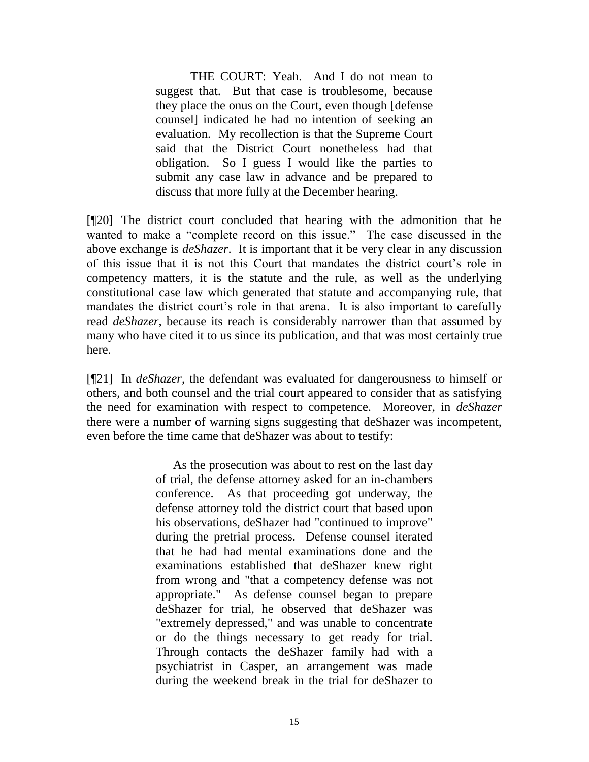> THE COURT: Yeah. And I do not mean to suggest that. But that case is troublesome, because they place the onus on the Court, even though [defense counsel] indicated he had no intention of seeking an evaluation. My recollection is that the Supreme Court said that the District Court nonetheless had that obligation. So I guess I would like the parties to submit any case law in advance and be prepared to discuss that more fully at the December hearing.

[¶20] The district court concluded that hearing with the admonition that he wanted to make a "complete record on this issue." The case discussed in the above exchange is *deShazer*. It is important that it be very clear in any discussion of this issue that it is not this Court that mandates the district court's role in competency matters, it is the statute and the rule, as well as the underlying constitutional case law which generated that statute and accompanying rule, that mandates the district court's role in that arena. It is also important to carefully read *deShazer*, because its reach is considerably narrower than that assumed by many who have cited it to us since its publication, and that was most certainly true here.

[¶21] In *deShazer*, the defendant was evaluated for dangerousness to himself or others, and both counsel and the trial court appeared to consider that as satisfying the need for examination with respect to competence. Moreover, in *deShazer* there were a number of warning signs suggesting that deShazer was incompetent, even before the time came that deShazer was about to testify:

> As the prosecution was about to rest on the last day of trial, the defense attorney asked for an in-chambers conference. As that proceeding got underway, the defense attorney told the district court that based upon his observations, deShazer had "continued to improve" during the pretrial process. Defense counsel iterated that he had had mental examinations done and the examinations established that deShazer knew right from wrong and "that a competency defense was not appropriate." As defense counsel began to prepare deShazer for trial, he observed that deShazer was "extremely depressed," and was unable to concentrate or do the things necessary to get ready for trial. Through contacts the deShazer family had with a psychiatrist in Casper, an arrangement was made during the weekend break in the trial for deShazer to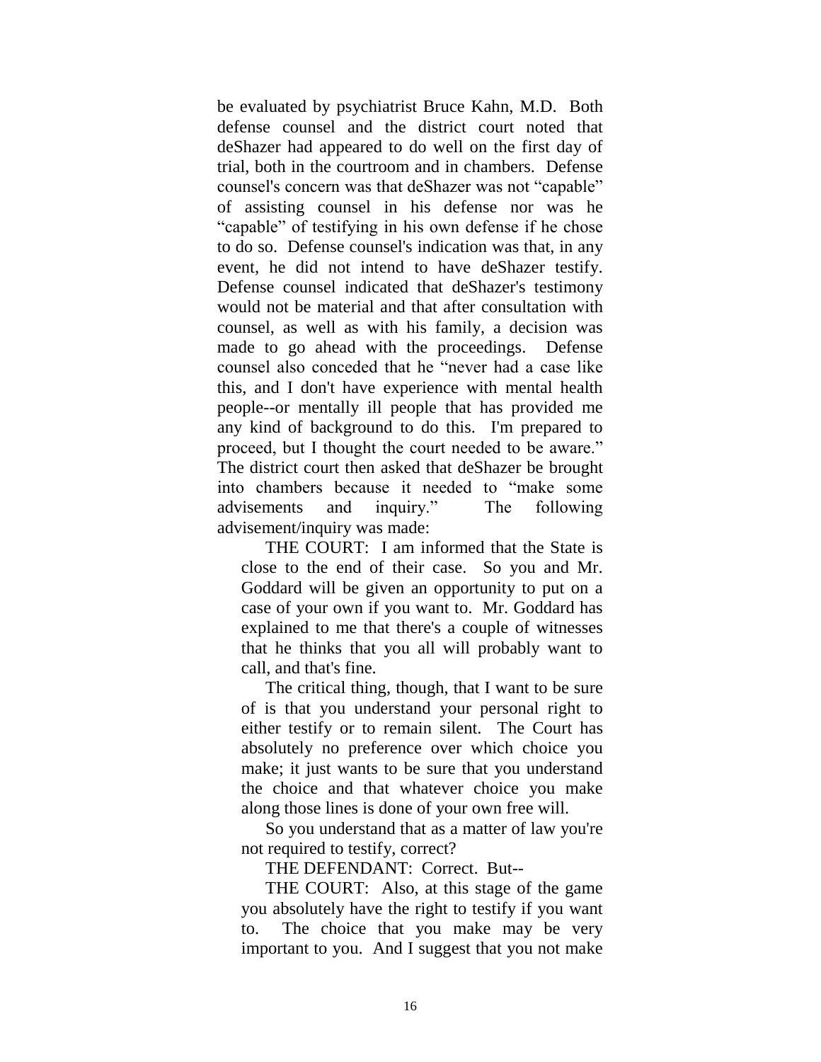be evaluated by psychiatrist Bruce Kahn, M.D. Both defense counsel and the district court noted that deShazer had appeared to do well on the first day of trial, both in the courtroom and in chambers. Defense counsel's concern was that deShazer was not "capable" of assisting counsel in his defense nor was he "capable" of testifying in his own defense if he chose to do so. Defense counsel's indication was that, in any event, he did not intend to have deShazer testify. Defense counsel indicated that deShazer's testimony would not be material and that after consultation with counsel, as well as with his family, a decision was made to go ahead with the proceedings. Defense counsel also conceded that he "never had a case like this, and I don't have experience with mental health people--or mentally ill people that has provided me any kind of background to do this. I'm prepared to proceed, but I thought the court needed to be aware." The district court then asked that deShazer be brought into chambers because it needed to "make some advisements and inquiry." The following advisement/inquiry was made:

> THE COURT: I am informed that the State is close to the end of their case. So you and Mr. Goddard will be given an opportunity to put on a case of your own if you want to. Mr. Goddard has explained to me that there's a couple of witnesses that he thinks that you all will probably want to call, and that's fine.
>
> The critical thing, though, that I want to be sure of is that you understand your personal right to either testify or to remain silent. The Court has absolutely no preference over which choice you make; it just wants to be sure that you understand the choice and that whatever choice you make along those lines is done of your own free will.
>
> So you understand that as a matter of law you're not required to testify, correct?
>
> THE DEFENDANT: Correct. But--
>
> THE COURT: Also, at this stage of the game you absolutely have the right to testify if you want to. The choice that you make may be very important to you. And I suggest that you not make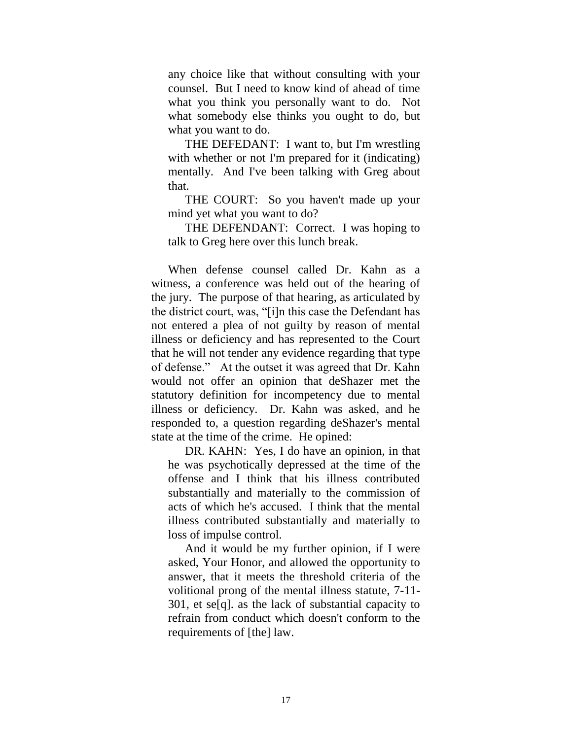any choice like that without consulting with your counsel. But I need to know kind of ahead of time what you think you personally want to do. Not what somebody else thinks you ought to do, but what you want to do.

THE DEFEDANT: I want to, but I'm wrestling with whether or not I'm prepared for it (indicating) mentally. And I've been talking with Greg about that.

THE COURT: So you haven't made up your mind yet what you want to do?

THE DEFENDANT: Correct. I was hoping to talk to Greg here over this lunch break.

When defense counsel called Dr. Kahn as a witness, a conference was held out of the hearing of the jury. The purpose of that hearing, as articulated by the district court, was, "[i]n this case the Defendant has not entered a plea of not guilty by reason of mental illness or deficiency and has represented to the Court that he will not tender any evidence regarding that type of defense." At the outset it was agreed that Dr. Kahn would not offer an opinion that deShazer met the statutory definition for incompetency due to mental illness or deficiency. Dr. Kahn was asked, and he responded to, a question regarding deShazer's mental state at the time of the crime. He opined:

DR. KAHN: Yes, I do have an opinion, in that he was psychotically depressed at the time of the offense and I think that his illness contributed substantially and materially to the commission of acts of which he's accused. I think that the mental illness contributed substantially and materially to loss of impulse control.

And it would be my further opinion, if I were asked, Your Honor, and allowed the opportunity to answer, that it meets the threshold criteria of the volitional prong of the mental illness statute, 7-11-301, et se[q]. as the lack of substantial capacity to refrain from conduct which doesn't conform to the requirements of [the] law.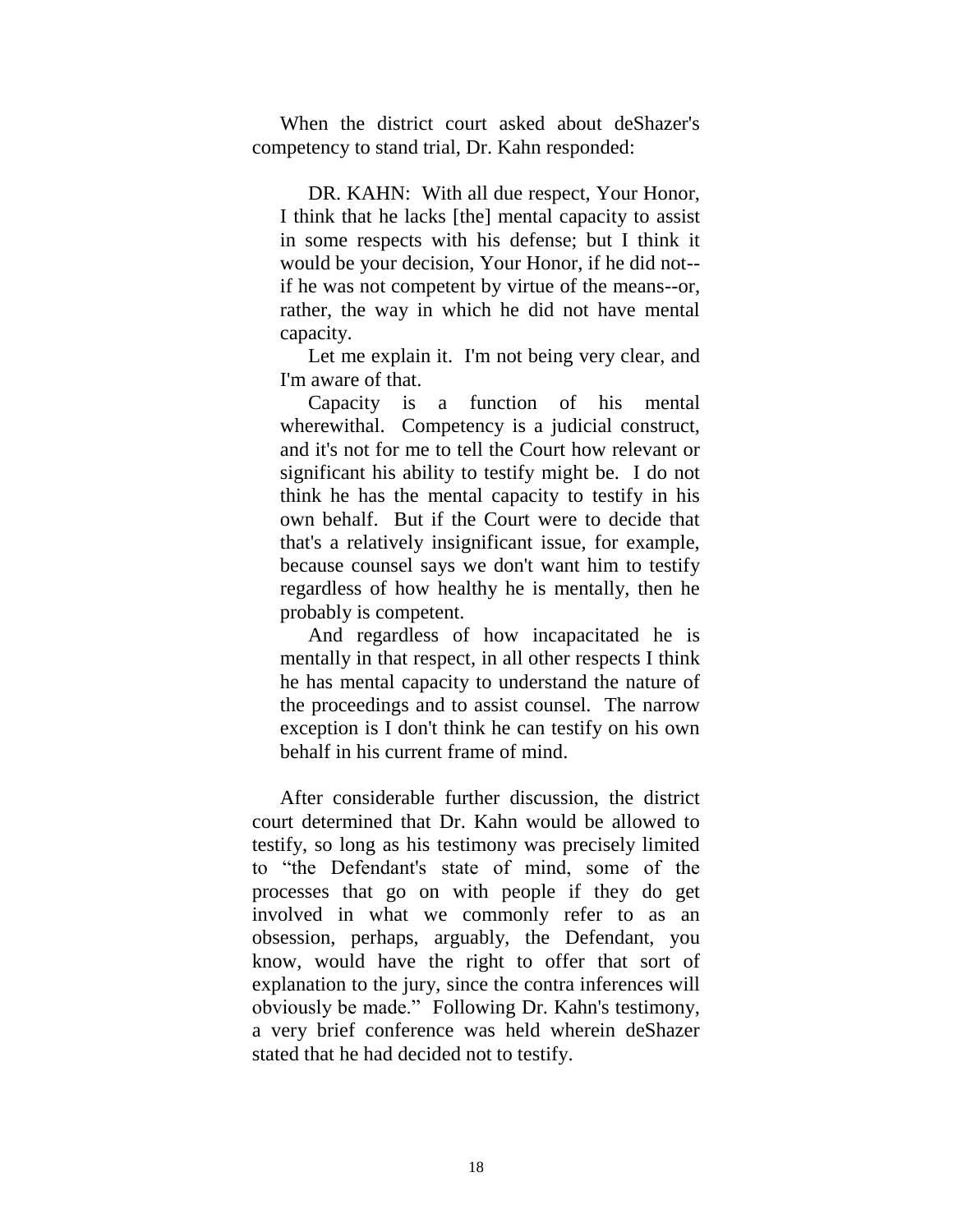When the district court asked about deShazer's competency to stand trial, Dr. Kahn responded:

> DR. KAHN: With all due respect, Your Honor, I think that he lacks [the] mental capacity to assist in some respects with his defense; but I think it would be your decision, Your Honor, if he did not--if he was not competent by virtue of the means--or, rather, the way in which he did not have mental capacity.
>
> Let me explain it. I'm not being very clear, and I'm aware of that.
>
> Capacity is a function of his mental wherewithal. Competency is a judicial construct, and it's not for me to tell the Court how relevant or significant his ability to testify might be. I do not think he has the mental capacity to testify in his own behalf. But if the Court were to decide that that's a relatively insignificant issue, for example, because counsel says we don't want him to testify regardless of how healthy he is mentally, then he probably is competent.
>
> And regardless of how incapacitated he is mentally in that respect, in all other respects I think he has mental capacity to understand the nature of the proceedings and to assist counsel. The narrow exception is I don't think he can testify on his own behalf in his current frame of mind.

After considerable further discussion, the district court determined that Dr. Kahn would be allowed to testify, so long as his testimony was precisely limited to "the Defendant's state of mind, some of the processes that go on with people if they do get involved in what we commonly refer to as an obsession, perhaps, arguably, the Defendant, you know, would have the right to offer that sort of explanation to the jury, since the contra inferences will obviously be made." Following Dr. Kahn's testimony, a very brief conference was held wherein deShazer stated that he had decided not to testify.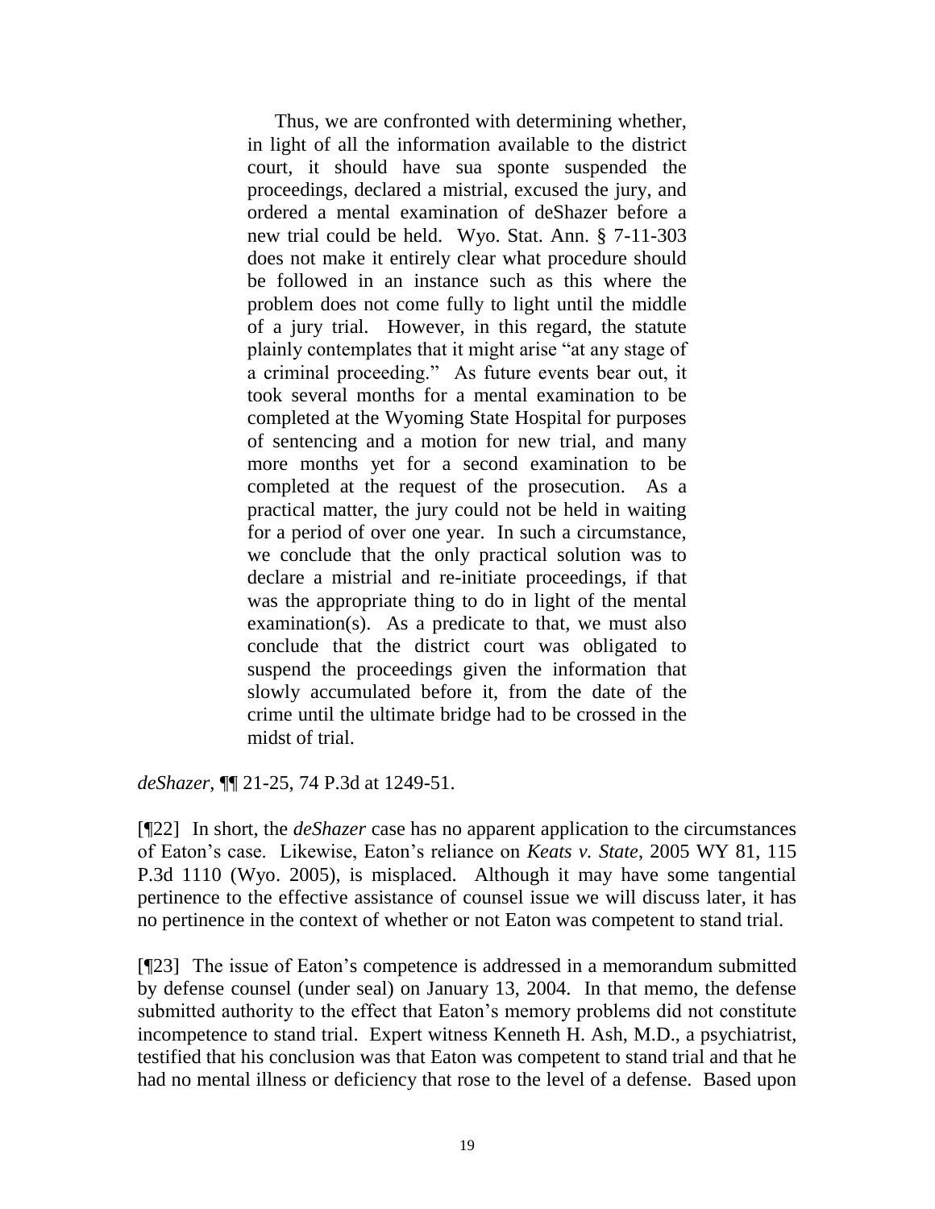> Thus, we are confronted with determining whether, in light of all the information available to the district court, it should have sua sponte suspended the proceedings, declared a mistrial, excused the jury, and ordered a mental examination of deShazer before a new trial could be held. Wyo. Stat. Ann. § 7-11-303 does not make it entirely clear what procedure should be followed in an instance such as this where the problem does not come fully to light until the middle of a jury trial. However, in this regard, the statute plainly contemplates that it might arise "at any stage of a criminal proceeding." As future events bear out, it took several months for a mental examination to be completed at the Wyoming State Hospital for purposes of sentencing and a motion for new trial, and many more months yet for a second examination to be completed at the request of the prosecution. As a practical matter, the jury could not be held in waiting for a period of over one year. In such a circumstance, we conclude that the only practical solution was to declare a mistrial and re-initiate proceedings, if that was the appropriate thing to do in light of the mental examination(s). As a predicate to that, we must also conclude that the district court was obligated to suspend the proceedings given the information that slowly accumulated before it, from the date of the crime until the ultimate bridge had to be crossed in the midst of trial.

*deShazer*, ¶¶ 21-25, 74 P.3d at 1249-51.

[¶22] In short, the *deShazer* case has no apparent application to the circumstances of Eaton's case. Likewise, Eaton's reliance on *Keats v. State*, 2005 WY 81, 115 P.3d 1110 (Wyo. 2005), is misplaced. Although it may have some tangential pertinence to the effective assistance of counsel issue we will discuss later, it has no pertinence in the context of whether or not Eaton was competent to stand trial.

[¶23] The issue of Eaton's competence is addressed in a memorandum submitted by defense counsel (under seal) on January 13, 2004. In that memo, the defense submitted authority to the effect that Eaton's memory problems did not constitute incompetence to stand trial. Expert witness Kenneth H. Ash, M.D., a psychiatrist, testified that his conclusion was that Eaton was competent to stand trial and that he had no mental illness or deficiency that rose to the level of a defense. Based upon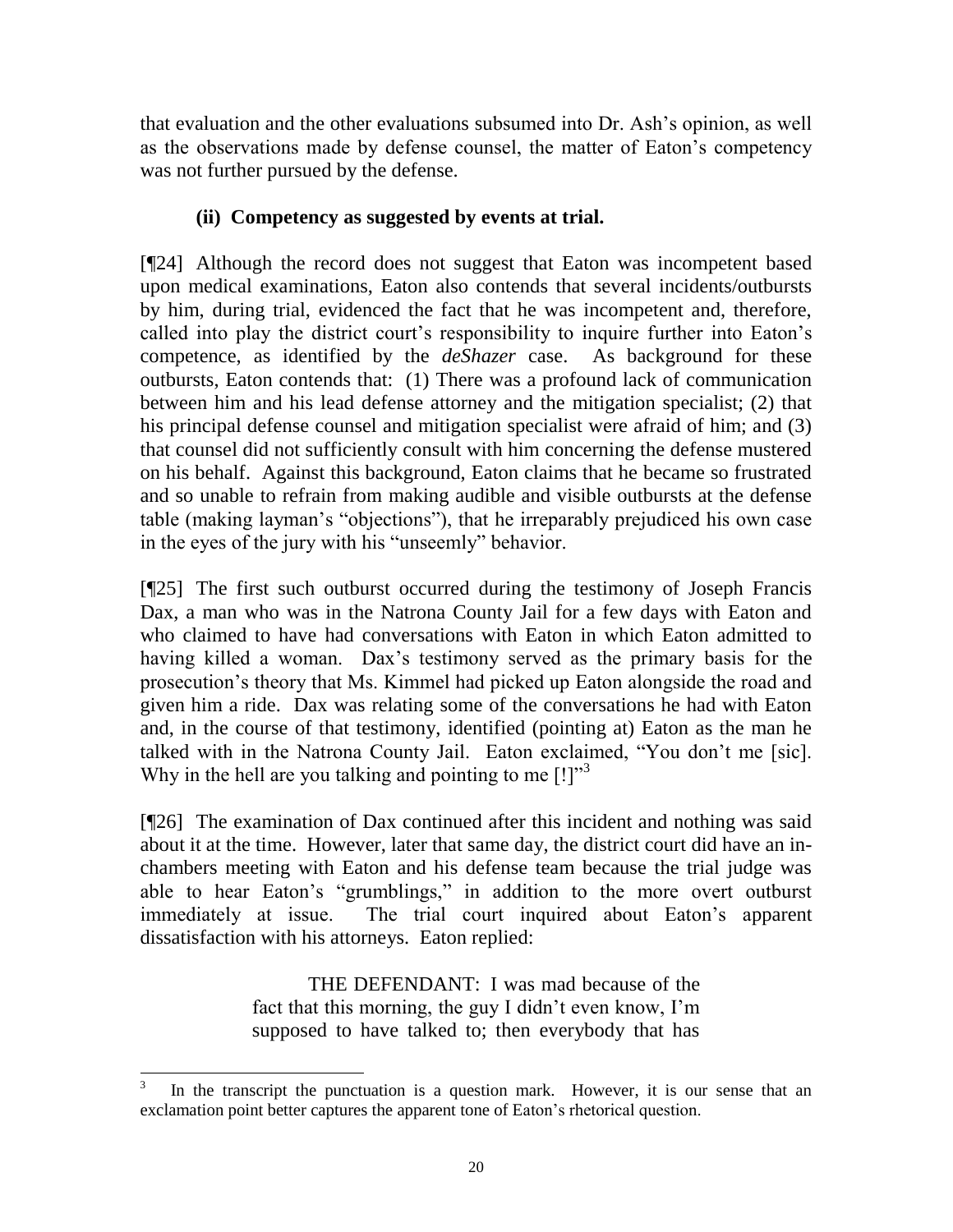that evaluation and the other evaluations subsumed into Dr. Ash's opinion, as well as the observations made by defense counsel, the matter of Eaton's competency was not further pursued by the defense.

### (ii) Competency as suggested by events at trial.

[¶24] Although the record does not suggest that Eaton was incompetent based upon medical examinations, Eaton also contends that several incidents/outbursts by him, during trial, evidenced the fact that he was incompetent and, therefore, called into play the district court's responsibility to inquire further into Eaton's competence, as identified by the *deShazer* case. As background for these outbursts, Eaton contends that: (1) There was a profound lack of communication between him and his lead defense attorney and the mitigation specialist; (2) that his principal defense counsel and mitigation specialist were afraid of him; and (3) that counsel did not sufficiently consult with him concerning the defense mustered on his behalf. Against this background, Eaton claims that he became so frustrated and so unable to refrain from making audible and visible outbursts at the defense table (making layman's "objections"), that he irreparably prejudiced his own case in the eyes of the jury with his "unseemly" behavior.

[¶25] The first such outburst occurred during the testimony of Joseph Francis Dax, a man who was in the Natrona County Jail for a few days with Eaton and who claimed to have had conversations with Eaton in which Eaton admitted to having killed a woman. Dax's testimony served as the primary basis for the prosecution's theory that Ms. Kimmel had picked up Eaton alongside the road and given him a ride. Dax was relating some of the conversations he had with Eaton and, in the course of that testimony, identified (pointing at) Eaton as the man he talked with in the Natrona County Jail. Eaton exclaimed, "You don't me [sic]. Why in the hell are you talking and pointing to me [!]"[3]

[¶26] The examination of Dax continued after this incident and nothing was said about it at the time. However, later that same day, the district court did have an in-chambers meeting with Eaton and his defense team because the trial judge was able to hear Eaton's "grumblings," in addition to the more overt outburst immediately at issue. The trial court inquired about Eaton's apparent dissatisfaction with his attorneys. Eaton replied:

> THE DEFENDANT: I was mad because of the fact that this morning, the guy I didn't even know, I'm supposed to have talked to; then everybody that has

---

[3] In the transcript the punctuation is a question mark. However, it is our sense that an exclamation point better captures the apparent tone of Eaton's rhetorical question.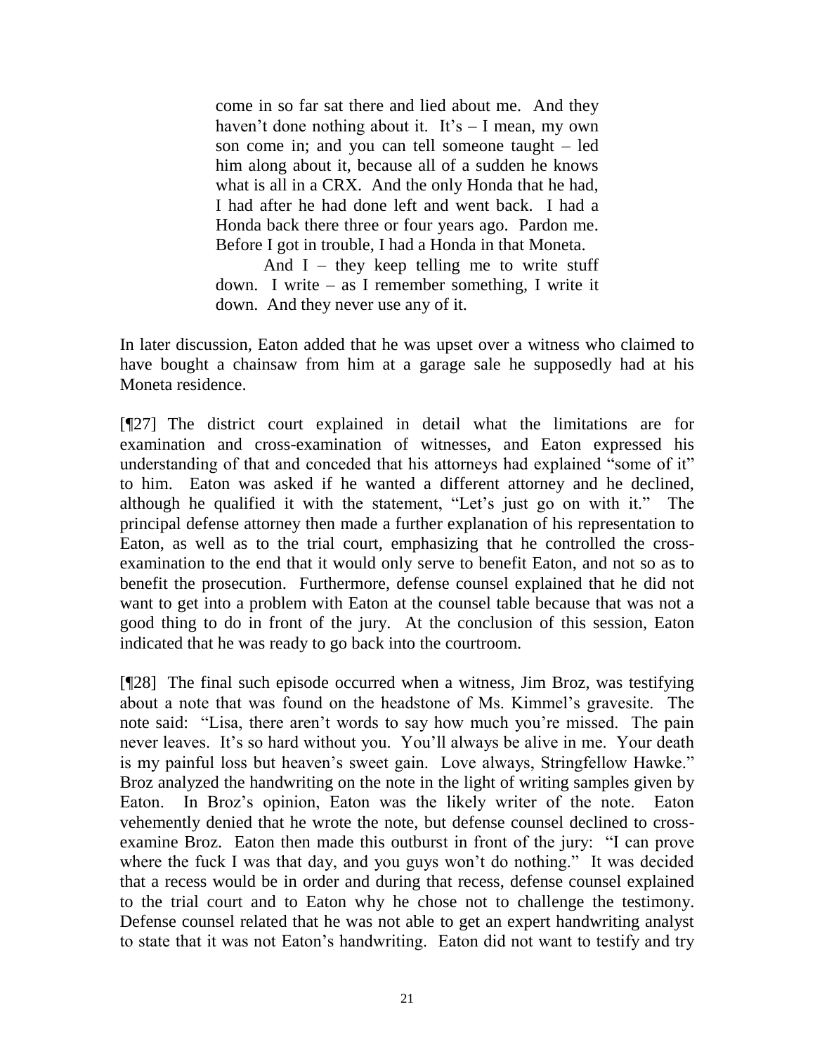> come in so far sat there and lied about me. And they haven't done nothing about it. It's – I mean, my own son come in; and you can tell someone taught – led him along about it, because all of a sudden he knows what is all in a CRX. And the only Honda that he had, I had after he had done left and went back. I had a Honda back there three or four years ago. Pardon me. Before I got in trouble, I had a Honda in that Moneta.
>
> And I – they keep telling me to write stuff down. I write – as I remember something, I write it down. And they never use any of it.

In later discussion, Eaton added that he was upset over a witness who claimed to have bought a chainsaw from him at a garage sale he supposedly had at his Moneta residence.

[¶27] The district court explained in detail what the limitations are for examination and cross-examination of witnesses, and Eaton expressed his understanding of that and conceded that his attorneys had explained "some of it" to him. Eaton was asked if he wanted a different attorney and he declined, although he qualified it with the statement, "Let's just go on with it." The principal defense attorney then made a further explanation of his representation to Eaton, as well as to the trial court, emphasizing that he controlled the cross-examination to the end that it would only serve to benefit Eaton, and not so as to benefit the prosecution. Furthermore, defense counsel explained that he did not want to get into a problem with Eaton at the counsel table because that was not a good thing to do in front of the jury. At the conclusion of this session, Eaton indicated that he was ready to go back into the courtroom.

[¶28] The final such episode occurred when a witness, Jim Broz, was testifying about a note that was found on the headstone of Ms. Kimmel's gravesite. The note said: "Lisa, there aren't words to say how much you're missed. The pain never leaves. It's so hard without you. You'll always be alive in me. Your death is my painful loss but heaven's sweet gain. Love always, Stringfellow Hawke." Broz analyzed the handwriting on the note in the light of writing samples given by Eaton. In Broz's opinion, Eaton was the likely writer of the note. Eaton vehemently denied that he wrote the note, but defense counsel declined to cross-examine Broz. Eaton then made this outburst in front of the jury: "I can prove where the fuck I was that day, and you guys won't do nothing." It was decided that a recess would be in order and during that recess, defense counsel explained to the trial court and to Eaton why he chose not to challenge the testimony. Defense counsel related that he was not able to get an expert handwriting analyst to state that it was not Eaton's handwriting. Eaton did not want to testify and try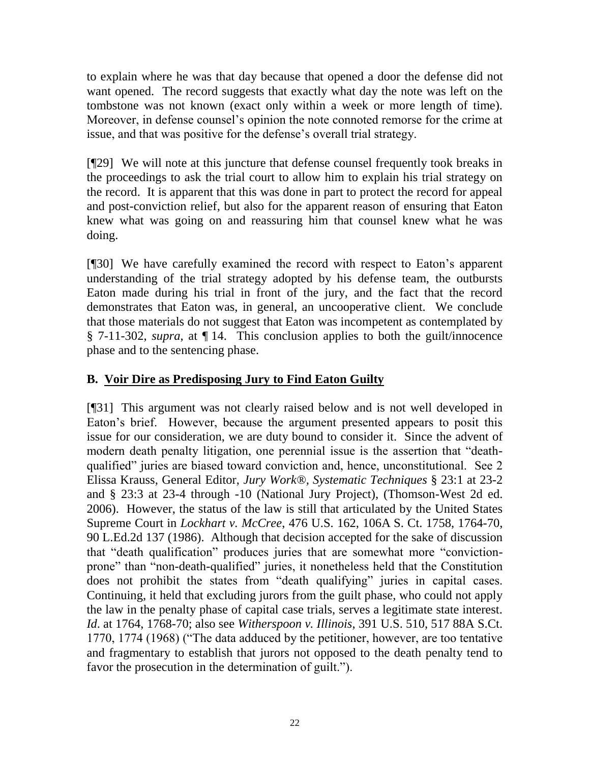to explain where he was that day because that opened a door the defense did not want opened. The record suggests that exactly what day the note was left on the tombstone was not known (exact only within a week or more length of time). Moreover, in defense counsel's opinion the note connoted remorse for the crime at issue, and that was positive for the defense's overall trial strategy.

[¶29] We will note at this juncture that defense counsel frequently took breaks in the proceedings to ask the trial court to allow him to explain his trial strategy on the record. It is apparent that this was done in part to protect the record for appeal and post-conviction relief, but also for the apparent reason of ensuring that Eaton knew what was going on and reassuring him that counsel knew what he was doing.

[¶30] We have carefully examined the record with respect to Eaton's apparent understanding of the trial strategy adopted by his defense team, the outbursts Eaton made during his trial in front of the jury, and the fact that the record demonstrates that Eaton was, in general, an uncooperative client. We conclude that those materials do not suggest that Eaton was incompetent as contemplated by § 7-11-302, *supra*, at ¶ 14. This conclusion applies to both the guilt/innocence phase and to the sentencing phase.

### B. <u>Voir Dire as Predisposing Jury to Find Eaton Guilty</u>

[¶31] This argument was not clearly raised below and is not well developed in Eaton's brief. However, because the argument presented appears to posit this issue for our consideration, we are duty bound to consider it. Since the advent of modern death penalty litigation, one perennial issue is the assertion that "death-qualified" juries are biased toward conviction and, hence, unconstitutional. See 2 Elissa Krauss, General Editor, *Jury Work®, Systematic Techniques* § 23:1 at 23-2 and § 23:3 at 23-4 through -10 (National Jury Project), (Thomson-West 2d ed. 2006). However, the status of the law is still that articulated by the United States Supreme Court in *Lockhart v. McCree*, 476 U.S. 162, 106A S. Ct. 1758, 1764-70, 90 L.Ed.2d 137 (1986). Although that decision accepted for the sake of discussion that "death qualification" produces juries that are somewhat more "conviction-prone" than "non-death-qualified" juries, it nonetheless held that the Constitution does not prohibit the states from "death qualifying" juries in capital cases. Continuing, it held that excluding jurors from the guilt phase, who could not apply the law in the penalty phase of capital case trials, serves a legitimate state interest. *Id*. at 1764, 1768-70; also see *Witherspoon v. Illinois*, 391 U.S. 510, 517 88A S.Ct. 1770, 1774 (1968) ("The data adduced by the petitioner, however, are too tentative and fragmentary to establish that jurors not opposed to the death penalty tend to favor the prosecution in the determination of guilt.").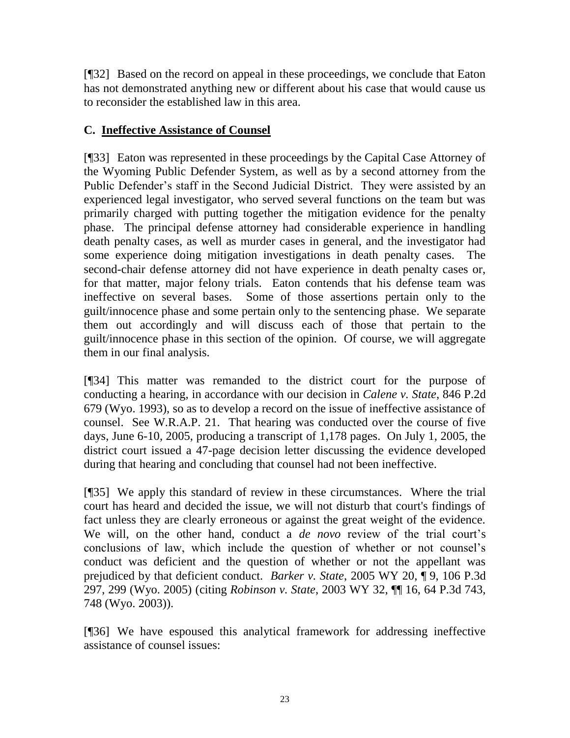[¶32] Based on the record on appeal in these proceedings, we conclude that Eaton has not demonstrated anything new or different about his case that would cause us to reconsider the established law in this area.

### C. **Ineffective Assistance of Counsel**

[¶33] Eaton was represented in these proceedings by the Capital Case Attorney of the Wyoming Public Defender System, as well as by a second attorney from the Public Defender's staff in the Second Judicial District. They were assisted by an experienced legal investigator, who served several functions on the team but was primarily charged with putting together the mitigation evidence for the penalty phase. The principal defense attorney had considerable experience in handling death penalty cases, as well as murder cases in general, and the investigator had some experience doing mitigation investigations in death penalty cases. The second-chair defense attorney did not have experience in death penalty cases or, for that matter, major felony trials. Eaton contends that his defense team was ineffective on several bases. Some of those assertions pertain only to the guilt/innocence phase and some pertain only to the sentencing phase. We separate them out accordingly and will discuss each of those that pertain to the guilt/innocence phase in this section of the opinion. Of course, we will aggregate them in our final analysis.

[¶34] This matter was remanded to the district court for the purpose of conducting a hearing, in accordance with our decision in *Calene v. State*, 846 P.2d 679 (Wyo. 1993), so as to develop a record on the issue of ineffective assistance of counsel. See W.R.A.P. 21. That hearing was conducted over the course of five days, June 6-10, 2005, producing a transcript of 1,178 pages. On July 1, 2005, the district court issued a 47-page decision letter discussing the evidence developed during that hearing and concluding that counsel had not been ineffective.

[¶35] We apply this standard of review in these circumstances. Where the trial court has heard and decided the issue, we will not disturb that court's findings of fact unless they are clearly erroneous or against the great weight of the evidence. We will, on the other hand, conduct a *de novo* review of the trial court's conclusions of law, which include the question of whether or not counsel's conduct was deficient and the question of whether or not the appellant was prejudiced by that deficient conduct. *Barker v. State*, 2005 WY 20, ¶ 9, 106 P.3d 297, 299 (Wyo. 2005) (citing *Robinson v. State*, 2003 WY 32, ¶¶ 16, 64 P.3d 743, 748 (Wyo. 2003)).

[¶36] We have espoused this analytical framework for addressing ineffective assistance of counsel issues: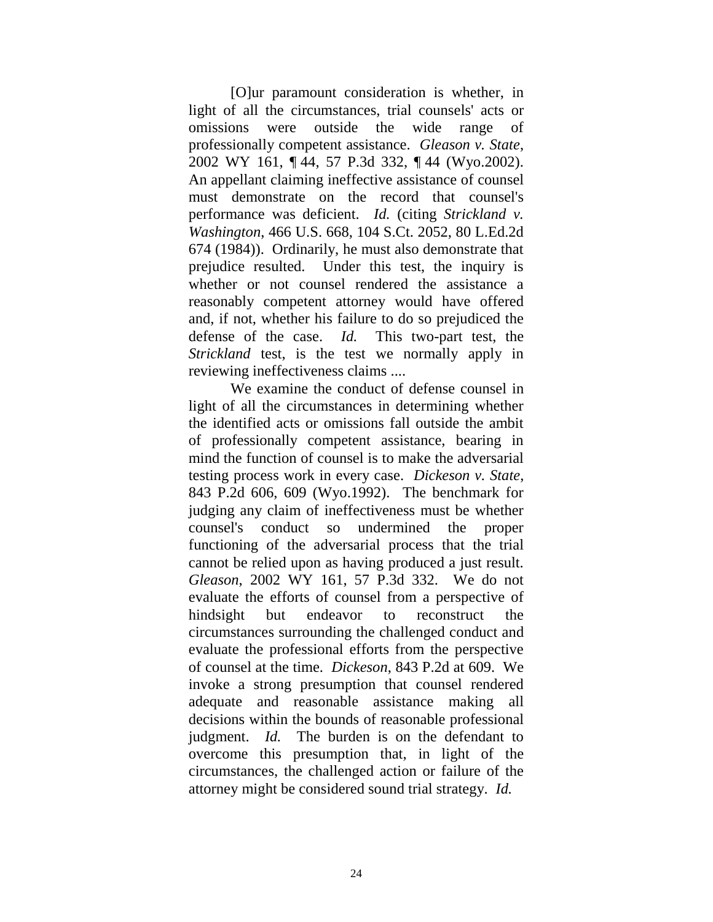[O]ur paramount consideration is whether, in light of all the circumstances, trial counsels' acts or omissions were outside the wide range of professionally competent assistance. *Gleason v. State*, 2002 WY 161, ¶ 44, 57 P.3d 332, ¶ 44 (Wyo.2002). An appellant claiming ineffective assistance of counsel must demonstrate on the record that counsel's performance was deficient. *Id.* (citing *Strickland v. Washington*, 466 U.S. 668, 104 S.Ct. 2052, 80 L.Ed.2d 674 (1984)). Ordinarily, he must also demonstrate that prejudice resulted. Under this test, the inquiry is whether or not counsel rendered the assistance a reasonably competent attorney would have offered and, if not, whether his failure to do so prejudiced the defense of the case. *Id.* This two-part test, the *Strickland* test, is the test we normally apply in reviewing ineffectiveness claims ....

We examine the conduct of defense counsel in light of all the circumstances in determining whether the identified acts or omissions fall outside the ambit of professionally competent assistance, bearing in mind the function of counsel is to make the adversarial testing process work in every case. *Dickeson v. State*, 843 P.2d 606, 609 (Wyo.1992). The benchmark for judging any claim of ineffectiveness must be whether counsel's conduct so undermined the proper functioning of the adversarial process that the trial cannot be relied upon as having produced a just result. *Gleason*, 2002 WY 161, 57 P.3d 332. We do not evaluate the efforts of counsel from a perspective of hindsight but endeavor to reconstruct the circumstances surrounding the challenged conduct and evaluate the professional efforts from the perspective of counsel at the time. *Dickeson*, 843 P.2d at 609. We invoke a strong presumption that counsel rendered adequate and reasonable assistance making all decisions within the bounds of reasonable professional judgment. *Id.* The burden is on the defendant to overcome this presumption that, in light of the circumstances, the challenged action or failure of the attorney might be considered sound trial strategy. *Id.*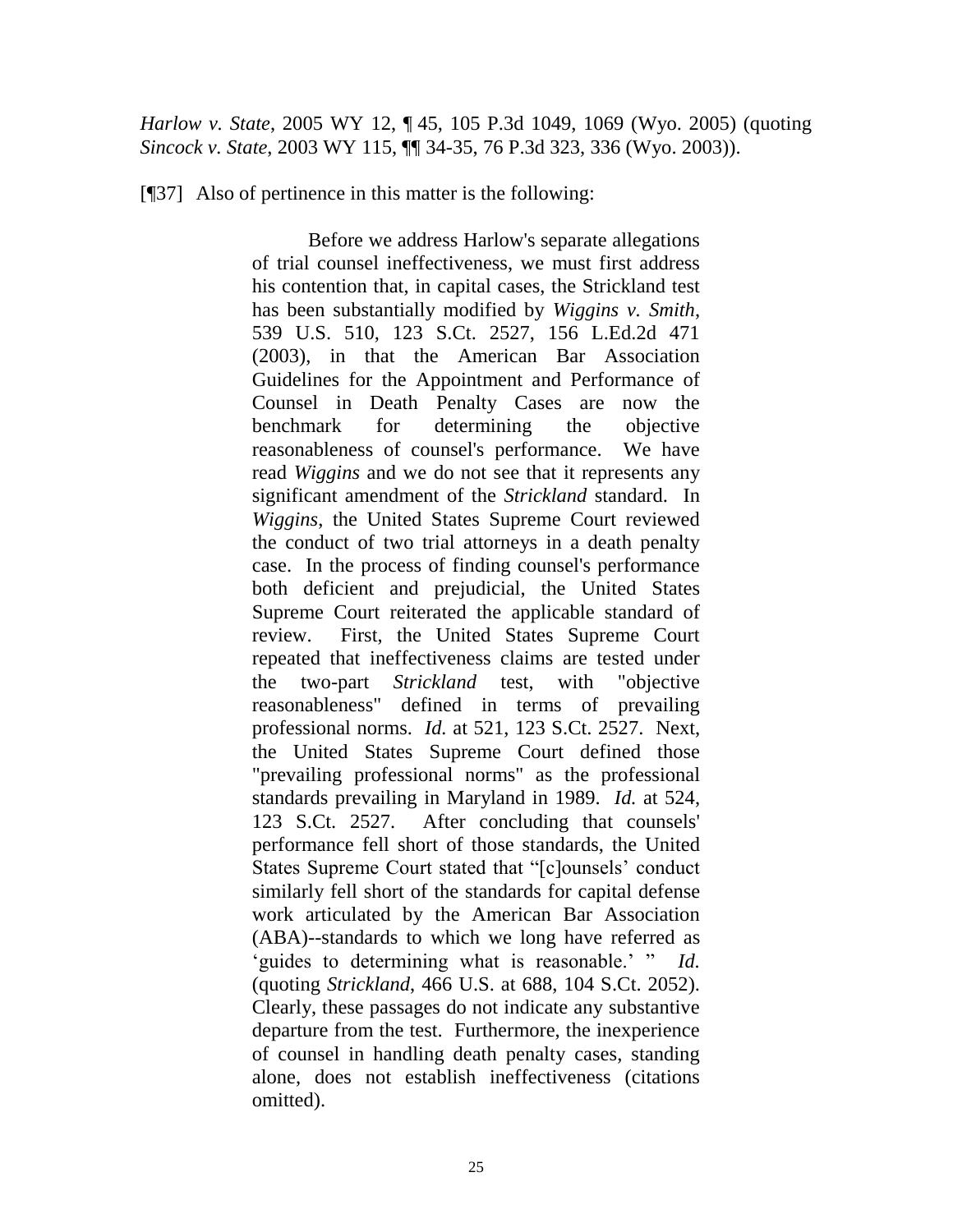*Harlow v. State*, 2005 WY 12, ¶ 45, 105 P.3d 1049, 1069 (Wyo. 2005) (quoting *Sincock v. State*, 2003 WY 115, ¶¶ 34-35, 76 P.3d 323, 336 (Wyo. 2003)).

[¶37] Also of pertinence in this matter is the following:

> Before we address Harlow's separate allegations of trial counsel ineffectiveness, we must first address his contention that, in capital cases, the Strickland test has been substantially modified by *Wiggins v. Smith*, 539 U.S. 510, 123 S.Ct. 2527, 156 L.Ed.2d 471 (2003), in that the American Bar Association Guidelines for the Appointment and Performance of Counsel in Death Penalty Cases are now the benchmark for determining the objective reasonableness of counsel's performance. We have read *Wiggins* and we do not see that it represents any significant amendment of the *Strickland* standard. In *Wiggins*, the United States Supreme Court reviewed the conduct of two trial attorneys in a death penalty case. In the process of finding counsel's performance both deficient and prejudicial, the United States Supreme Court reiterated the applicable standard of review. First, the United States Supreme Court repeated that ineffectiveness claims are tested under the two-part *Strickland* test, with "objective reasonableness" defined in terms of prevailing professional norms. *Id.* at 521, 123 S.Ct. 2527. Next, the United States Supreme Court defined those "prevailing professional norms" as the professional standards prevailing in Maryland in 1989. *Id.* at 524, 123 S.Ct. 2527. After concluding that counsels' performance fell short of those standards, the United States Supreme Court stated that "[c]ounsels' conduct similarly fell short of the standards for capital defense work articulated by the American Bar Association (ABA)--standards to which we long have referred as 'guides to determining what is reasonable.' " *Id.* (quoting *Strickland*, 466 U.S. at 688, 104 S.Ct. 2052). Clearly, these passages do not indicate any substantive departure from the test. Furthermore, the inexperience of counsel in handling death penalty cases, standing alone, does not establish ineffectiveness (citations omitted).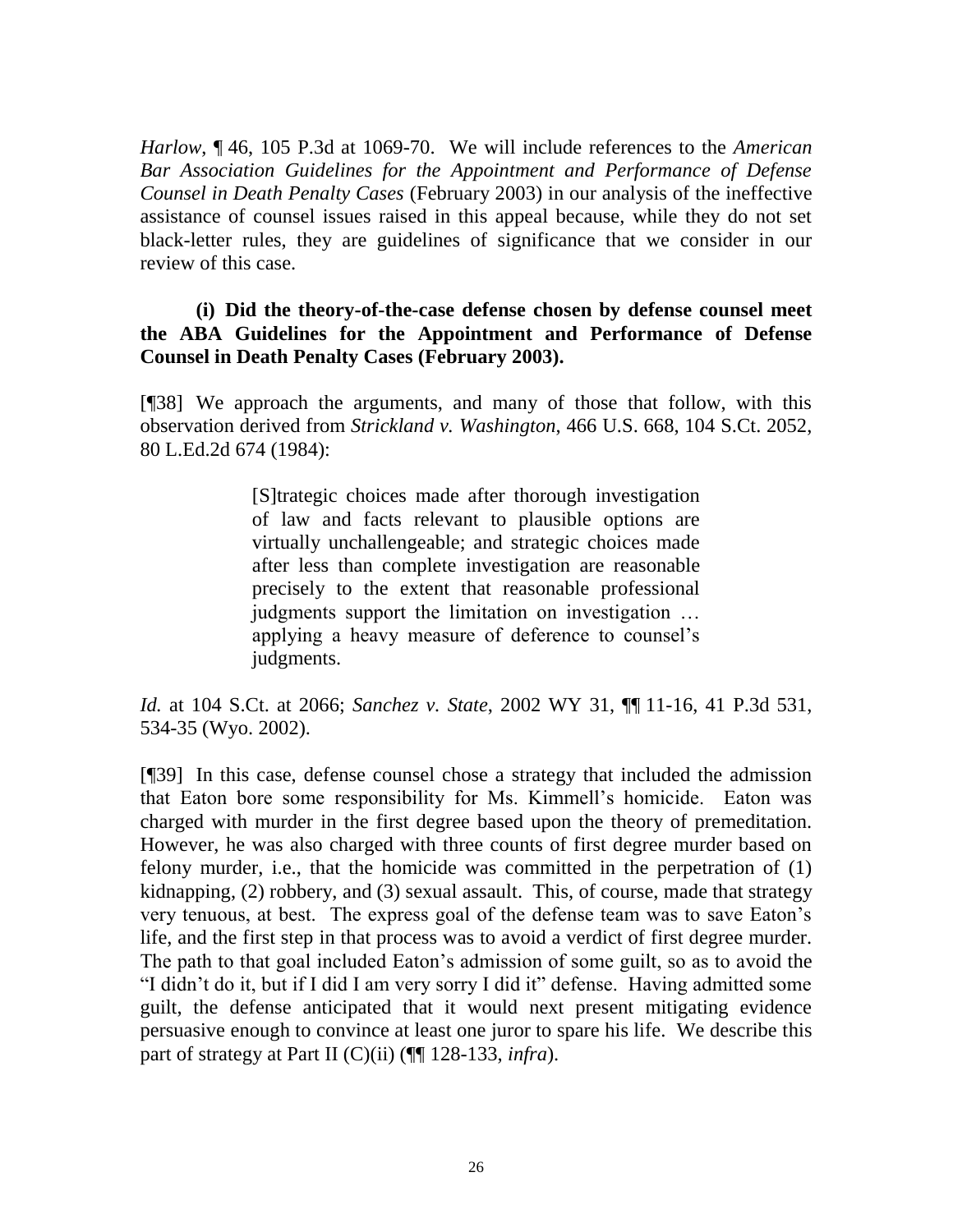*Harlow*, ¶ 46, 105 P.3d at 1069-70. We will include references to the *American Bar Association Guidelines for the Appointment and Performance of Defense Counsel in Death Penalty Cases* (February 2003) in our analysis of the ineffective assistance of counsel issues raised in this appeal because, while they do not set black-letter rules, they are guidelines of significance that we consider in our review of this case.

**(i) Did the theory-of-the-case defense chosen by defense counsel meet the ABA Guidelines for the Appointment and Performance of Defense Counsel in Death Penalty Cases (February 2003).**

[¶38] We approach the arguments, and many of those that follow, with this observation derived from *Strickland v. Washington*, 466 U.S. 668, 104 S.Ct. 2052, 80 L.Ed.2d 674 (1984):

> [S]trategic choices made after thorough investigation of law and facts relevant to plausible options are virtually unchallengeable; and strategic choices made after less than complete investigation are reasonable precisely to the extent that reasonable professional judgments support the limitation on investigation … applying a heavy measure of deference to counsel's judgments.

*Id.* at 104 S.Ct. at 2066; *Sanchez v. State*, 2002 WY 31, ¶¶ 11-16, 41 P.3d 531, 534-35 (Wyo. 2002).

[¶39] In this case, defense counsel chose a strategy that included the admission that Eaton bore some responsibility for Ms. Kimmell's homicide. Eaton was charged with murder in the first degree based upon the theory of premeditation. However, he was also charged with three counts of first degree murder based on felony murder, i.e., that the homicide was committed in the perpetration of (1) kidnapping, (2) robbery, and (3) sexual assault. This, of course, made that strategy very tenuous, at best. The express goal of the defense team was to save Eaton's life, and the first step in that process was to avoid a verdict of first degree murder. The path to that goal included Eaton's admission of some guilt, so as to avoid the "I didn't do it, but if I did I am very sorry I did it" defense. Having admitted some guilt, the defense anticipated that it would next present mitigating evidence persuasive enough to convince at least one juror to spare his life. We describe this part of strategy at Part II (C)(ii) (¶¶ 128-133, *infra*).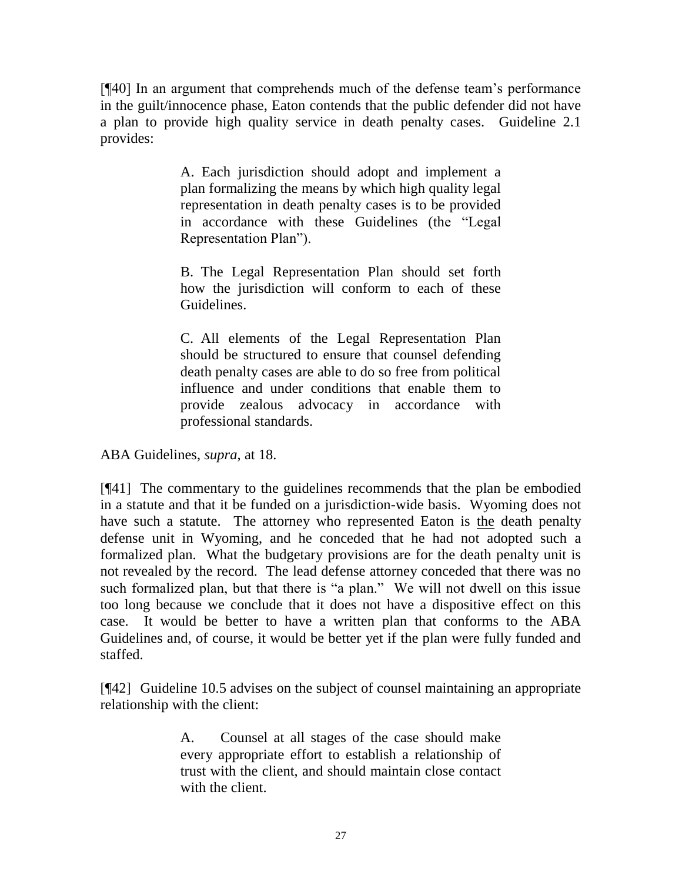[¶40] In an argument that comprehends much of the defense team's performance in the guilt/innocence phase, Eaton contends that the public defender did not have a plan to provide high quality service in death penalty cases. Guideline 2.1 provides:

> A. Each jurisdiction should adopt and implement a plan formalizing the means by which high quality legal representation in death penalty cases is to be provided in accordance with these Guidelines (the "Legal Representation Plan").
>
> B. The Legal Representation Plan should set forth how the jurisdiction will conform to each of these Guidelines.
>
> C. All elements of the Legal Representation Plan should be structured to ensure that counsel defending death penalty cases are able to do so free from political influence and under conditions that enable them to provide zealous advocacy in accordance with professional standards.

ABA Guidelines, *supra,* at 18.

[¶41] The commentary to the guidelines recommends that the plan be embodied in a statute and that it be funded on a jurisdiction-wide basis. Wyoming does not have such a statute. The attorney who represented Eaton is <u>the</u> death penalty defense unit in Wyoming, and he conceded that he had not adopted such a formalized plan. What the budgetary provisions are for the death penalty unit is not revealed by the record. The lead defense attorney conceded that there was no such formalized plan, but that there is "a plan." We will not dwell on this issue too long because we conclude that it does not have a dispositive effect on this case. It would be better to have a written plan that conforms to the ABA Guidelines and, of course, it would be better yet if the plan were fully funded and staffed.

[¶42] Guideline 10.5 advises on the subject of counsel maintaining an appropriate relationship with the client:

> A. Counsel at all stages of the case should make every appropriate effort to establish a relationship of trust with the client, and should maintain close contact with the client.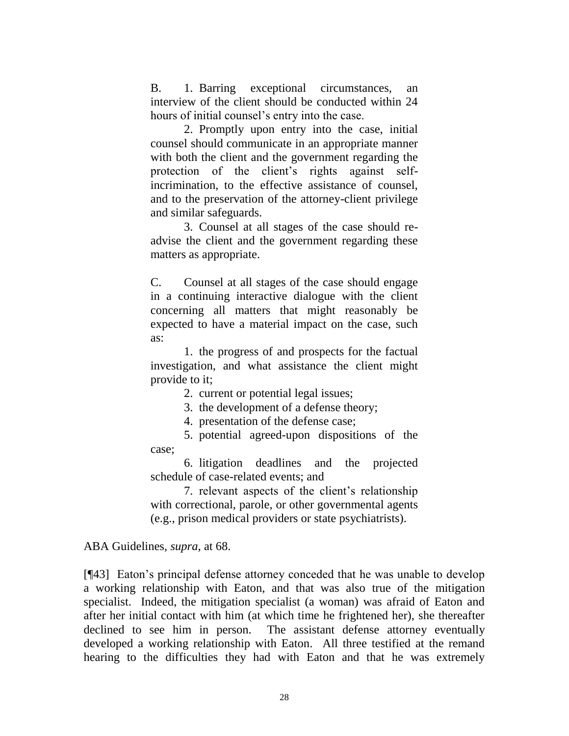B. 1. Barring exceptional circumstances, an interview of the client should be conducted within 24 hours of initial counsel's entry into the case.

2. Promptly upon entry into the case, initial counsel should communicate in an appropriate manner with both the client and the government regarding the protection of the client's rights against self-incrimination, to the effective assistance of counsel, and to the preservation of the attorney-client privilege and similar safeguards.

3. Counsel at all stages of the case should re-advise the client and the government regarding these matters as appropriate.

C. Counsel at all stages of the case should engage in a continuing interactive dialogue with the client concerning all matters that might reasonably be expected to have a material impact on the case, such as:

1. the progress of and prospects for the factual investigation, and what assistance the client might provide to it;

2. current or potential legal issues;

3. the development of a defense theory;

4. presentation of the defense case;

5. potential agreed-upon dispositions of the case;

6. litigation deadlines and the projected schedule of case-related events; and

7. relevant aspects of the client's relationship with correctional, parole, or other governmental agents (e.g., prison medical providers or state psychiatrists).

ABA Guidelines, *supra*, at 68.

[¶43] Eaton's principal defense attorney conceded that he was unable to develop a working relationship with Eaton, and that was also true of the mitigation specialist. Indeed, the mitigation specialist (a woman) was afraid of Eaton and after her initial contact with him (at which time he frightened her), she thereafter declined to see him in person. The assistant defense attorney eventually developed a working relationship with Eaton. All three testified at the remand hearing to the difficulties they had with Eaton and that he was extremely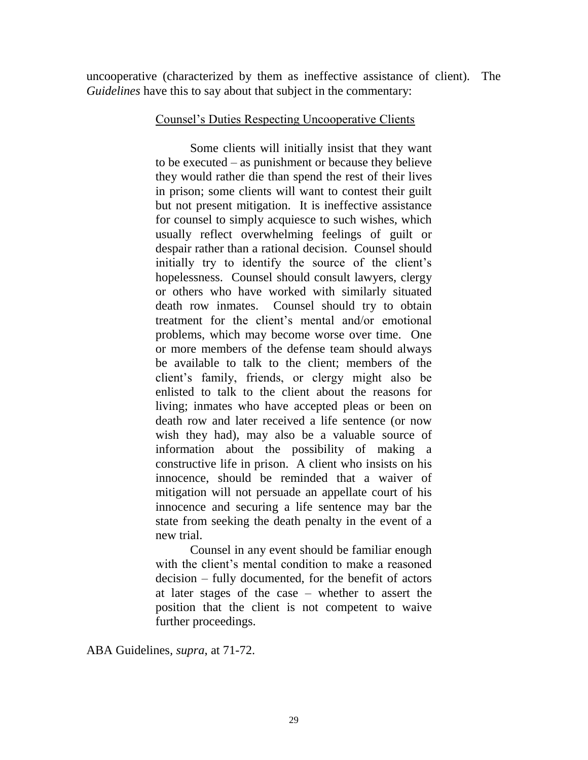uncooperative (characterized by them as ineffective assistance of client). The *Guidelines* have this to say about that subject in the commentary:

> <u>Counsel's Duties Respecting Uncooperative Clients</u>
>
> Some clients will initially insist that they want to be executed – as punishment or because they believe they would rather die than spend the rest of their lives in prison; some clients will want to contest their guilt but not present mitigation. It is ineffective assistance for counsel to simply acquiesce to such wishes, which usually reflect overwhelming feelings of guilt or despair rather than a rational decision. Counsel should initially try to identify the source of the client's hopelessness. Counsel should consult lawyers, clergy or others who have worked with similarly situated death row inmates. Counsel should try to obtain treatment for the client's mental and/or emotional problems, which may become worse over time. One or more members of the defense team should always be available to talk to the client; members of the client's family, friends, or clergy might also be enlisted to talk to the client about the reasons for living; inmates who have accepted pleas or been on death row and later received a life sentence (or now wish they had), may also be a valuable source of information about the possibility of making a constructive life in prison. A client who insists on his innocence, should be reminded that a waiver of mitigation will not persuade an appellate court of his innocence and securing a life sentence may bar the state from seeking the death penalty in the event of a new trial.
>
> Counsel in any event should be familiar enough with the client's mental condition to make a reasoned decision – fully documented, for the benefit of actors at later stages of the case – whether to assert the position that the client is not competent to waive further proceedings.

ABA Guidelines, *supra*, at 71-72.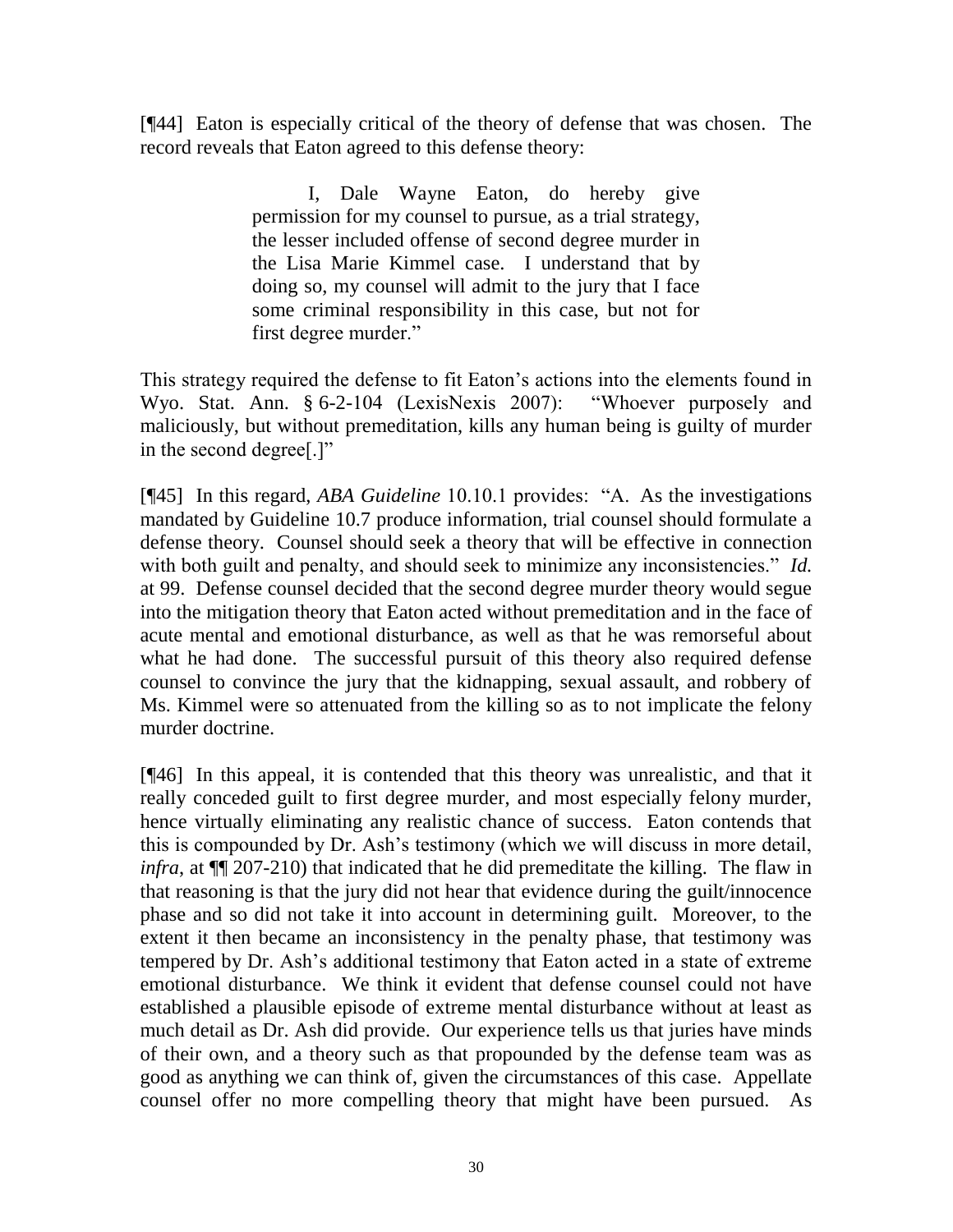[¶44] Eaton is especially critical of the theory of defense that was chosen. The record reveals that Eaton agreed to this defense theory:

> I, Dale Wayne Eaton, do hereby give permission for my counsel to pursue, as a trial strategy, the lesser included offense of second degree murder in the Lisa Marie Kimmel case. I understand that by doing so, my counsel will admit to the jury that I face some criminal responsibility in this case, but not for first degree murder."

This strategy required the defense to fit Eaton's actions into the elements found in Wyo. Stat. Ann. § 6-2-104 (LexisNexis 2007): "Whoever purposely and maliciously, but without premeditation, kills any human being is guilty of murder in the second degree[.]"

[¶45] In this regard, *ABA Guideline* 10.10.1 provides: "A. As the investigations mandated by Guideline 10.7 produce information, trial counsel should formulate a defense theory. Counsel should seek a theory that will be effective in connection with both guilt and penalty, and should seek to minimize any inconsistencies." *Id.* at 99. Defense counsel decided that the second degree murder theory would segue into the mitigation theory that Eaton acted without premeditation and in the face of acute mental and emotional disturbance, as well as that he was remorseful about what he had done. The successful pursuit of this theory also required defense counsel to convince the jury that the kidnapping, sexual assault, and robbery of Ms. Kimmel were so attenuated from the killing so as to not implicate the felony murder doctrine.

[¶46] In this appeal, it is contended that this theory was unrealistic, and that it really conceded guilt to first degree murder, and most especially felony murder, hence virtually eliminating any realistic chance of success. Eaton contends that this is compounded by Dr. Ash's testimony (which we will discuss in more detail, *infra*, at ¶¶ 207-210) that indicated that he did premeditate the killing. The flaw in that reasoning is that the jury did not hear that evidence during the guilt/innocence phase and so did not take it into account in determining guilt. Moreover, to the extent it then became an inconsistency in the penalty phase, that testimony was tempered by Dr. Ash's additional testimony that Eaton acted in a state of extreme emotional disturbance. We think it evident that defense counsel could not have established a plausible episode of extreme mental disturbance without at least as much detail as Dr. Ash did provide. Our experience tells us that juries have minds of their own, and a theory such as that propounded by the defense team was as good as anything we can think of, given the circumstances of this case. Appellate counsel offer no more compelling theory that might have been pursued. As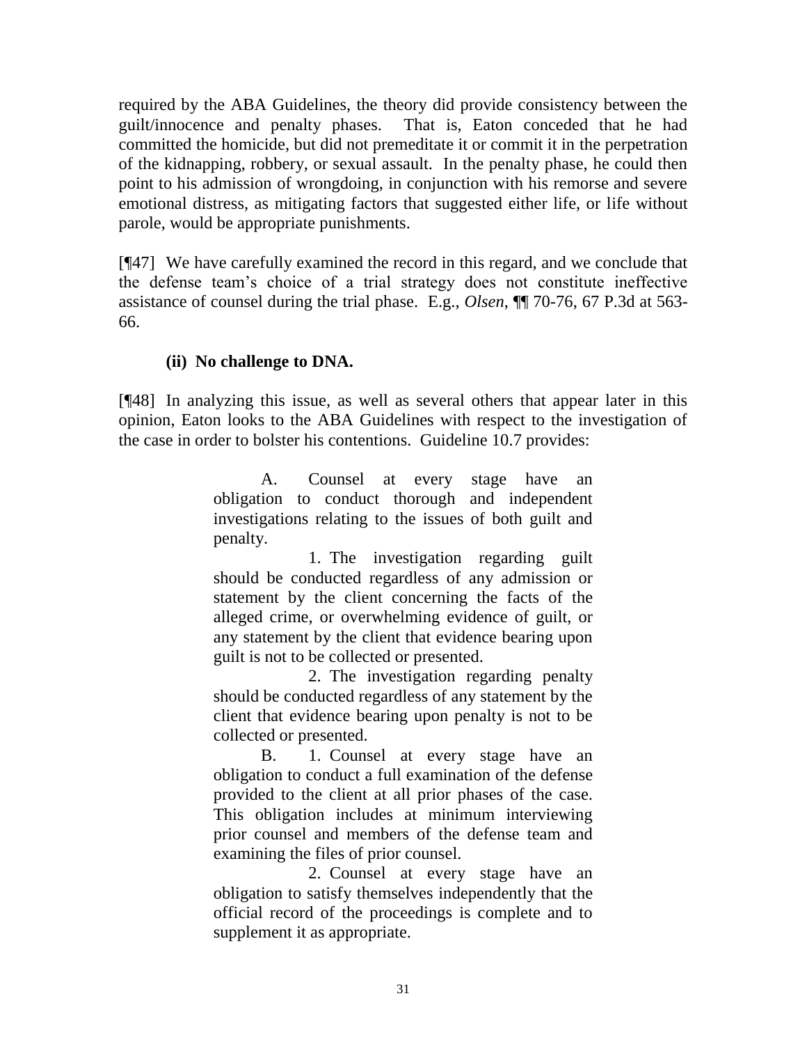required by the ABA Guidelines, the theory did provide consistency between the guilt/innocence and penalty phases. That is, Eaton conceded that he had committed the homicide, but did not premeditate it or commit it in the perpetration of the kidnapping, robbery, or sexual assault. In the penalty phase, he could then point to his admission of wrongdoing, in conjunction with his remorse and severe emotional distress, as mitigating factors that suggested either life, or life without parole, would be appropriate punishments.

[¶47] We have carefully examined the record in this regard, and we conclude that the defense team's choice of a trial strategy does not constitute ineffective assistance of counsel during the trial phase. E.g., *Olsen*, ¶¶ 70-76, 67 P.3d at 563-66.

**(ii) No challenge to DNA.**

[¶48] In analyzing this issue, as well as several others that appear later in this opinion, Eaton looks to the ABA Guidelines with respect to the investigation of the case in order to bolster his contentions. Guideline 10.7 provides:

> A. Counsel at every stage have an obligation to conduct thorough and independent investigations relating to the issues of both guilt and penalty.
>
> 1. The investigation regarding guilt should be conducted regardless of any admission or statement by the client concerning the facts of the alleged crime, or overwhelming evidence of guilt, or any statement by the client that evidence bearing upon guilt is not to be collected or presented.
>
> 2. The investigation regarding penalty should be conducted regardless of any statement by the client that evidence bearing upon penalty is not to be collected or presented.
>
> B. 1. Counsel at every stage have an obligation to conduct a full examination of the defense provided to the client at all prior phases of the case. This obligation includes at minimum interviewing prior counsel and members of the defense team and examining the files of prior counsel.
>
> 2. Counsel at every stage have an obligation to satisfy themselves independently that the official record of the proceedings is complete and to supplement it as appropriate.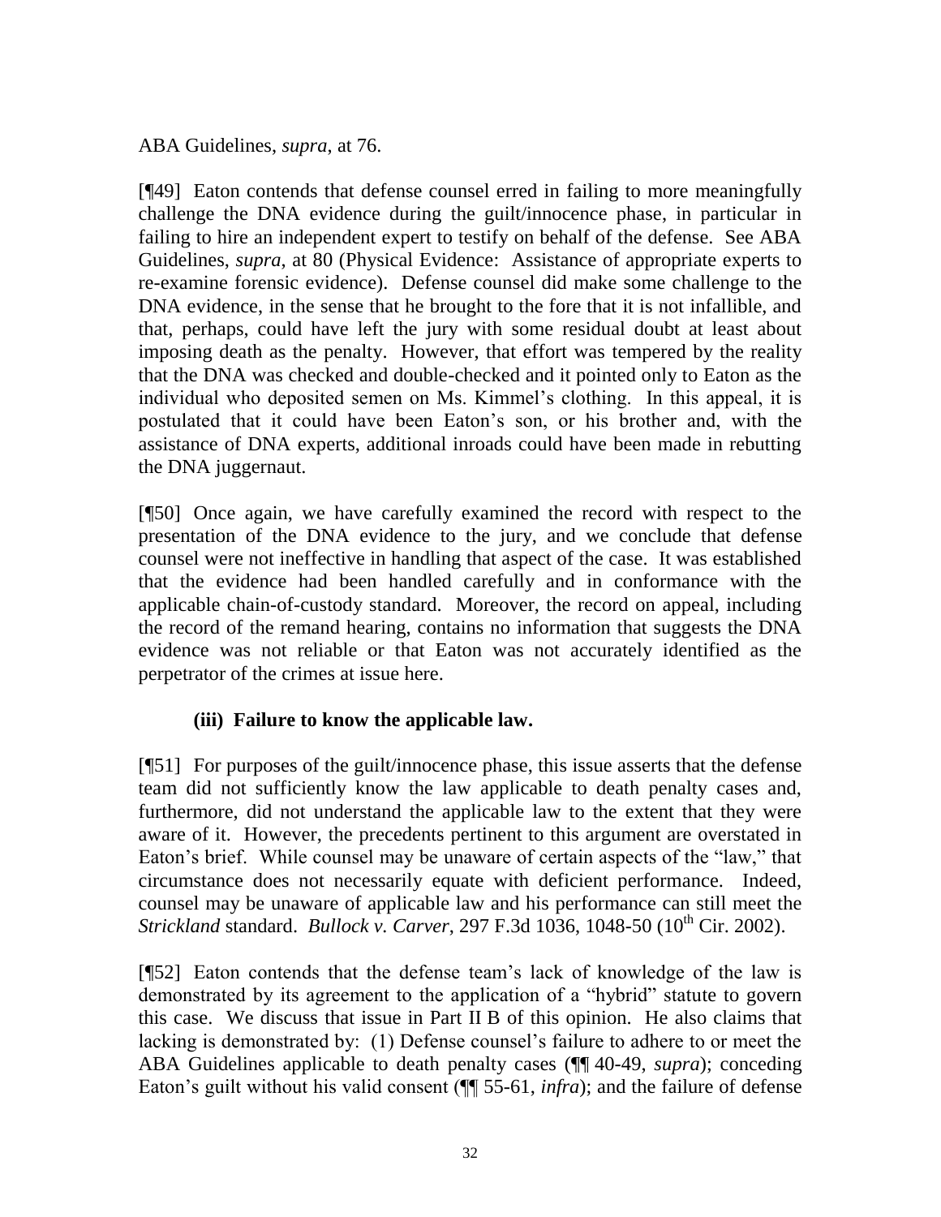ABA Guidelines, *supra*, at 76.

[¶49] Eaton contends that defense counsel erred in failing to more meaningfully challenge the DNA evidence during the guilt/innocence phase, in particular in failing to hire an independent expert to testify on behalf of the defense. See ABA Guidelines, *supra*, at 80 (Physical Evidence: Assistance of appropriate experts to re-examine forensic evidence). Defense counsel did make some challenge to the DNA evidence, in the sense that he brought to the fore that it is not infallible, and that, perhaps, could have left the jury with some residual doubt at least about imposing death as the penalty. However, that effort was tempered by the reality that the DNA was checked and double-checked and it pointed only to Eaton as the individual who deposited semen on Ms. Kimmel's clothing. In this appeal, it is postulated that it could have been Eaton's son, or his brother and, with the assistance of DNA experts, additional inroads could have been made in rebutting the DNA juggernaut.

[¶50] Once again, we have carefully examined the record with respect to the presentation of the DNA evidence to the jury, and we conclude that defense counsel were not ineffective in handling that aspect of the case. It was established that the evidence had been handled carefully and in conformance with the applicable chain-of-custody standard. Moreover, the record on appeal, including the record of the remand hearing, contains no information that suggests the DNA evidence was not reliable or that Eaton was not accurately identified as the perpetrator of the crimes at issue here.

**(iii) Failure to know the applicable law.**

[¶51] For purposes of the guilt/innocence phase, this issue asserts that the defense team did not sufficiently know the law applicable to death penalty cases and, furthermore, did not understand the applicable law to the extent that they were aware of it. However, the precedents pertinent to this argument are overstated in Eaton's brief. While counsel may be unaware of certain aspects of the "law," that circumstance does not necessarily equate with deficient performance. Indeed, counsel may be unaware of applicable law and his performance can still meet the *Strickland* standard. *Bullock v. Carver*, 297 F.3d 1036, 1048-50 (10th Cir. 2002).

[¶52] Eaton contends that the defense team's lack of knowledge of the law is demonstrated by its agreement to the application of a "hybrid" statute to govern this case. We discuss that issue in Part II B of this opinion. He also claims that lacking is demonstrated by: (1) Defense counsel's failure to adhere to or meet the ABA Guidelines applicable to death penalty cases (¶¶ 40-49, *supra*); conceding Eaton's guilt without his valid consent (¶¶ 55-61, *infra*); and the failure of defense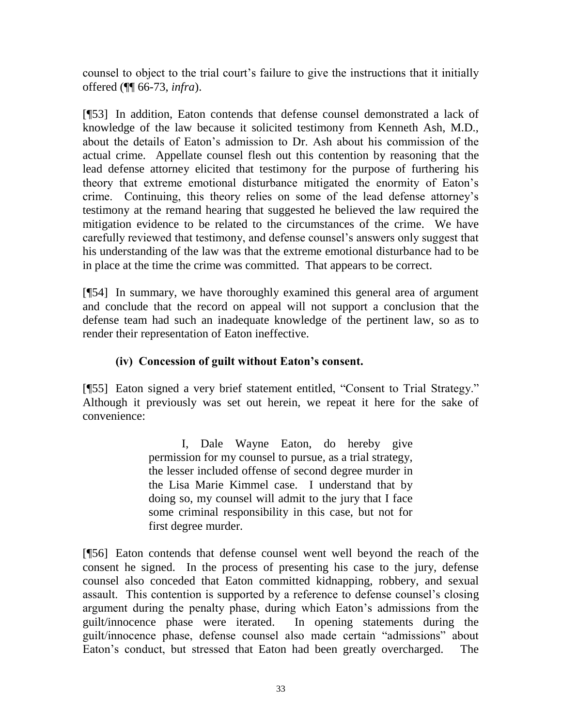counsel to object to the trial court's failure to give the instructions that it initially offered (¶¶ 66-73, *infra*).

[¶53] In addition, Eaton contends that defense counsel demonstrated a lack of knowledge of the law because it solicited testimony from Kenneth Ash, M.D., about the details of Eaton's admission to Dr. Ash about his commission of the actual crime. Appellate counsel flesh out this contention by reasoning that the lead defense attorney elicited that testimony for the purpose of furthering his theory that extreme emotional disturbance mitigated the enormity of Eaton's crime. Continuing, this theory relies on some of the lead defense attorney's testimony at the remand hearing that suggested he believed the law required the mitigation evidence to be related to the circumstances of the crime. We have carefully reviewed that testimony, and defense counsel's answers only suggest that his understanding of the law was that the extreme emotional disturbance had to be in place at the time the crime was committed. That appears to be correct.

[¶54] In summary, we have thoroughly examined this general area of argument and conclude that the record on appeal will not support a conclusion that the defense team had such an inadequate knowledge of the pertinent law, so as to render their representation of Eaton ineffective.

**(iv) Concession of guilt without Eaton's consent.**

[¶55] Eaton signed a very brief statement entitled, "Consent to Trial Strategy." Although it previously was set out herein, we repeat it here for the sake of convenience:

> I, Dale Wayne Eaton, do hereby give permission for my counsel to pursue, as a trial strategy, the lesser included offense of second degree murder in the Lisa Marie Kimmel case. I understand that by doing so, my counsel will admit to the jury that I face some criminal responsibility in this case, but not for first degree murder.

[¶56] Eaton contends that defense counsel went well beyond the reach of the consent he signed. In the process of presenting his case to the jury, defense counsel also conceded that Eaton committed kidnapping, robbery, and sexual assault. This contention is supported by a reference to defense counsel's closing argument during the penalty phase, during which Eaton's admissions from the guilt/innocence phase were iterated. In opening statements during the guilt/innocence phase, defense counsel also made certain "admissions" about Eaton's conduct, but stressed that Eaton had been greatly overcharged. The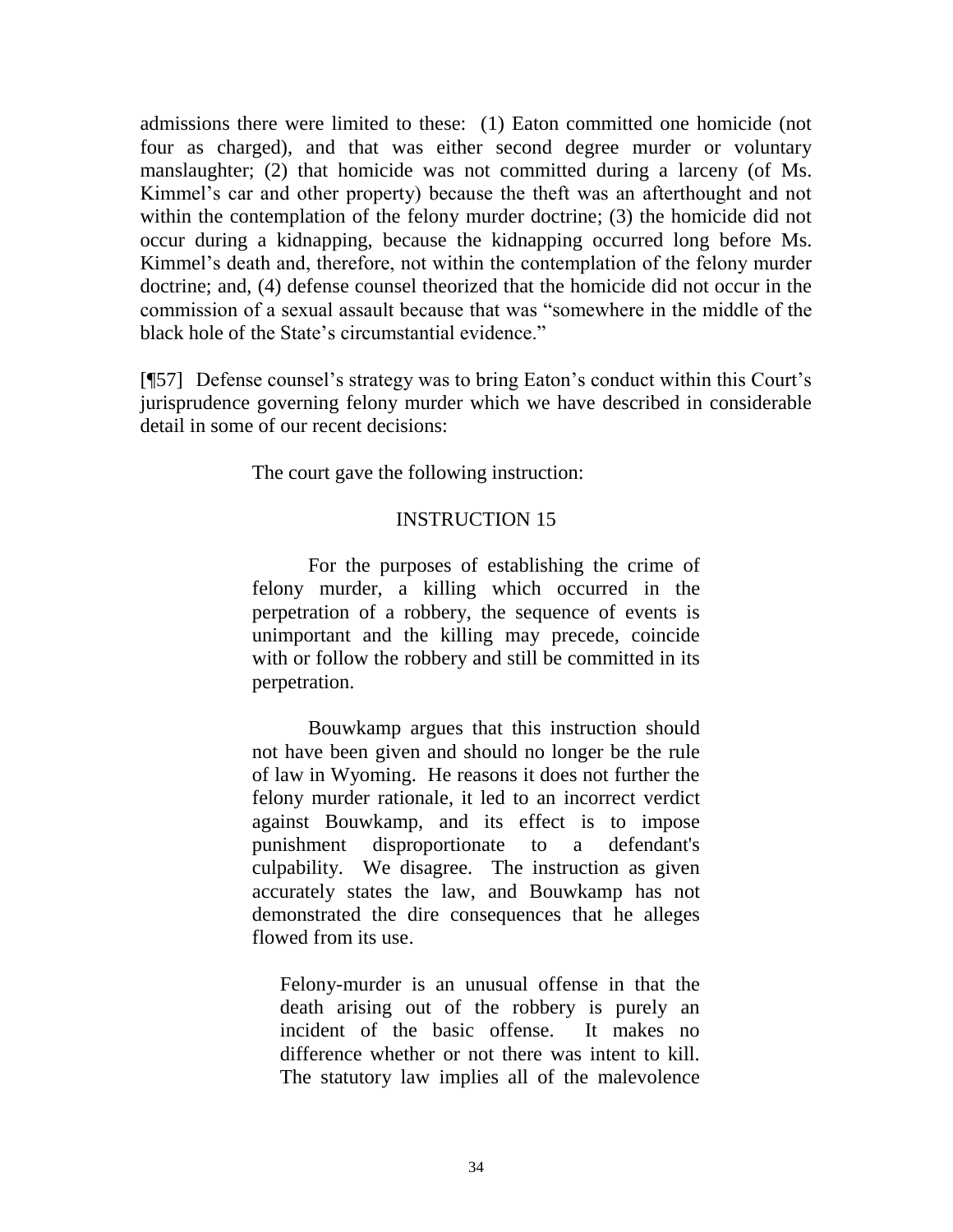admissions there were limited to these: (1) Eaton committed one homicide (not four as charged), and that was either second degree murder or voluntary manslaughter; (2) that homicide was not committed during a larceny (of Ms. Kimmel's car and other property) because the theft was an afterthought and not within the contemplation of the felony murder doctrine; (3) the homicide did not occur during a kidnapping, because the kidnapping occurred long before Ms. Kimmel's death and, therefore, not within the contemplation of the felony murder doctrine; and, (4) defense counsel theorized that the homicide did not occur in the commission of a sexual assault because that was "somewhere in the middle of the black hole of the State's circumstantial evidence."

[¶57] Defense counsel's strategy was to bring Eaton's conduct within this Court's jurisprudence governing felony murder which we have described in considerable detail in some of our recent decisions:

> The court gave the following instruction:
>
> INSTRUCTION 15
>
> For the purposes of establishing the crime of felony murder, a killing which occurred in the perpetration of a robbery, the sequence of events is unimportant and the killing may precede, coincide with or follow the robbery and still be committed in its perpetration.
>
> Bouwkamp argues that this instruction should not have been given and should no longer be the rule of law in Wyoming. He reasons it does not further the felony murder rationale, it led to an incorrect verdict against Bouwkamp, and its effect is to impose punishment disproportionate to a defendant's culpability. We disagree. The instruction as given accurately states the law, and Bouwkamp has not demonstrated the dire consequences that he alleges flowed from its use.
>
> > Felony-murder is an unusual offense in that the death arising out of the robbery is purely an incident of the basic offense. It makes no difference whether or not there was intent to kill. The statutory law implies all of the malevolence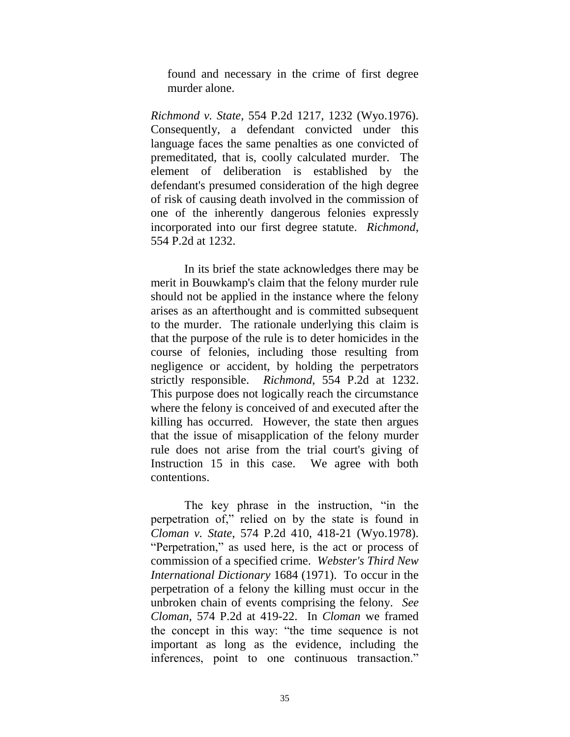> found and necessary in the crime of first degree murder alone.

*Richmond v. State*, 554 P.2d 1217, 1232 (Wyo.1976). Consequently, a defendant convicted under this language faces the same penalties as one convicted of premeditated, that is, coolly calculated murder. The element of deliberation is established by the defendant's presumed consideration of the high degree of risk of causing death involved in the commission of one of the inherently dangerous felonies expressly incorporated into our first degree statute. *Richmond*, 554 P.2d at 1232.

In its brief the state acknowledges there may be merit in Bouwkamp's claim that the felony murder rule should not be applied in the instance where the felony arises as an afterthought and is committed subsequent to the murder. The rationale underlying this claim is that the purpose of the rule is to deter homicides in the course of felonies, including those resulting from negligence or accident, by holding the perpetrators strictly responsible. *Richmond*, 554 P.2d at 1232. This purpose does not logically reach the circumstance where the felony is conceived of and executed after the killing has occurred. However, the state then argues that the issue of misapplication of the felony murder rule does not arise from the trial court's giving of Instruction 15 in this case. We agree with both contentions.

The key phrase in the instruction, "in the perpetration of," relied on by the state is found in *Cloman v. State*, 574 P.2d 410, 418-21 (Wyo.1978). "Perpetration," as used here, is the act or process of commission of a specified crime. *Webster's Third New International Dictionary* 1684 (1971). To occur in the perpetration of a felony the killing must occur in the unbroken chain of events comprising the felony. *See Cloman*, 574 P.2d at 419-22. In *Cloman* we framed the concept in this way: "the time sequence is not important as long as the evidence, including the inferences, point to one continuous transaction."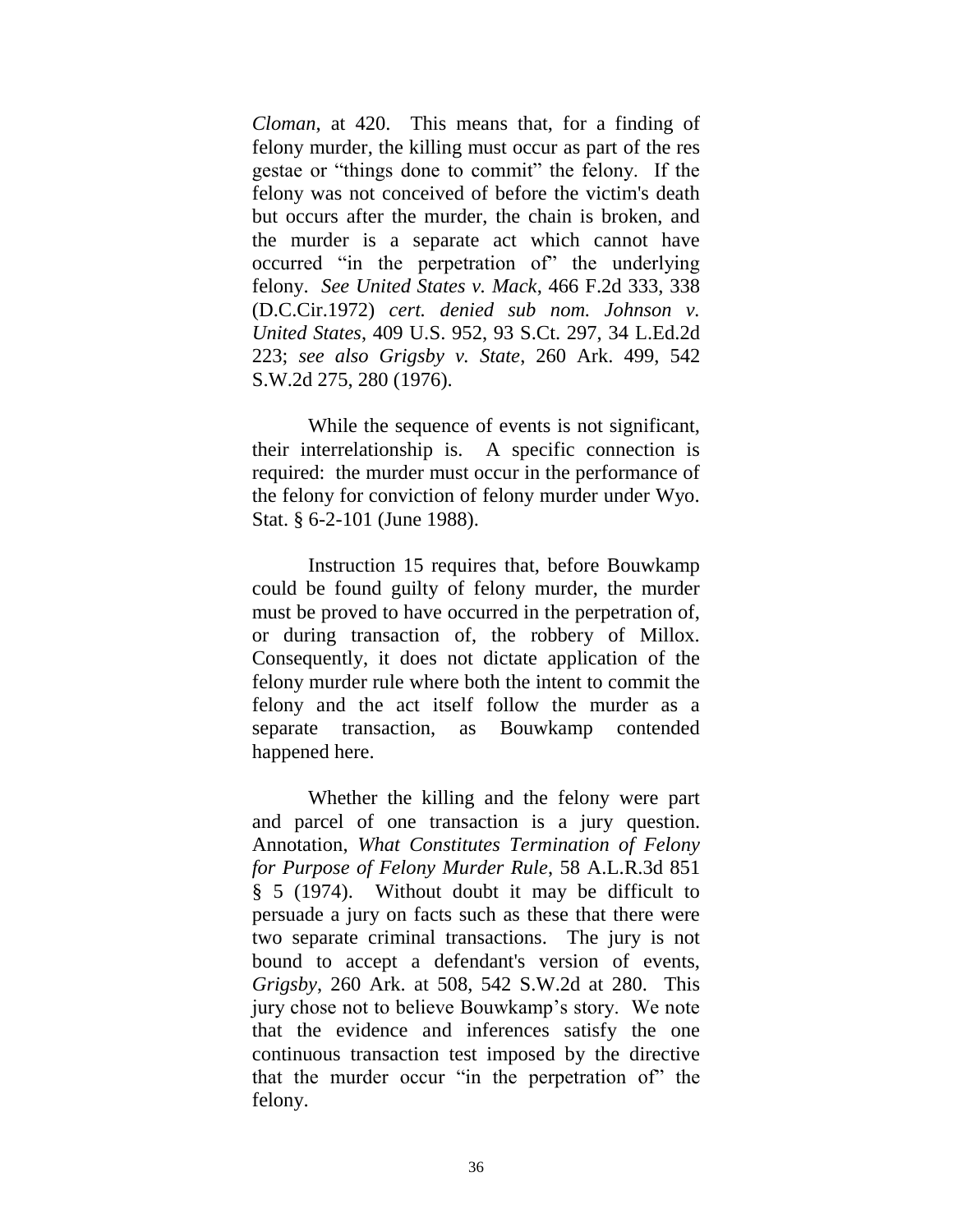*Cloman*, at 420. This means that, for a finding of felony murder, the killing must occur as part of the res gestae or "things done to commit" the felony. If the felony was not conceived of before the victim's death but occurs after the murder, the chain is broken, and the murder is a separate act which cannot have occurred "in the perpetration of" the underlying felony. *See United States v. Mack*, 466 F.2d 333, 338 (D.C.Cir.1972) *cert. denied sub nom. Johnson v. United States*, 409 U.S. 952, 93 S.Ct. 297, 34 L.Ed.2d 223; *see also Grigsby v. State*, 260 Ark. 499, 542 S.W.2d 275, 280 (1976).

While the sequence of events is not significant, their interrelationship is. A specific connection is required: the murder must occur in the performance of the felony for conviction of felony murder under Wyo. Stat. § 6-2-101 (June 1988).

Instruction 15 requires that, before Bouwkamp could be found guilty of felony murder, the murder must be proved to have occurred in the perpetration of, or during transaction of, the robbery of Millox. Consequently, it does not dictate application of the felony murder rule where both the intent to commit the felony and the act itself follow the murder as a separate transaction, as Bouwkamp contended happened here.

Whether the killing and the felony were part and parcel of one transaction is a jury question. Annotation, *What Constitutes Termination of Felony for Purpose of Felony Murder Rule*, 58 A.L.R.3d 851 § 5 (1974). Without doubt it may be difficult to persuade a jury on facts such as these that there were two separate criminal transactions. The jury is not bound to accept a defendant's version of events, *Grigsby*, 260 Ark. at 508, 542 S.W.2d at 280. This jury chose not to believe Bouwkamp's story. We note that the evidence and inferences satisfy the one continuous transaction test imposed by the directive that the murder occur "in the perpetration of" the felony.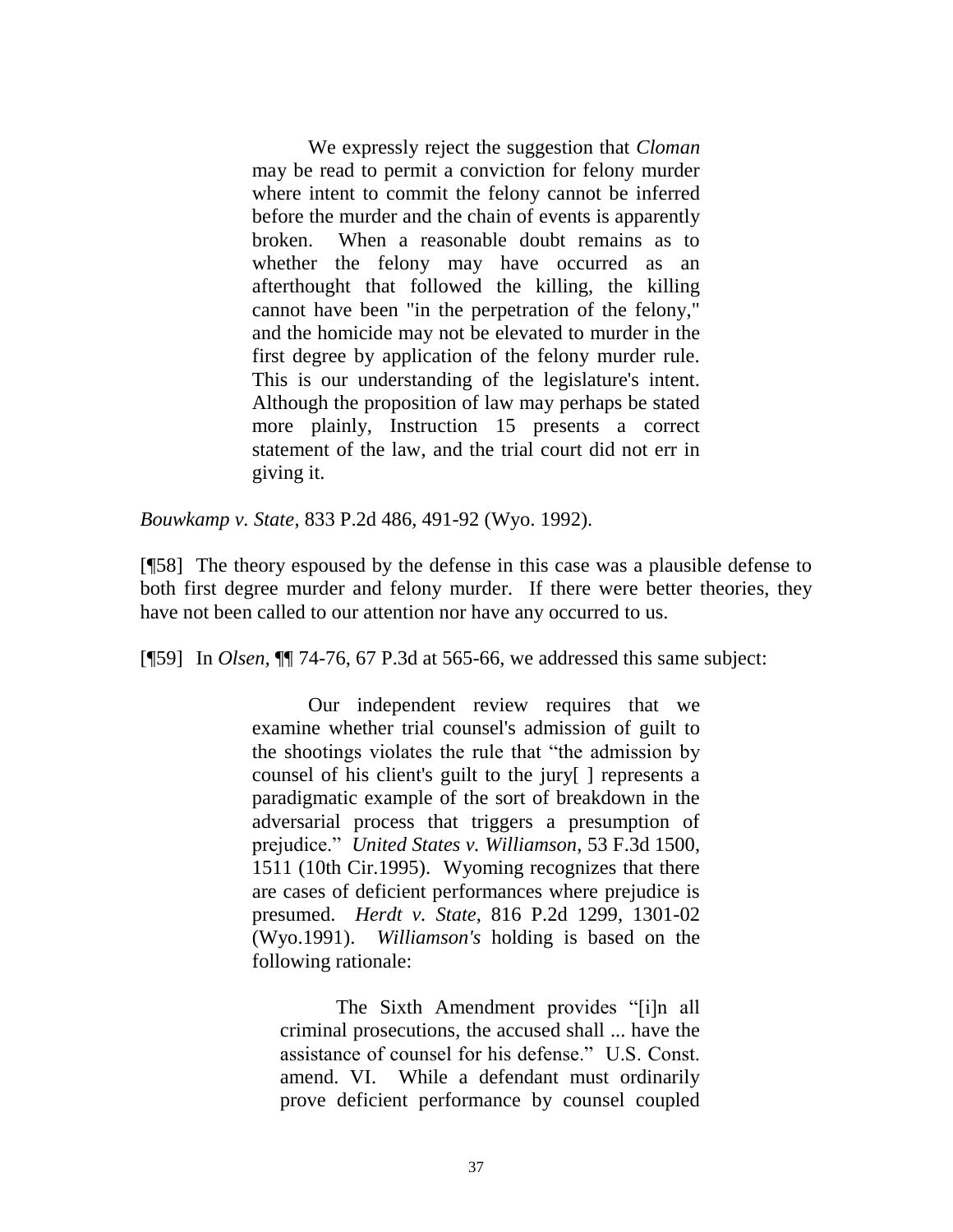> We expressly reject the suggestion that *Cloman* may be read to permit a conviction for felony murder where intent to commit the felony cannot be inferred before the murder and the chain of events is apparently broken. When a reasonable doubt remains as to whether the felony may have occurred as an afterthought that followed the killing, the killing cannot have been "in the perpetration of the felony," and the homicide may not be elevated to murder in the first degree by application of the felony murder rule. This is our understanding of the legislature's intent. Although the proposition of law may perhaps be stated more plainly, Instruction 15 presents a correct statement of the law, and the trial court did not err in giving it.

*Bouwkamp v. State*, 833 P.2d 486, 491-92 (Wyo. 1992).

[¶58] The theory espoused by the defense in this case was a plausible defense to both first degree murder and felony murder. If there were better theories, they have not been called to our attention nor have any occurred to us.

[¶59] In *Olsen*, ¶¶ 74-76, 67 P.3d at 565-66, we addressed this same subject:

> Our independent review requires that we examine whether trial counsel's admission of guilt to the shootings violates the rule that "the admission by counsel of his client's guilt to the jury[ ] represents a paradigmatic example of the sort of breakdown in the adversarial process that triggers a presumption of prejudice." *United States v. Williamson*, 53 F.3d 1500, 1511 (10th Cir.1995). Wyoming recognizes that there are cases of deficient performances where prejudice is presumed. *Herdt v. State*, 816 P.2d 1299, 1301-02 (Wyo.1991). *Williamson's* holding is based on the following rationale:
>
> > The Sixth Amendment provides "[i]n all criminal prosecutions, the accused shall ... have the assistance of counsel for his defense." U.S. Const. amend. VI. While a defendant must ordinarily prove deficient performance by counsel coupled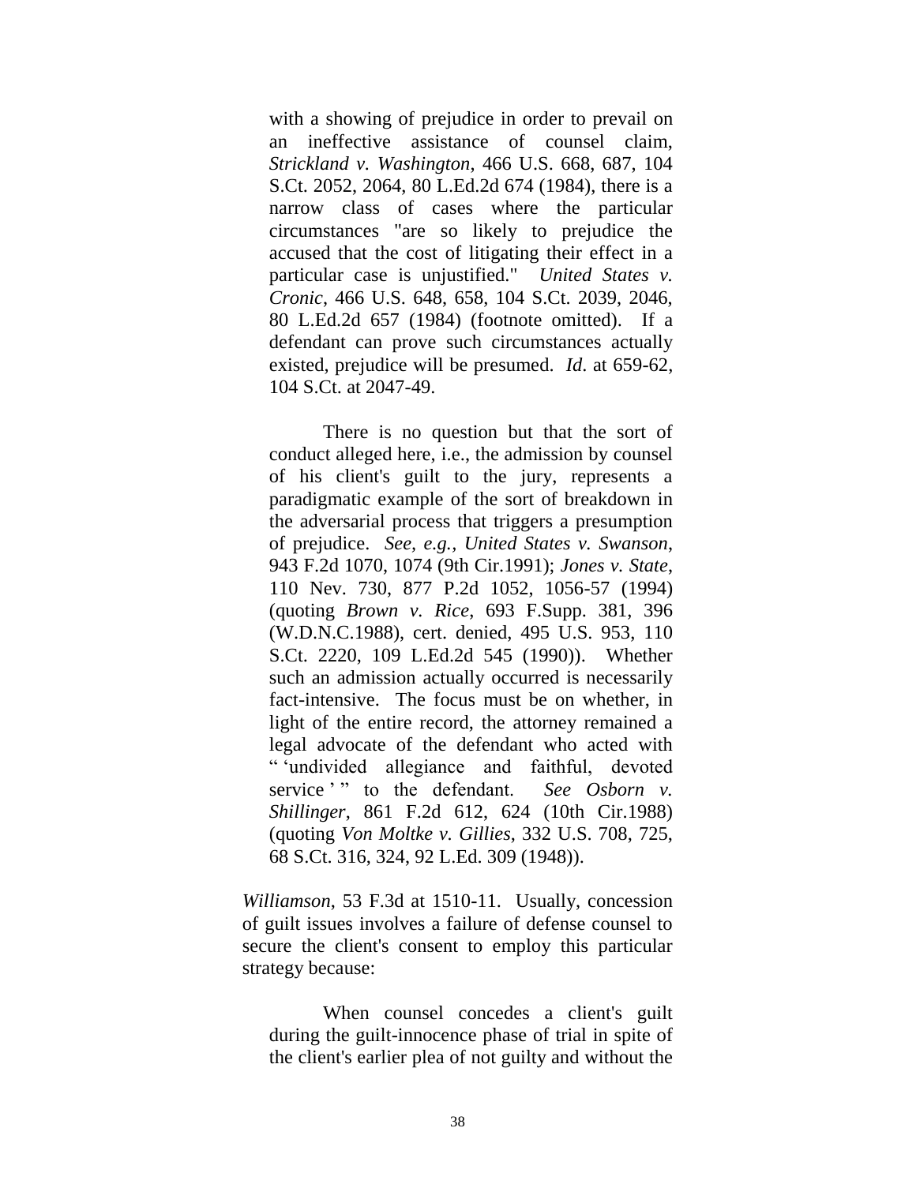> with a showing of prejudice in order to prevail on an ineffective assistance of counsel claim, *Strickland v. Washington*, 466 U.S. 668, 687, 104 S.Ct. 2052, 2064, 80 L.Ed.2d 674 (1984), there is a narrow class of cases where the particular circumstances "are so likely to prejudice the accused that the cost of litigating their effect in a particular case is unjustified." *United States v. Cronic*, 466 U.S. 648, 658, 104 S.Ct. 2039, 2046, 80 L.Ed.2d 657 (1984) (footnote omitted). If a defendant can prove such circumstances actually existed, prejudice will be presumed. *Id*. at 659-62, 104 S.Ct. at 2047-49.
>
> There is no question but that the sort of conduct alleged here, i.e., the admission by counsel of his client's guilt to the jury, represents a paradigmatic example of the sort of breakdown in the adversarial process that triggers a presumption of prejudice. *See, e.g., United States v. Swanson*, 943 F.2d 1070, 1074 (9th Cir.1991); *Jones v. State*, 110 Nev. 730, 877 P.2d 1052, 1056-57 (1994) (quoting *Brown v. Rice*, 693 F.Supp. 381, 396 (W.D.N.C.1988), cert. denied, 495 U.S. 953, 110 S.Ct. 2220, 109 L.Ed.2d 545 (1990)). Whether such an admission actually occurred is necessarily fact-intensive. The focus must be on whether, in light of the entire record, the attorney remained a legal advocate of the defendant who acted with " 'undivided allegiance and faithful, devoted service ' " to the defendant. *See Osborn v. Shillinger*, 861 F.2d 612, 624 (10th Cir.1988) (quoting *Von Moltke v. Gillies*, 332 U.S. 708, 725, 68 S.Ct. 316, 324, 92 L.Ed. 309 (1948)).

*Williamson*, 53 F.3d at 1510-11. Usually, concession of guilt issues involves a failure of defense counsel to secure the client's consent to employ this particular strategy because:

> When counsel concedes a client's guilt during the guilt-innocence phase of trial in spite of the client's earlier plea of not guilty and without the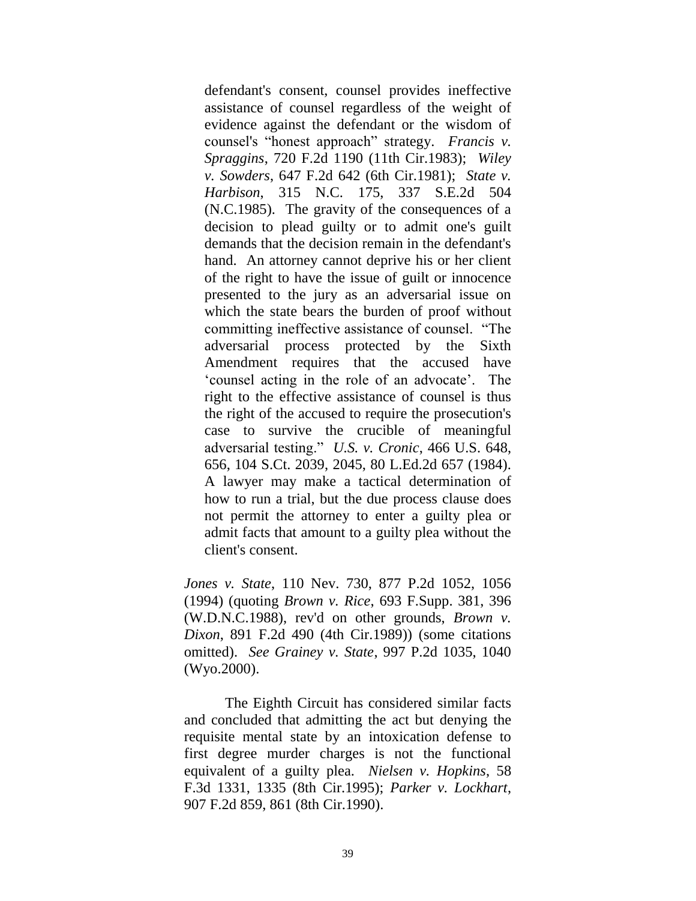> defendant's consent, counsel provides ineffective assistance of counsel regardless of the weight of evidence against the defendant or the wisdom of counsel's "honest approach" strategy. *Francis v. Spraggins*, 720 F.2d 1190 (11th Cir.1983); *Wiley v. Sowders*, 647 F.2d 642 (6th Cir.1981); *State v. Harbison*, 315 N.C. 175, 337 S.E.2d 504 (N.C.1985). The gravity of the consequences of a decision to plead guilty or to admit one's guilt demands that the decision remain in the defendant's hand. An attorney cannot deprive his or her client of the right to have the issue of guilt or innocence presented to the jury as an adversarial issue on which the state bears the burden of proof without committing ineffective assistance of counsel. "The adversarial process protected by the Sixth Amendment requires that the accused have 'counsel acting in the role of an advocate'. The right to the effective assistance of counsel is thus the right of the accused to require the prosecution's case to survive the crucible of meaningful adversarial testing." *U.S. v. Cronic*, 466 U.S. 648, 656, 104 S.Ct. 2039, 2045, 80 L.Ed.2d 657 (1984). A lawyer may make a tactical determination of how to run a trial, but the due process clause does not permit the attorney to enter a guilty plea or admit facts that amount to a guilty plea without the client's consent.

*Jones v. State*, 110 Nev. 730, 877 P.2d 1052, 1056 (1994) (quoting *Brown v. Rice*, 693 F.Supp. 381, 396 (W.D.N.C.1988), rev'd on other grounds, *Brown v. Dixon*, 891 F.2d 490 (4th Cir.1989)) (some citations omitted). *See Grainey v. State*, 997 P.2d 1035, 1040 (Wyo.2000).

The Eighth Circuit has considered similar facts and concluded that admitting the act but denying the requisite mental state by an intoxication defense to first degree murder charges is not the functional equivalent of a guilty plea. *Nielsen v. Hopkins*, 58 F.3d 1331, 1335 (8th Cir.1995); *Parker v. Lockhart*, 907 F.2d 859, 861 (8th Cir.1990).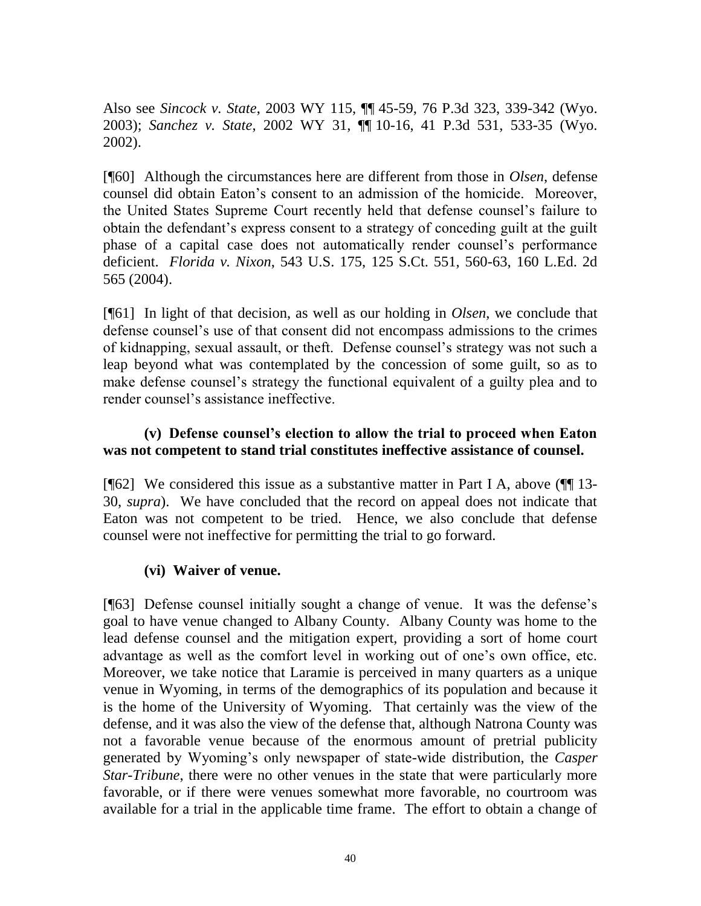Also see *Sincock v. State*, 2003 WY 115, ¶¶ 45-59, 76 P.3d 323, 339-342 (Wyo. 2003); *Sanchez v. State*, 2002 WY 31, ¶¶ 10-16, 41 P.3d 531, 533-35 (Wyo. 2002).

[¶60] Although the circumstances here are different from those in *Olsen*, defense counsel did obtain Eaton's consent to an admission of the homicide. Moreover, the United States Supreme Court recently held that defense counsel's failure to obtain the defendant's express consent to a strategy of conceding guilt at the guilt phase of a capital case does not automatically render counsel's performance deficient. *Florida v. Nixon*, 543 U.S. 175, 125 S.Ct. 551, 560-63, 160 L.Ed. 2d 565 (2004).

[¶61] In light of that decision, as well as our holding in *Olsen*, we conclude that defense counsel's use of that consent did not encompass admissions to the crimes of kidnapping, sexual assault, or theft. Defense counsel's strategy was not such a leap beyond what was contemplated by the concession of some guilt, so as to make defense counsel's strategy the functional equivalent of a guilty plea and to render counsel's assistance ineffective.

**(v) Defense counsel's election to allow the trial to proceed when Eaton was not competent to stand trial constitutes ineffective assistance of counsel.**

[¶62] We considered this issue as a substantive matter in Part I A, above (¶¶ 13-30, *supra*). We have concluded that the record on appeal does not indicate that Eaton was not competent to be tried. Hence, we also conclude that defense counsel were not ineffective for permitting the trial to go forward.

**(vi) Waiver of venue.**

[¶63] Defense counsel initially sought a change of venue. It was the defense's goal to have venue changed to Albany County. Albany County was home to the lead defense counsel and the mitigation expert, providing a sort of home court advantage as well as the comfort level in working out of one's own office, etc. Moreover, we take notice that Laramie is perceived in many quarters as a unique venue in Wyoming, in terms of the demographics of its population and because it is the home of the University of Wyoming. That certainly was the view of the defense, and it was also the view of the defense that, although Natrona County was not a favorable venue because of the enormous amount of pretrial publicity generated by Wyoming's only newspaper of state-wide distribution, the *Casper Star-Tribune*, there were no other venues in the state that were particularly more favorable, or if there were venues somewhat more favorable, no courtroom was available for a trial in the applicable time frame. The effort to obtain a change of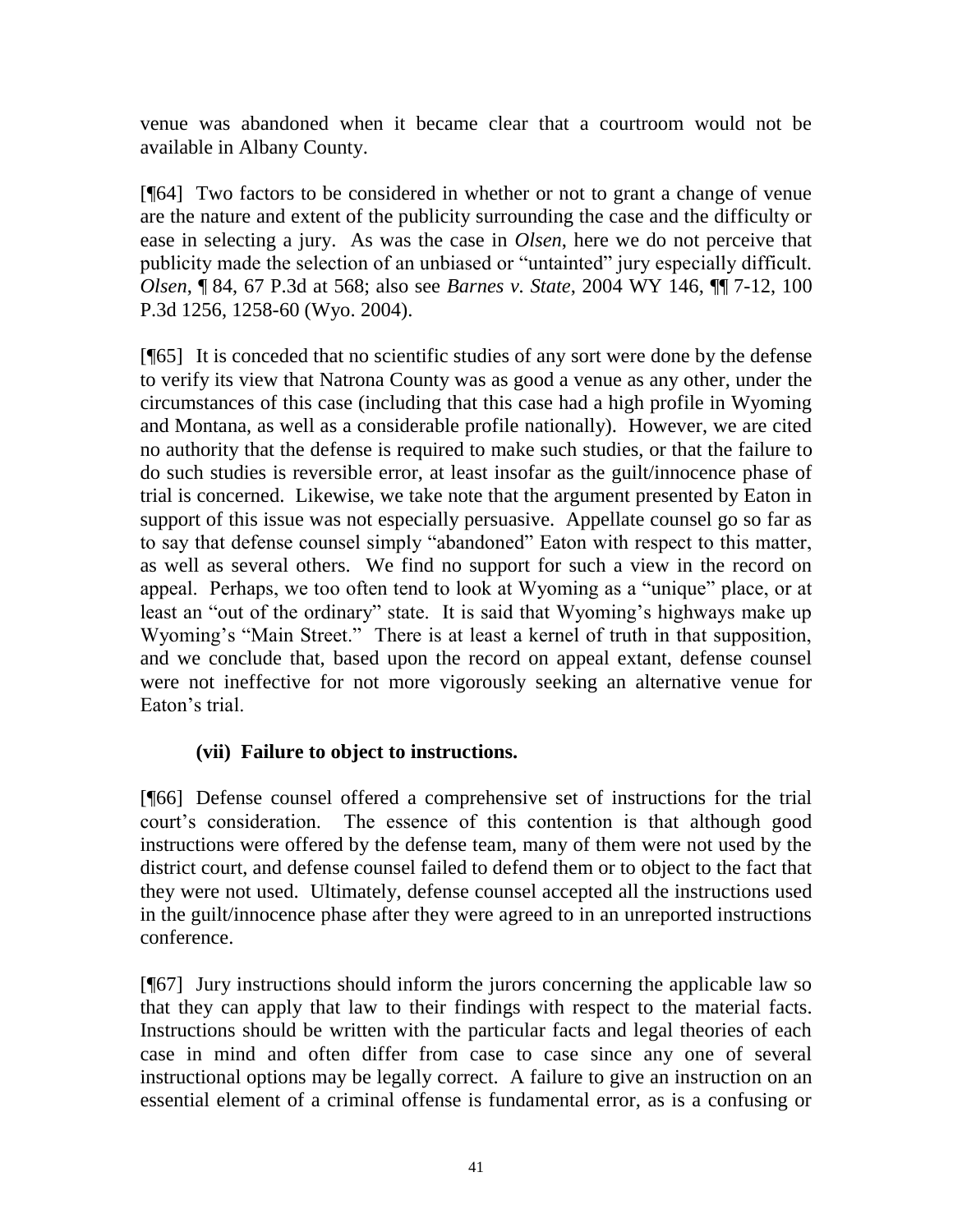venue was abandoned when it became clear that a courtroom would not be available in Albany County.

[¶64] Two factors to be considered in whether or not to grant a change of venue are the nature and extent of the publicity surrounding the case and the difficulty or ease in selecting a jury. As was the case in *Olsen*, here we do not perceive that publicity made the selection of an unbiased or "untainted" jury especially difficult. *Olsen*, ¶ 84, 67 P.3d at 568; also see *Barnes v. State*, 2004 WY 146, ¶¶ 7-12, 100 P.3d 1256, 1258-60 (Wyo. 2004).

[¶65] It is conceded that no scientific studies of any sort were done by the defense to verify its view that Natrona County was as good a venue as any other, under the circumstances of this case (including that this case had a high profile in Wyoming and Montana, as well as a considerable profile nationally). However, we are cited no authority that the defense is required to make such studies, or that the failure to do such studies is reversible error, at least insofar as the guilt/innocence phase of trial is concerned. Likewise, we take note that the argument presented by Eaton in support of this issue was not especially persuasive. Appellate counsel go so far as to say that defense counsel simply "abandoned" Eaton with respect to this matter, as well as several others. We find no support for such a view in the record on appeal. Perhaps, we too often tend to look at Wyoming as a "unique" place, or at least an "out of the ordinary" state. It is said that Wyoming's highways make up Wyoming's "Main Street." There is at least a kernel of truth in that supposition, and we conclude that, based upon the record on appeal extant, defense counsel were not ineffective for not more vigorously seeking an alternative venue for Eaton's trial.

### (vii) Failure to object to instructions.

[¶66] Defense counsel offered a comprehensive set of instructions for the trial court's consideration. The essence of this contention is that although good instructions were offered by the defense team, many of them were not used by the district court, and defense counsel failed to defend them or to object to the fact that they were not used. Ultimately, defense counsel accepted all the instructions used in the guilt/innocence phase after they were agreed to in an unreported instructions conference.

[¶67] Jury instructions should inform the jurors concerning the applicable law so that they can apply that law to their findings with respect to the material facts. Instructions should be written with the particular facts and legal theories of each case in mind and often differ from case to case since any one of several instructional options may be legally correct. A failure to give an instruction on an essential element of a criminal offense is fundamental error, as is a confusing or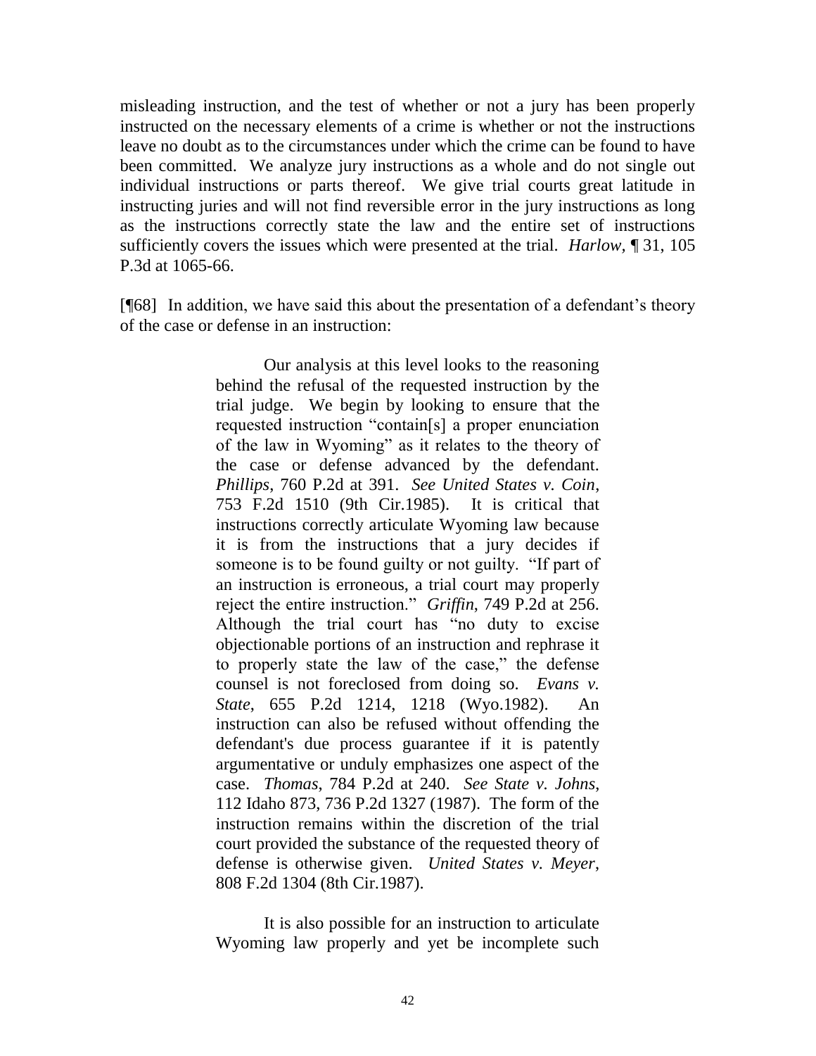misleading instruction, and the test of whether or not a jury has been properly instructed on the necessary elements of a crime is whether or not the instructions leave no doubt as to the circumstances under which the crime can be found to have been committed. We analyze jury instructions as a whole and do not single out individual instructions or parts thereof. We give trial courts great latitude in instructing juries and will not find reversible error in the jury instructions as long as the instructions correctly state the law and the entire set of instructions sufficiently covers the issues which were presented at the trial. *Harlow*, ¶ 31, 105 P.3d at 1065-66.

[¶68] In addition, we have said this about the presentation of a defendant's theory of the case or defense in an instruction:

> Our analysis at this level looks to the reasoning behind the refusal of the requested instruction by the trial judge. We begin by looking to ensure that the requested instruction "contain[s] a proper enunciation of the law in Wyoming" as it relates to the theory of the case or defense advanced by the defendant. *Phillips*, 760 P.2d at 391. *See United States v. Coin*, 753 F.2d 1510 (9th Cir.1985). It is critical that instructions correctly articulate Wyoming law because it is from the instructions that a jury decides if someone is to be found guilty or not guilty. "If part of an instruction is erroneous, a trial court may properly reject the entire instruction." *Griffin*, 749 P.2d at 256. Although the trial court has "no duty to excise objectionable portions of an instruction and rephrase it to properly state the law of the case," the defense counsel is not foreclosed from doing so. *Evans v. State*, 655 P.2d 1214, 1218 (Wyo.1982). An instruction can also be refused without offending the defendant's due process guarantee if it is patently argumentative or unduly emphasizes one aspect of the case. *Thomas*, 784 P.2d at 240. *See State v. Johns*, 112 Idaho 873, 736 P.2d 1327 (1987). The form of the instruction remains within the discretion of the trial court provided the substance of the requested theory of defense is otherwise given. *United States v. Meyer*, 808 F.2d 1304 (8th Cir.1987).
>
> It is also possible for an instruction to articulate Wyoming law properly and yet be incomplete such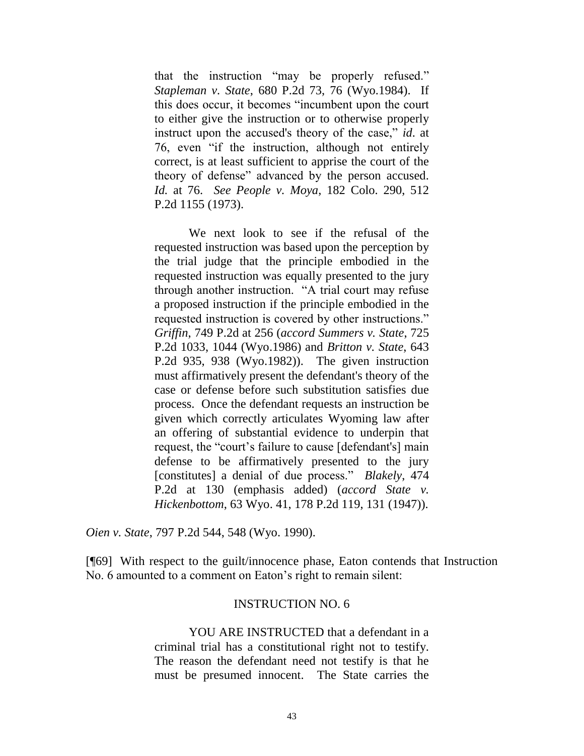> that the instruction "may be properly refused." *Stapleman v. State*, 680 P.2d 73, 76 (Wyo.1984). If this does occur, it becomes "incumbent upon the court to either give the instruction or to otherwise properly instruct upon the accused's theory of the case," *id*. at 76, even "if the instruction, although not entirely correct, is at least sufficient to apprise the court of the theory of defense" advanced by the person accused. *Id.* at 76. *See People v. Moya*, 182 Colo. 290, 512 P.2d 1155 (1973).
>
> We next look to see if the refusal of the requested instruction was based upon the perception by the trial judge that the principle embodied in the requested instruction was equally presented to the jury through another instruction. "A trial court may refuse a proposed instruction if the principle embodied in the requested instruction is covered by other instructions." *Griffin*, 749 P.2d at 256 (*accord Summers v. State*, 725 P.2d 1033, 1044 (Wyo.1986) and *Britton v. State*, 643 P.2d 935, 938 (Wyo.1982)). The given instruction must affirmatively present the defendant's theory of the case or defense before such substitution satisfies due process. Once the defendant requests an instruction be given which correctly articulates Wyoming law after an offering of substantial evidence to underpin that request, the "court's failure to cause [defendant's] main defense to be affirmatively presented to the jury [constitutes] a denial of due process." *Blakely*, 474 P.2d at 130 (emphasis added) (*accord State v. Hickenbottom*, 63 Wyo. 41, 178 P.2d 119, 131 (1947)).

*Oien v. State*, 797 P.2d 544, 548 (Wyo. 1990).

[¶69] With respect to the guilt/innocence phase, Eaton contends that Instruction No. 6 amounted to a comment on Eaton's right to remain silent:

> INSTRUCTION NO. 6
>
> YOU ARE INSTRUCTED that a defendant in a criminal trial has a constitutional right not to testify. The reason the defendant need not testify is that he must be presumed innocent. The State carries the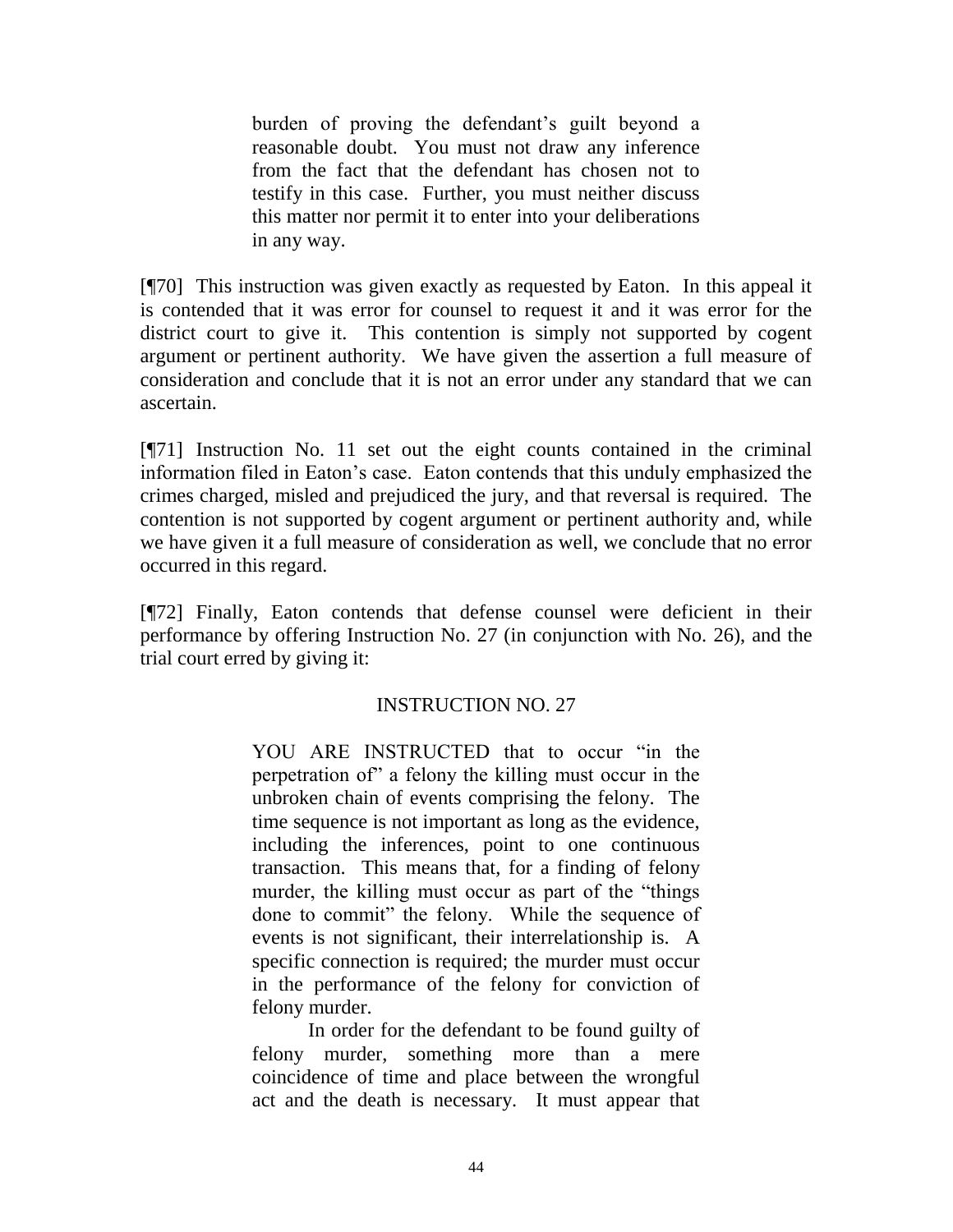> burden of proving the defendant's guilt beyond a reasonable doubt. You must not draw any inference from the fact that the defendant has chosen not to testify in this case. Further, you must neither discuss this matter nor permit it to enter into your deliberations in any way.

[¶70] This instruction was given exactly as requested by Eaton. In this appeal it is contended that it was error for counsel to request it and it was error for the district court to give it. This contention is simply not supported by cogent argument or pertinent authority. We have given the assertion a full measure of consideration and conclude that it is not an error under any standard that we can ascertain.

[¶71] Instruction No. 11 set out the eight counts contained in the criminal information filed in Eaton's case. Eaton contends that this unduly emphasized the crimes charged, misled and prejudiced the jury, and that reversal is required. The contention is not supported by cogent argument or pertinent authority and, while we have given it a full measure of consideration as well, we conclude that no error occurred in this regard.

[¶72] Finally, Eaton contends that defense counsel were deficient in their performance by offering Instruction No. 27 (in conjunction with No. 26), and the trial court erred by giving it:

> INSTRUCTION NO. 27
>
> YOU ARE INSTRUCTED that to occur "in the perpetration of" a felony the killing must occur in the unbroken chain of events comprising the felony. The time sequence is not important as long as the evidence, including the inferences, point to one continuous transaction. This means that, for a finding of felony murder, the killing must occur as part of the "things done to commit" the felony. While the sequence of events is not significant, their interrelationship is. A specific connection is required; the murder must occur in the performance of the felony for conviction of felony murder.
>
> In order for the defendant to be found guilty of felony murder, something more than a mere coincidence of time and place between the wrongful act and the death is necessary. It must appear that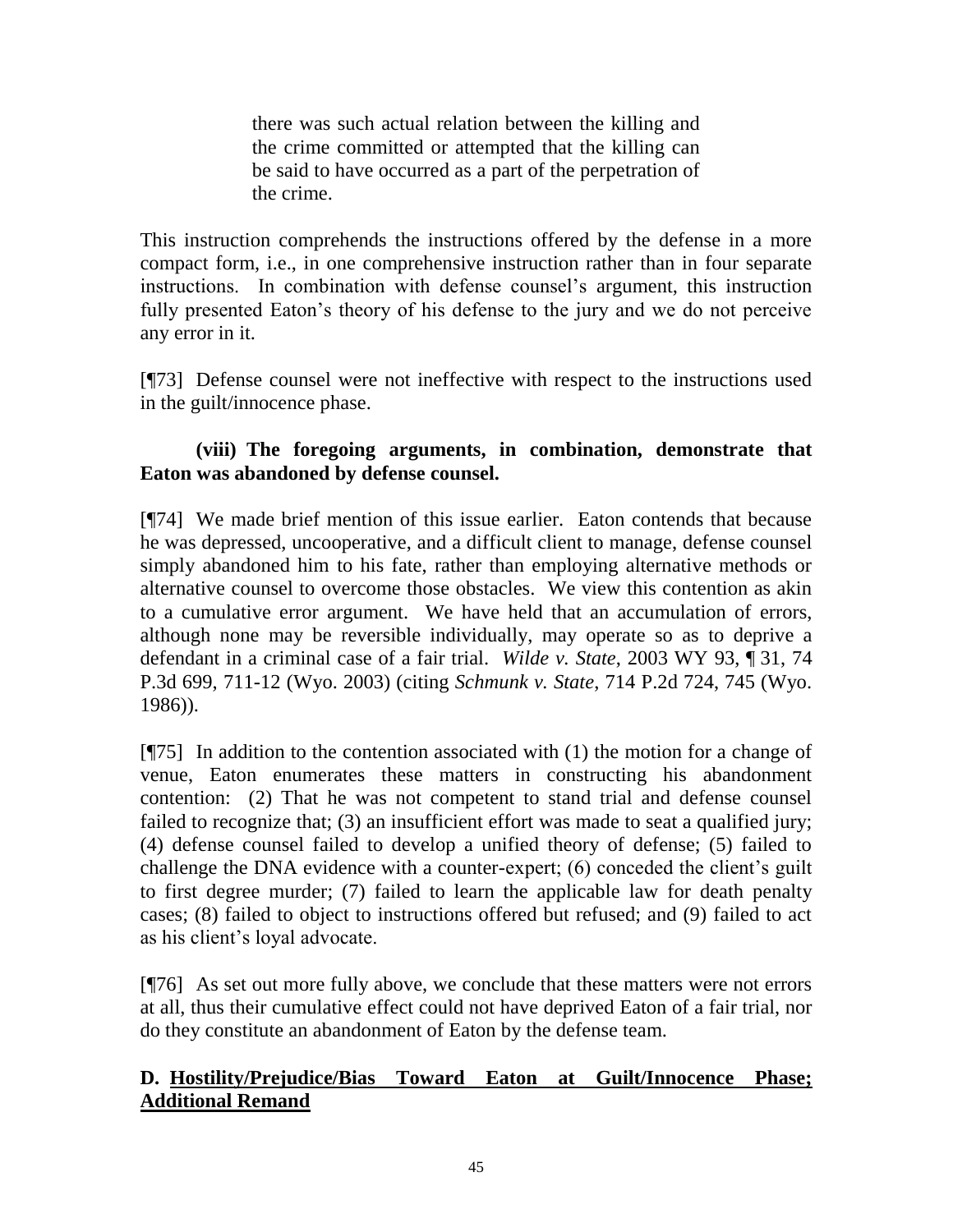> there was such actual relation between the killing and the crime committed or attempted that the killing can be said to have occurred as a part of the perpetration of the crime.

This instruction comprehends the instructions offered by the defense in a more compact form, i.e., in one comprehensive instruction rather than in four separate instructions. In combination with defense counsel's argument, this instruction fully presented Eaton's theory of his defense to the jury and we do not perceive any error in it.

[¶73] Defense counsel were not ineffective with respect to the instructions used in the guilt/innocence phase.

**(viii) The foregoing arguments, in combination, demonstrate that Eaton was abandoned by defense counsel.**

[¶74] We made brief mention of this issue earlier. Eaton contends that because he was depressed, uncooperative, and a difficult client to manage, defense counsel simply abandoned him to his fate, rather than employing alternative methods or alternative counsel to overcome those obstacles. We view this contention as akin to a cumulative error argument. We have held that an accumulation of errors, although none may be reversible individually, may operate so as to deprive a defendant in a criminal case of a fair trial. *Wilde v. State*, 2003 WY 93, ¶ 31, 74 P.3d 699, 711-12 (Wyo. 2003) (citing *Schmunk v. State*, 714 P.2d 724, 745 (Wyo. 1986)).

[¶75] In addition to the contention associated with (1) the motion for a change of venue, Eaton enumerates these matters in constructing his abandonment contention: (2) That he was not competent to stand trial and defense counsel failed to recognize that; (3) an insufficient effort was made to seat a qualified jury; (4) defense counsel failed to develop a unified theory of defense; (5) failed to challenge the DNA evidence with a counter-expert; (6) conceded the client's guilt to first degree murder; (7) failed to learn the applicable law for death penalty cases; (8) failed to object to instructions offered but refused; and (9) failed to act as his client's loyal advocate.

[¶76] As set out more fully above, we conclude that these matters were not errors at all, thus their cumulative effect could not have deprived Eaton of a fair trial, nor do they constitute an abandonment of Eaton by the defense team.

**D. <u>Hostility/Prejudice/Bias Toward Eaton at Guilt/Innocence Phase; Additional Remand</u>**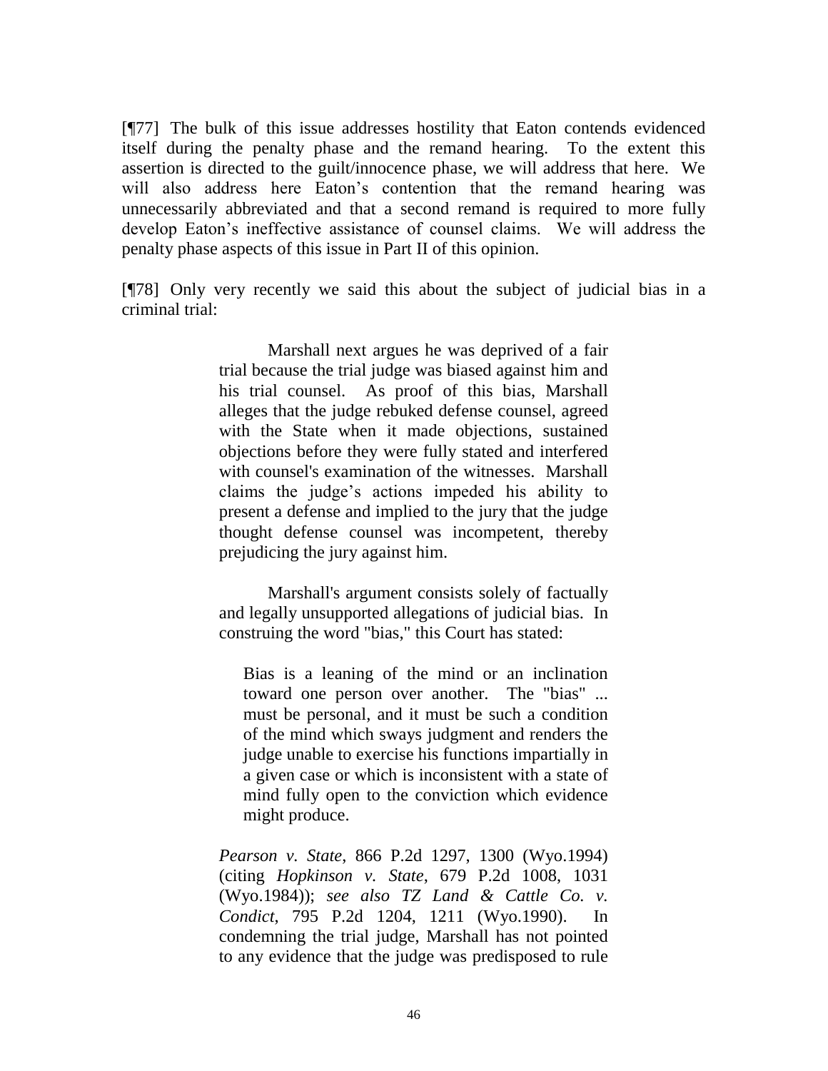[¶77] The bulk of this issue addresses hostility that Eaton contends evidenced itself during the penalty phase and the remand hearing. To the extent this assertion is directed to the guilt/innocence phase, we will address that here. We will also address here Eaton's contention that the remand hearing was unnecessarily abbreviated and that a second remand is required to more fully develop Eaton's ineffective assistance of counsel claims. We will address the penalty phase aspects of this issue in Part II of this opinion.

[¶78] Only very recently we said this about the subject of judicial bias in a criminal trial:

> Marshall next argues he was deprived of a fair trial because the trial judge was biased against him and his trial counsel. As proof of this bias, Marshall alleges that the judge rebuked defense counsel, agreed with the State when it made objections, sustained objections before they were fully stated and interfered with counsel's examination of the witnesses. Marshall claims the judge's actions impeded his ability to present a defense and implied to the jury that the judge thought defense counsel was incompetent, thereby prejudicing the jury against him.
>
> Marshall's argument consists solely of factually and legally unsupported allegations of judicial bias. In construing the word "bias," this Court has stated:
>
> > Bias is a leaning of the mind or an inclination toward one person over another. The "bias" ... must be personal, and it must be such a condition of the mind which sways judgment and renders the judge unable to exercise his functions impartially in a given case or which is inconsistent with a state of mind fully open to the conviction which evidence might produce.
>
> *Pearson v. State*, 866 P.2d 1297, 1300 (Wyo.1994) (citing *Hopkinson v. State*, 679 P.2d 1008, 1031 (Wyo.1984)); *see also TZ Land & Cattle Co. v. Condict*, 795 P.2d 1204, 1211 (Wyo.1990). In condemning the trial judge, Marshall has not pointed to any evidence that the judge was predisposed to rule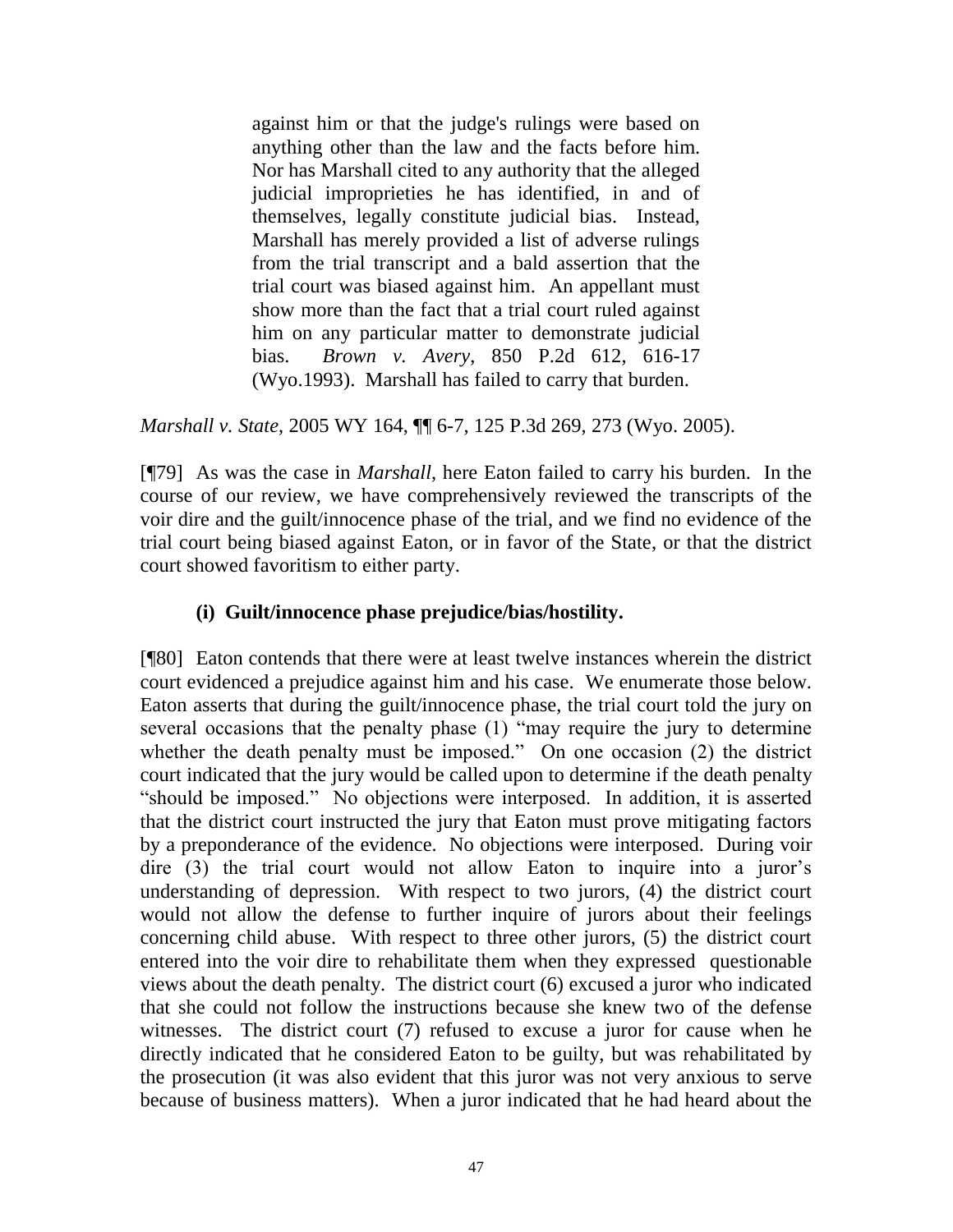> against him or that the judge's rulings were based on anything other than the law and the facts before him. Nor has Marshall cited to any authority that the alleged judicial improprieties he has identified, in and of themselves, legally constitute judicial bias. Instead, Marshall has merely provided a list of adverse rulings from the trial transcript and a bald assertion that the trial court was biased against him. An appellant must show more than the fact that a trial court ruled against him on any particular matter to demonstrate judicial bias. *Brown v. Avery*, 850 P.2d 612, 616-17 (Wyo.1993). Marshall has failed to carry that burden.

*Marshall v. State*, 2005 WY 164, ¶¶ 6-7, 125 P.3d 269, 273 (Wyo. 2005).

[¶79] As was the case in *Marshall*, here Eaton failed to carry his burden. In the course of our review, we have comprehensively reviewed the transcripts of the voir dire and the guilt/innocence phase of the trial, and we find no evidence of the trial court being biased against Eaton, or in favor of the State, or that the district court showed favoritism to either party.

**(i) Guilt/innocence phase prejudice/bias/hostility.**

[¶80] Eaton contends that there were at least twelve instances wherein the district court evidenced a prejudice against him and his case. We enumerate those below. Eaton asserts that during the guilt/innocence phase, the trial court told the jury on several occasions that the penalty phase (1) "may require the jury to determine whether the death penalty must be imposed." On one occasion (2) the district court indicated that the jury would be called upon to determine if the death penalty "should be imposed." No objections were interposed. In addition, it is asserted that the district court instructed the jury that Eaton must prove mitigating factors by a preponderance of the evidence. No objections were interposed. During voir dire (3) the trial court would not allow Eaton to inquire into a juror's understanding of depression. With respect to two jurors, (4) the district court would not allow the defense to further inquire of jurors about their feelings concerning child abuse. With respect to three other jurors, (5) the district court entered into the voir dire to rehabilitate them when they expressed questionable views about the death penalty. The district court (6) excused a juror who indicated that she could not follow the instructions because she knew two of the defense witnesses. The district court (7) refused to excuse a juror for cause when he directly indicated that he considered Eaton to be guilty, but was rehabilitated by the prosecution (it was also evident that this juror was not very anxious to serve because of business matters). When a juror indicated that he had heard about the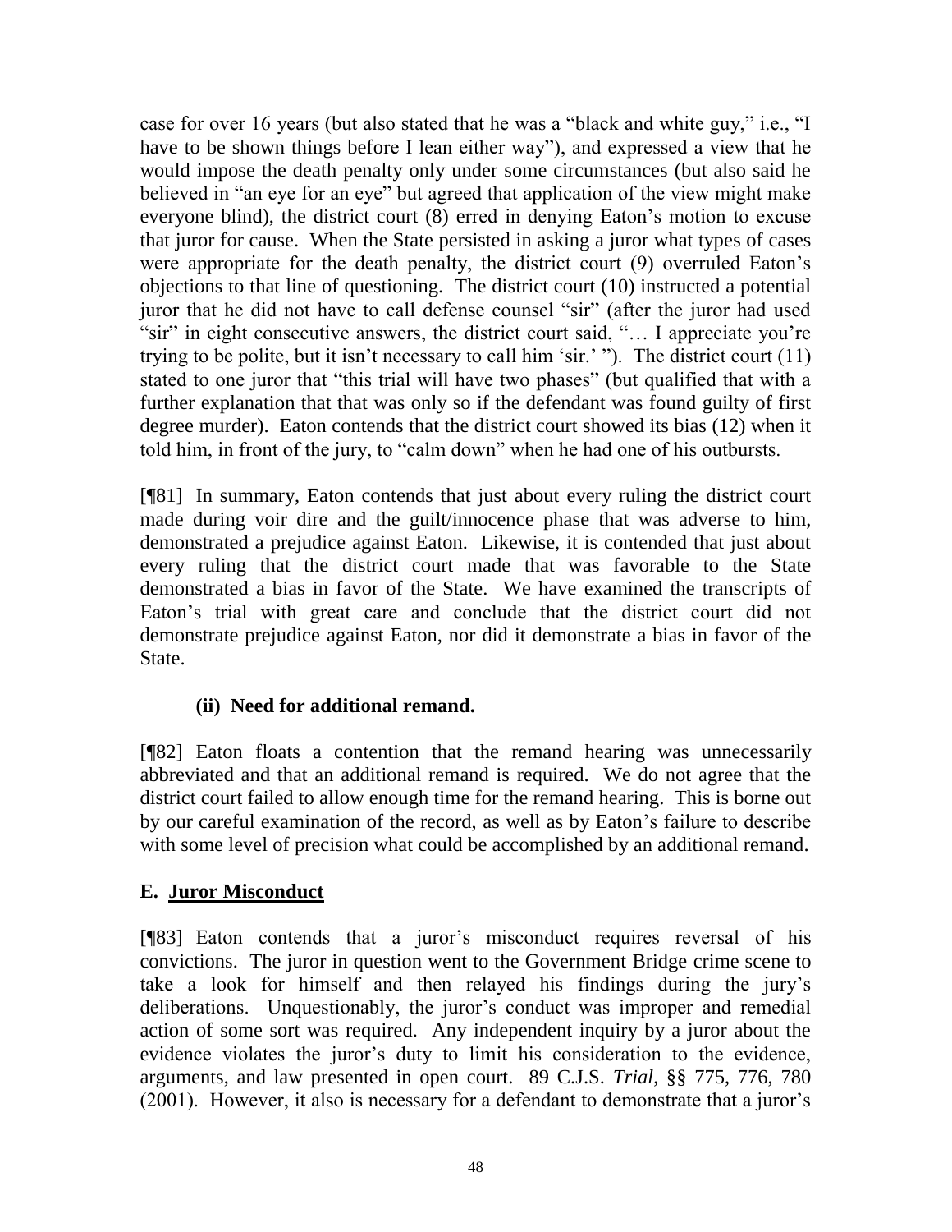case for over 16 years (but also stated that he was a "black and white guy," i.e., "I have to be shown things before I lean either way"), and expressed a view that he would impose the death penalty only under some circumstances (but also said he believed in "an eye for an eye" but agreed that application of the view might make everyone blind), the district court (8) erred in denying Eaton's motion to excuse that juror for cause. When the State persisted in asking a juror what types of cases were appropriate for the death penalty, the district court (9) overruled Eaton's objections to that line of questioning. The district court (10) instructed a potential juror that he did not have to call defense counsel "sir" (after the juror had used "sir" in eight consecutive answers, the district court said, "… I appreciate you're trying to be polite, but it isn't necessary to call him 'sir.' "). The district court (11) stated to one juror that "this trial will have two phases" (but qualified that with a further explanation that that was only so if the defendant was found guilty of first degree murder). Eaton contends that the district court showed its bias (12) when it told him, in front of the jury, to "calm down" when he had one of his outbursts.

[¶81] In summary, Eaton contends that just about every ruling the district court made during voir dire and the guilt/innocence phase that was adverse to him, demonstrated a prejudice against Eaton. Likewise, it is contended that just about every ruling that the district court made that was favorable to the State demonstrated a bias in favor of the State. We have examined the transcripts of Eaton's trial with great care and conclude that the district court did not demonstrate prejudice against Eaton, nor did it demonstrate a bias in favor of the State.

**(ii) Need for additional remand.**

[¶82] Eaton floats a contention that the remand hearing was unnecessarily abbreviated and that an additional remand is required. We do not agree that the district court failed to allow enough time for the remand hearing. This is borne out by our careful examination of the record, as well as by Eaton's failure to describe with some level of precision what could be accomplished by an additional remand.

## E. Juror Misconduct

[¶83] Eaton contends that a juror's misconduct requires reversal of his convictions. The juror in question went to the Government Bridge crime scene to take a look for himself and then relayed his findings during the jury's deliberations. Unquestionably, the juror's conduct was improper and remedial action of some sort was required. Any independent inquiry by a juror about the evidence violates the juror's duty to limit his consideration to the evidence, arguments, and law presented in open court. 89 C.J.S. *Trial*, §§ 775, 776, 780 (2001). However, it also is necessary for a defendant to demonstrate that a juror's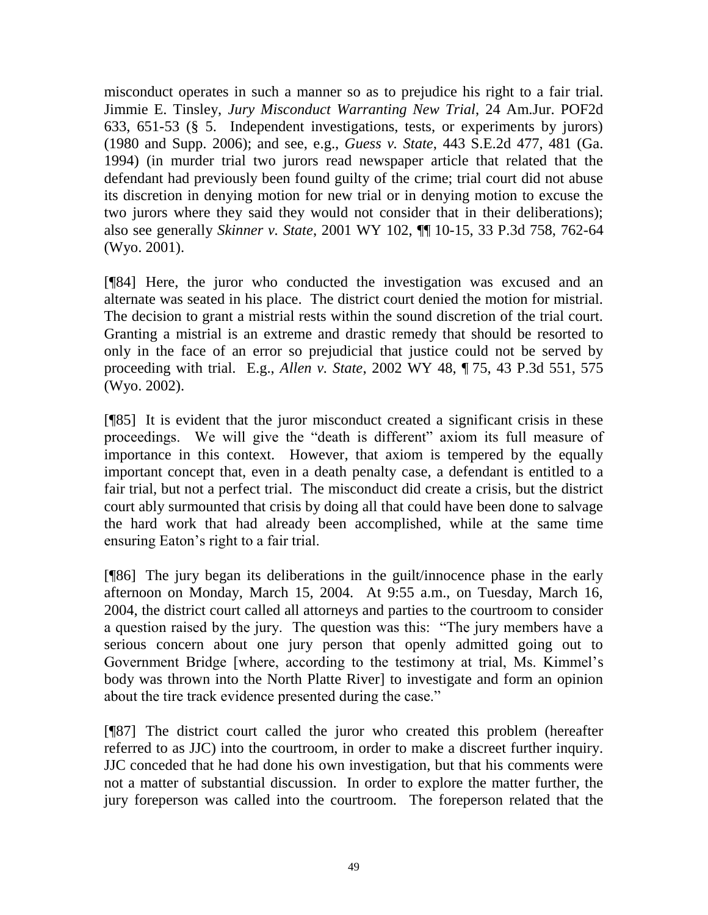misconduct operates in such a manner so as to prejudice his right to a fair trial. Jimmie E. Tinsley, *Jury Misconduct Warranting New Trial*, 24 Am.Jur. POF2d 633, 651-53 (§ 5. Independent investigations, tests, or experiments by jurors) (1980 and Supp. 2006); and see, e.g., *Guess v. State*, 443 S.E.2d 477, 481 (Ga. 1994) (in murder trial two jurors read newspaper article that related that the defendant had previously been found guilty of the crime; trial court did not abuse its discretion in denying motion for new trial or in denying motion to excuse the two jurors where they said they would not consider that in their deliberations); also see generally *Skinner v. State*, 2001 WY 102, ¶¶ 10-15, 33 P.3d 758, 762-64 (Wyo. 2001).

[¶84] Here, the juror who conducted the investigation was excused and an alternate was seated in his place. The district court denied the motion for mistrial. The decision to grant a mistrial rests within the sound discretion of the trial court. Granting a mistrial is an extreme and drastic remedy that should be resorted to only in the face of an error so prejudicial that justice could not be served by proceeding with trial. E.g., *Allen v. State*, 2002 WY 48, ¶ 75, 43 P.3d 551, 575 (Wyo. 2002).

[¶85] It is evident that the juror misconduct created a significant crisis in these proceedings. We will give the "death is different" axiom its full measure of importance in this context. However, that axiom is tempered by the equally important concept that, even in a death penalty case, a defendant is entitled to a fair trial, but not a perfect trial. The misconduct did create a crisis, but the district court ably surmounted that crisis by doing all that could have been done to salvage the hard work that had already been accomplished, while at the same time ensuring Eaton's right to a fair trial.

[¶86] The jury began its deliberations in the guilt/innocence phase in the early afternoon on Monday, March 15, 2004. At 9:55 a.m., on Tuesday, March 16, 2004, the district court called all attorneys and parties to the courtroom to consider a question raised by the jury. The question was this: "The jury members have a serious concern about one jury person that openly admitted going out to Government Bridge [where, according to the testimony at trial, Ms. Kimmel's body was thrown into the North Platte River] to investigate and form an opinion about the tire track evidence presented during the case."

[¶87] The district court called the juror who created this problem (hereafter referred to as JJC) into the courtroom, in order to make a discreet further inquiry. JJC conceded that he had done his own investigation, but that his comments were not a matter of substantial discussion. In order to explore the matter further, the jury foreperson was called into the courtroom. The foreperson related that the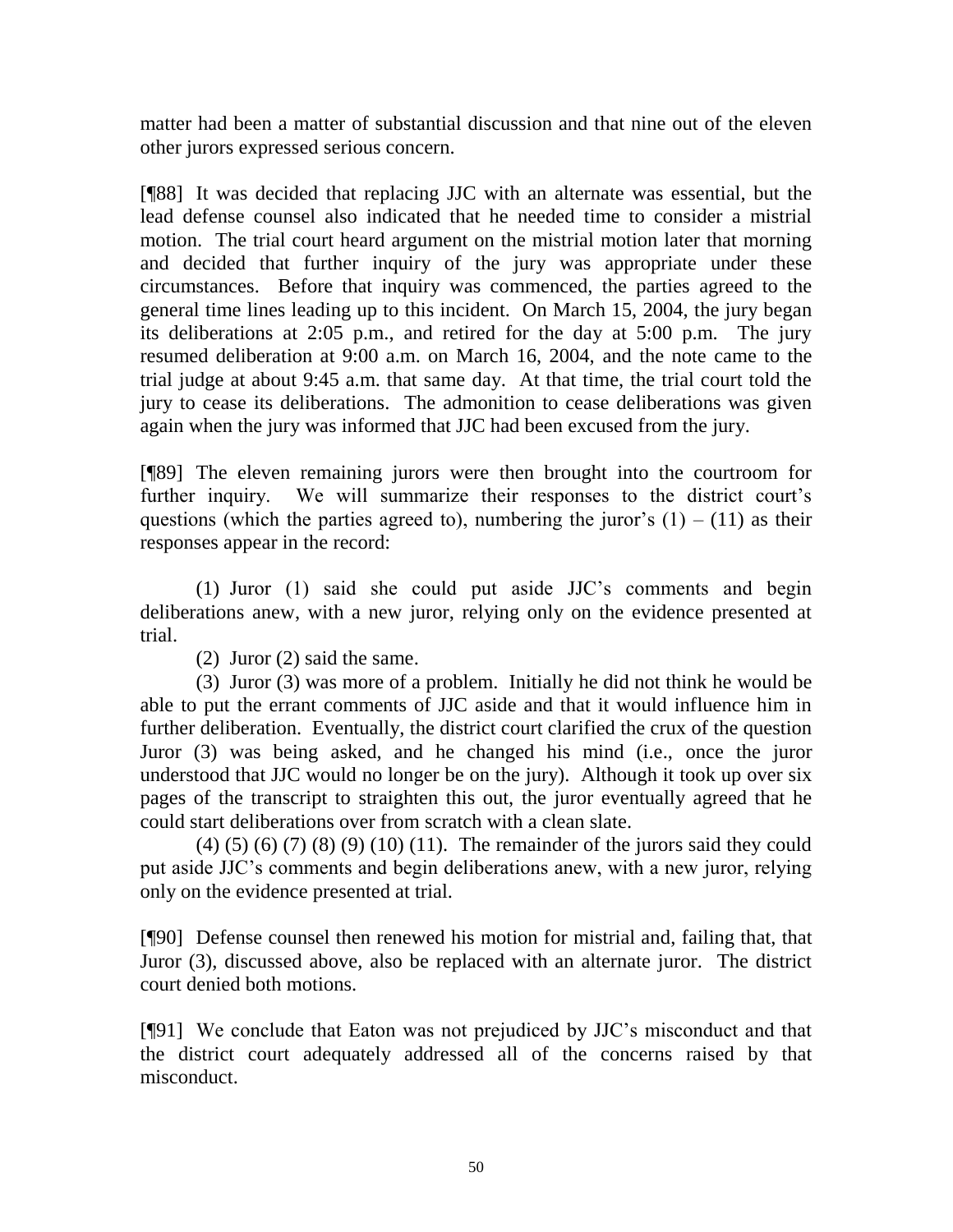matter had been a matter of substantial discussion and that nine out of the eleven other jurors expressed serious concern.

[¶88] It was decided that replacing JJC with an alternate was essential, but the lead defense counsel also indicated that he needed time to consider a mistrial motion. The trial court heard argument on the mistrial motion later that morning and decided that further inquiry of the jury was appropriate under these circumstances. Before that inquiry was commenced, the parties agreed to the general time lines leading up to this incident. On March 15, 2004, the jury began its deliberations at 2:05 p.m., and retired for the day at 5:00 p.m. The jury resumed deliberation at 9:00 a.m. on March 16, 2004, and the note came to the trial judge at about 9:45 a.m. that same day. At that time, the trial court told the jury to cease its deliberations. The admonition to cease deliberations was given again when the jury was informed that JJC had been excused from the jury.

[¶89] The eleven remaining jurors were then brought into the courtroom for further inquiry. We will summarize their responses to the district court's questions (which the parties agreed to), numbering the juror's (1) – (11) as their responses appear in the record:

(1) Juror (1) said she could put aside JJC's comments and begin deliberations anew, with a new juror, relying only on the evidence presented at trial.

(2) Juror (2) said the same.

(3) Juror (3) was more of a problem. Initially he did not think he would be able to put the errant comments of JJC aside and that it would influence him in further deliberation. Eventually, the district court clarified the crux of the question Juror (3) was being asked, and he changed his mind (i.e., once the juror understood that JJC would no longer be on the jury). Although it took up over six pages of the transcript to straighten this out, the juror eventually agreed that he could start deliberations over from scratch with a clean slate.

(4) (5) (6) (7) (8) (9) (10) (11). The remainder of the jurors said they could put aside JJC's comments and begin deliberations anew, with a new juror, relying only on the evidence presented at trial.

[¶90] Defense counsel then renewed his motion for mistrial and, failing that, that Juror (3), discussed above, also be replaced with an alternate juror. The district court denied both motions.

[¶91] We conclude that Eaton was not prejudiced by JJC's misconduct and that the district court adequately addressed all of the concerns raised by that misconduct.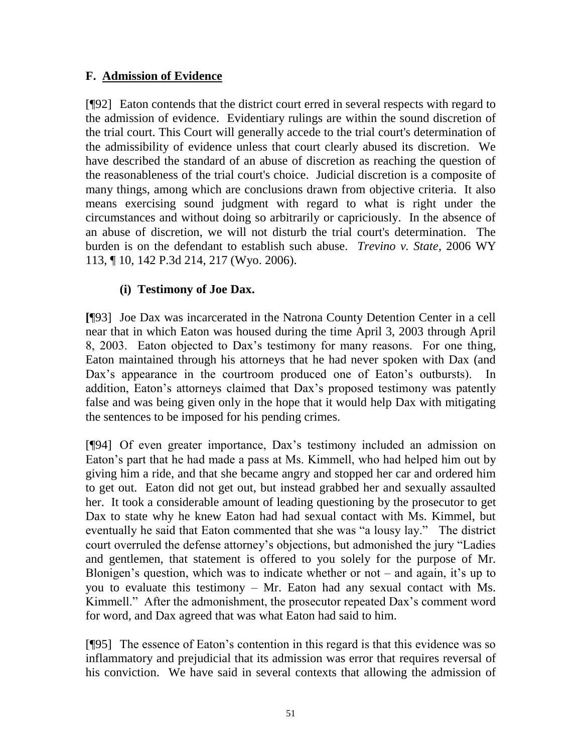## F. Admission of Evidence

[¶92] Eaton contends that the district court erred in several respects with regard to the admission of evidence. Evidentiary rulings are within the sound discretion of the trial court. This Court will generally accede to the trial court's determination of the admissibility of evidence unless that court clearly abused its discretion. We have described the standard of an abuse of discretion as reaching the question of the reasonableness of the trial court's choice. Judicial discretion is a composite of many things, among which are conclusions drawn from objective criteria. It also means exercising sound judgment with regard to what is right under the circumstances and without doing so arbitrarily or capriciously. In the absence of an abuse of discretion, we will not disturb the trial court's determination. The burden is on the defendant to establish such abuse. *Trevino v. State*, 2006 WY 113, ¶ 10, 142 P.3d 214, 217 (Wyo. 2006).

### (i) Testimony of Joe Dax.

[¶93] Joe Dax was incarcerated in the Natrona County Detention Center in a cell near that in which Eaton was housed during the time April 3, 2003 through April 8, 2003. Eaton objected to Dax's testimony for many reasons. For one thing, Eaton maintained through his attorneys that he had never spoken with Dax (and Dax's appearance in the courtroom produced one of Eaton's outbursts). In addition, Eaton's attorneys claimed that Dax's proposed testimony was patently false and was being given only in the hope that it would help Dax with mitigating the sentences to be imposed for his pending crimes.

[¶94] Of even greater importance, Dax's testimony included an admission on Eaton's part that he had made a pass at Ms. Kimmell, who had helped him out by giving him a ride, and that she became angry and stopped her car and ordered him to get out. Eaton did not get out, but instead grabbed her and sexually assaulted her. It took a considerable amount of leading questioning by the prosecutor to get Dax to state why he knew Eaton had had sexual contact with Ms. Kimmel, but eventually he said that Eaton commented that she was "a lousy lay." The district court overruled the defense attorney's objections, but admonished the jury "Ladies and gentlemen, that statement is offered to you solely for the purpose of Mr. Blonigen's question, which was to indicate whether or not – and again, it's up to you to evaluate this testimony – Mr. Eaton had any sexual contact with Ms. Kimmell." After the admonishment, the prosecutor repeated Dax's comment word for word, and Dax agreed that was what Eaton had said to him.

[¶95] The essence of Eaton's contention in this regard is that this evidence was so inflammatory and prejudicial that its admission was error that requires reversal of his conviction. We have said in several contexts that allowing the admission of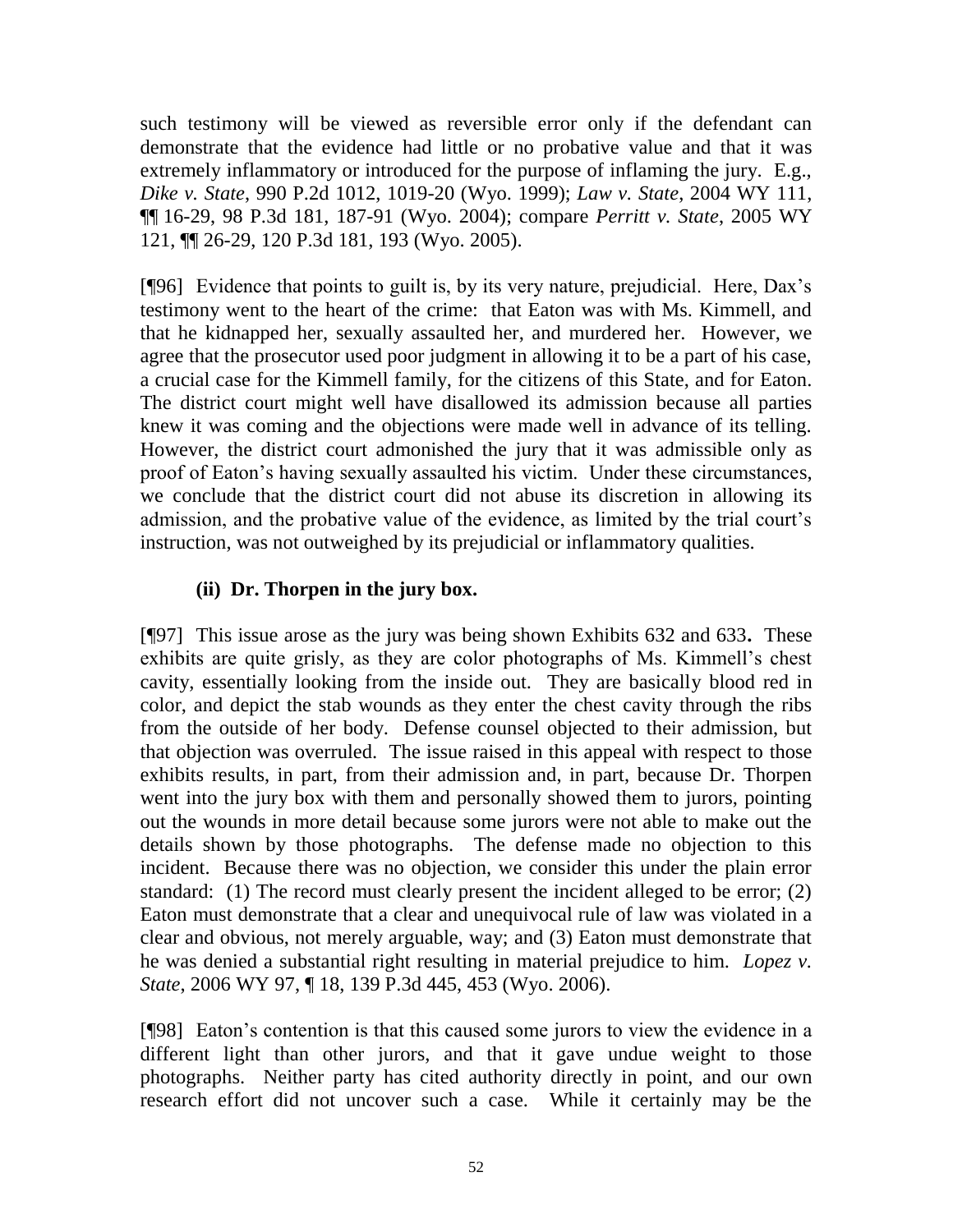such testimony will be viewed as reversible error only if the defendant can demonstrate that the evidence had little or no probative value and that it was extremely inflammatory or introduced for the purpose of inflaming the jury. E.g., *Dike v. State*, 990 P.2d 1012, 1019-20 (Wyo. 1999); *Law v. State*, 2004 WY 111, ¶¶ 16-29, 98 P.3d 181, 187-91 (Wyo. 2004); compare *Perritt v. State*, 2005 WY 121, ¶¶ 26-29, 120 P.3d 181, 193 (Wyo. 2005).

[¶96] Evidence that points to guilt is, by its very nature, prejudicial. Here, Dax's testimony went to the heart of the crime: that Eaton was with Ms. Kimmell, and that he kidnapped her, sexually assaulted her, and murdered her. However, we agree that the prosecutor used poor judgment in allowing it to be a part of his case, a crucial case for the Kimmell family, for the citizens of this State, and for Eaton. The district court might well have disallowed its admission because all parties knew it was coming and the objections were made well in advance of its telling. However, the district court admonished the jury that it was admissible only as proof of Eaton's having sexually assaulted his victim. Under these circumstances, we conclude that the district court did not abuse its discretion in allowing its admission, and the probative value of the evidence, as limited by the trial court's instruction, was not outweighed by its prejudicial or inflammatory qualities.

### (ii) Dr. Thorpen in the jury box.

[¶97] This issue arose as the jury was being shown Exhibits 632 and 633**.** These exhibits are quite grisly, as they are color photographs of Ms. Kimmell's chest cavity, essentially looking from the inside out. They are basically blood red in color, and depict the stab wounds as they enter the chest cavity through the ribs from the outside of her body. Defense counsel objected to their admission, but that objection was overruled. The issue raised in this appeal with respect to those exhibits results, in part, from their admission and, in part, because Dr. Thorpen went into the jury box with them and personally showed them to jurors, pointing out the wounds in more detail because some jurors were not able to make out the details shown by those photographs. The defense made no objection to this incident. Because there was no objection, we consider this under the plain error standard: (1) The record must clearly present the incident alleged to be error; (2) Eaton must demonstrate that a clear and unequivocal rule of law was violated in a clear and obvious, not merely arguable, way; and (3) Eaton must demonstrate that he was denied a substantial right resulting in material prejudice to him. *Lopez v. State*, 2006 WY 97, ¶ 18, 139 P.3d 445, 453 (Wyo. 2006).

[¶98] Eaton's contention is that this caused some jurors to view the evidence in a different light than other jurors, and that it gave undue weight to those photographs. Neither party has cited authority directly in point, and our own research effort did not uncover such a case. While it certainly may be the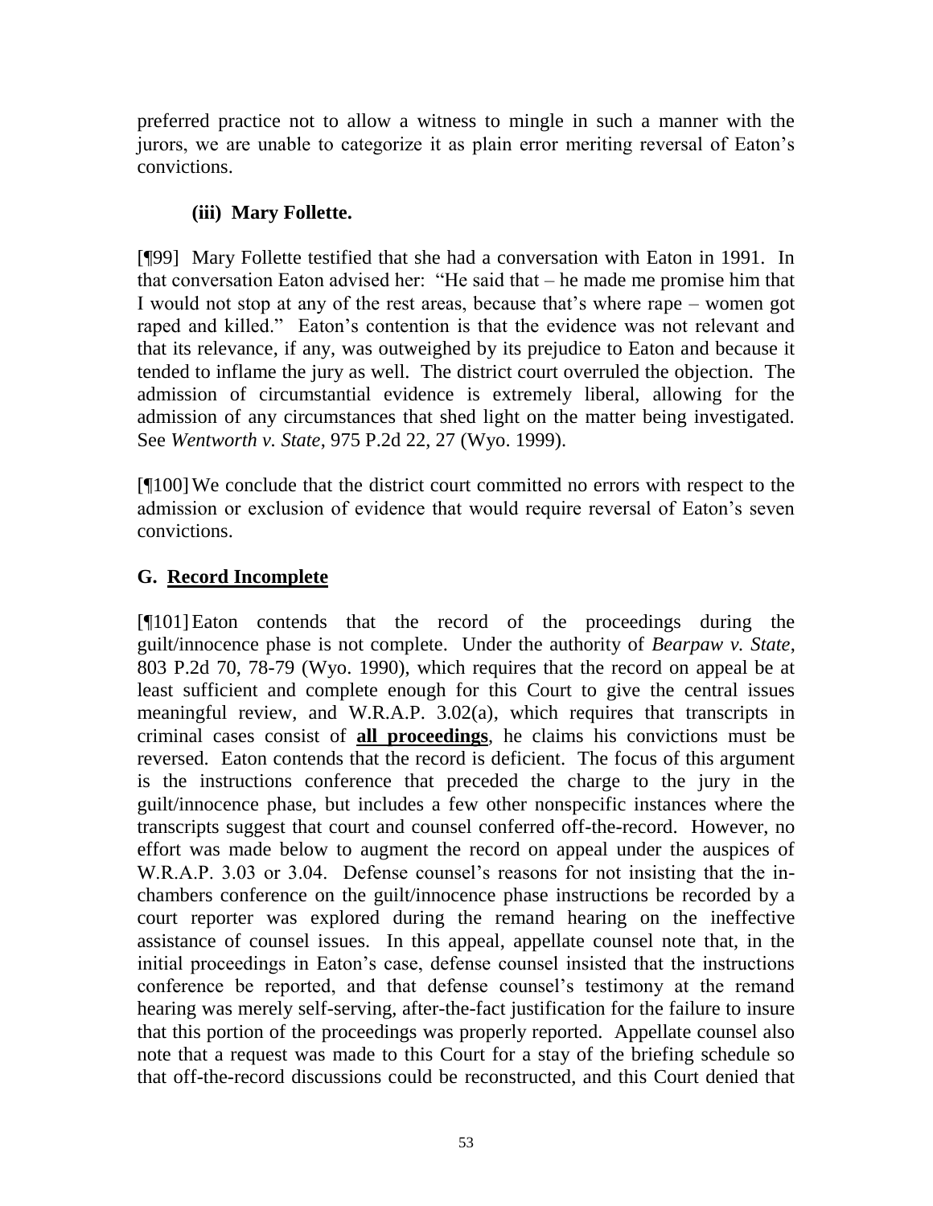preferred practice not to allow a witness to mingle in such a manner with the jurors, we are unable to categorize it as plain error meriting reversal of Eaton's convictions.

**(iii) Mary Follette.**

[¶99] Mary Follette testified that she had a conversation with Eaton in 1991. In that conversation Eaton advised her: "He said that – he made me promise him that I would not stop at any of the rest areas, because that's where rape – women got raped and killed." Eaton's contention is that the evidence was not relevant and that its relevance, if any, was outweighed by its prejudice to Eaton and because it tended to inflame the jury as well. The district court overruled the objection. The admission of circumstantial evidence is extremely liberal, allowing for the admission of any circumstances that shed light on the matter being investigated. See *Wentworth v. State*, 975 P.2d 22, 27 (Wyo. 1999).

[¶100] We conclude that the district court committed no errors with respect to the admission or exclusion of evidence that would require reversal of Eaton's seven convictions.

## G. Record Incomplete

[¶101] Eaton contends that the record of the proceedings during the guilt/innocence phase is not complete. Under the authority of *Bearpaw v. State*, 803 P.2d 70, 78-79 (Wyo. 1990), which requires that the record on appeal be at least sufficient and complete enough for this Court to give the central issues meaningful review, and W.R.A.P. 3.02(a), which requires that transcripts in criminal cases consist of **all proceedings**, he claims his convictions must be reversed. Eaton contends that the record is deficient. The focus of this argument is the instructions conference that preceded the charge to the jury in the guilt/innocence phase, but includes a few other nonspecific instances where the transcripts suggest that court and counsel conferred off-the-record. However, no effort was made below to augment the record on appeal under the auspices of W.R.A.P. 3.03 or 3.04. Defense counsel's reasons for not insisting that the in-chambers conference on the guilt/innocence phase instructions be recorded by a court reporter was explored during the remand hearing on the ineffective assistance of counsel issues. In this appeal, appellate counsel note that, in the initial proceedings in Eaton's case, defense counsel insisted that the instructions conference be reported, and that defense counsel's testimony at the remand hearing was merely self-serving, after-the-fact justification for the failure to insure that this portion of the proceedings was properly reported. Appellate counsel also note that a request was made to this Court for a stay of the briefing schedule so that off-the-record discussions could be reconstructed, and this Court denied that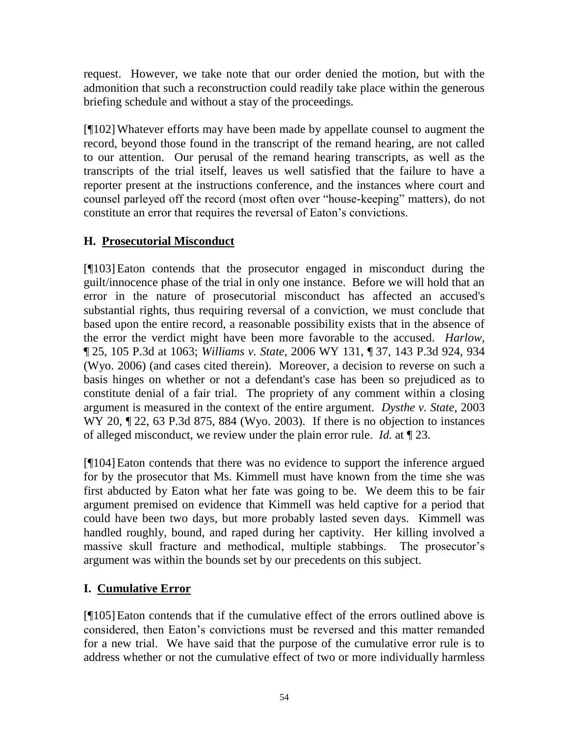request. However, we take note that our order denied the motion, but with the admonition that such a reconstruction could readily take place within the generous briefing schedule and without a stay of the proceedings.

[¶102] Whatever efforts may have been made by appellate counsel to augment the record, beyond those found in the transcript of the remand hearing, are not called to our attention. Our perusal of the remand hearing transcripts, as well as the transcripts of the trial itself, leaves us well satisfied that the failure to have a reporter present at the instructions conference, and the instances where court and counsel parleyed off the record (most often over "house-keeping" matters), do not constitute an error that requires the reversal of Eaton's convictions.

## H. Prosecutorial Misconduct

[¶103] Eaton contends that the prosecutor engaged in misconduct during the guilt/innocence phase of the trial in only one instance. Before we will hold that an error in the nature of prosecutorial misconduct has affected an accused's substantial rights, thus requiring reversal of a conviction, we must conclude that based upon the entire record, a reasonable possibility exists that in the absence of the error the verdict might have been more favorable to the accused. *Harlow*, ¶ 25, 105 P.3d at 1063; *Williams v. State*, 2006 WY 131, ¶ 37, 143 P.3d 924, 934 (Wyo. 2006) (and cases cited therein). Moreover, a decision to reverse on such a basis hinges on whether or not a defendant's case has been so prejudiced as to constitute denial of a fair trial. The propriety of any comment within a closing argument is measured in the context of the entire argument. *Dysthe v. State*, 2003 WY 20, ¶ 22, 63 P.3d 875, 884 (Wyo. 2003). If there is no objection to instances of alleged misconduct, we review under the plain error rule. *Id.* at ¶ 23.

[¶104] Eaton contends that there was no evidence to support the inference argued for by the prosecutor that Ms. Kimmell must have known from the time she was first abducted by Eaton what her fate was going to be. We deem this to be fair argument premised on evidence that Kimmell was held captive for a period that could have been two days, but more probably lasted seven days. Kimmell was handled roughly, bound, and raped during her captivity. Her killing involved a massive skull fracture and methodical, multiple stabbings. The prosecutor's argument was within the bounds set by our precedents on this subject.

## I. Cumulative Error

[¶105] Eaton contends that if the cumulative effect of the errors outlined above is considered, then Eaton's convictions must be reversed and this matter remanded for a new trial. We have said that the purpose of the cumulative error rule is to address whether or not the cumulative effect of two or more individually harmless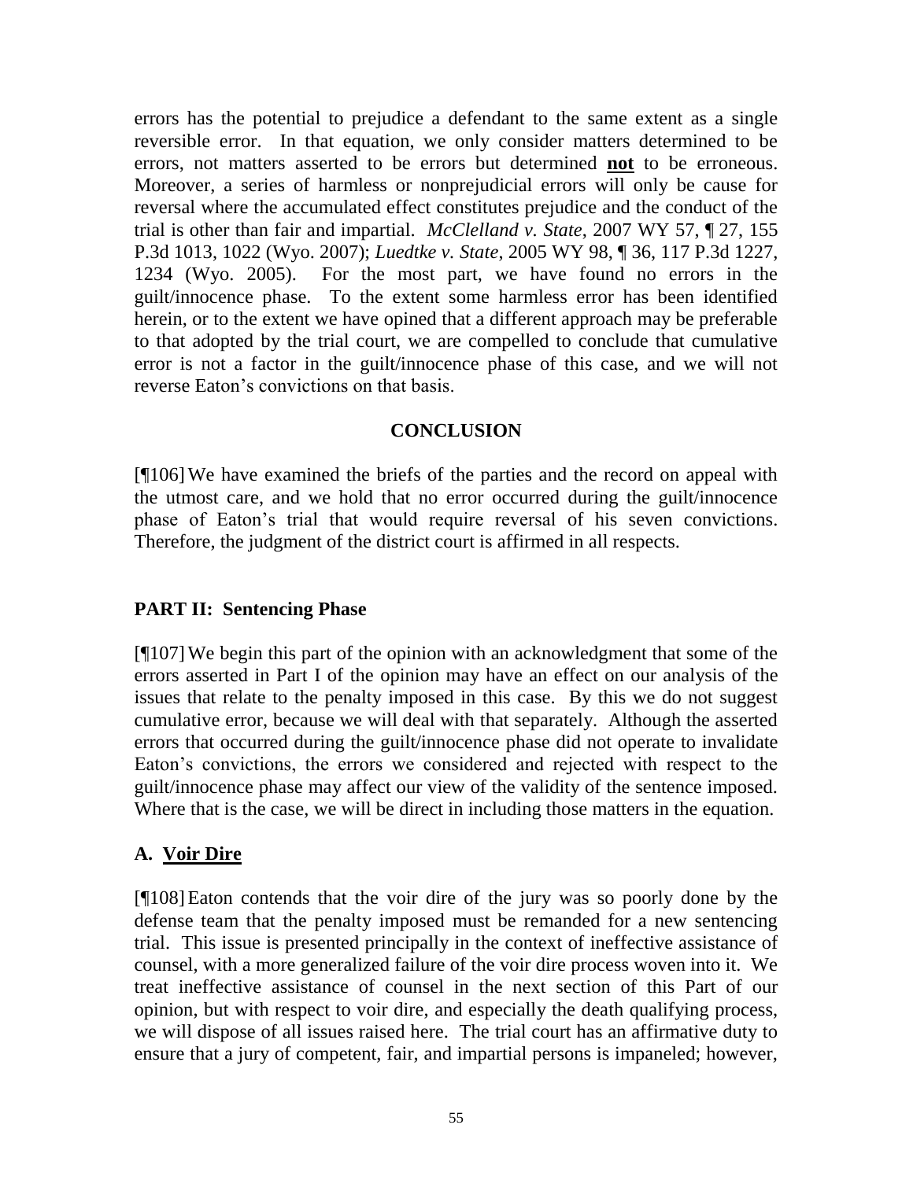errors has the potential to prejudice a defendant to the same extent as a single reversible error. In that equation, we only consider matters determined to be errors, not matters asserted to be errors but determined **not** to be erroneous. Moreover, a series of harmless or nonprejudicial errors will only be cause for reversal where the accumulated effect constitutes prejudice and the conduct of the trial is other than fair and impartial. *McClelland v. State*, 2007 WY 57, ¶ 27, 155 P.3d 1013, 1022 (Wyo. 2007); *Luedtke v. State*, 2005 WY 98, ¶ 36, 117 P.3d 1227, 1234 (Wyo. 2005). For the most part, we have found no errors in the guilt/innocence phase. To the extent some harmless error has been identified herein, or to the extent we have opined that a different approach may be preferable to that adopted by the trial court, we are compelled to conclude that cumulative error is not a factor in the guilt/innocence phase of this case, and we will not reverse Eaton's convictions on that basis.

## CONCLUSION

[¶106] We have examined the briefs of the parties and the record on appeal with the utmost care, and we hold that no error occurred during the guilt/innocence phase of Eaton's trial that would require reversal of his seven convictions. Therefore, the judgment of the district court is affirmed in all respects.

## PART II: Sentencing Phase

[¶107] We begin this part of the opinion with an acknowledgment that some of the errors asserted in Part I of the opinion may have an effect on our analysis of the issues that relate to the penalty imposed in this case. By this we do not suggest cumulative error, because we will deal with that separately. Although the asserted errors that occurred during the guilt/innocence phase did not operate to invalidate Eaton's convictions, the errors we considered and rejected with respect to the guilt/innocence phase may affect our view of the validity of the sentence imposed. Where that is the case, we will be direct in including those matters in the equation.

### A. Voir Dire

[¶108] Eaton contends that the voir dire of the jury was so poorly done by the defense team that the penalty imposed must be remanded for a new sentencing trial. This issue is presented principally in the context of ineffective assistance of counsel, with a more generalized failure of the voir dire process woven into it. We treat ineffective assistance of counsel in the next section of this Part of our opinion, but with respect to voir dire, and especially the death qualifying process, we will dispose of all issues raised here. The trial court has an affirmative duty to ensure that a jury of competent, fair, and impartial persons is impaneled; however,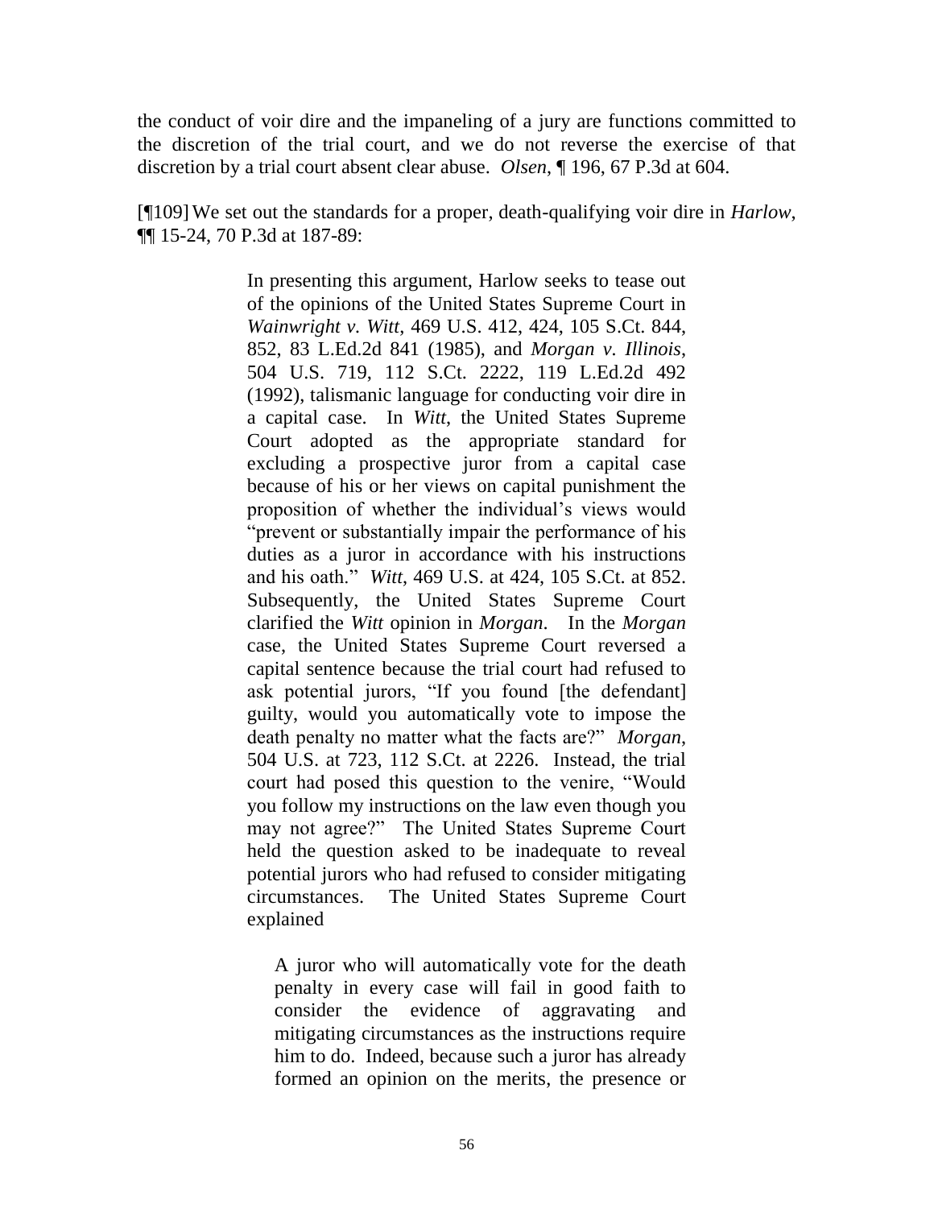the conduct of voir dire and the impaneling of a jury are functions committed to the discretion of the trial court, and we do not reverse the exercise of that discretion by a trial court absent clear abuse. *Olsen*, ¶ 196, 67 P.3d at 604.

[¶109] We set out the standards for a proper, death-qualifying voir dire in *Harlow*, ¶¶ 15-24, 70 P.3d at 187-89:

> In presenting this argument, Harlow seeks to tease out of the opinions of the United States Supreme Court in *Wainwright v. Witt*, 469 U.S. 412, 424, 105 S.Ct. 844, 852, 83 L.Ed.2d 841 (1985), and *Morgan v. Illinois*, 504 U.S. 719, 112 S.Ct. 2222, 119 L.Ed.2d 492 (1992), talismanic language for conducting voir dire in a capital case. In *Witt*, the United States Supreme Court adopted as the appropriate standard for excluding a prospective juror from a capital case because of his or her views on capital punishment the proposition of whether the individual's views would "prevent or substantially impair the performance of his duties as a juror in accordance with his instructions and his oath." *Witt*, 469 U.S. at 424, 105 S.Ct. at 852. Subsequently, the United States Supreme Court clarified the *Witt* opinion in *Morgan*. In the *Morgan* case, the United States Supreme Court reversed a capital sentence because the trial court had refused to ask potential jurors, "If you found [the defendant] guilty, would you automatically vote to impose the death penalty no matter what the facts are?" *Morgan*, 504 U.S. at 723, 112 S.Ct. at 2226. Instead, the trial court had posed this question to the venire, "Would you follow my instructions on the law even though you may not agree?" The United States Supreme Court held the question asked to be inadequate to reveal potential jurors who had refused to consider mitigating circumstances. The United States Supreme Court explained
>
> > A juror who will automatically vote for the death penalty in every case will fail in good faith to consider the evidence of aggravating and mitigating circumstances as the instructions require him to do. Indeed, because such a juror has already formed an opinion on the merits, the presence or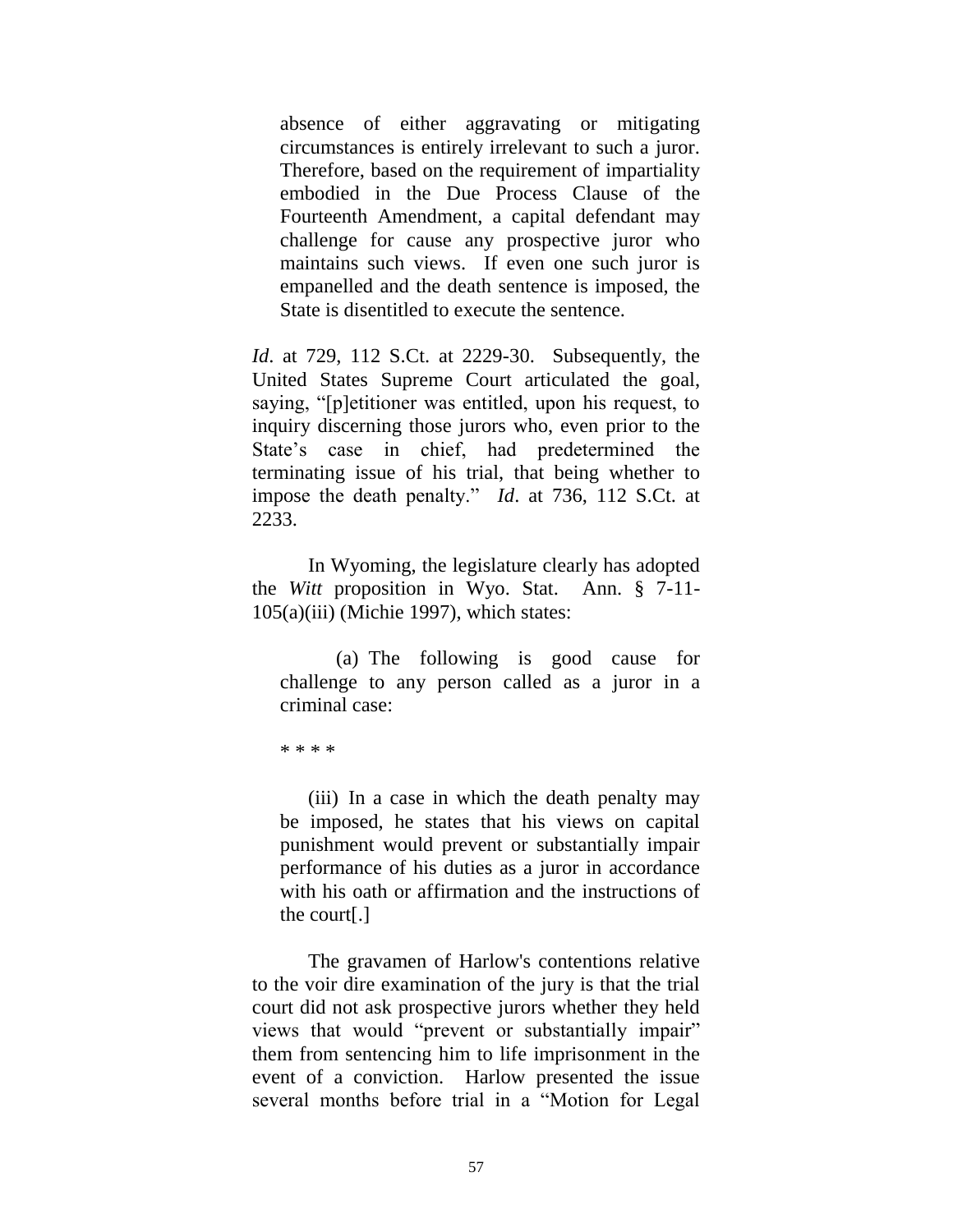> absence of either aggravating or mitigating circumstances is entirely irrelevant to such a juror. Therefore, based on the requirement of impartiality embodied in the Due Process Clause of the Fourteenth Amendment, a capital defendant may challenge for cause any prospective juror who maintains such views. If even one such juror is empanelled and the death sentence is imposed, the State is disentitled to execute the sentence.

*Id*. at 729, 112 S.Ct. at 2229-30. Subsequently, the United States Supreme Court articulated the goal, saying, "[p]etitioner was entitled, upon his request, to inquiry discerning those jurors who, even prior to the State's case in chief, had predetermined the terminating issue of his trial, that being whether to impose the death penalty." *Id*. at 736, 112 S.Ct. at 2233.

In Wyoming, the legislature clearly has adopted the *Witt* proposition in Wyo. Stat. Ann. § 7-11-105(a)(iii) (Michie 1997), which states:

> (a) The following is good cause for challenge to any person called as a juror in a criminal case:
>
> * * * *
>
> (iii) In a case in which the death penalty may be imposed, he states that his views on capital punishment would prevent or substantially impair performance of his duties as a juror in accordance with his oath or affirmation and the instructions of the court[.]

The gravamen of Harlow's contentions relative to the voir dire examination of the jury is that the trial court did not ask prospective jurors whether they held views that would "prevent or substantially impair" them from sentencing him to life imprisonment in the event of a conviction. Harlow presented the issue several months before trial in a "Motion for Legal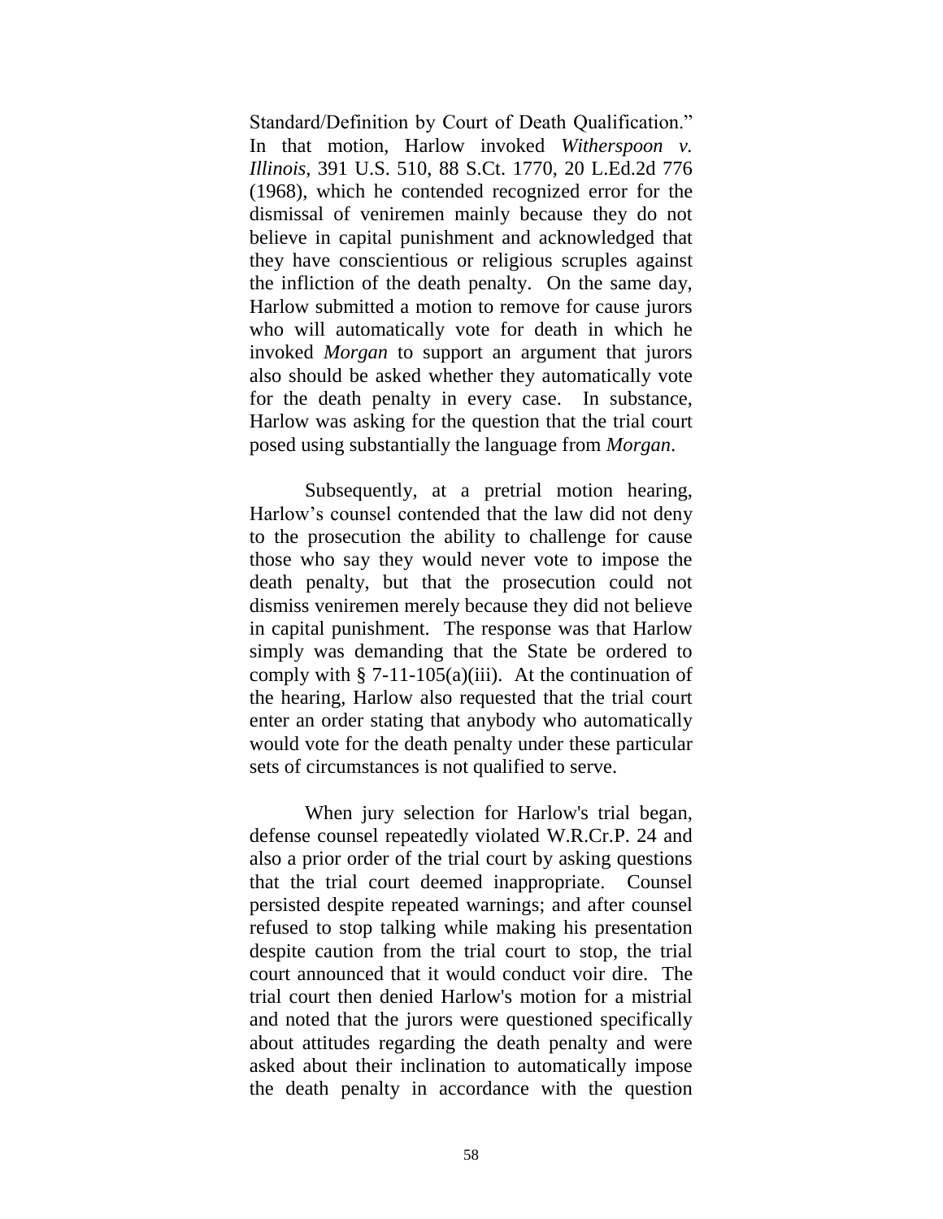Standard/Definition by Court of Death Qualification." In that motion, Harlow invoked *Witherspoon v. Illinois*, 391 U.S. 510, 88 S.Ct. 1770, 20 L.Ed.2d 776 (1968), which he contended recognized error for the dismissal of veniremen mainly because they do not believe in capital punishment and acknowledged that they have conscientious or religious scruples against the infliction of the death penalty. On the same day, Harlow submitted a motion to remove for cause jurors who will automatically vote for death in which he invoked *Morgan* to support an argument that jurors also should be asked whether they automatically vote for the death penalty in every case. In substance, Harlow was asking for the question that the trial court posed using substantially the language from *Morgan*.

Subsequently, at a pretrial motion hearing, Harlow's counsel contended that the law did not deny to the prosecution the ability to challenge for cause those who say they would never vote to impose the death penalty, but that the prosecution could not dismiss veniremen merely because they did not believe in capital punishment. The response was that Harlow simply was demanding that the State be ordered to comply with § 7-11-105(a)(iii). At the continuation of the hearing, Harlow also requested that the trial court enter an order stating that anybody who automatically would vote for the death penalty under these particular sets of circumstances is not qualified to serve.

When jury selection for Harlow's trial began, defense counsel repeatedly violated W.R.Cr.P. 24 and also a prior order of the trial court by asking questions that the trial court deemed inappropriate. Counsel persisted despite repeated warnings; and after counsel refused to stop talking while making his presentation despite caution from the trial court to stop, the trial court announced that it would conduct voir dire. The trial court then denied Harlow's motion for a mistrial and noted that the jurors were questioned specifically about attitudes regarding the death penalty and were asked about their inclination to automatically impose the death penalty in accordance with the question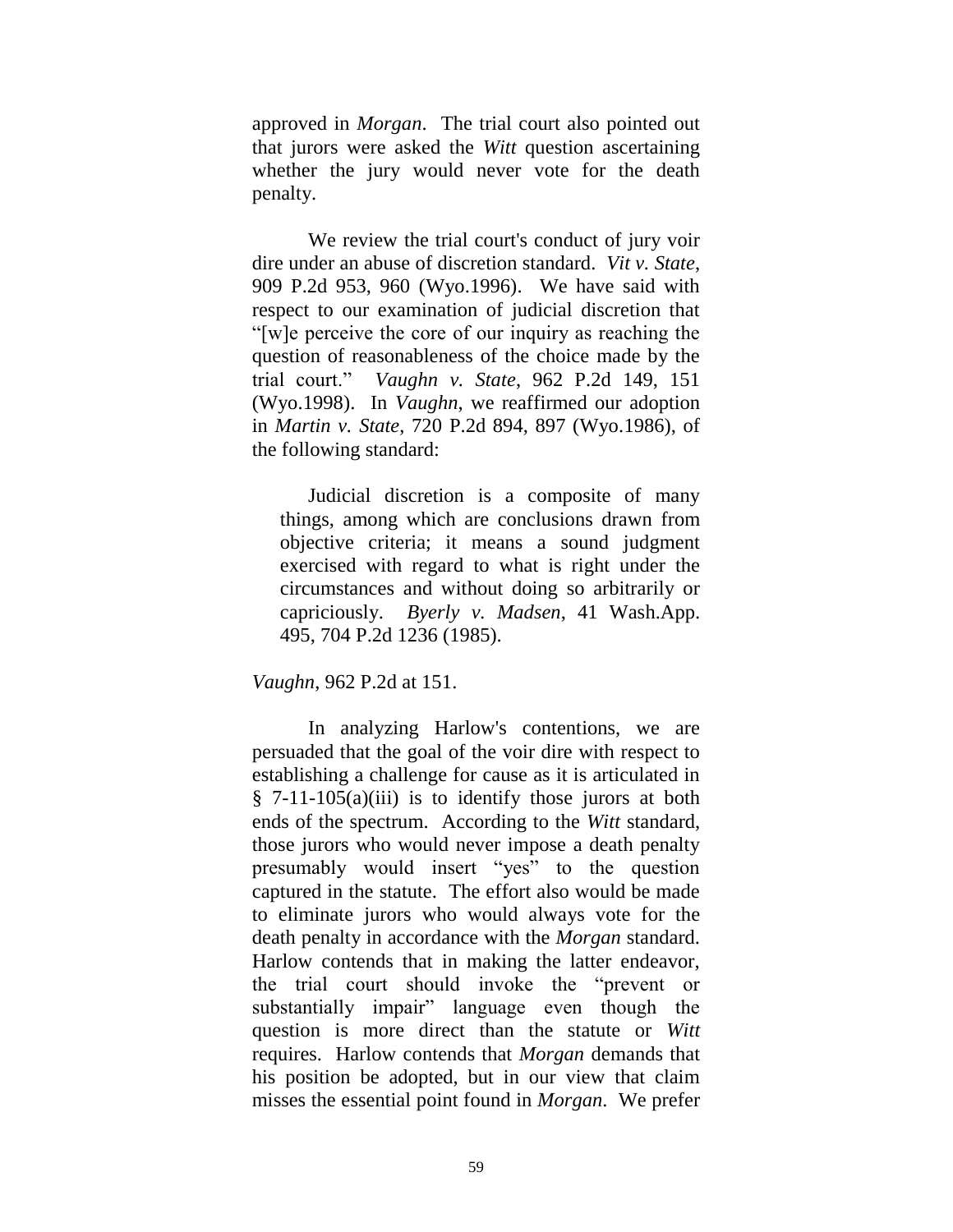approved in *Morgan*. The trial court also pointed out that jurors were asked the *Witt* question ascertaining whether the jury would never vote for the death penalty.

We review the trial court's conduct of jury voir dire under an abuse of discretion standard. *Vit v. State*, 909 P.2d 953, 960 (Wyo.1996). We have said with respect to our examination of judicial discretion that "[w]e perceive the core of our inquiry as reaching the question of reasonableness of the choice made by the trial court." *Vaughn v. State*, 962 P.2d 149, 151 (Wyo.1998). In *Vaughn*, we reaffirmed our adoption in *Martin v. State*, 720 P.2d 894, 897 (Wyo.1986), of the following standard:

> Judicial discretion is a composite of many things, among which are conclusions drawn from objective criteria; it means a sound judgment exercised with regard to what is right under the circumstances and without doing so arbitrarily or capriciously. *Byerly v. Madsen*, 41 Wash.App. 495, 704 P.2d 1236 (1985).

*Vaughn*, 962 P.2d at 151.

In analyzing Harlow's contentions, we are persuaded that the goal of the voir dire with respect to establishing a challenge for cause as it is articulated in § 7-11-105(a)(iii) is to identify those jurors at both ends of the spectrum. According to the *Witt* standard, those jurors who would never impose a death penalty presumably would insert "yes" to the question captured in the statute. The effort also would be made to eliminate jurors who would always vote for the death penalty in accordance with the *Morgan* standard. Harlow contends that in making the latter endeavor, the trial court should invoke the "prevent or substantially impair" language even though the question is more direct than the statute or *Witt* requires. Harlow contends that *Morgan* demands that his position be adopted, but in our view that claim misses the essential point found in *Morgan*. We prefer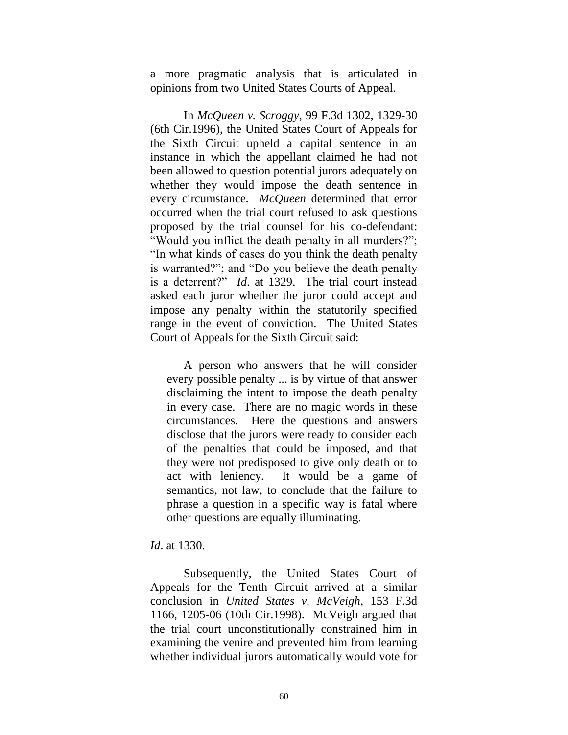a more pragmatic analysis that is articulated in opinions from two United States Courts of Appeal.

In *McQueen v. Scroggy*, 99 F.3d 1302, 1329-30 (6th Cir.1996), the United States Court of Appeals for the Sixth Circuit upheld a capital sentence in an instance in which the appellant claimed he had not been allowed to question potential jurors adequately on whether they would impose the death sentence in every circumstance. *McQueen* determined that error occurred when the trial court refused to ask questions proposed by the trial counsel for his co-defendant: "Would you inflict the death penalty in all murders?"; "In what kinds of cases do you think the death penalty is warranted?"; and "Do you believe the death penalty is a deterrent?" *Id*. at 1329. The trial court instead asked each juror whether the juror could accept and impose any penalty within the statutorily specified range in the event of conviction. The United States Court of Appeals for the Sixth Circuit said:

> A person who answers that he will consider every possible penalty ... is by virtue of that answer disclaiming the intent to impose the death penalty in every case. There are no magic words in these circumstances. Here the questions and answers disclose that the jurors were ready to consider each of the penalties that could be imposed, and that they were not predisposed to give only death or to act with leniency. It would be a game of semantics, not law, to conclude that the failure to phrase a question in a specific way is fatal where other questions are equally illuminating.

*Id*. at 1330.

Subsequently, the United States Court of Appeals for the Tenth Circuit arrived at a similar conclusion in *United States v. McVeigh*, 153 F.3d 1166, 1205-06 (10th Cir.1998). McVeigh argued that the trial court unconstitutionally constrained him in examining the venire and prevented him from learning whether individual jurors automatically would vote for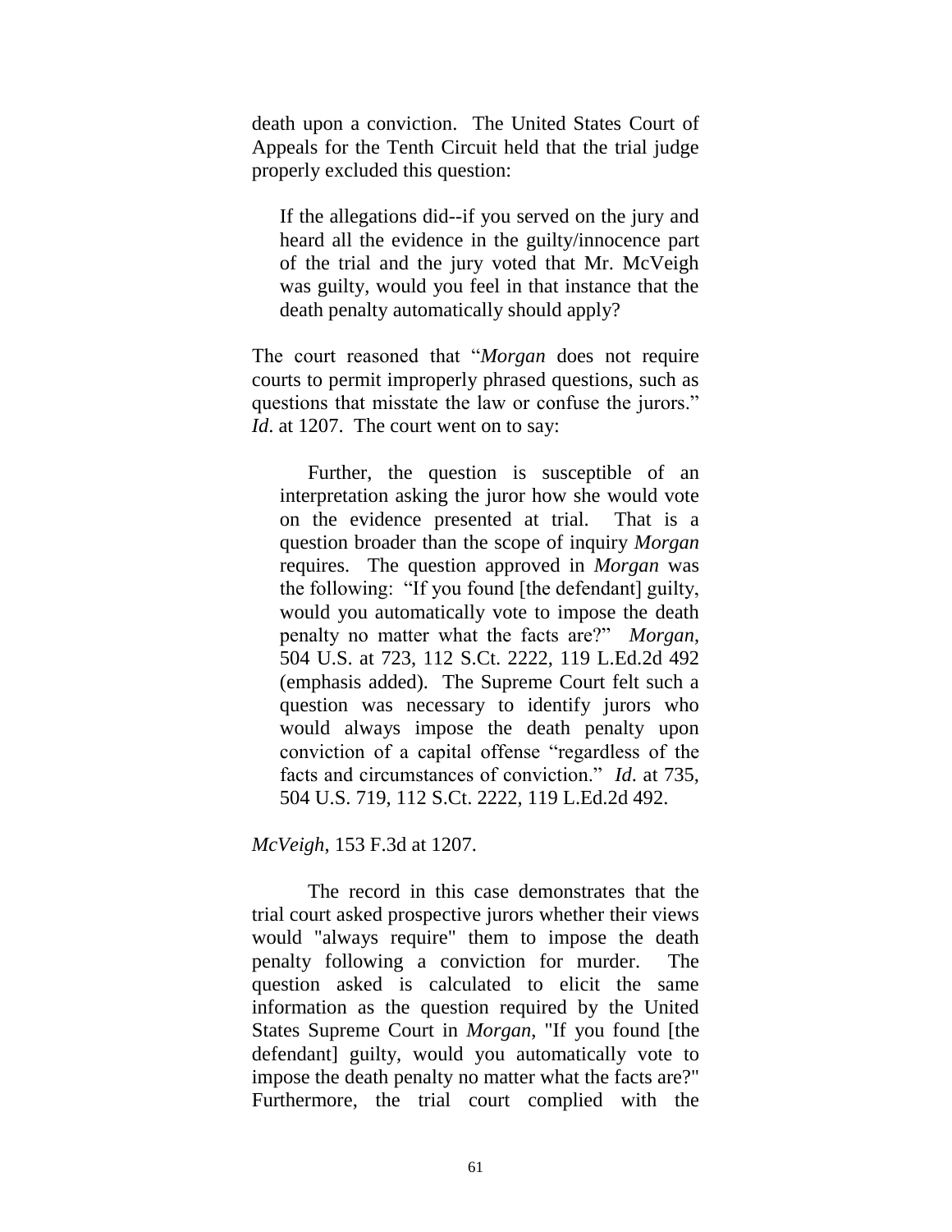death upon a conviction. The United States Court of Appeals for the Tenth Circuit held that the trial judge properly excluded this question:

> If the allegations did--if you served on the jury and heard all the evidence in the guilty/innocence part of the trial and the jury voted that Mr. McVeigh was guilty, would you feel in that instance that the death penalty automatically should apply?

The court reasoned that "*Morgan* does not require courts to permit improperly phrased questions, such as questions that misstate the law or confuse the jurors." *Id*. at 1207. The court went on to say:

> Further, the question is susceptible of an interpretation asking the juror how she would vote on the evidence presented at trial. That is a question broader than the scope of inquiry *Morgan* requires. The question approved in *Morgan* was the following: "If you found [the defendant] guilty, would you automatically vote to impose the death penalty no matter what the facts are?" *Morgan*, 504 U.S. at 723, 112 S.Ct. 2222, 119 L.Ed.2d 492 (emphasis added). The Supreme Court felt such a question was necessary to identify jurors who would always impose the death penalty upon conviction of a capital offense "regardless of the facts and circumstances of conviction." *Id*. at 735, 504 U.S. 719, 112 S.Ct. 2222, 119 L.Ed.2d 492.

*McVeigh*, 153 F.3d at 1207.

The record in this case demonstrates that the trial court asked prospective jurors whether their views would "always require" them to impose the death penalty following a conviction for murder. The question asked is calculated to elicit the same information as the question required by the United States Supreme Court in *Morgan*, "If you found [the defendant] guilty, would you automatically vote to impose the death penalty no matter what the facts are?" Furthermore, the trial court complied with the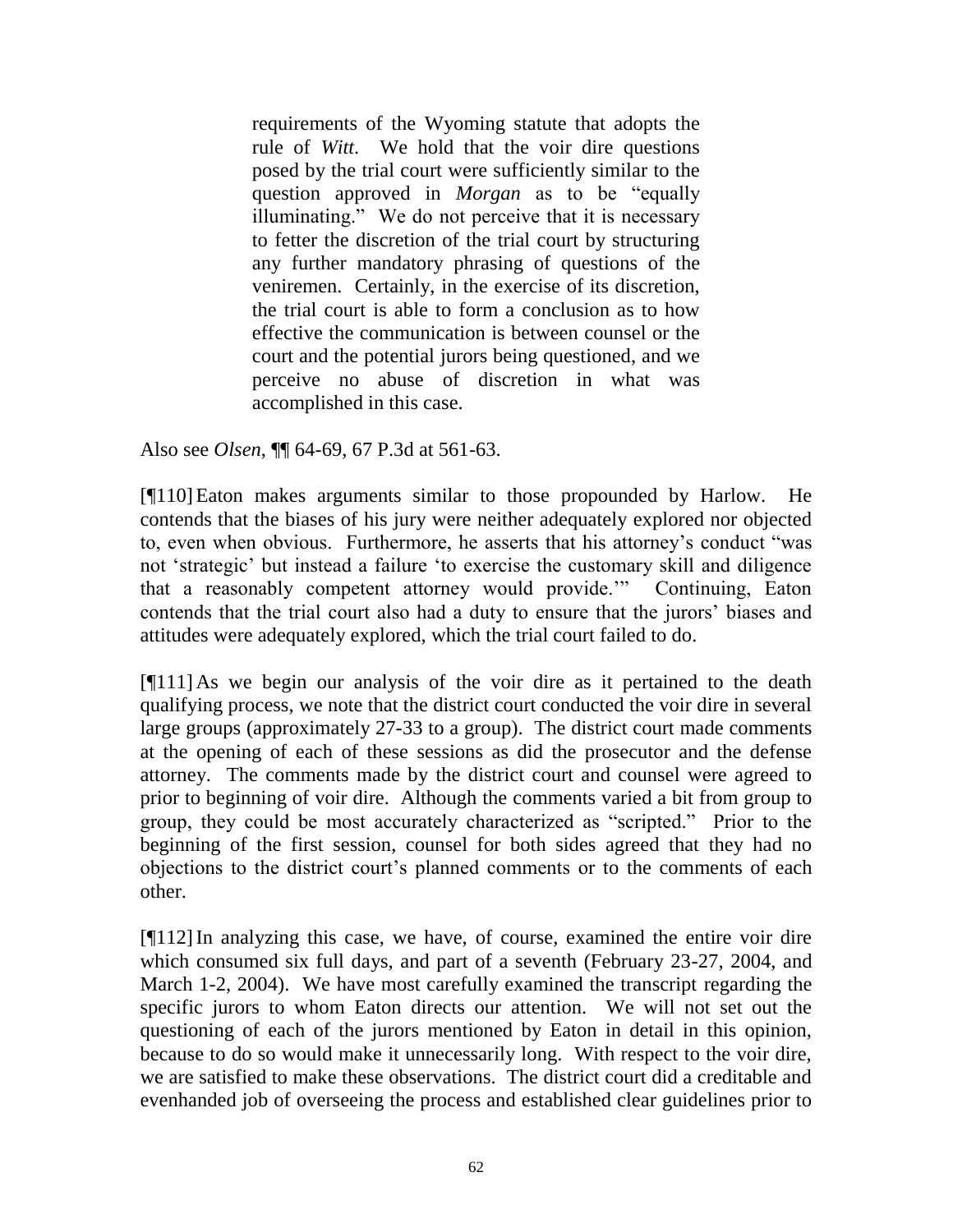> requirements of the Wyoming statute that adopts the rule of *Witt*. We hold that the voir dire questions posed by the trial court were sufficiently similar to the question approved in *Morgan* as to be "equally illuminating." We do not perceive that it is necessary to fetter the discretion of the trial court by structuring any further mandatory phrasing of questions of the veniremen. Certainly, in the exercise of its discretion, the trial court is able to form a conclusion as to how effective the communication is between counsel or the court and the potential jurors being questioned, and we perceive no abuse of discretion in what was accomplished in this case.

Also see *Olsen*, ¶¶ 64-69, 67 P.3d at 561-63.

[¶110] Eaton makes arguments similar to those propounded by Harlow. He contends that the biases of his jury were neither adequately explored nor objected to, even when obvious. Furthermore, he asserts that his attorney's conduct "was not 'strategic' but instead a failure 'to exercise the customary skill and diligence that a reasonably competent attorney would provide.'" Continuing, Eaton contends that the trial court also had a duty to ensure that the jurors' biases and attitudes were adequately explored, which the trial court failed to do.

[¶111] As we begin our analysis of the voir dire as it pertained to the death qualifying process, we note that the district court conducted the voir dire in several large groups (approximately 27-33 to a group). The district court made comments at the opening of each of these sessions as did the prosecutor and the defense attorney. The comments made by the district court and counsel were agreed to prior to beginning of voir dire. Although the comments varied a bit from group to group, they could be most accurately characterized as "scripted." Prior to the beginning of the first session, counsel for both sides agreed that they had no objections to the district court's planned comments or to the comments of each other.

[¶112] In analyzing this case, we have, of course, examined the entire voir dire which consumed six full days, and part of a seventh (February 23-27, 2004, and March 1-2, 2004). We have most carefully examined the transcript regarding the specific jurors to whom Eaton directs our attention. We will not set out the questioning of each of the jurors mentioned by Eaton in detail in this opinion, because to do so would make it unnecessarily long. With respect to the voir dire, we are satisfied to make these observations. The district court did a creditable and evenhanded job of overseeing the process and established clear guidelines prior to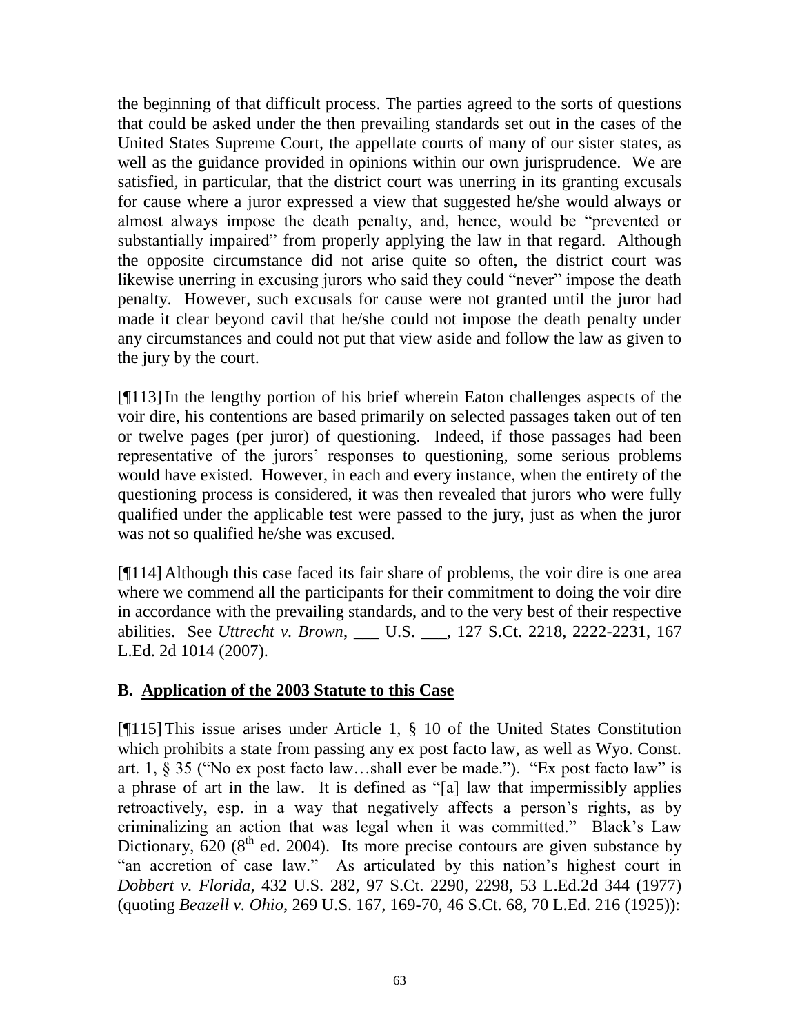the beginning of that difficult process. The parties agreed to the sorts of questions that could be asked under the then prevailing standards set out in the cases of the United States Supreme Court, the appellate courts of many of our sister states, as well as the guidance provided in opinions within our own jurisprudence. We are satisfied, in particular, that the district court was unerring in its granting excusals for cause where a juror expressed a view that suggested he/she would always or almost always impose the death penalty, and, hence, would be "prevented or substantially impaired" from properly applying the law in that regard. Although the opposite circumstance did not arise quite so often, the district court was likewise unerring in excusing jurors who said they could "never" impose the death penalty. However, such excusals for cause were not granted until the juror had made it clear beyond cavil that he/she could not impose the death penalty under any circumstances and could not put that view aside and follow the law as given to the jury by the court.

[¶113] In the lengthy portion of his brief wherein Eaton challenges aspects of the voir dire, his contentions are based primarily on selected passages taken out of ten or twelve pages (per juror) of questioning. Indeed, if those passages had been representative of the jurors' responses to questioning, some serious problems would have existed. However, in each and every instance, when the entirety of the questioning process is considered, it was then revealed that jurors who were fully qualified under the applicable test were passed to the jury, just as when the juror was not so qualified he/she was excused.

[¶114] Although this case faced its fair share of problems, the voir dire is one area where we commend all the participants for their commitment to doing the voir dire in accordance with the prevailing standards, and to the very best of their respective abilities. See *Uttrecht v. Brown*, ___ U.S. ___, 127 S.Ct. 2218, 2222-2231, 167 L.Ed. 2d 1014 (2007).

## B. Application of the 2003 Statute to this Case

[¶115] This issue arises under Article 1, § 10 of the United States Constitution which prohibits a state from passing any ex post facto law, as well as Wyo. Const. art. 1, § 35 ("No ex post facto law…shall ever be made."). "Ex post facto law" is a phrase of art in the law. It is defined as "[a] law that impermissibly applies retroactively, esp. in a way that negatively affects a person's rights, as by criminalizing an action that was legal when it was committed." Black's Law Dictionary, 620 (8th ed. 2004). Its more precise contours are given substance by "an accretion of case law." As articulated by this nation's highest court in *Dobbert v. Florida*, 432 U.S. 282, 97 S.Ct. 2290, 2298, 53 L.Ed.2d 344 (1977) (quoting *Beazell v. Ohio*, 269 U.S. 167, 169-70, 46 S.Ct. 68, 70 L.Ed. 216 (1925)):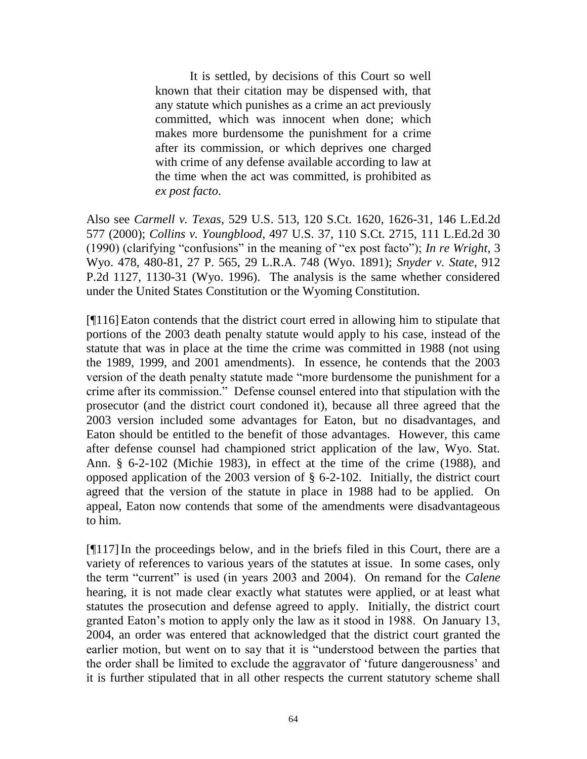> It is settled, by decisions of this Court so well known that their citation may be dispensed with, that any statute which punishes as a crime an act previously committed, which was innocent when done; which makes more burdensome the punishment for a crime after its commission, or which deprives one charged with crime of any defense available according to law at the time when the act was committed, is prohibited as *ex post facto*.

Also see *Carmell v. Texas*, 529 U.S. 513, 120 S.Ct. 1620, 1626-31, 146 L.Ed.2d 577 (2000); *Collins v. Youngblood*, 497 U.S. 37, 110 S.Ct. 2715, 111 L.Ed.2d 30 (1990) (clarifying "confusions" in the meaning of "ex post facto"); *In re Wright*, 3 Wyo. 478, 480-81, 27 P. 565, 29 L.R.A. 748 (Wyo. 1891); *Snyder v. State*, 912 P.2d 1127, 1130-31 (Wyo. 1996). The analysis is the same whether considered under the United States Constitution or the Wyoming Constitution.

[¶116] Eaton contends that the district court erred in allowing him to stipulate that portions of the 2003 death penalty statute would apply to his case, instead of the statute that was in place at the time the crime was committed in 1988 (not using the 1989, 1999, and 2001 amendments). In essence, he contends that the 2003 version of the death penalty statute made "more burdensome the punishment for a crime after its commission." Defense counsel entered into that stipulation with the prosecutor (and the district court condoned it), because all three agreed that the 2003 version included some advantages for Eaton, but no disadvantages, and Eaton should be entitled to the benefit of those advantages. However, this came after defense counsel had championed strict application of the law, Wyo. Stat. Ann. § 6-2-102 (Michie 1983), in effect at the time of the crime (1988), and opposed application of the 2003 version of § 6-2-102. Initially, the district court agreed that the version of the statute in place in 1988 had to be applied. On appeal, Eaton now contends that some of the amendments were disadvantageous to him.

[¶117] In the proceedings below, and in the briefs filed in this Court, there are a variety of references to various years of the statutes at issue. In some cases, only the term "current" is used (in years 2003 and 2004). On remand for the *Calene* hearing, it is not made clear exactly what statutes were applied, or at least what statutes the prosecution and defense agreed to apply. Initially, the district court granted Eaton's motion to apply only the law as it stood in 1988. On January 13, 2004, an order was entered that acknowledged that the district court granted the earlier motion, but went on to say that it is "understood between the parties that the order shall be limited to exclude the aggravator of 'future dangerousness' and it is further stipulated that in all other respects the current statutory scheme shall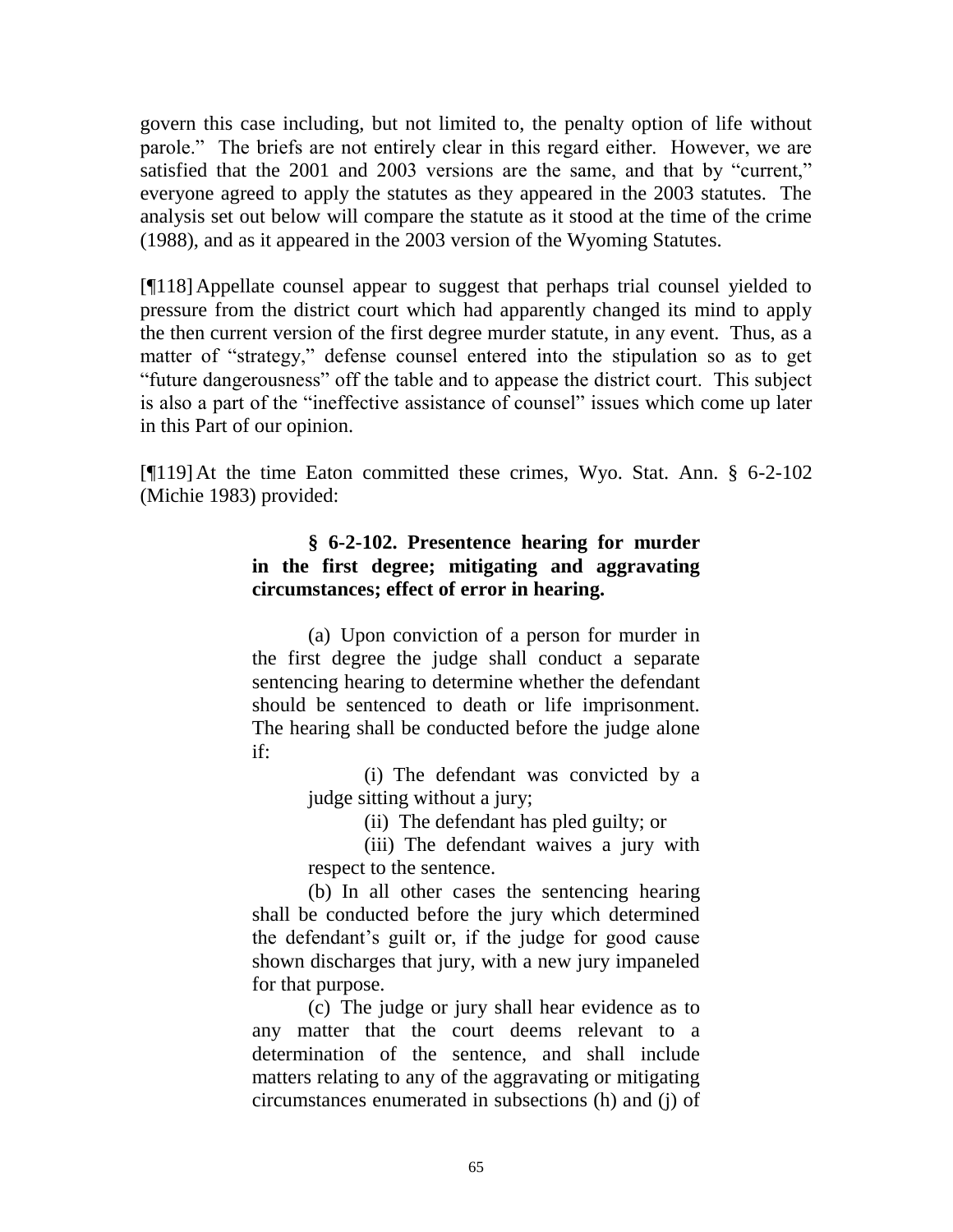govern this case including, but not limited to, the penalty option of life without parole." The briefs are not entirely clear in this regard either. However, we are satisfied that the 2001 and 2003 versions are the same, and that by "current," everyone agreed to apply the statutes as they appeared in the 2003 statutes. The analysis set out below will compare the statute as it stood at the time of the crime (1988), and as it appeared in the 2003 version of the Wyoming Statutes.

[¶118] Appellate counsel appear to suggest that perhaps trial counsel yielded to pressure from the district court which had apparently changed its mind to apply the then current version of the first degree murder statute, in any event. Thus, as a matter of "strategy," defense counsel entered into the stipulation so as to get "future dangerousness" off the table and to appease the district court. This subject is also a part of the "ineffective assistance of counsel" issues which come up later in this Part of our opinion.

[¶119] At the time Eaton committed these crimes, Wyo. Stat. Ann. § 6-2-102 (Michie 1983) provided:

> **§ 6-2-102. Presentence hearing for murder in the first degree; mitigating and aggravating circumstances; effect of error in hearing.**
>
> (a) Upon conviction of a person for murder in the first degree the judge shall conduct a separate sentencing hearing to determine whether the defendant should be sentenced to death or life imprisonment. The hearing shall be conducted before the judge alone if:
>
> (i) The defendant was convicted by a judge sitting without a jury;
>
> (ii) The defendant has pled guilty; or
>
> (iii) The defendant waives a jury with respect to the sentence.
>
> (b) In all other cases the sentencing hearing shall be conducted before the jury which determined the defendant's guilt or, if the judge for good cause shown discharges that jury, with a new jury impaneled for that purpose.
>
> (c) The judge or jury shall hear evidence as to any matter that the court deems relevant to a determination of the sentence, and shall include matters relating to any of the aggravating or mitigating circumstances enumerated in subsections (h) and (j) of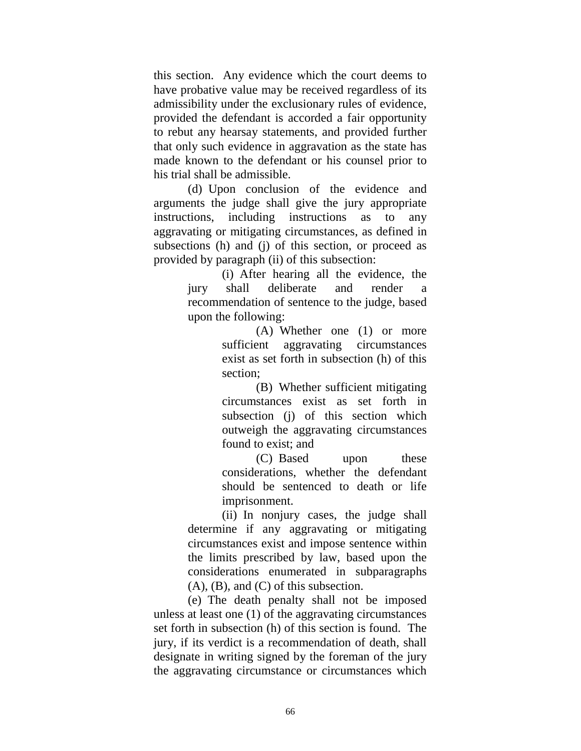this section. Any evidence which the court deems to have probative value may be received regardless of its admissibility under the exclusionary rules of evidence, provided the defendant is accorded a fair opportunity to rebut any hearsay statements, and provided further that only such evidence in aggravation as the state has made known to the defendant or his counsel prior to his trial shall be admissible.

(d) Upon conclusion of the evidence and arguments the judge shall give the jury appropriate instructions, including instructions as to any aggravating or mitigating circumstances, as defined in subsections (h) and (j) of this section, or proceed as provided by paragraph (ii) of this subsection:

(i) After hearing all the evidence, the jury shall deliberate and render a recommendation of sentence to the judge, based upon the following:

(A) Whether one (1) or more sufficient aggravating circumstances exist as set forth in subsection (h) of this section;

(B) Whether sufficient mitigating circumstances exist as set forth in subsection (j) of this section which outweigh the aggravating circumstances found to exist; and

(C) Based upon these considerations, whether the defendant should be sentenced to death or life imprisonment.

(ii) In nonjury cases, the judge shall determine if any aggravating or mitigating circumstances exist and impose sentence within the limits prescribed by law, based upon the considerations enumerated in subparagraphs (A), (B), and (C) of this subsection.

(e) The death penalty shall not be imposed unless at least one (1) of the aggravating circumstances set forth in subsection (h) of this section is found. The jury, if its verdict is a recommendation of death, shall designate in writing signed by the foreman of the jury the aggravating circumstance or circumstances which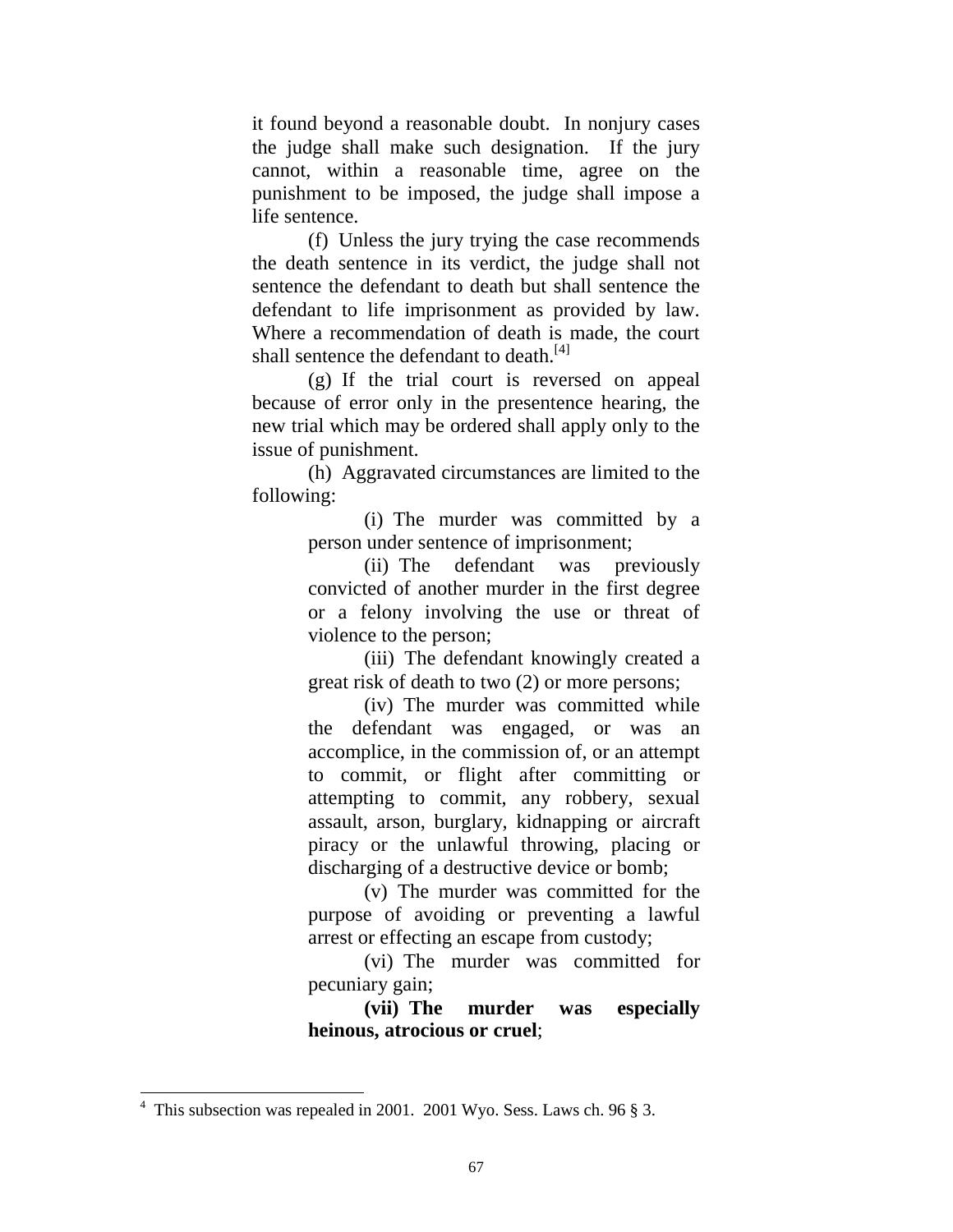it found beyond a reasonable doubt. In nonjury cases the judge shall make such designation. If the jury cannot, within a reasonable time, agree on the punishment to be imposed, the judge shall impose a life sentence.

(f) Unless the jury trying the case recommends the death sentence in its verdict, the judge shall not sentence the defendant to death but shall sentence the defendant to life imprisonment as provided by law. Where a recommendation of death is made, the court shall sentence the defendant to death.[4]

(g) If the trial court is reversed on appeal because of error only in the presentence hearing, the new trial which may be ordered shall apply only to the issue of punishment.

(h) Aggravated circumstances are limited to the following:

> (i) The murder was committed by a person under sentence of imprisonment;
>
> (ii) The defendant was previously convicted of another murder in the first degree or a felony involving the use or threat of violence to the person;
>
> (iii) The defendant knowingly created a great risk of death to two (2) or more persons;
>
> (iv) The murder was committed while the defendant was engaged, or was an accomplice, in the commission of, or an attempt to commit, or flight after committing or attempting to commit, any robbery, sexual assault, arson, burglary, kidnapping or aircraft piracy or the unlawful throwing, placing or discharging of a destructive device or bomb;
>
> (v) The murder was committed for the purpose of avoiding or preventing a lawful arrest or effecting an escape from custody;
>
> (vi) The murder was committed for pecuniary gain;
>
> **(vii) The murder was especially heinous, atrocious or cruel**;

---

[4] This subsection was repealed in 2001. 2001 Wyo. Sess. Laws ch. 96 § 3.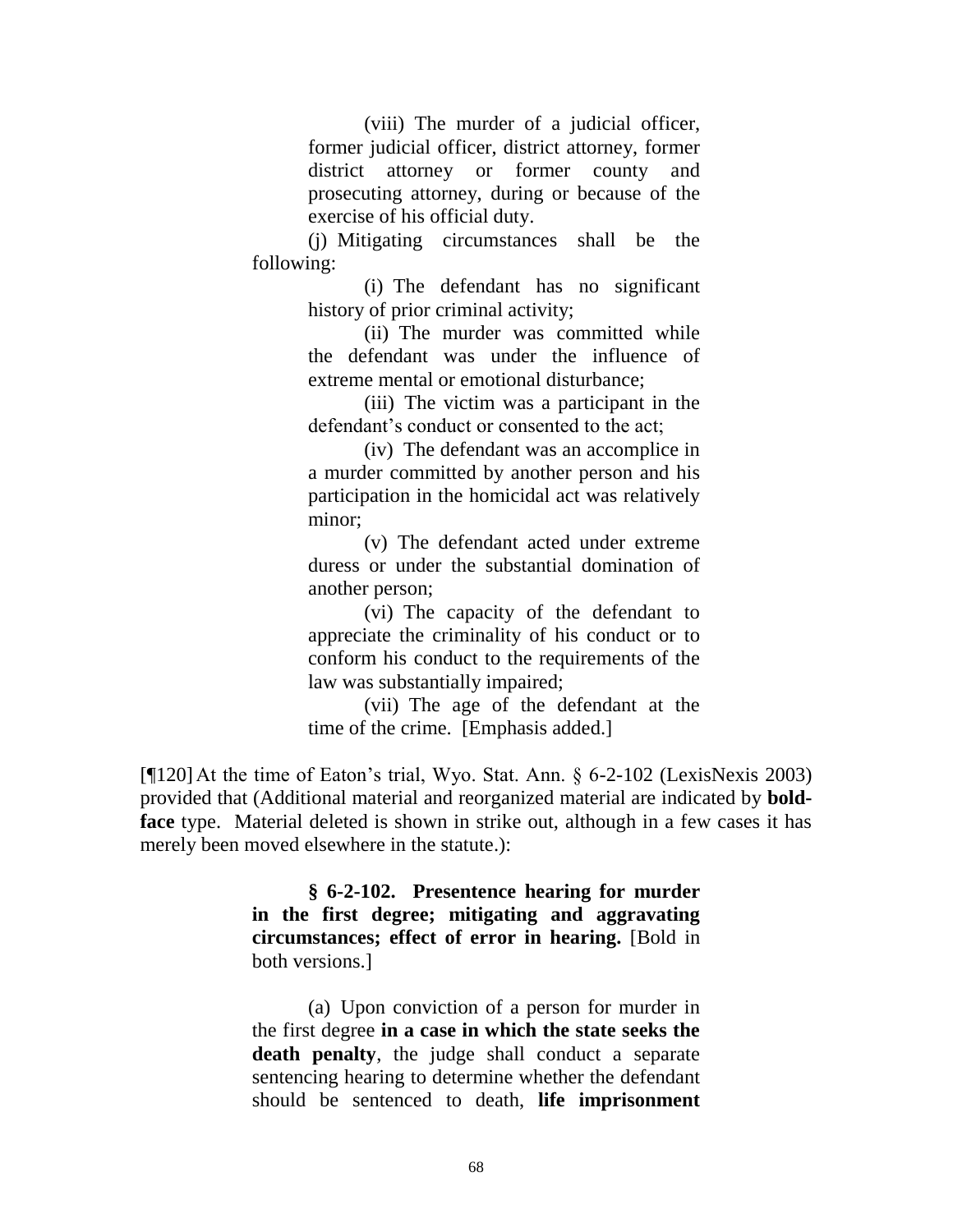(viii) The murder of a judicial officer, former judicial officer, district attorney, former district attorney or former county and prosecuting attorney, during or because of the exercise of his official duty.

(j) Mitigating circumstances shall be the following:

(i) The defendant has no significant history of prior criminal activity;

(ii) The murder was committed while the defendant was under the influence of extreme mental or emotional disturbance;

(iii) The victim was a participant in the defendant's conduct or consented to the act;

(iv) The defendant was an accomplice in a murder committed by another person and his participation in the homicidal act was relatively minor;

(v) The defendant acted under extreme duress or under the substantial domination of another person;

(vi) The capacity of the defendant to appreciate the criminality of his conduct or to conform his conduct to the requirements of the law was substantially impaired;

(vii) The age of the defendant at the time of the crime. [Emphasis added.]

[¶120] At the time of Eaton's trial, Wyo. Stat. Ann. § 6-2-102 (LexisNexis 2003) provided that (Additional material and reorganized material are indicated by **bold-face** type. Material deleted is shown in strike out, although in a few cases it has merely been moved elsewhere in the statute.):

**§ 6-2-102. Presentence hearing for murder in the first degree; mitigating and aggravating circumstances; effect of error in hearing.** [Bold in both versions.]

(a) Upon conviction of a person for murder in the first degree **in a case in which the state seeks the death penalty**, the judge shall conduct a separate sentencing hearing to determine whether the defendant should be sentenced to death, **life imprisonment**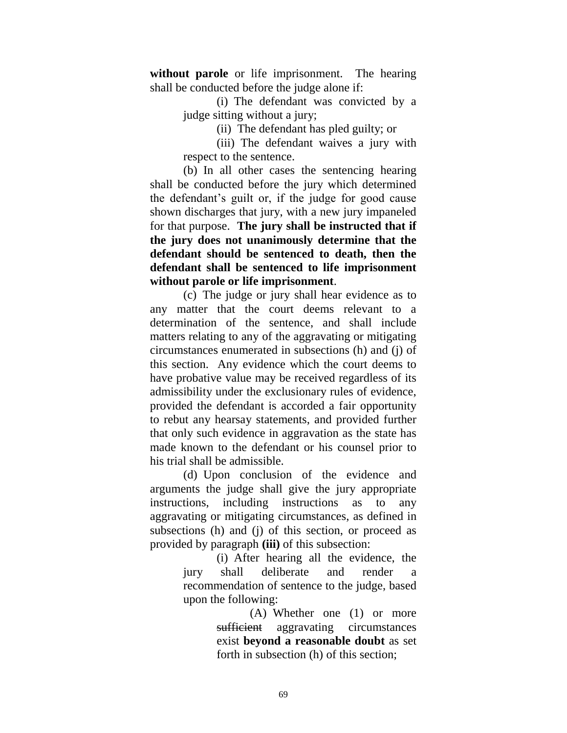**without parole** or life imprisonment. The hearing shall be conducted before the judge alone if:

(i) The defendant was convicted by a judge sitting without a jury;

(ii) The defendant has pled guilty; or

(iii) The defendant waives a jury with respect to the sentence.

(b) In all other cases the sentencing hearing shall be conducted before the jury which determined the defendant's guilt or, if the judge for good cause shown discharges that jury, with a new jury impaneled for that purpose. **The jury shall be instructed that if the jury does not unanimously determine that the defendant should be sentenced to death, then the defendant shall be sentenced to life imprisonment without parole or life imprisonment**.

(c) The judge or jury shall hear evidence as to any matter that the court deems relevant to a determination of the sentence, and shall include matters relating to any of the aggravating or mitigating circumstances enumerated in subsections (h) and (j) of this section. Any evidence which the court deems to have probative value may be received regardless of its admissibility under the exclusionary rules of evidence, provided the defendant is accorded a fair opportunity to rebut any hearsay statements, and provided further that only such evidence in aggravation as the state has made known to the defendant or his counsel prior to his trial shall be admissible.

(d) Upon conclusion of the evidence and arguments the judge shall give the jury appropriate instructions, including instructions as to any aggravating or mitigating circumstances, as defined in subsections (h) and (j) of this section, or proceed as provided by paragraph **(iii)** of this subsection:

(i) After hearing all the evidence, the jury shall deliberate and render a recommendation of sentence to the judge, based upon the following:

(A) Whether one (1) or more ~~sufficient~~ aggravating circumstances exist **beyond a reasonable doubt** as set forth in subsection (h) of this section;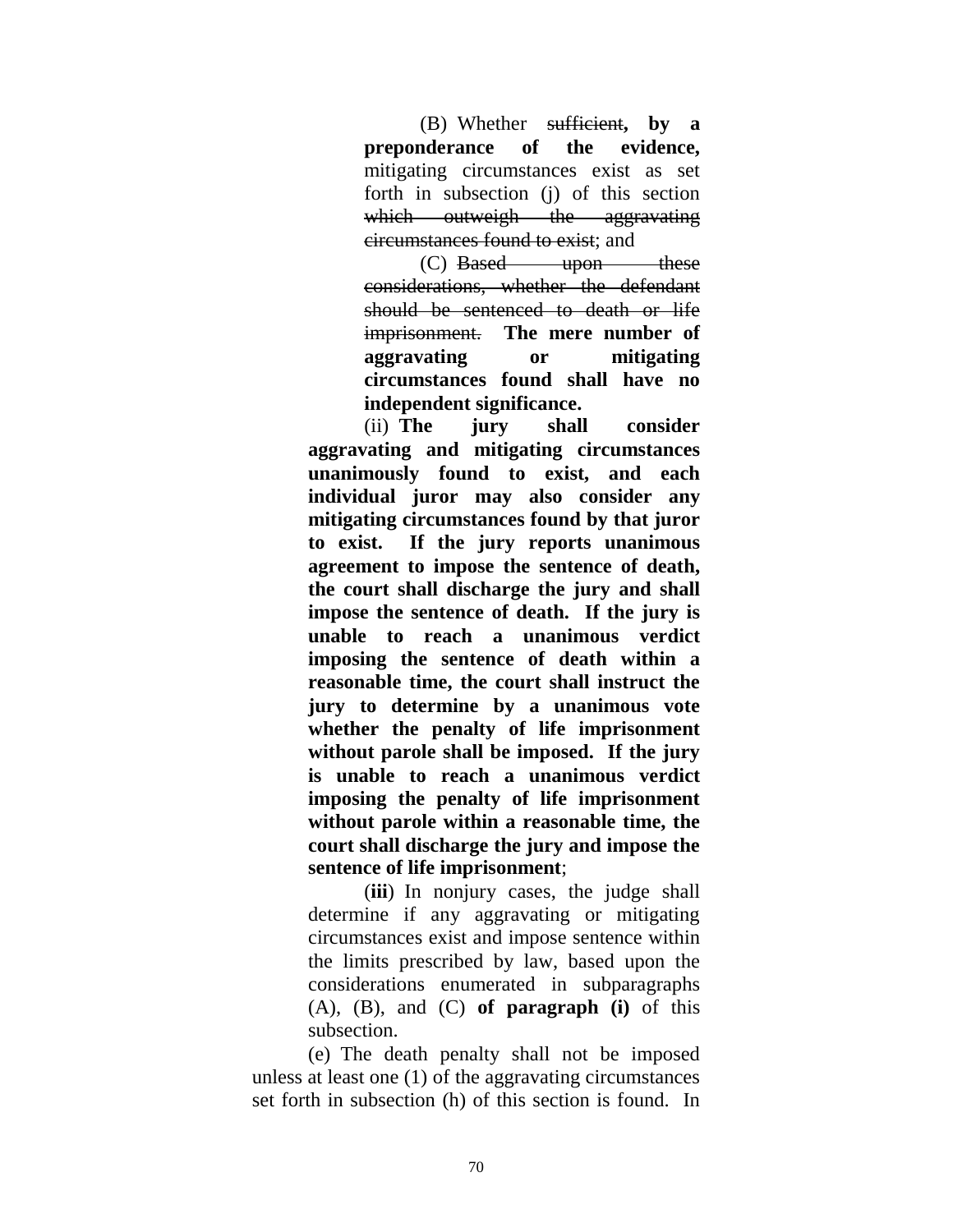(B) Whether ~~sufficient~~**, by a preponderance of the evidence,** mitigating circumstances exist as set forth in subsection (j) of this section ~~which outweigh the aggravating circumstances found to exist~~; and

(C) ~~Based upon these considerations, whether the defendant should be sentenced to death or life imprisonment.~~ **The mere number of aggravating or mitigating circumstances found shall have no independent significance.**

(ii) **The jury shall consider aggravating and mitigating circumstances unanimously found to exist, and each individual juror may also consider any mitigating circumstances found by that juror to exist. If the jury reports unanimous agreement to impose the sentence of death, the court shall discharge the jury and shall impose the sentence of death. If the jury is unable to reach a unanimous verdict imposing the sentence of death within a reasonable time, the court shall instruct the jury to determine by a unanimous vote whether the penalty of life imprisonment without parole shall be imposed. If the jury is unable to reach a unanimous verdict imposing the penalty of life imprisonment without parole within a reasonable time, the court shall discharge the jury and impose the sentence of life imprisonment**;

(**iii**) In nonjury cases, the judge shall determine if any aggravating or mitigating circumstances exist and impose sentence within the limits prescribed by law, based upon the considerations enumerated in subparagraphs (A), (B), and (C) **of paragraph (i)** of this subsection.

(e) The death penalty shall not be imposed unless at least one (1) of the aggravating circumstances set forth in subsection (h) of this section is found. In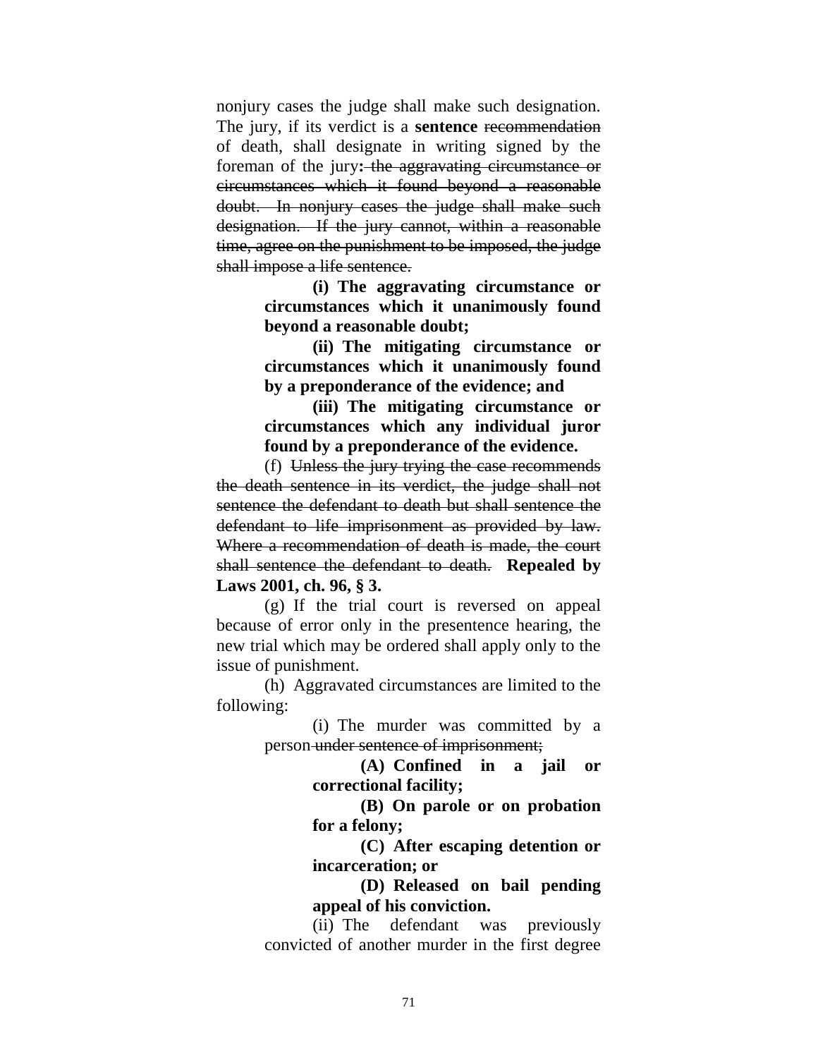nonjury cases the judge shall make such designation. The jury, if its verdict is a **sentence** ~~recommendation~~ of death, shall designate in writing signed by the foreman of the jury**:**~~ the aggravating circumstance or circumstances which it found beyond a reasonable doubt. In nonjury cases the judge shall make such designation. If the jury cannot, within a reasonable time, agree on the punishment to be imposed, the judge shall impose a life sentence.~~

> **(i) The aggravating circumstance or circumstances which it unanimously found beyond a reasonable doubt;**
>
> **(ii) The mitigating circumstance or circumstances which it unanimously found by a preponderance of the evidence; and**
>
> **(iii) The mitigating circumstance or circumstances which any individual juror found by a preponderance of the evidence.**

(f) ~~Unless the jury trying the case recommends the death sentence in its verdict, the judge shall not sentence the defendant to death but shall sentence the defendant to life imprisonment as provided by law. Where a recommendation of death is made, the court shall sentence the defendant to death.~~ **Repealed by Laws 2001, ch. 96, § 3.**

(g) If the trial court is reversed on appeal because of error only in the presentence hearing, the new trial which may be ordered shall apply only to the issue of punishment.

(h) Aggravated circumstances are limited to the following:

> (i) The murder was committed by a person ~~under sentence of imprisonment;~~
>
> > **(A) Confined in a jail or correctional facility;**
> >
> > **(B) On parole or on probation for a felony;**
> >
> > **(C) After escaping detention or incarceration; or**
> >
> > **(D) Released on bail pending appeal of his conviction.**
>
> (ii) The defendant was previously convicted of another murder in the first degree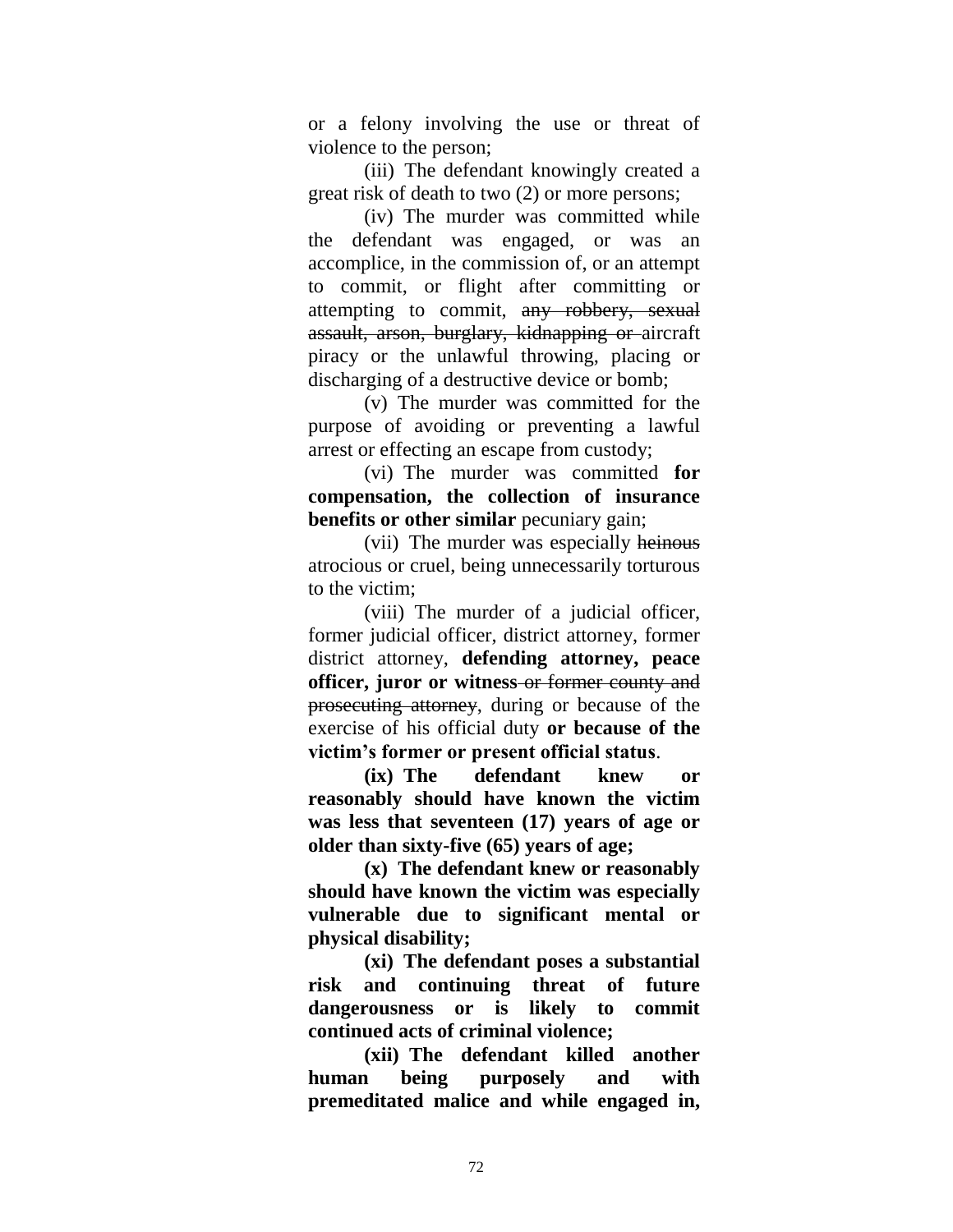or a felony involving the use or threat of violence to the person;

(iii) The defendant knowingly created a great risk of death to two (2) or more persons;

(iv) The murder was committed while the defendant was engaged, or was an accomplice, in the commission of, or an attempt to commit, or flight after committing or attempting to commit, ~~any robbery, sexual assault, arson, burglary, kidnapping or~~ aircraft piracy or the unlawful throwing, placing or discharging of a destructive device or bomb;

(v) The murder was committed for the purpose of avoiding or preventing a lawful arrest or effecting an escape from custody;

(vi) The murder was committed **for compensation, the collection of insurance benefits or other similar** pecuniary gain;

(vii) The murder was especially ~~heinous~~ atrocious or cruel, being unnecessarily torturous to the victim;

(viii) The murder of a judicial officer, former judicial officer, district attorney, former district attorney, **defending attorney, peace officer, juror or witness** ~~or former county and prosecuting attorney~~, during or because of the exercise of his official duty **or because of the victim's former or present official status**.

**(ix) The defendant knew or reasonably should have known the victim was less that seventeen (17) years of age or older than sixty-five (65) years of age;**

**(x) The defendant knew or reasonably should have known the victim was especially vulnerable due to significant mental or physical disability;**

**(xi) The defendant poses a substantial risk and continuing threat of future dangerousness or is likely to commit continued acts of criminal violence;**

**(xii) The defendant killed another human being purposely and with premeditated malice and while engaged in,**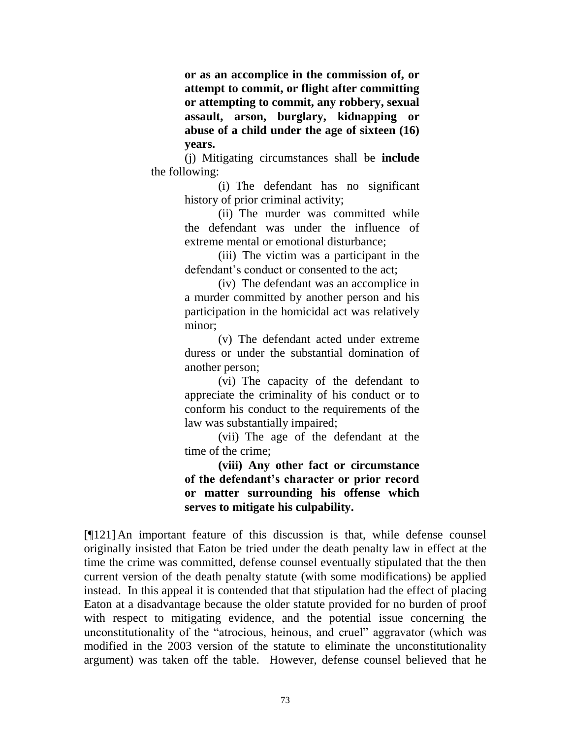**or as an accomplice in the commission of, or attempt to commit, or flight after committing or attempting to commit, any robbery, sexual assault, arson, burglary, kidnapping or abuse of a child under the age of sixteen (16) years.**

(j) Mitigating circumstances shall ~~be~~ **include** the following:

(i) The defendant has no significant history of prior criminal activity;

(ii) The murder was committed while the defendant was under the influence of extreme mental or emotional disturbance;

(iii) The victim was a participant in the defendant's conduct or consented to the act;

(iv) The defendant was an accomplice in a murder committed by another person and his participation in the homicidal act was relatively minor;

(v) The defendant acted under extreme duress or under the substantial domination of another person;

(vi) The capacity of the defendant to appreciate the criminality of his conduct or to conform his conduct to the requirements of the law was substantially impaired;

(vii) The age of the defendant at the time of the crime;

**(viii) Any other fact or circumstance of the defendant's character or prior record or matter surrounding his offense which serves to mitigate his culpability.**

[¶121] An important feature of this discussion is that, while defense counsel originally insisted that Eaton be tried under the death penalty law in effect at the time the crime was committed, defense counsel eventually stipulated that the then current version of the death penalty statute (with some modifications) be applied instead. In this appeal it is contended that that stipulation had the effect of placing Eaton at a disadvantage because the older statute provided for no burden of proof with respect to mitigating evidence, and the potential issue concerning the unconstitutionality of the "atrocious, heinous, and cruel" aggravator (which was modified in the 2003 version of the statute to eliminate the unconstitutionality argument) was taken off the table. However, defense counsel believed that he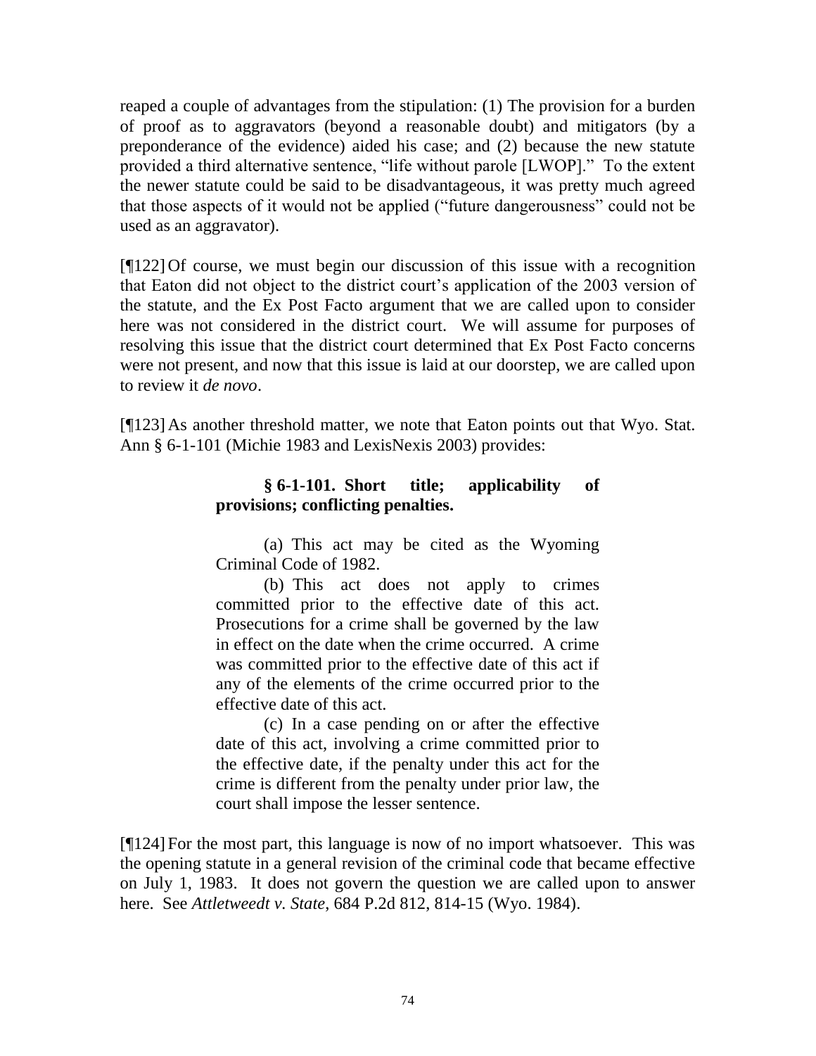reaped a couple of advantages from the stipulation: (1) The provision for a burden of proof as to aggravators (beyond a reasonable doubt) and mitigators (by a preponderance of the evidence) aided his case; and (2) because the new statute provided a third alternative sentence, "life without parole [LWOP]." To the extent the newer statute could be said to be disadvantageous, it was pretty much agreed that those aspects of it would not be applied ("future dangerousness" could not be used as an aggravator).

[¶122] Of course, we must begin our discussion of this issue with a recognition that Eaton did not object to the district court's application of the 2003 version of the statute, and the Ex Post Facto argument that we are called upon to consider here was not considered in the district court. We will assume for purposes of resolving this issue that the district court determined that Ex Post Facto concerns were not present, and now that this issue is laid at our doorstep, we are called upon to review it *de novo*.

[¶123] As another threshold matter, we note that Eaton points out that Wyo. Stat. Ann § 6-1-101 (Michie 1983 and LexisNexis 2003) provides:

> **§ 6-1-101. Short title; applicability of provisions; conflicting penalties.**
>
> (a) This act may be cited as the Wyoming Criminal Code of 1982.
>
> (b) This act does not apply to crimes committed prior to the effective date of this act. Prosecutions for a crime shall be governed by the law in effect on the date when the crime occurred. A crime was committed prior to the effective date of this act if any of the elements of the crime occurred prior to the effective date of this act.
>
> (c) In a case pending on or after the effective date of this act, involving a crime committed prior to the effective date, if the penalty under this act for the crime is different from the penalty under prior law, the court shall impose the lesser sentence.

[¶124] For the most part, this language is now of no import whatsoever. This was the opening statute in a general revision of the criminal code that became effective on July 1, 1983. It does not govern the question we are called upon to answer here. See *Attletweedt v. State*, 684 P.2d 812, 814-15 (Wyo. 1984).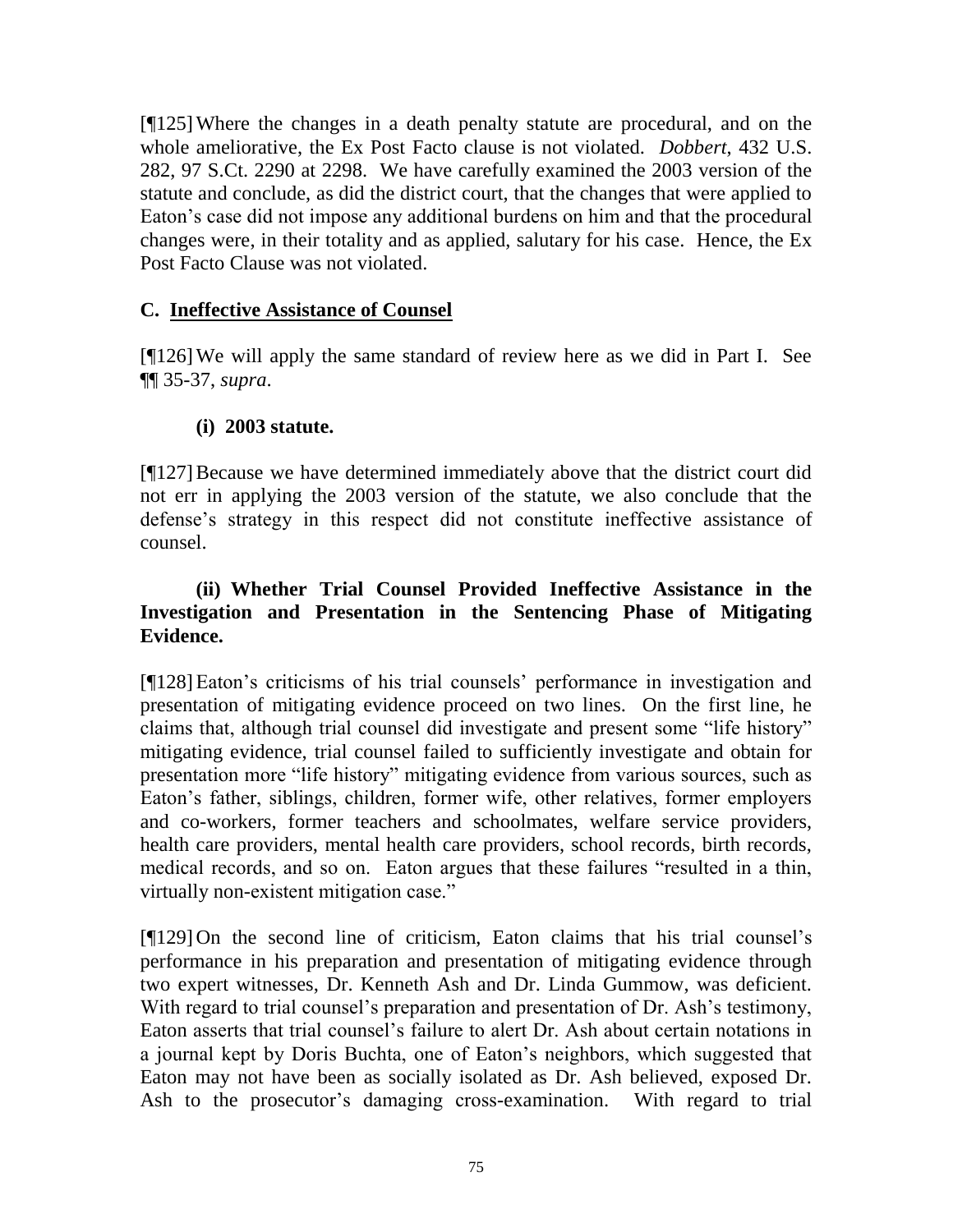[¶125] Where the changes in a death penalty statute are procedural, and on the whole ameliorative, the Ex Post Facto clause is not violated. *Dobbert*, 432 U.S. 282, 97 S.Ct. 2290 at 2298. We have carefully examined the 2003 version of the statute and conclude, as did the district court, that the changes that were applied to Eaton's case did not impose any additional burdens on him and that the procedural changes were, in their totality and as applied, salutary for his case. Hence, the Ex Post Facto Clause was not violated.

### C. <u>Ineffective Assistance of Counsel</u>

[¶126] We will apply the same standard of review here as we did in Part I. See ¶¶ 35-37, *supra*.

#### (i) 2003 statute.

[¶127] Because we have determined immediately above that the district court did not err in applying the 2003 version of the statute, we also conclude that the defense's strategy in this respect did not constitute ineffective assistance of counsel.

#### (ii) Whether Trial Counsel Provided Ineffective Assistance in the Investigation and Presentation in the Sentencing Phase of Mitigating Evidence.

[¶128] Eaton's criticisms of his trial counsels' performance in investigation and presentation of mitigating evidence proceed on two lines. On the first line, he claims that, although trial counsel did investigate and present some "life history" mitigating evidence, trial counsel failed to sufficiently investigate and obtain for presentation more "life history" mitigating evidence from various sources, such as Eaton's father, siblings, children, former wife, other relatives, former employers and co-workers, former teachers and schoolmates, welfare service providers, health care providers, mental health care providers, school records, birth records, medical records, and so on. Eaton argues that these failures "resulted in a thin, virtually non-existent mitigation case."

[¶129] On the second line of criticism, Eaton claims that his trial counsel's performance in his preparation and presentation of mitigating evidence through two expert witnesses, Dr. Kenneth Ash and Dr. Linda Gummow, was deficient. With regard to trial counsel's preparation and presentation of Dr. Ash's testimony, Eaton asserts that trial counsel's failure to alert Dr. Ash about certain notations in a journal kept by Doris Buchta, one of Eaton's neighbors, which suggested that Eaton may not have been as socially isolated as Dr. Ash believed, exposed Dr. Ash to the prosecutor's damaging cross-examination. With regard to trial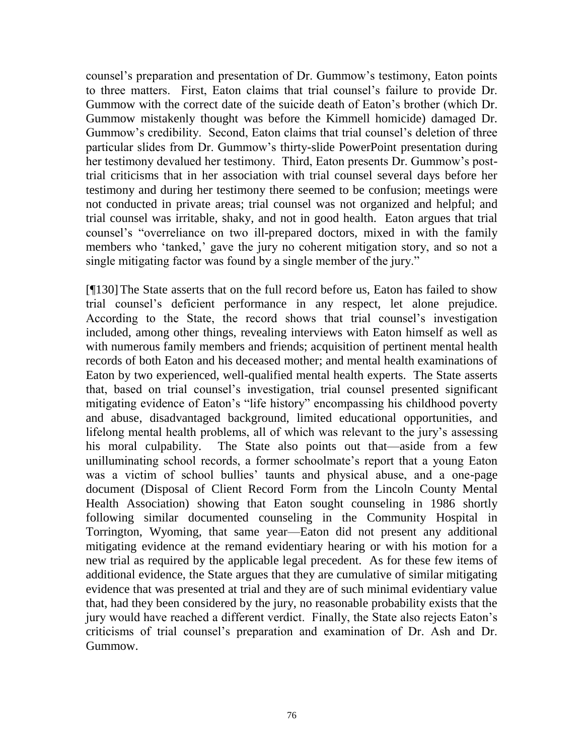counsel's preparation and presentation of Dr. Gummow's testimony, Eaton points to three matters. First, Eaton claims that trial counsel's failure to provide Dr. Gummow with the correct date of the suicide death of Eaton's brother (which Dr. Gummow mistakenly thought was before the Kimmell homicide) damaged Dr. Gummow's credibility. Second, Eaton claims that trial counsel's deletion of three particular slides from Dr. Gummow's thirty-slide PowerPoint presentation during her testimony devalued her testimony. Third, Eaton presents Dr. Gummow's post-trial criticisms that in her association with trial counsel several days before her testimony and during her testimony there seemed to be confusion; meetings were not conducted in private areas; trial counsel was not organized and helpful; and trial counsel was irritable, shaky, and not in good health. Eaton argues that trial counsel's "overreliance on two ill-prepared doctors, mixed in with the family members who 'tanked,' gave the jury no coherent mitigation story, and so not a single mitigating factor was found by a single member of the jury."

[¶130] The State asserts that on the full record before us, Eaton has failed to show trial counsel's deficient performance in any respect, let alone prejudice. According to the State, the record shows that trial counsel's investigation included, among other things, revealing interviews with Eaton himself as well as with numerous family members and friends; acquisition of pertinent mental health records of both Eaton and his deceased mother; and mental health examinations of Eaton by two experienced, well-qualified mental health experts. The State asserts that, based on trial counsel's investigation, trial counsel presented significant mitigating evidence of Eaton's "life history" encompassing his childhood poverty and abuse, disadvantaged background, limited educational opportunities, and lifelong mental health problems, all of which was relevant to the jury's assessing his moral culpability. The State also points out that—aside from a few unilluminating school records, a former schoolmate's report that a young Eaton was a victim of school bullies' taunts and physical abuse, and a one-page document (Disposal of Client Record Form from the Lincoln County Mental Health Association) showing that Eaton sought counseling in 1986 shortly following similar documented counseling in the Community Hospital in Torrington, Wyoming, that same year—Eaton did not present any additional mitigating evidence at the remand evidentiary hearing or with his motion for a new trial as required by the applicable legal precedent. As for these few items of additional evidence, the State argues that they are cumulative of similar mitigating evidence that was presented at trial and they are of such minimal evidentiary value that, had they been considered by the jury, no reasonable probability exists that the jury would have reached a different verdict. Finally, the State also rejects Eaton's criticisms of trial counsel's preparation and examination of Dr. Ash and Dr. Gummow.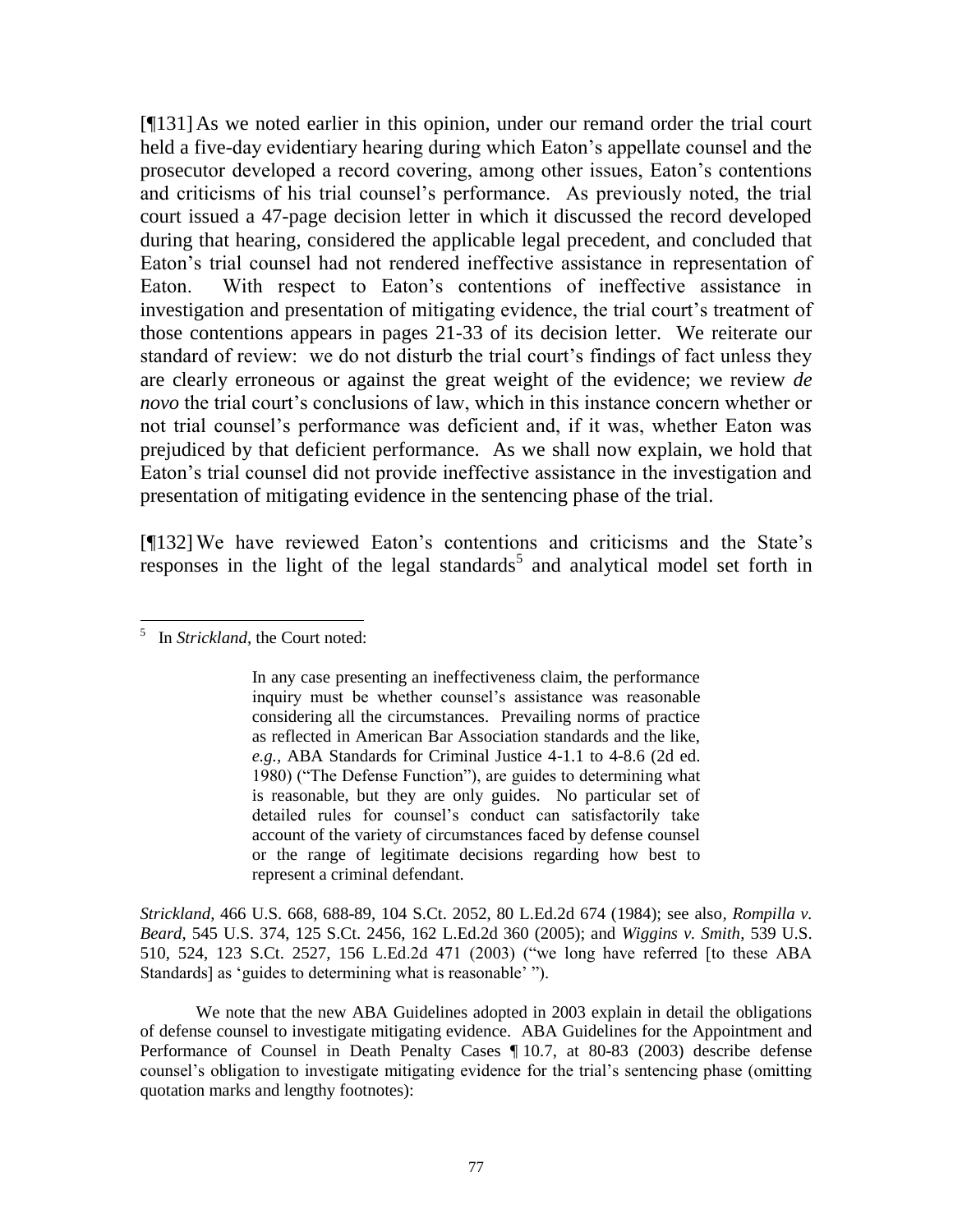[¶131] As we noted earlier in this opinion, under our remand order the trial court held a five-day evidentiary hearing during which Eaton's appellate counsel and the prosecutor developed a record covering, among other issues, Eaton's contentions and criticisms of his trial counsel's performance. As previously noted, the trial court issued a 47-page decision letter in which it discussed the record developed during that hearing, considered the applicable legal precedent, and concluded that Eaton's trial counsel had not rendered ineffective assistance in representation of Eaton. With respect to Eaton's contentions of ineffective assistance in investigation and presentation of mitigating evidence, the trial court's treatment of those contentions appears in pages 21-33 of its decision letter. We reiterate our standard of review: we do not disturb the trial court's findings of fact unless they are clearly erroneous or against the great weight of the evidence; we review *de novo* the trial court's conclusions of law, which in this instance concern whether or not trial counsel's performance was deficient and, if it was, whether Eaton was prejudiced by that deficient performance. As we shall now explain, we hold that Eaton's trial counsel did not provide ineffective assistance in the investigation and presentation of mitigating evidence in the sentencing phase of the trial.

[¶132] We have reviewed Eaton's contentions and criticisms and the State's responses in the light of the legal standards[5] and analytical model set forth in

---

[5] In *Strickland*, the Court noted:

> In any case presenting an ineffectiveness claim, the performance inquiry must be whether counsel's assistance was reasonable considering all the circumstances. Prevailing norms of practice as reflected in American Bar Association standards and the like, *e.g.*, ABA Standards for Criminal Justice 4-1.1 to 4-8.6 (2d ed. 1980) ("The Defense Function"), are guides to determining what is reasonable, but they are only guides. No particular set of detailed rules for counsel's conduct can satisfactorily take account of the variety of circumstances faced by defense counsel or the range of legitimate decisions regarding how best to represent a criminal defendant.

*Strickland*, 466 U.S. 668, 688-89, 104 S.Ct. 2052, 80 L.Ed.2d 674 (1984); see also, *Rompilla v. Beard*, 545 U.S. 374, 125 S.Ct. 2456, 162 L.Ed.2d 360 (2005); and *Wiggins v. Smith*, 539 U.S. 510, 524, 123 S.Ct. 2527, 156 L.Ed.2d 471 (2003) ("we long have referred [to these ABA Standards] as 'guides to determining what is reasonable' ").

We note that the new ABA Guidelines adopted in 2003 explain in detail the obligations of defense counsel to investigate mitigating evidence. ABA Guidelines for the Appointment and Performance of Counsel in Death Penalty Cases ¶ 10.7, at 80-83 (2003) describe defense counsel's obligation to investigate mitigating evidence for the trial's sentencing phase (omitting quotation marks and lengthy footnotes):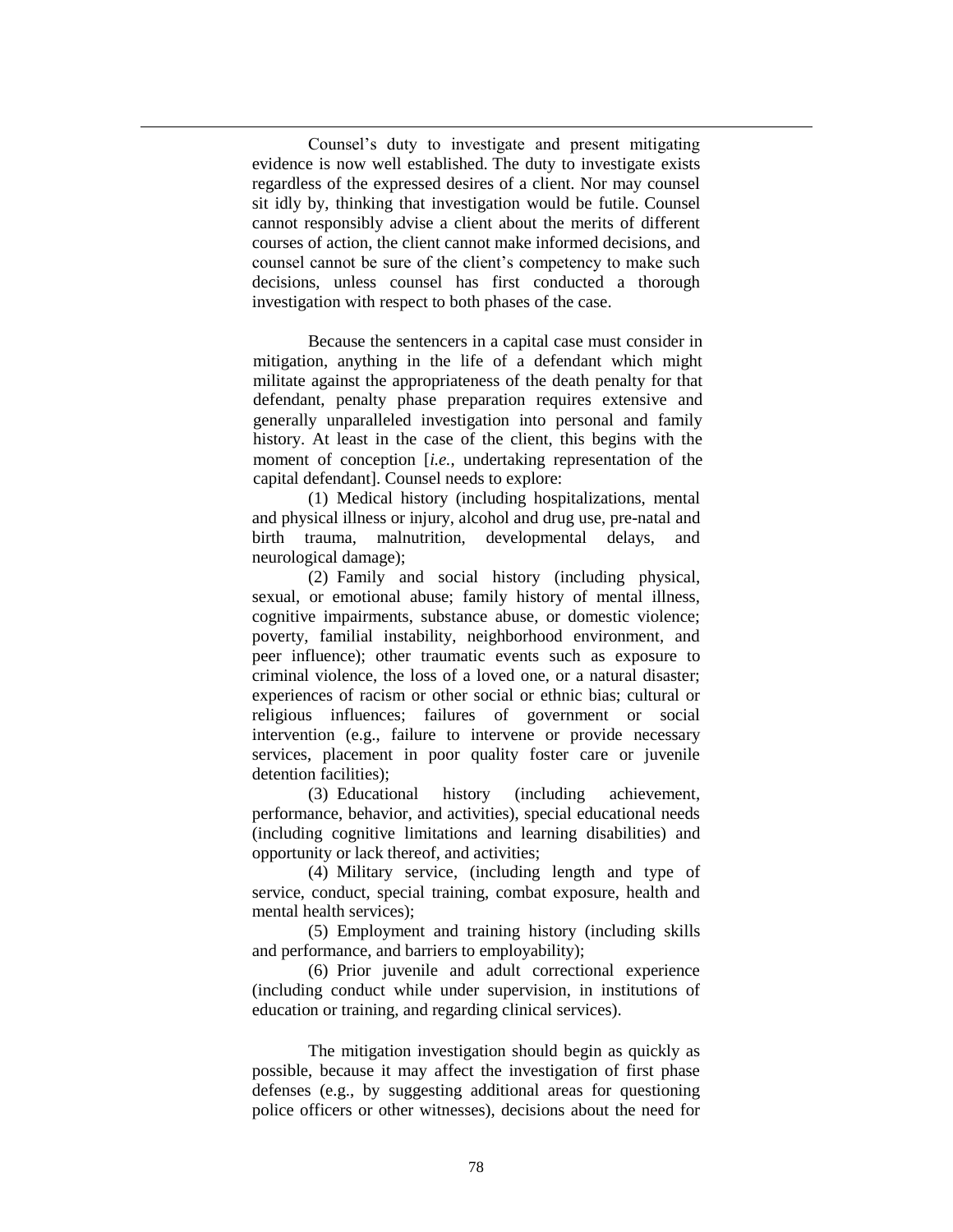Counsel's duty to investigate and present mitigating evidence is now well established. The duty to investigate exists regardless of the expressed desires of a client. Nor may counsel sit idly by, thinking that investigation would be futile. Counsel cannot responsibly advise a client about the merits of different courses of action, the client cannot make informed decisions, and counsel cannot be sure of the client's competency to make such decisions, unless counsel has first conducted a thorough investigation with respect to both phases of the case.

Because the sentencers in a capital case must consider in mitigation, anything in the life of a defendant which might militate against the appropriateness of the death penalty for that defendant, penalty phase preparation requires extensive and generally unparalleled investigation into personal and family history. At least in the case of the client, this begins with the moment of conception [*i.e.*, undertaking representation of the capital defendant]. Counsel needs to explore:

(1) Medical history (including hospitalizations, mental and physical illness or injury, alcohol and drug use, pre-natal and birth trauma, malnutrition, developmental delays, and neurological damage);

(2) Family and social history (including physical, sexual, or emotional abuse; family history of mental illness, cognitive impairments, substance abuse, or domestic violence; poverty, familial instability, neighborhood environment, and peer influence); other traumatic events such as exposure to criminal violence, the loss of a loved one, or a natural disaster; experiences of racism or other social or ethnic bias; cultural or religious influences; failures of government or social intervention (e.g., failure to intervene or provide necessary services, placement in poor quality foster care or juvenile detention facilities);

(3) Educational history (including achievement, performance, behavior, and activities), special educational needs (including cognitive limitations and learning disabilities) and opportunity or lack thereof, and activities;

(4) Military service, (including length and type of service, conduct, special training, combat exposure, health and mental health services);

(5) Employment and training history (including skills and performance, and barriers to employability);

(6) Prior juvenile and adult correctional experience (including conduct while under supervision, in institutions of education or training, and regarding clinical services).

The mitigation investigation should begin as quickly as possible, because it may affect the investigation of first phase defenses (e.g., by suggesting additional areas for questioning police officers or other witnesses), decisions about the need for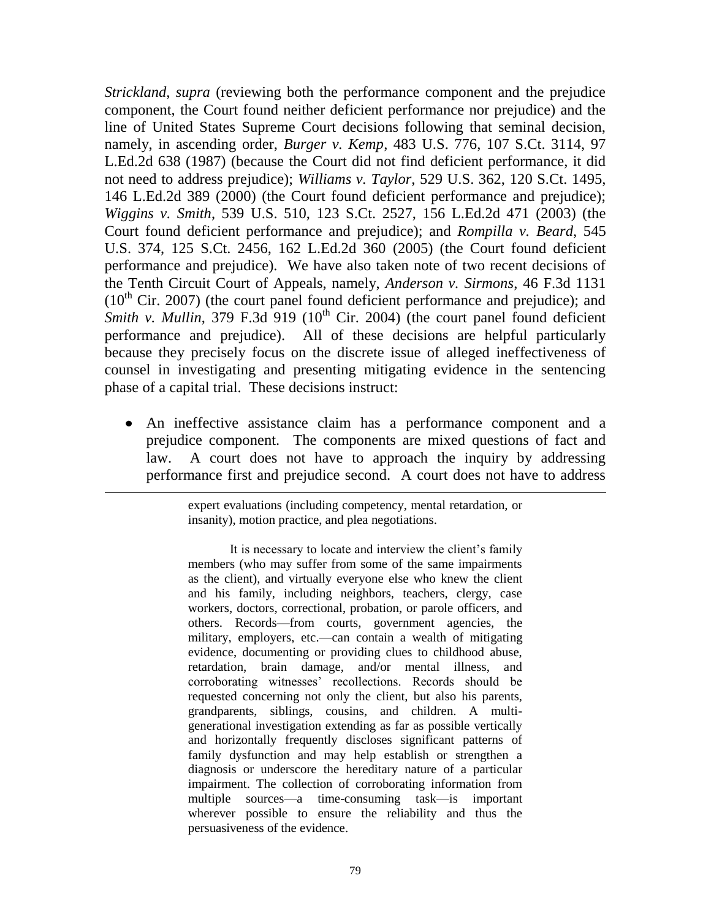*Strickland*, *supra* (reviewing both the performance component and the prejudice component, the Court found neither deficient performance nor prejudice) and the line of United States Supreme Court decisions following that seminal decision, namely, in ascending order, *Burger v. Kemp*, 483 U.S. 776, 107 S.Ct. 3114, 97 L.Ed.2d 638 (1987) (because the Court did not find deficient performance, it did not need to address prejudice); *Williams v. Taylor*, 529 U.S. 362, 120 S.Ct. 1495, 146 L.Ed.2d 389 (2000) (the Court found deficient performance and prejudice); *Wiggins v. Smith*, 539 U.S. 510, 123 S.Ct. 2527, 156 L.Ed.2d 471 (2003) (the Court found deficient performance and prejudice); and *Rompilla v. Beard*, 545 U.S. 374, 125 S.Ct. 2456, 162 L.Ed.2d 360 (2005) (the Court found deficient performance and prejudice). We have also taken note of two recent decisions of the Tenth Circuit Court of Appeals, namely, *Anderson v. Sirmons*, 46 F.3d 1131 (10th Cir. 2007) (the court panel found deficient performance and prejudice); and *Smith v. Mullin*, 379 F.3d 919 (10th Cir. 2004) (the court panel found deficient performance and prejudice). All of these decisions are helpful particularly because they precisely focus on the discrete issue of alleged ineffectiveness of counsel in investigating and presenting mitigating evidence in the sentencing phase of a capital trial. These decisions instruct:

- An ineffective assistance claim has a performance component and a prejudice component. The components are mixed questions of fact and law. A court does not have to approach the inquiry by addressing performance first and prejudice second. A court does not have to address

---

expert evaluations (including competency, mental retardation, or insanity), motion practice, and plea negotiations.

It is necessary to locate and interview the client's family members (who may suffer from some of the same impairments as the client), and virtually everyone else who knew the client and his family, including neighbors, teachers, clergy, case workers, doctors, correctional, probation, or parole officers, and others. Records—from courts, government agencies, the military, employers, etc.—can contain a wealth of mitigating evidence, documenting or providing clues to childhood abuse, retardation, brain damage, and/or mental illness, and corroborating witnesses' recollections. Records should be requested concerning not only the client, but also his parents, grandparents, siblings, cousins, and children. A multi-generational investigation extending as far as possible vertically and horizontally frequently discloses significant patterns of family dysfunction and may help establish or strengthen a diagnosis or underscore the hereditary nature of a particular impairment. The collection of corroborating information from multiple sources—a time-consuming task—is important wherever possible to ensure the reliability and thus the persuasiveness of the evidence.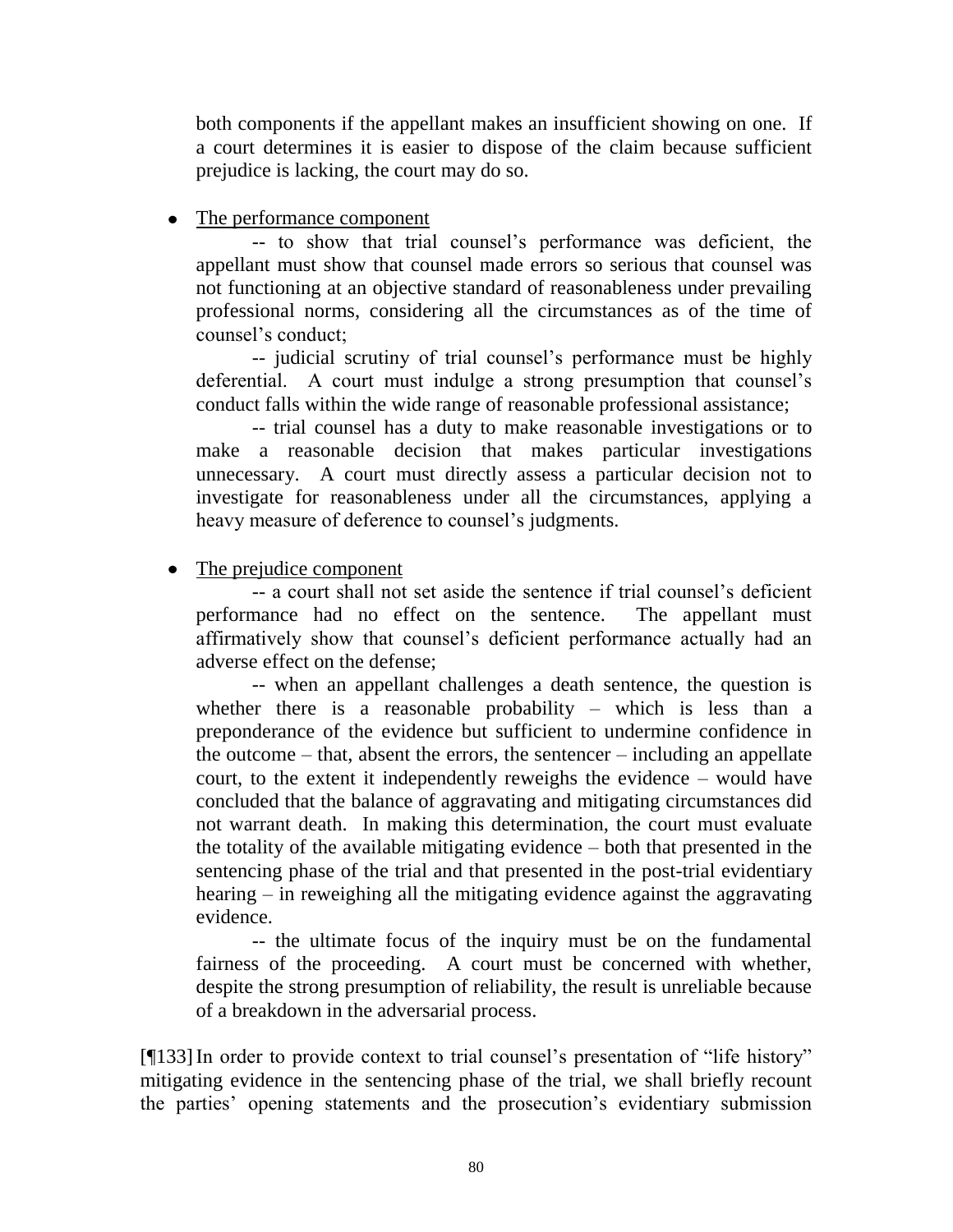both components if the appellant makes an insufficient showing on one. If a court determines it is easier to dispose of the claim because sufficient prejudice is lacking, the court may do so.

- <u>The performance component</u>

  -- to show that trial counsel's performance was deficient, the appellant must show that counsel made errors so serious that counsel was not functioning at an objective standard of reasonableness under prevailing professional norms, considering all the circumstances as of the time of counsel's conduct;

  -- judicial scrutiny of trial counsel's performance must be highly deferential. A court must indulge a strong presumption that counsel's conduct falls within the wide range of reasonable professional assistance;

  -- trial counsel has a duty to make reasonable investigations or to make a reasonable decision that makes particular investigations unnecessary. A court must directly assess a particular decision not to investigate for reasonableness under all the circumstances, applying a heavy measure of deference to counsel's judgments.

- <u>The prejudice component</u>

  -- a court shall not set aside the sentence if trial counsel's deficient performance had no effect on the sentence. The appellant must affirmatively show that counsel's deficient performance actually had an adverse effect on the defense;

  -- when an appellant challenges a death sentence, the question is whether there is a reasonable probability – which is less than a preponderance of the evidence but sufficient to undermine confidence in the outcome – that, absent the errors, the sentencer – including an appellate court, to the extent it independently reweighs the evidence – would have concluded that the balance of aggravating and mitigating circumstances did not warrant death. In making this determination, the court must evaluate the totality of the available mitigating evidence – both that presented in the sentencing phase of the trial and that presented in the post-trial evidentiary hearing – in reweighing all the mitigating evidence against the aggravating evidence.

  -- the ultimate focus of the inquiry must be on the fundamental fairness of the proceeding. A court must be concerned with whether, despite the strong presumption of reliability, the result is unreliable because of a breakdown in the adversarial process.

[¶133] In order to provide context to trial counsel's presentation of "life history" mitigating evidence in the sentencing phase of the trial, we shall briefly recount the parties' opening statements and the prosecution's evidentiary submission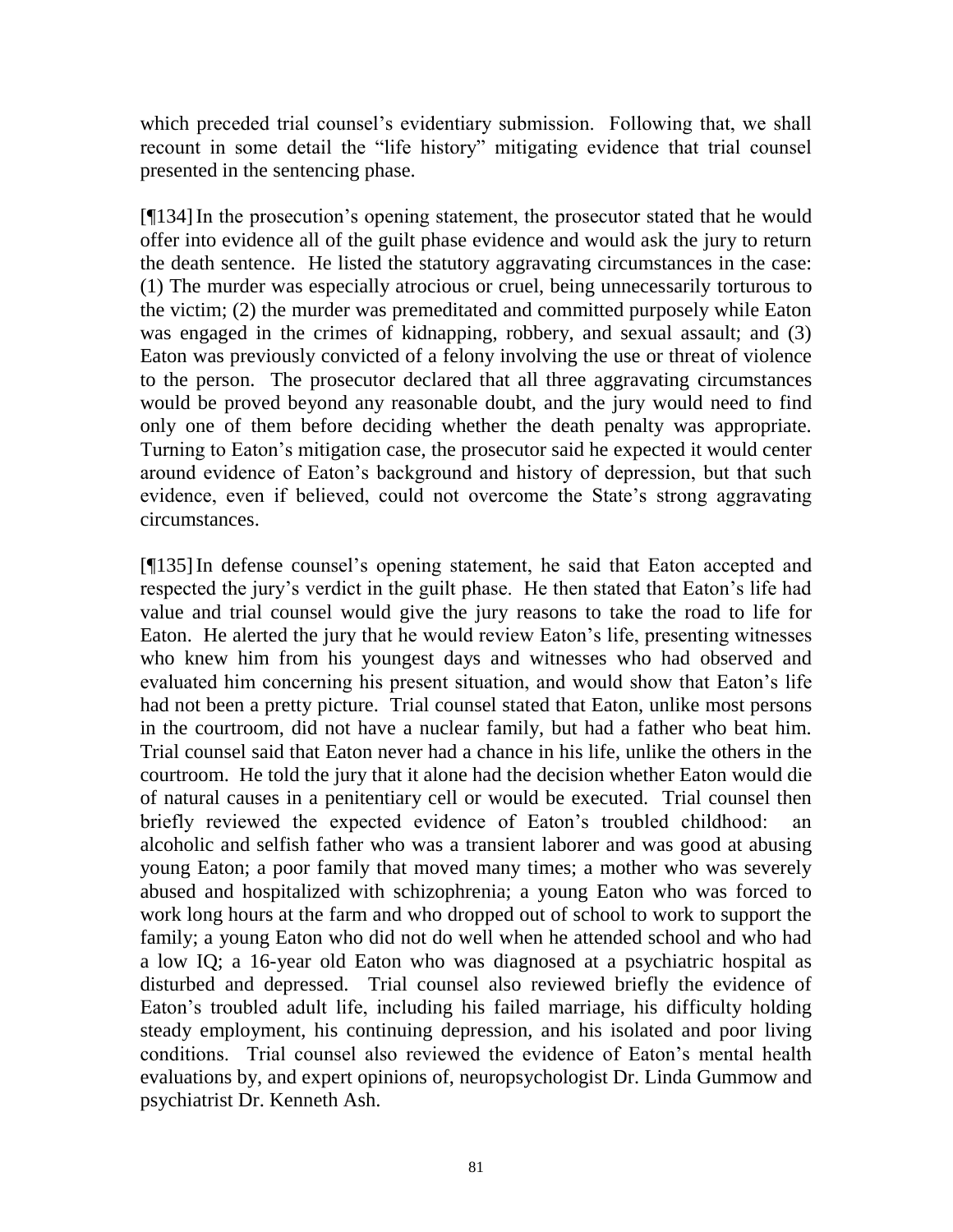which preceded trial counsel's evidentiary submission. Following that, we shall recount in some detail the "life history" mitigating evidence that trial counsel presented in the sentencing phase.

[¶134] In the prosecution's opening statement, the prosecutor stated that he would offer into evidence all of the guilt phase evidence and would ask the jury to return the death sentence. He listed the statutory aggravating circumstances in the case: (1) The murder was especially atrocious or cruel, being unnecessarily torturous to the victim; (2) the murder was premeditated and committed purposely while Eaton was engaged in the crimes of kidnapping, robbery, and sexual assault; and (3) Eaton was previously convicted of a felony involving the use or threat of violence to the person. The prosecutor declared that all three aggravating circumstances would be proved beyond any reasonable doubt, and the jury would need to find only one of them before deciding whether the death penalty was appropriate. Turning to Eaton's mitigation case, the prosecutor said he expected it would center around evidence of Eaton's background and history of depression, but that such evidence, even if believed, could not overcome the State's strong aggravating circumstances.

[¶135] In defense counsel's opening statement, he said that Eaton accepted and respected the jury's verdict in the guilt phase. He then stated that Eaton's life had value and trial counsel would give the jury reasons to take the road to life for Eaton. He alerted the jury that he would review Eaton's life, presenting witnesses who knew him from his youngest days and witnesses who had observed and evaluated him concerning his present situation, and would show that Eaton's life had not been a pretty picture. Trial counsel stated that Eaton, unlike most persons in the courtroom, did not have a nuclear family, but had a father who beat him. Trial counsel said that Eaton never had a chance in his life, unlike the others in the courtroom. He told the jury that it alone had the decision whether Eaton would die of natural causes in a penitentiary cell or would be executed. Trial counsel then briefly reviewed the expected evidence of Eaton's troubled childhood: an alcoholic and selfish father who was a transient laborer and was good at abusing young Eaton; a poor family that moved many times; a mother who was severely abused and hospitalized with schizophrenia; a young Eaton who was forced to work long hours at the farm and who dropped out of school to work to support the family; a young Eaton who did not do well when he attended school and who had a low IQ; a 16-year old Eaton who was diagnosed at a psychiatric hospital as disturbed and depressed. Trial counsel also reviewed briefly the evidence of Eaton's troubled adult life, including his failed marriage, his difficulty holding steady employment, his continuing depression, and his isolated and poor living conditions. Trial counsel also reviewed the evidence of Eaton's mental health evaluations by, and expert opinions of, neuropsychologist Dr. Linda Gummow and psychiatrist Dr. Kenneth Ash.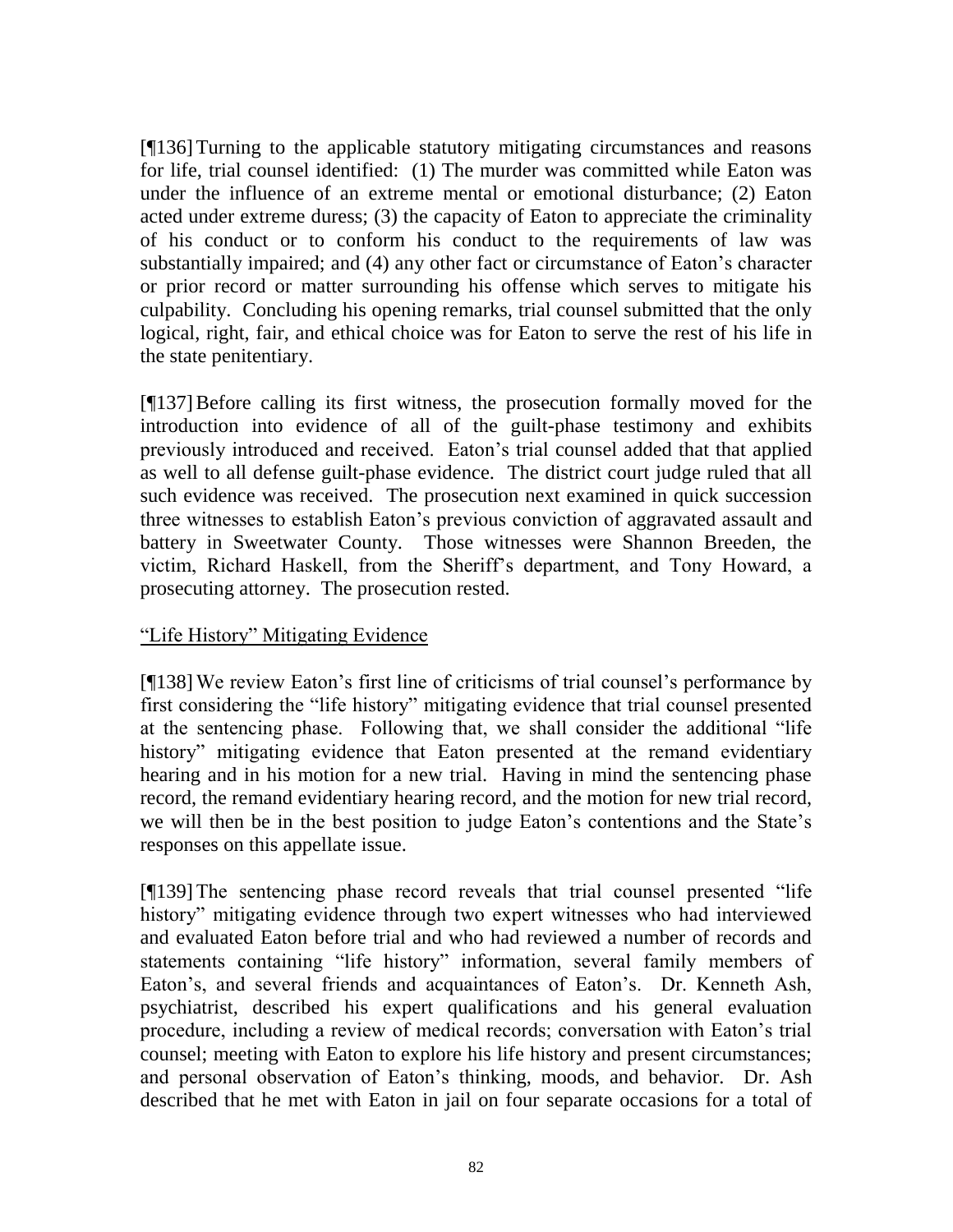[¶136] Turning to the applicable statutory mitigating circumstances and reasons for life, trial counsel identified: (1) The murder was committed while Eaton was under the influence of an extreme mental or emotional disturbance; (2) Eaton acted under extreme duress; (3) the capacity of Eaton to appreciate the criminality of his conduct or to conform his conduct to the requirements of law was substantially impaired; and (4) any other fact or circumstance of Eaton's character or prior record or matter surrounding his offense which serves to mitigate his culpability. Concluding his opening remarks, trial counsel submitted that the only logical, right, fair, and ethical choice was for Eaton to serve the rest of his life in the state penitentiary.

[¶137] Before calling its first witness, the prosecution formally moved for the introduction into evidence of all of the guilt-phase testimony and exhibits previously introduced and received. Eaton's trial counsel added that that applied as well to all defense guilt-phase evidence. The district court judge ruled that all such evidence was received. The prosecution next examined in quick succession three witnesses to establish Eaton's previous conviction of aggravated assault and battery in Sweetwater County. Those witnesses were Shannon Breeden, the victim, Richard Haskell, from the Sheriff's department, and Tony Howard, a prosecuting attorney. The prosecution rested.

<u>"Life History" Mitigating Evidence</u>

[¶138] We review Eaton's first line of criticisms of trial counsel's performance by first considering the "life history" mitigating evidence that trial counsel presented at the sentencing phase. Following that, we shall consider the additional "life history" mitigating evidence that Eaton presented at the remand evidentiary hearing and in his motion for a new trial. Having in mind the sentencing phase record, the remand evidentiary hearing record, and the motion for new trial record, we will then be in the best position to judge Eaton's contentions and the State's responses on this appellate issue.

[¶139] The sentencing phase record reveals that trial counsel presented "life history" mitigating evidence through two expert witnesses who had interviewed and evaluated Eaton before trial and who had reviewed a number of records and statements containing "life history" information, several family members of Eaton's, and several friends and acquaintances of Eaton's. Dr. Kenneth Ash, psychiatrist, described his expert qualifications and his general evaluation procedure, including a review of medical records; conversation with Eaton's trial counsel; meeting with Eaton to explore his life history and present circumstances; and personal observation of Eaton's thinking, moods, and behavior. Dr. Ash described that he met with Eaton in jail on four separate occasions for a total of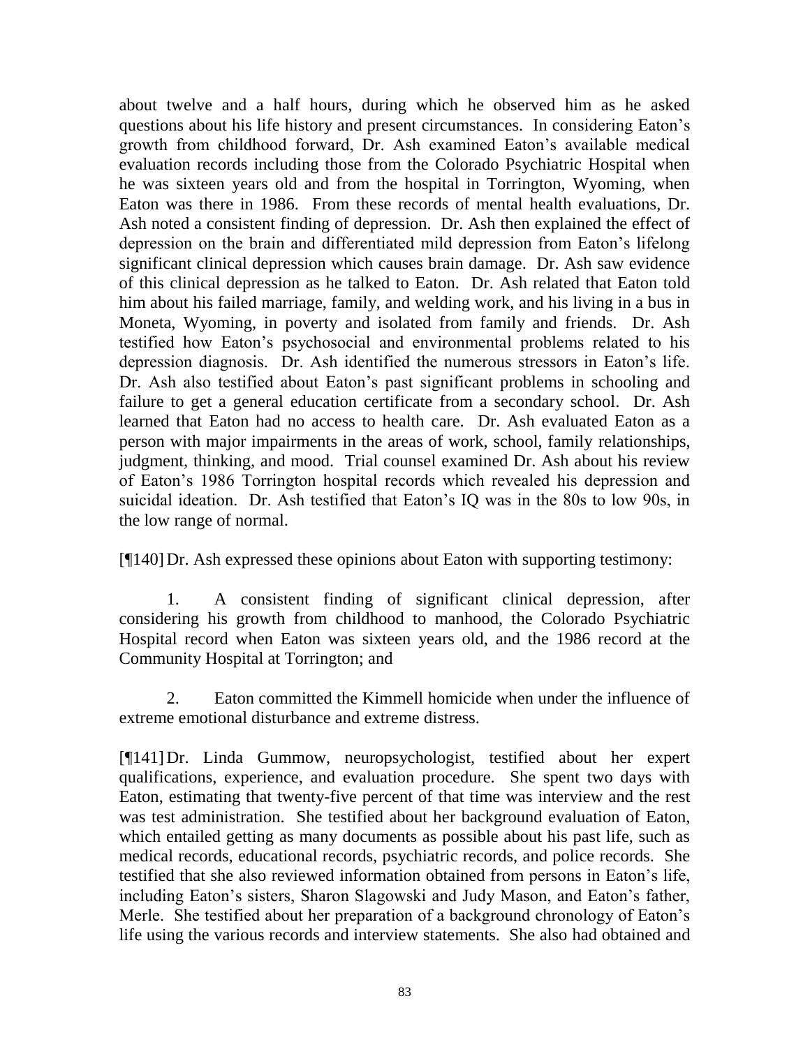about twelve and a half hours, during which he observed him as he asked questions about his life history and present circumstances. In considering Eaton's growth from childhood forward, Dr. Ash examined Eaton's available medical evaluation records including those from the Colorado Psychiatric Hospital when he was sixteen years old and from the hospital in Torrington, Wyoming, when Eaton was there in 1986. From these records of mental health evaluations, Dr. Ash noted a consistent finding of depression. Dr. Ash then explained the effect of depression on the brain and differentiated mild depression from Eaton's lifelong significant clinical depression which causes brain damage. Dr. Ash saw evidence of this clinical depression as he talked to Eaton. Dr. Ash related that Eaton told him about his failed marriage, family, and welding work, and his living in a bus in Moneta, Wyoming, in poverty and isolated from family and friends. Dr. Ash testified how Eaton's psychosocial and environmental problems related to his depression diagnosis. Dr. Ash identified the numerous stressors in Eaton's life. Dr. Ash also testified about Eaton's past significant problems in schooling and failure to get a general education certificate from a secondary school. Dr. Ash learned that Eaton had no access to health care. Dr. Ash evaluated Eaton as a person with major impairments in the areas of work, school, family relationships, judgment, thinking, and mood. Trial counsel examined Dr. Ash about his review of Eaton's 1986 Torrington hospital records which revealed his depression and suicidal ideation. Dr. Ash testified that Eaton's IQ was in the 80s to low 90s, in the low range of normal.

[¶140] Dr. Ash expressed these opinions about Eaton with supporting testimony:

1. A consistent finding of significant clinical depression, after considering his growth from childhood to manhood, the Colorado Psychiatric Hospital record when Eaton was sixteen years old, and the 1986 record at the Community Hospital at Torrington; and

2. Eaton committed the Kimmell homicide when under the influence of extreme emotional disturbance and extreme distress.

[¶141] Dr. Linda Gummow, neuropsychologist, testified about her expert qualifications, experience, and evaluation procedure. She spent two days with Eaton, estimating that twenty-five percent of that time was interview and the rest was test administration. She testified about her background evaluation of Eaton, which entailed getting as many documents as possible about his past life, such as medical records, educational records, psychiatric records, and police records. She testified that she also reviewed information obtained from persons in Eaton's life, including Eaton's sisters, Sharon Slagowski and Judy Mason, and Eaton's father, Merle. She testified about her preparation of a background chronology of Eaton's life using the various records and interview statements. She also had obtained and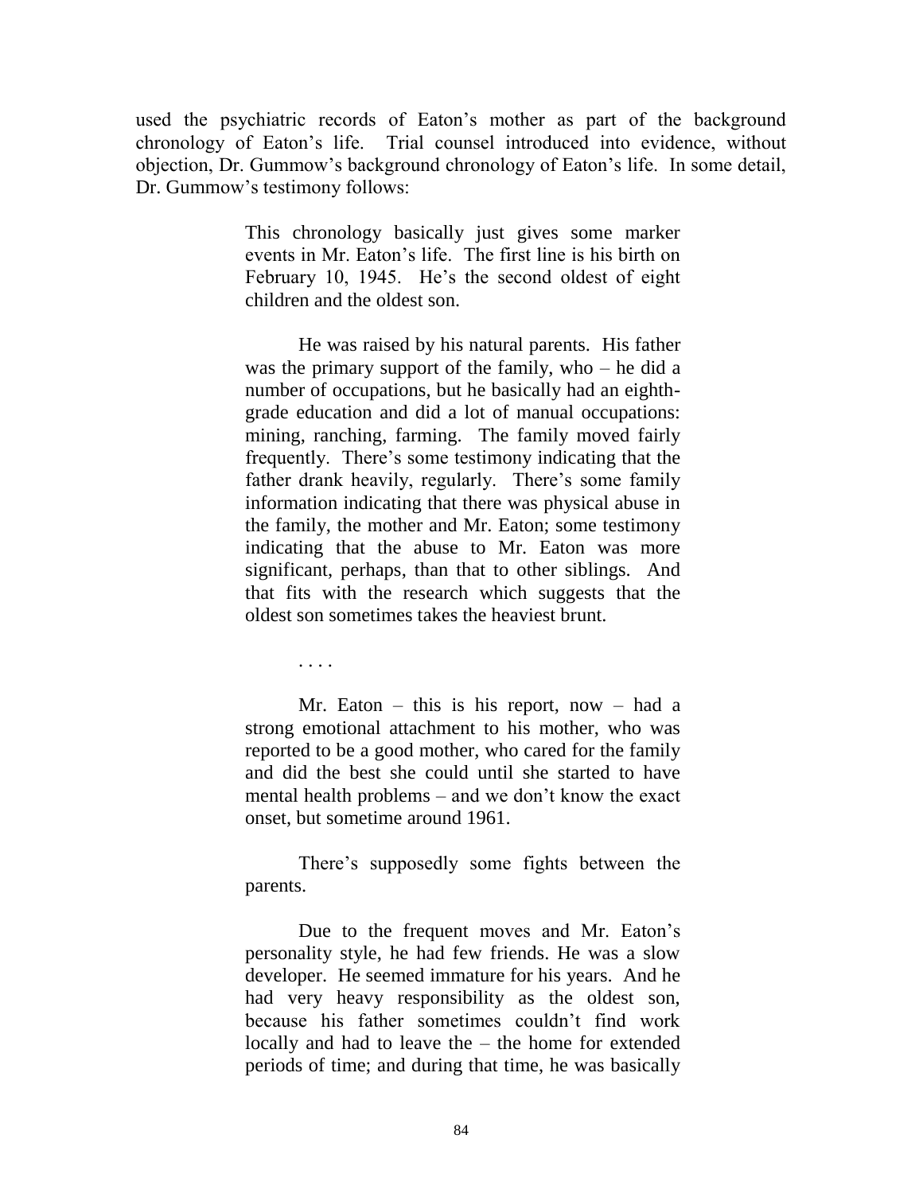used the psychiatric records of Eaton's mother as part of the background chronology of Eaton's life. Trial counsel introduced into evidence, without objection, Dr. Gummow's background chronology of Eaton's life. In some detail, Dr. Gummow's testimony follows:

> This chronology basically just gives some marker events in Mr. Eaton's life. The first line is his birth on February 10, 1945. He's the second oldest of eight children and the oldest son.
>
> He was raised by his natural parents. His father was the primary support of the family, who – he did a number of occupations, but he basically had an eighth-grade education and did a lot of manual occupations: mining, ranching, farming. The family moved fairly frequently. There's some testimony indicating that the father drank heavily, regularly. There's some family information indicating that there was physical abuse in the family, the mother and Mr. Eaton; some testimony indicating that the abuse to Mr. Eaton was more significant, perhaps, than that to other siblings. And that fits with the research which suggests that the oldest son sometimes takes the heaviest brunt.
>
> . . . .
>
> Mr. Eaton – this is his report, now – had a strong emotional attachment to his mother, who was reported to be a good mother, who cared for the family and did the best she could until she started to have mental health problems – and we don't know the exact onset, but sometime around 1961.
>
> There's supposedly some fights between the parents.
>
> Due to the frequent moves and Mr. Eaton's personality style, he had few friends. He was a slow developer. He seemed immature for his years. And he had very heavy responsibility as the oldest son, because his father sometimes couldn't find work locally and had to leave the – the home for extended periods of time; and during that time, he was basically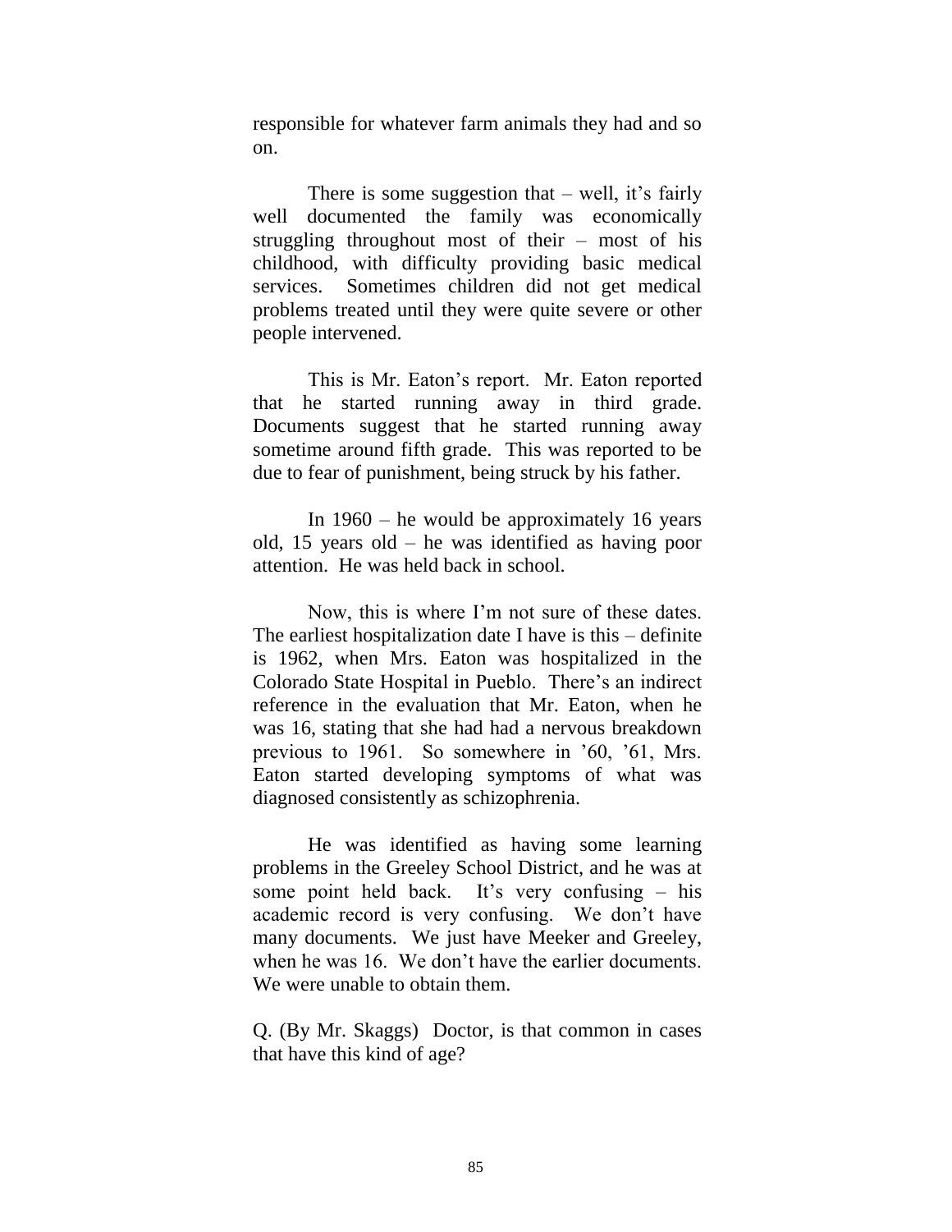responsible for whatever farm animals they had and so on.

There is some suggestion that – well, it's fairly well documented the family was economically struggling throughout most of their – most of his childhood, with difficulty providing basic medical services. Sometimes children did not get medical problems treated until they were quite severe or other people intervened.

This is Mr. Eaton's report. Mr. Eaton reported that he started running away in third grade. Documents suggest that he started running away sometime around fifth grade. This was reported to be due to fear of punishment, being struck by his father.

In 1960 – he would be approximately 16 years old, 15 years old – he was identified as having poor attention. He was held back in school.

Now, this is where I'm not sure of these dates. The earliest hospitalization date I have is this – definite is 1962, when Mrs. Eaton was hospitalized in the Colorado State Hospital in Pueblo. There's an indirect reference in the evaluation that Mr. Eaton, when he was 16, stating that she had had a nervous breakdown previous to 1961. So somewhere in '60, '61, Mrs. Eaton started developing symptoms of what was diagnosed consistently as schizophrenia.

He was identified as having some learning problems in the Greeley School District, and he was at some point held back. It's very confusing – his academic record is very confusing. We don't have many documents. We just have Meeker and Greeley, when he was 16. We don't have the earlier documents. We were unable to obtain them.

Q. (By Mr. Skaggs) Doctor, is that common in cases that have this kind of age?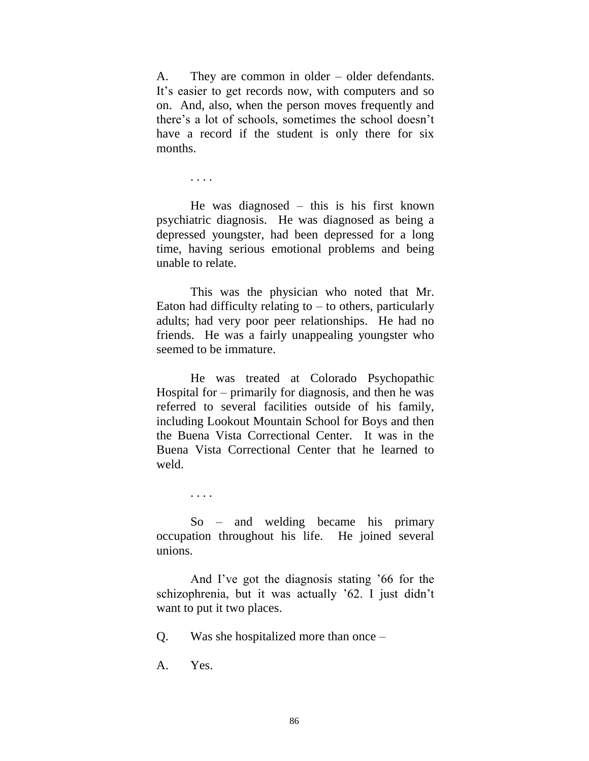A.	They are common in older – older defendants. It's easier to get records now, with computers and so on. And, also, when the person moves frequently and there's a lot of schools, sometimes the school doesn't have a record if the student is only there for six months.

. . . .

He was diagnosed – this is his first known psychiatric diagnosis. He was diagnosed as being a depressed youngster, had been depressed for a long time, having serious emotional problems and being unable to relate.

This was the physician who noted that Mr. Eaton had difficulty relating to – to others, particularly adults; had very poor peer relationships. He had no friends. He was a fairly unappealing youngster who seemed to be immature.

He was treated at Colorado Psychopathic Hospital for – primarily for diagnosis, and then he was referred to several facilities outside of his family, including Lookout Mountain School for Boys and then the Buena Vista Correctional Center. It was in the Buena Vista Correctional Center that he learned to weld.

. . . .

So – and welding became his primary occupation throughout his life. He joined several unions.

And I've got the diagnosis stating '66 for the schizophrenia, but it was actually '62. I just didn't want to put it two places.

Q.	Was she hospitalized more than once –

A.	Yes.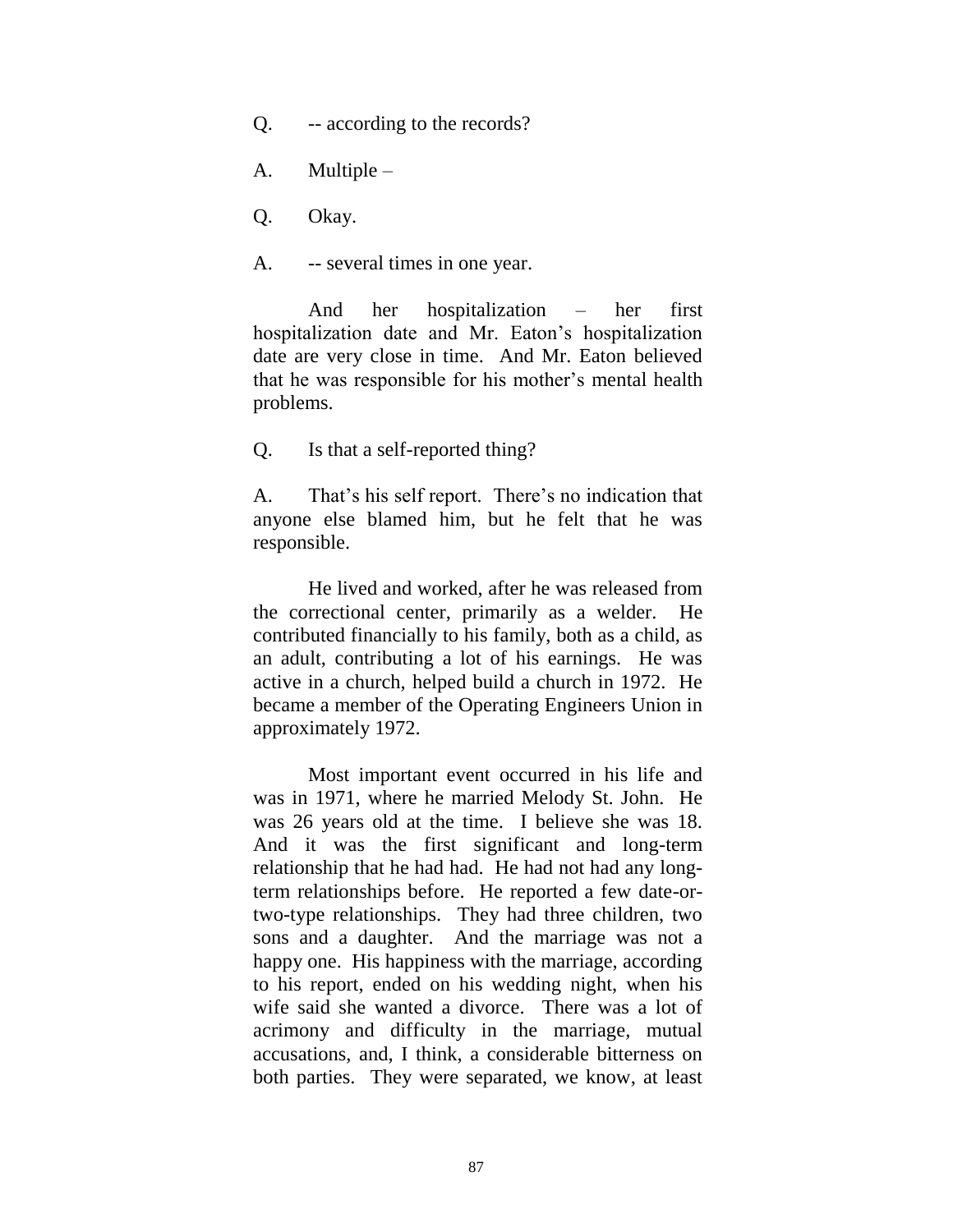Q. -- according to the records?

A. Multiple –

Q. Okay.

A. -- several times in one year.

And her hospitalization – her first hospitalization date and Mr. Eaton's hospitalization date are very close in time. And Mr. Eaton believed that he was responsible for his mother's mental health problems.

Q. Is that a self-reported thing?

A. That's his self report. There's no indication that anyone else blamed him, but he felt that he was responsible.

He lived and worked, after he was released from the correctional center, primarily as a welder. He contributed financially to his family, both as a child, as an adult, contributing a lot of his earnings. He was active in a church, helped build a church in 1972. He became a member of the Operating Engineers Union in approximately 1972.

Most important event occurred in his life and was in 1971, where he married Melody St. John. He was 26 years old at the time. I believe she was 18. And it was the first significant and long-term relationship that he had had. He had not had any long-term relationships before. He reported a few date-or-two-type relationships. They had three children, two sons and a daughter. And the marriage was not a happy one. His happiness with the marriage, according to his report, ended on his wedding night, when his wife said she wanted a divorce. There was a lot of acrimony and difficulty in the marriage, mutual accusations, and, I think, a considerable bitterness on both parties. They were separated, we know, at least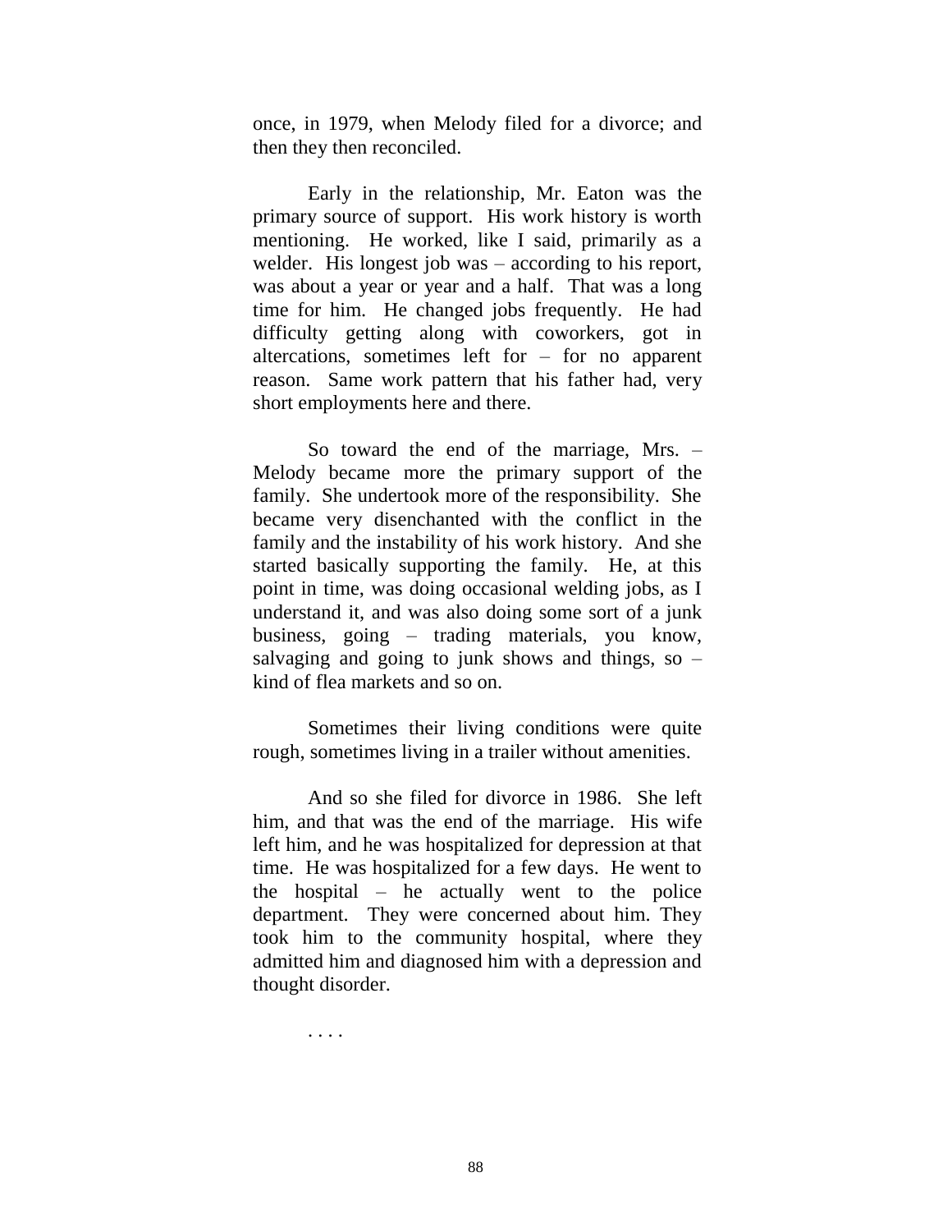once, in 1979, when Melody filed for a divorce; and then they then reconciled.

Early in the relationship, Mr. Eaton was the primary source of support. His work history is worth mentioning. He worked, like I said, primarily as a welder. His longest job was – according to his report, was about a year or year and a half. That was a long time for him. He changed jobs frequently. He had difficulty getting along with coworkers, got in altercations, sometimes left for – for no apparent reason. Same work pattern that his father had, very short employments here and there.

So toward the end of the marriage, Mrs. – Melody became more the primary support of the family. She undertook more of the responsibility. She became very disenchanted with the conflict in the family and the instability of his work history. And she started basically supporting the family. He, at this point in time, was doing occasional welding jobs, as I understand it, and was also doing some sort of a junk business, going – trading materials, you know, salvaging and going to junk shows and things, so – kind of flea markets and so on.

Sometimes their living conditions were quite rough, sometimes living in a trailer without amenities.

And so she filed for divorce in 1986. She left him, and that was the end of the marriage. His wife left him, and he was hospitalized for depression at that time. He was hospitalized for a few days. He went to the hospital – he actually went to the police department. They were concerned about him. They took him to the community hospital, where they admitted him and diagnosed him with a depression and thought disorder.

. . . .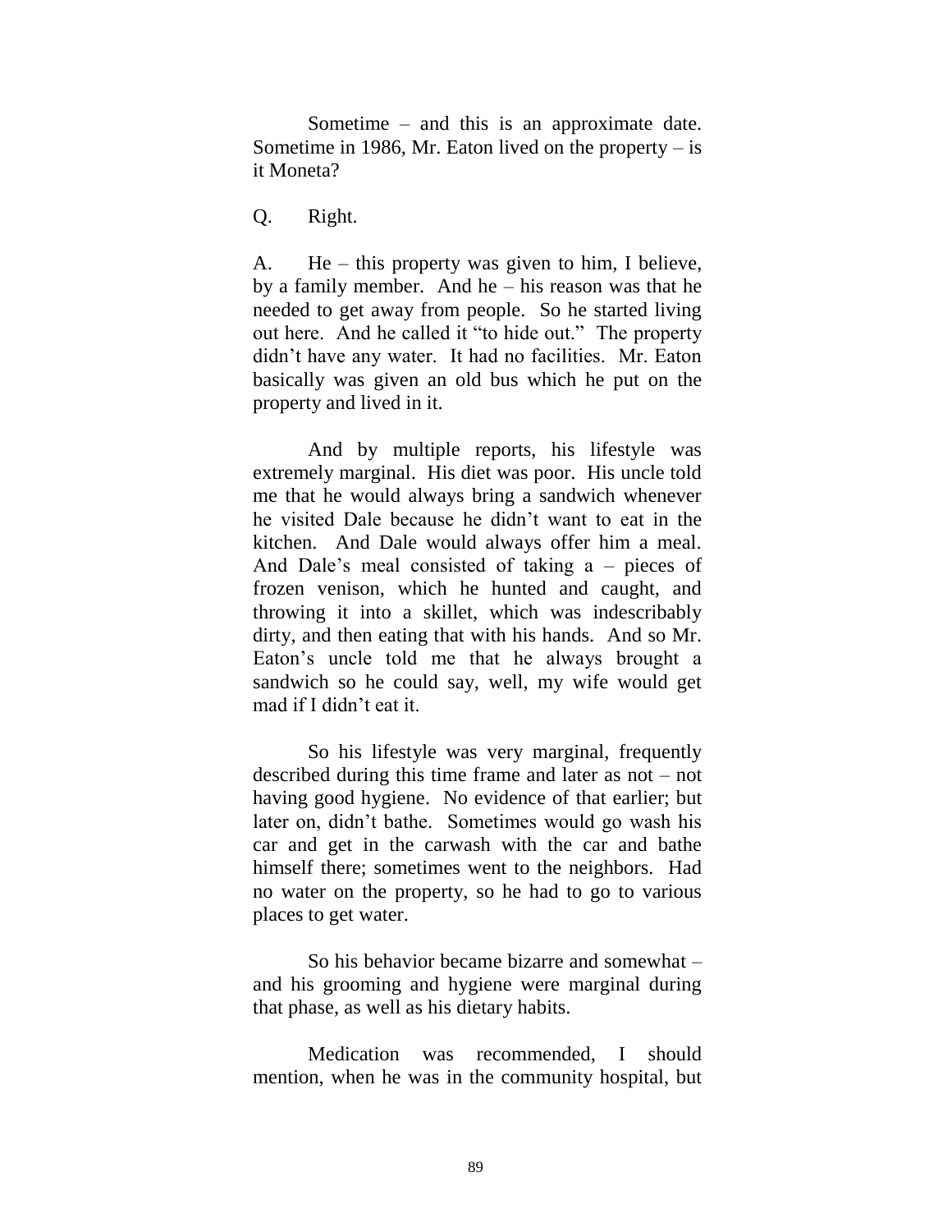Sometime – and this is an approximate date. Sometime in 1986, Mr. Eaton lived on the property – is it Moneta?

Q. Right.

A. He – this property was given to him, I believe, by a family member. And he – his reason was that he needed to get away from people. So he started living out here. And he called it "to hide out." The property didn't have any water. It had no facilities. Mr. Eaton basically was given an old bus which he put on the property and lived in it.

And by multiple reports, his lifestyle was extremely marginal. His diet was poor. His uncle told me that he would always bring a sandwich whenever he visited Dale because he didn't want to eat in the kitchen. And Dale would always offer him a meal. And Dale's meal consisted of taking a – pieces of frozen venison, which he hunted and caught, and throwing it into a skillet, which was indescribably dirty, and then eating that with his hands. And so Mr. Eaton's uncle told me that he always brought a sandwich so he could say, well, my wife would get mad if I didn't eat it.

So his lifestyle was very marginal, frequently described during this time frame and later as not – not having good hygiene. No evidence of that earlier; but later on, didn't bathe. Sometimes would go wash his car and get in the carwash with the car and bathe himself there; sometimes went to the neighbors. Had no water on the property, so he had to go to various places to get water.

So his behavior became bizarre and somewhat – and his grooming and hygiene were marginal during that phase, as well as his dietary habits.

Medication was recommended, I should mention, when he was in the community hospital, but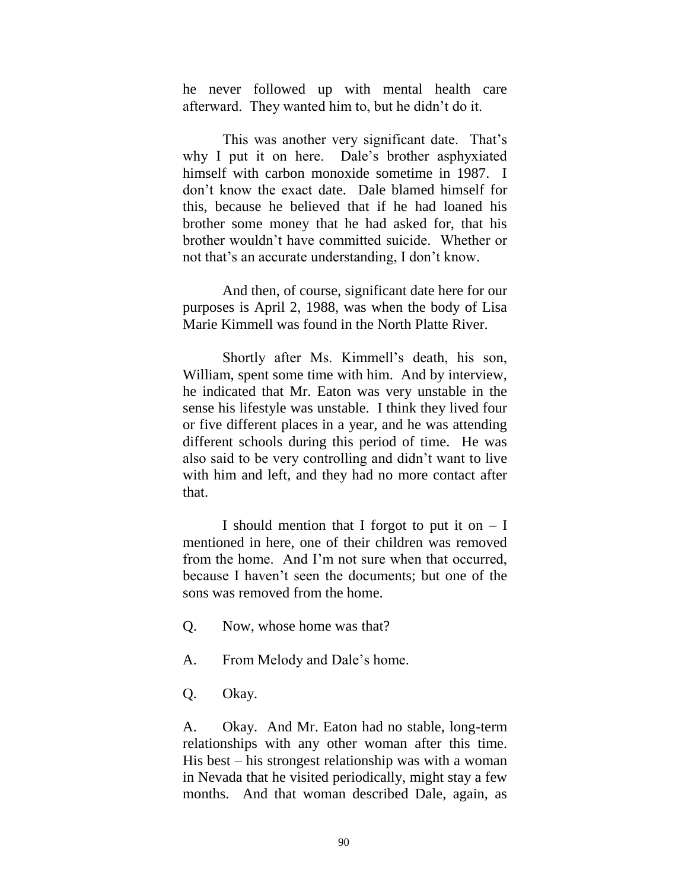he never followed up with mental health care afterward. They wanted him to, but he didn't do it.

This was another very significant date. That's why I put it on here. Dale's brother asphyxiated himself with carbon monoxide sometime in 1987. I don't know the exact date. Dale blamed himself for this, because he believed that if he had loaned his brother some money that he had asked for, that his brother wouldn't have committed suicide. Whether or not that's an accurate understanding, I don't know.

And then, of course, significant date here for our purposes is April 2, 1988, was when the body of Lisa Marie Kimmell was found in the North Platte River.

Shortly after Ms. Kimmell's death, his son, William, spent some time with him. And by interview, he indicated that Mr. Eaton was very unstable in the sense his lifestyle was unstable. I think they lived four or five different places in a year, and he was attending different schools during this period of time. He was also said to be very controlling and didn't want to live with him and left, and they had no more contact after that.

I should mention that I forgot to put it on – I mentioned in here, one of their children was removed from the home. And I'm not sure when that occurred, because I haven't seen the documents; but one of the sons was removed from the home.

Q. Now, whose home was that?

A. From Melody and Dale's home.

Q. Okay.

A. Okay. And Mr. Eaton had no stable, long-term relationships with any other woman after this time. His best – his strongest relationship was with a woman in Nevada that he visited periodically, might stay a few months. And that woman described Dale, again, as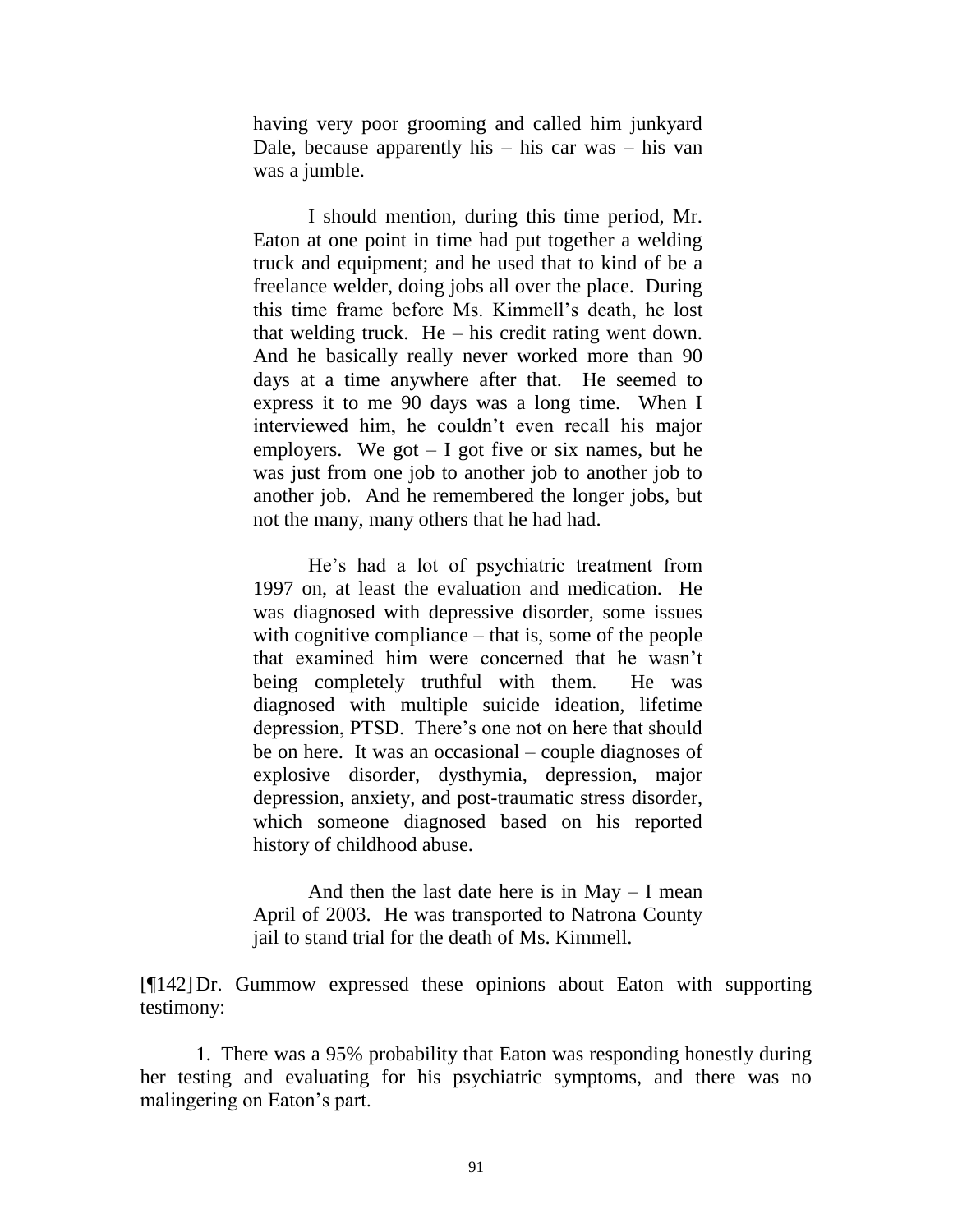> having very poor grooming and called him junkyard Dale, because apparently his – his car was – his van was a jumble.
>
> I should mention, during this time period, Mr. Eaton at one point in time had put together a welding truck and equipment; and he used that to kind of be a freelance welder, doing jobs all over the place. During this time frame before Ms. Kimmell's death, he lost that welding truck. He – his credit rating went down. And he basically really never worked more than 90 days at a time anywhere after that. He seemed to express it to me 90 days was a long time. When I interviewed him, he couldn't even recall his major employers. We got – I got five or six names, but he was just from one job to another job to another job to another job. And he remembered the longer jobs, but not the many, many others that he had had.
>
> He's had a lot of psychiatric treatment from 1997 on, at least the evaluation and medication. He was diagnosed with depressive disorder, some issues with cognitive compliance – that is, some of the people that examined him were concerned that he wasn't being completely truthful with them. He was diagnosed with multiple suicide ideation, lifetime depression, PTSD. There's one not on here that should be on here. It was an occasional – couple diagnoses of explosive disorder, dysthymia, depression, major depression, anxiety, and post-traumatic stress disorder, which someone diagnosed based on his reported history of childhood abuse.
>
> And then the last date here is in May – I mean April of 2003. He was transported to Natrona County jail to stand trial for the death of Ms. Kimmell.

[¶142] Dr. Gummow expressed these opinions about Eaton with supporting testimony:

1. There was a 95% probability that Eaton was responding honestly during her testing and evaluating for his psychiatric symptoms, and there was no malingering on Eaton's part.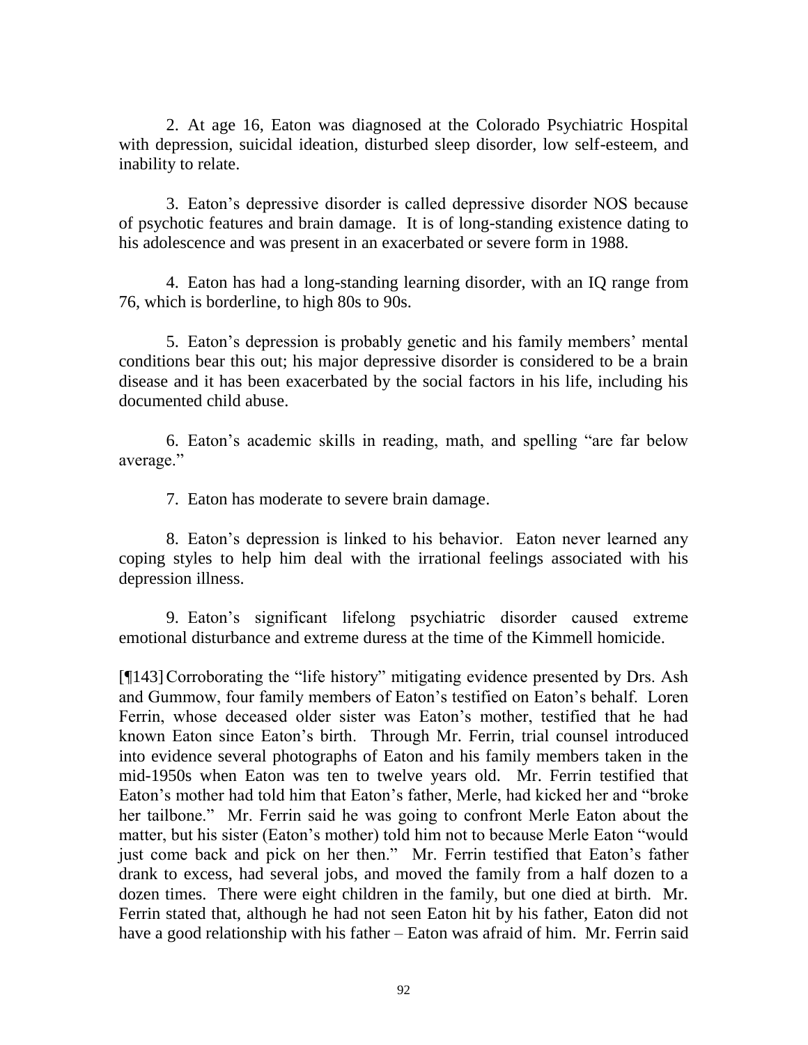2. At age 16, Eaton was diagnosed at the Colorado Psychiatric Hospital with depression, suicidal ideation, disturbed sleep disorder, low self-esteem, and inability to relate.

3. Eaton's depressive disorder is called depressive disorder NOS because of psychotic features and brain damage. It is of long-standing existence dating to his adolescence and was present in an exacerbated or severe form in 1988.

4. Eaton has had a long-standing learning disorder, with an IQ range from 76, which is borderline, to high 80s to 90s.

5. Eaton's depression is probably genetic and his family members' mental conditions bear this out; his major depressive disorder is considered to be a brain disease and it has been exacerbated by the social factors in his life, including his documented child abuse.

6. Eaton's academic skills in reading, math, and spelling "are far below average."

7. Eaton has moderate to severe brain damage.

8. Eaton's depression is linked to his behavior. Eaton never learned any coping styles to help him deal with the irrational feelings associated with his depression illness.

9. Eaton's significant lifelong psychiatric disorder caused extreme emotional disturbance and extreme duress at the time of the Kimmell homicide.

[¶143] Corroborating the "life history" mitigating evidence presented by Drs. Ash and Gummow, four family members of Eaton's testified on Eaton's behalf. Loren Ferrin, whose deceased older sister was Eaton's mother, testified that he had known Eaton since Eaton's birth. Through Mr. Ferrin, trial counsel introduced into evidence several photographs of Eaton and his family members taken in the mid-1950s when Eaton was ten to twelve years old. Mr. Ferrin testified that Eaton's mother had told him that Eaton's father, Merle, had kicked her and "broke her tailbone." Mr. Ferrin said he was going to confront Merle Eaton about the matter, but his sister (Eaton's mother) told him not to because Merle Eaton "would just come back and pick on her then." Mr. Ferrin testified that Eaton's father drank to excess, had several jobs, and moved the family from a half dozen to a dozen times. There were eight children in the family, but one died at birth. Mr. Ferrin stated that, although he had not seen Eaton hit by his father, Eaton did not have a good relationship with his father – Eaton was afraid of him. Mr. Ferrin said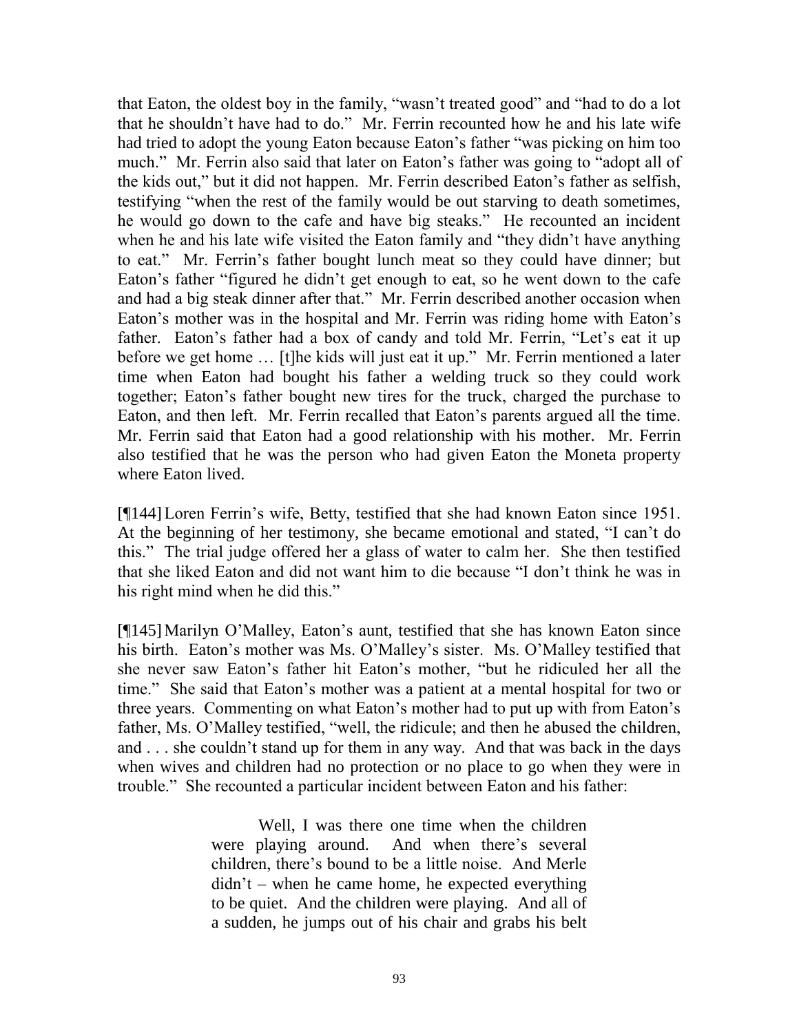that Eaton, the oldest boy in the family, "wasn't treated good" and "had to do a lot that he shouldn't have had to do." Mr. Ferrin recounted how he and his late wife had tried to adopt the young Eaton because Eaton's father "was picking on him too much." Mr. Ferrin also said that later on Eaton's father was going to "adopt all of the kids out," but it did not happen. Mr. Ferrin described Eaton's father as selfish, testifying "when the rest of the family would be out starving to death sometimes, he would go down to the cafe and have big steaks." He recounted an incident when he and his late wife visited the Eaton family and "they didn't have anything to eat." Mr. Ferrin's father bought lunch meat so they could have dinner; but Eaton's father "figured he didn't get enough to eat, so he went down to the cafe and had a big steak dinner after that." Mr. Ferrin described another occasion when Eaton's mother was in the hospital and Mr. Ferrin was riding home with Eaton's father. Eaton's father had a box of candy and told Mr. Ferrin, "Let's eat it up before we get home … [t]he kids will just eat it up." Mr. Ferrin mentioned a later time when Eaton had bought his father a welding truck so they could work together; Eaton's father bought new tires for the truck, charged the purchase to Eaton, and then left. Mr. Ferrin recalled that Eaton's parents argued all the time. Mr. Ferrin said that Eaton had a good relationship with his mother. Mr. Ferrin also testified that he was the person who had given Eaton the Moneta property where Eaton lived.

[¶144] Loren Ferrin's wife, Betty, testified that she had known Eaton since 1951. At the beginning of her testimony, she became emotional and stated, "I can't do this." The trial judge offered her a glass of water to calm her. She then testified that she liked Eaton and did not want him to die because "I don't think he was in his right mind when he did this."

[¶145] Marilyn O'Malley, Eaton's aunt, testified that she has known Eaton since his birth. Eaton's mother was Ms. O'Malley's sister. Ms. O'Malley testified that she never saw Eaton's father hit Eaton's mother, "but he ridiculed her all the time." She said that Eaton's mother was a patient at a mental hospital for two or three years. Commenting on what Eaton's mother had to put up with from Eaton's father, Ms. O'Malley testified, "well, the ridicule; and then he abused the children, and . . . she couldn't stand up for them in any way. And that was back in the days when wives and children had no protection or no place to go when they were in trouble." She recounted a particular incident between Eaton and his father:

> Well, I was there one time when the children were playing around. And when there's several children, there's bound to be a little noise. And Merle didn't – when he came home, he expected everything to be quiet. And the children were playing. And all of a sudden, he jumps out of his chair and grabs his belt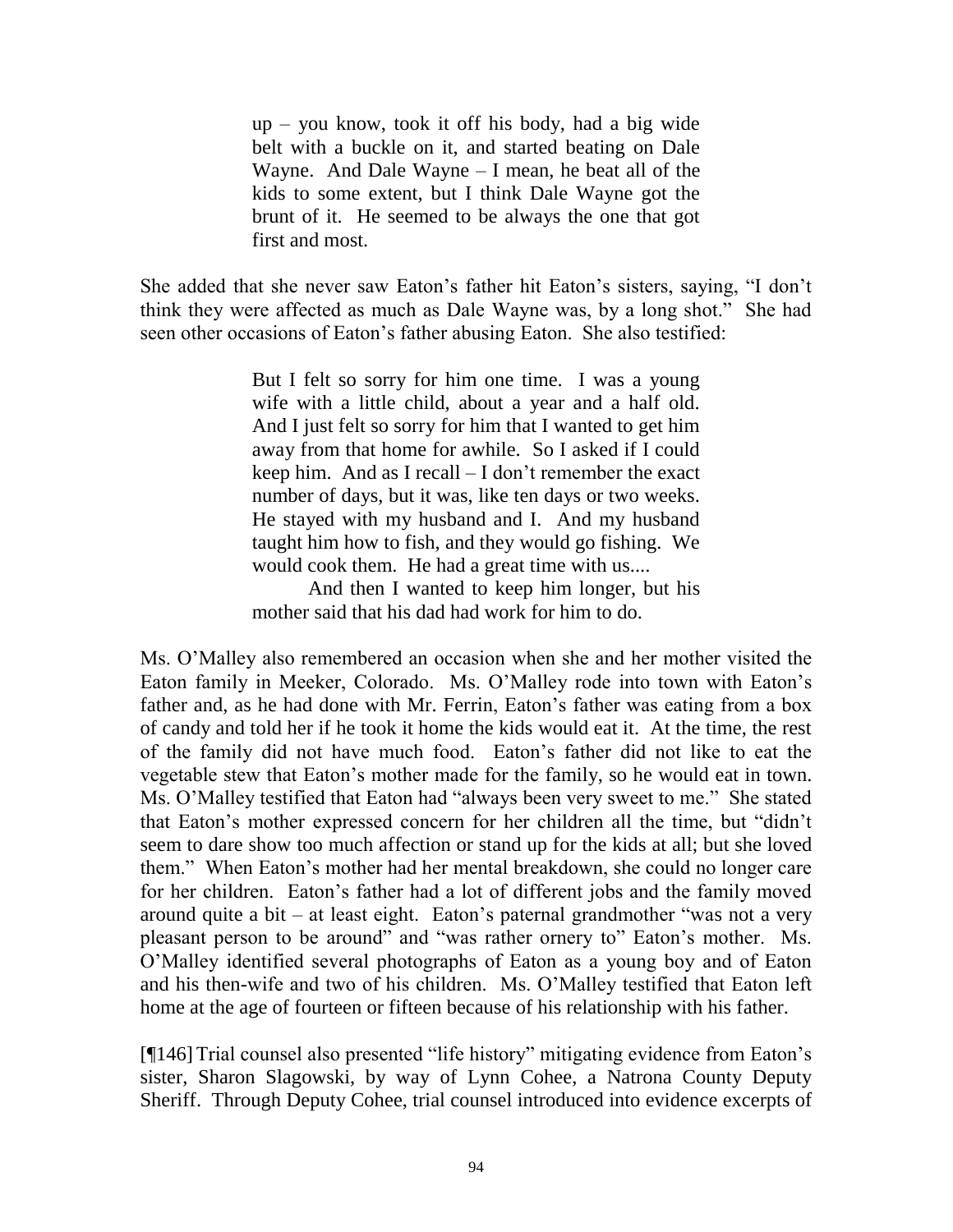> up – you know, took it off his body, had a big wide belt with a buckle on it, and started beating on Dale Wayne. And Dale Wayne – I mean, he beat all of the kids to some extent, but I think Dale Wayne got the brunt of it. He seemed to be always the one that got first and most.

She added that she never saw Eaton's father hit Eaton's sisters, saying, "I don't think they were affected as much as Dale Wayne was, by a long shot." She had seen other occasions of Eaton's father abusing Eaton. She also testified:

> But I felt so sorry for him one time. I was a young wife with a little child, about a year and a half old. And I just felt so sorry for him that I wanted to get him away from that home for awhile. So I asked if I could keep him. And as I recall – I don't remember the exact number of days, but it was, like ten days or two weeks. He stayed with my husband and I. And my husband taught him how to fish, and they would go fishing. We would cook them. He had a great time with us....
>
> And then I wanted to keep him longer, but his mother said that his dad had work for him to do.

Ms. O'Malley also remembered an occasion when she and her mother visited the Eaton family in Meeker, Colorado. Ms. O'Malley rode into town with Eaton's father and, as he had done with Mr. Ferrin, Eaton's father was eating from a box of candy and told her if he took it home the kids would eat it. At the time, the rest of the family did not have much food. Eaton's father did not like to eat the vegetable stew that Eaton's mother made for the family, so he would eat in town. Ms. O'Malley testified that Eaton had "always been very sweet to me." She stated that Eaton's mother expressed concern for her children all the time, but "didn't seem to dare show too much affection or stand up for the kids at all; but she loved them." When Eaton's mother had her mental breakdown, she could no longer care for her children. Eaton's father had a lot of different jobs and the family moved around quite a bit – at least eight. Eaton's paternal grandmother "was not a very pleasant person to be around" and "was rather ornery to" Eaton's mother. Ms. O'Malley identified several photographs of Eaton as a young boy and of Eaton and his then-wife and two of his children. Ms. O'Malley testified that Eaton left home at the age of fourteen or fifteen because of his relationship with his father.

[¶146] Trial counsel also presented "life history" mitigating evidence from Eaton's sister, Sharon Slagowski, by way of Lynn Cohee, a Natrona County Deputy Sheriff. Through Deputy Cohee, trial counsel introduced into evidence excerpts of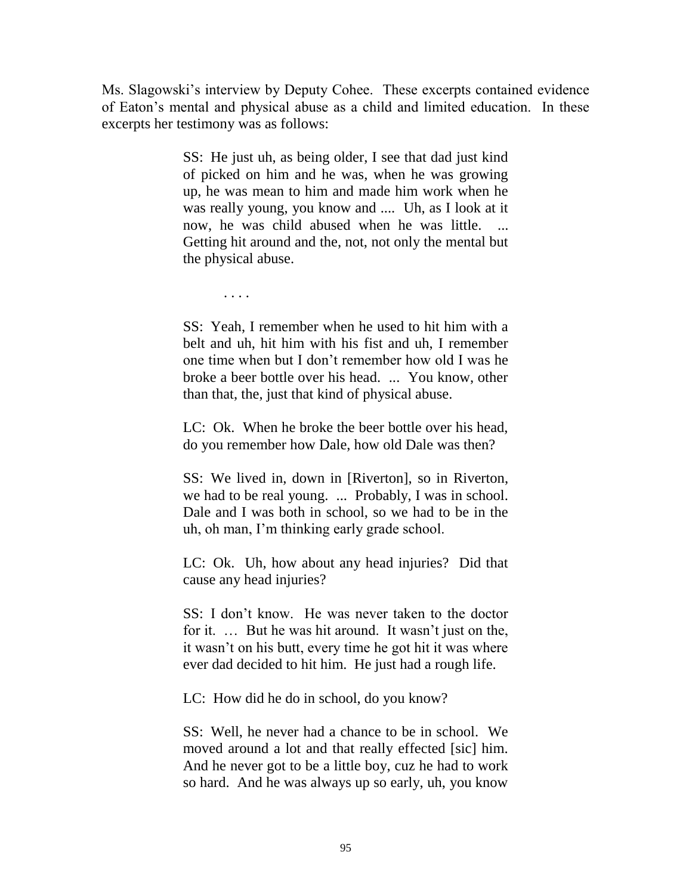Ms. Slagowski's interview by Deputy Cohee. These excerpts contained evidence of Eaton's mental and physical abuse as a child and limited education. In these excerpts her testimony was as follows:

> SS: He just uh, as being older, I see that dad just kind of picked on him and he was, when he was growing up, he was mean to him and made him work when he was really young, you know and .... Uh, as I look at it now, he was child abused when he was little. ... Getting hit around and the, not, not only the mental but the physical abuse.
>
> . . . .
>
> SS: Yeah, I remember when he used to hit him with a belt and uh, hit him with his fist and uh, I remember one time when but I don't remember how old I was he broke a beer bottle over his head. ... You know, other than that, the, just that kind of physical abuse.
>
> LC: Ok. When he broke the beer bottle over his head, do you remember how Dale, how old Dale was then?
>
> SS: We lived in, down in [Riverton], so in Riverton, we had to be real young. ... Probably, I was in school. Dale and I was both in school, so we had to be in the uh, oh man, I'm thinking early grade school.
>
> LC: Ok. Uh, how about any head injuries? Did that cause any head injuries?
>
> SS: I don't know. He was never taken to the doctor for it. … But he was hit around. It wasn't just on the, it wasn't on his butt, every time he got hit it was where ever dad decided to hit him. He just had a rough life.
>
> LC: How did he do in school, do you know?
>
> SS: Well, he never had a chance to be in school. We moved around a lot and that really effected [sic] him. And he never got to be a little boy, cuz he had to work so hard. And he was always up so early, uh, you know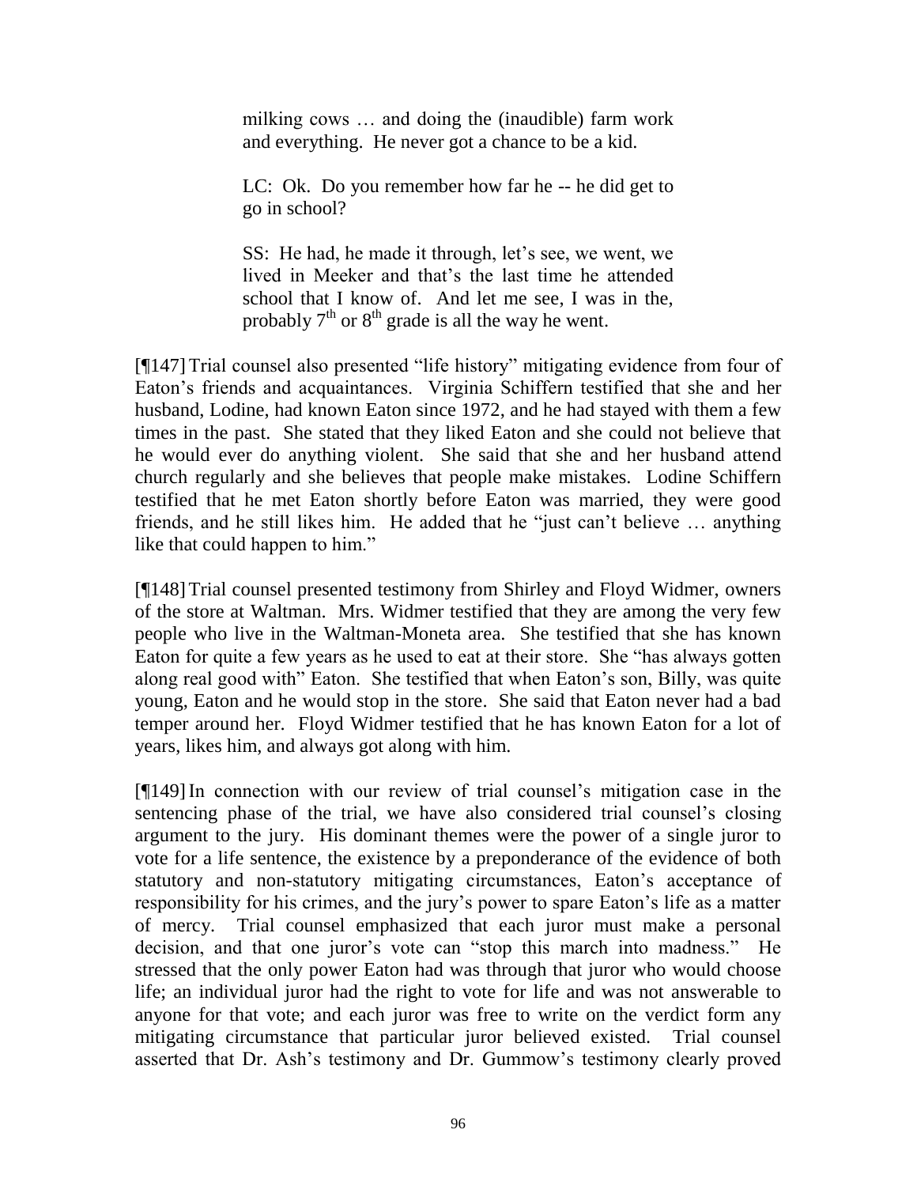> milking cows … and doing the (inaudible) farm work and everything. He never got a chance to be a kid.
>
> LC: Ok. Do you remember how far he -- he did get to go in school?
>
> SS: He had, he made it through, let's see, we went, we lived in Meeker and that's the last time he attended school that I know of. And let me see, I was in the, probably 7th or 8th grade is all the way he went.

[¶147] Trial counsel also presented "life history" mitigating evidence from four of Eaton's friends and acquaintances. Virginia Schiffern testified that she and her husband, Lodine, had known Eaton since 1972, and he had stayed with them a few times in the past. She stated that they liked Eaton and she could not believe that he would ever do anything violent. She said that she and her husband attend church regularly and she believes that people make mistakes. Lodine Schiffern testified that he met Eaton shortly before Eaton was married, they were good friends, and he still likes him. He added that he "just can't believe … anything like that could happen to him."

[¶148] Trial counsel presented testimony from Shirley and Floyd Widmer, owners of the store at Waltman. Mrs. Widmer testified that they are among the very few people who live in the Waltman-Moneta area. She testified that she has known Eaton for quite a few years as he used to eat at their store. She "has always gotten along real good with" Eaton. She testified that when Eaton's son, Billy, was quite young, Eaton and he would stop in the store. She said that Eaton never had a bad temper around her. Floyd Widmer testified that he has known Eaton for a lot of years, likes him, and always got along with him.

[¶149] In connection with our review of trial counsel's mitigation case in the sentencing phase of the trial, we have also considered trial counsel's closing argument to the jury. His dominant themes were the power of a single juror to vote for a life sentence, the existence by a preponderance of the evidence of both statutory and non-statutory mitigating circumstances, Eaton's acceptance of responsibility for his crimes, and the jury's power to spare Eaton's life as a matter of mercy. Trial counsel emphasized that each juror must make a personal decision, and that one juror's vote can "stop this march into madness." He stressed that the only power Eaton had was through that juror who would choose life; an individual juror had the right to vote for life and was not answerable to anyone for that vote; and each juror was free to write on the verdict form any mitigating circumstance that particular juror believed existed. Trial counsel asserted that Dr. Ash's testimony and Dr. Gummow's testimony clearly proved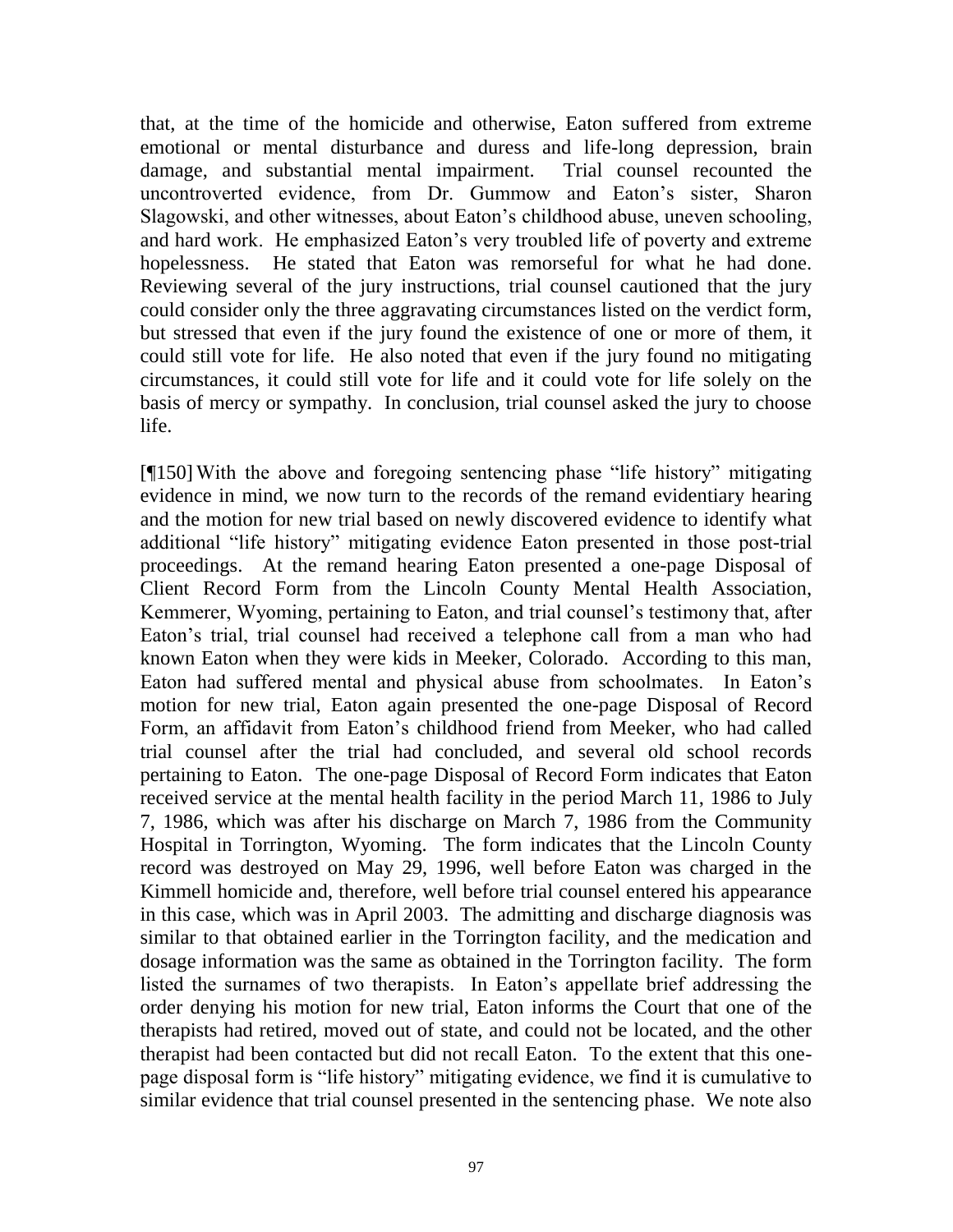that, at the time of the homicide and otherwise, Eaton suffered from extreme emotional or mental disturbance and duress and life-long depression, brain damage, and substantial mental impairment. Trial counsel recounted the uncontroverted evidence, from Dr. Gummow and Eaton's sister, Sharon Slagowski, and other witnesses, about Eaton's childhood abuse, uneven schooling, and hard work. He emphasized Eaton's very troubled life of poverty and extreme hopelessness. He stated that Eaton was remorseful for what he had done. Reviewing several of the jury instructions, trial counsel cautioned that the jury could consider only the three aggravating circumstances listed on the verdict form, but stressed that even if the jury found the existence of one or more of them, it could still vote for life. He also noted that even if the jury found no mitigating circumstances, it could still vote for life and it could vote for life solely on the basis of mercy or sympathy. In conclusion, trial counsel asked the jury to choose life.

[¶150] With the above and foregoing sentencing phase "life history" mitigating evidence in mind, we now turn to the records of the remand evidentiary hearing and the motion for new trial based on newly discovered evidence to identify what additional "life history" mitigating evidence Eaton presented in those post-trial proceedings. At the remand hearing Eaton presented a one-page Disposal of Client Record Form from the Lincoln County Mental Health Association, Kemmerer, Wyoming, pertaining to Eaton, and trial counsel's testimony that, after Eaton's trial, trial counsel had received a telephone call from a man who had known Eaton when they were kids in Meeker, Colorado. According to this man, Eaton had suffered mental and physical abuse from schoolmates. In Eaton's motion for new trial, Eaton again presented the one-page Disposal of Record Form, an affidavit from Eaton's childhood friend from Meeker, who had called trial counsel after the trial had concluded, and several old school records pertaining to Eaton. The one-page Disposal of Record Form indicates that Eaton received service at the mental health facility in the period March 11, 1986 to July 7, 1986, which was after his discharge on March 7, 1986 from the Community Hospital in Torrington, Wyoming. The form indicates that the Lincoln County record was destroyed on May 29, 1996, well before Eaton was charged in the Kimmell homicide and, therefore, well before trial counsel entered his appearance in this case, which was in April 2003. The admitting and discharge diagnosis was similar to that obtained earlier in the Torrington facility, and the medication and dosage information was the same as obtained in the Torrington facility. The form listed the surnames of two therapists. In Eaton's appellate brief addressing the order denying his motion for new trial, Eaton informs the Court that one of the therapists had retired, moved out of state, and could not be located, and the other therapist had been contacted but did not recall Eaton. To the extent that this one-page disposal form is "life history" mitigating evidence, we find it is cumulative to similar evidence that trial counsel presented in the sentencing phase. We note also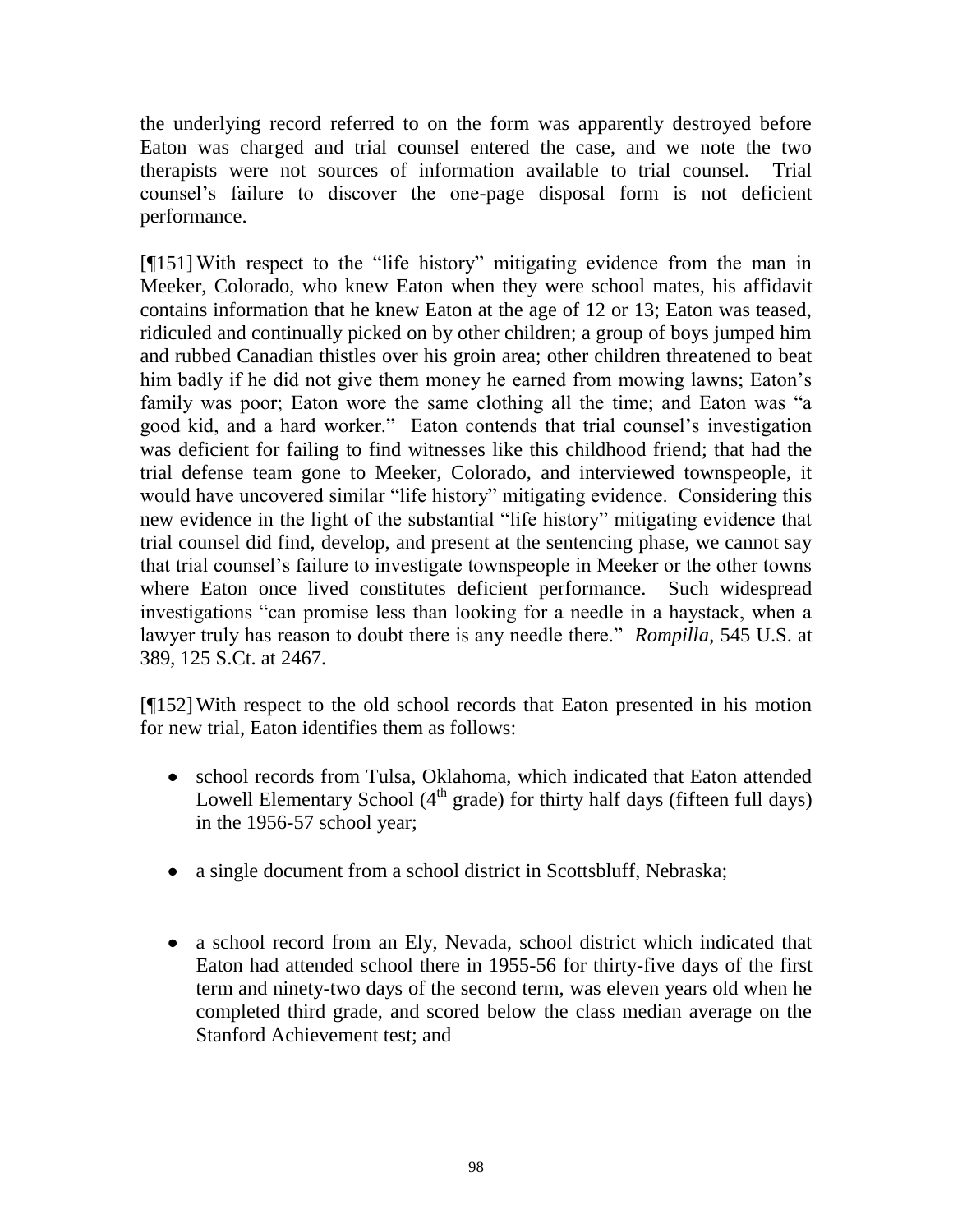the underlying record referred to on the form was apparently destroyed before Eaton was charged and trial counsel entered the case, and we note the two therapists were not sources of information available to trial counsel. Trial counsel's failure to discover the one-page disposal form is not deficient performance.

[¶151] With respect to the "life history" mitigating evidence from the man in Meeker, Colorado, who knew Eaton when they were school mates, his affidavit contains information that he knew Eaton at the age of 12 or 13; Eaton was teased, ridiculed and continually picked on by other children; a group of boys jumped him and rubbed Canadian thistles over his groin area; other children threatened to beat him badly if he did not give them money he earned from mowing lawns; Eaton's family was poor; Eaton wore the same clothing all the time; and Eaton was "a good kid, and a hard worker." Eaton contends that trial counsel's investigation was deficient for failing to find witnesses like this childhood friend; that had the trial defense team gone to Meeker, Colorado, and interviewed townspeople, it would have uncovered similar "life history" mitigating evidence. Considering this new evidence in the light of the substantial "life history" mitigating evidence that trial counsel did find, develop, and present at the sentencing phase, we cannot say that trial counsel's failure to investigate townspeople in Meeker or the other towns where Eaton once lived constitutes deficient performance. Such widespread investigations "can promise less than looking for a needle in a haystack, when a lawyer truly has reason to doubt there is any needle there." *Rompilla*, 545 U.S. at 389, 125 S.Ct. at 2467.

[¶152] With respect to the old school records that Eaton presented in his motion for new trial, Eaton identifies them as follows:

- school records from Tulsa, Oklahoma, which indicated that Eaton attended Lowell Elementary School (4th grade) for thirty half days (fifteen full days) in the 1956-57 school year;
- a single document from a school district in Scottsbluff, Nebraska;
- a school record from an Ely, Nevada, school district which indicated that Eaton had attended school there in 1955-56 for thirty-five days of the first term and ninety-two days of the second term, was eleven years old when he completed third grade, and scored below the class median average on the Stanford Achievement test; and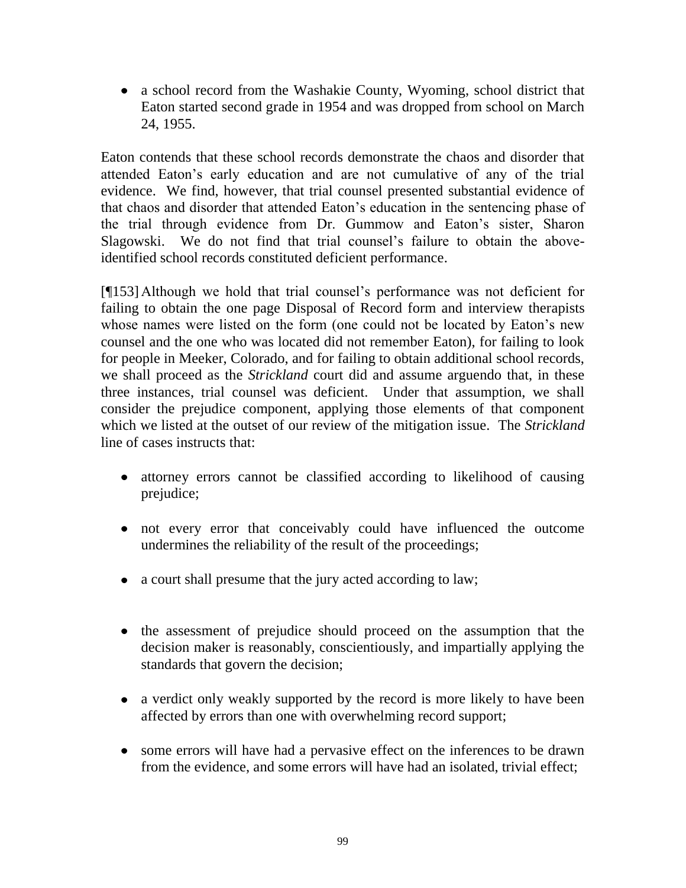- a school record from the Washakie County, Wyoming, school district that Eaton started second grade in 1954 and was dropped from school on March 24, 1955.

Eaton contends that these school records demonstrate the chaos and disorder that attended Eaton's early education and are not cumulative of any of the trial evidence. We find, however, that trial counsel presented substantial evidence of that chaos and disorder that attended Eaton's education in the sentencing phase of the trial through evidence from Dr. Gummow and Eaton's sister, Sharon Slagowski. We do not find that trial counsel's failure to obtain the above-identified school records constituted deficient performance.

[¶153] Although we hold that trial counsel's performance was not deficient for failing to obtain the one page Disposal of Record form and interview therapists whose names were listed on the form (one could not be located by Eaton's new counsel and the one who was located did not remember Eaton), for failing to look for people in Meeker, Colorado, and for failing to obtain additional school records, we shall proceed as the *Strickland* court did and assume arguendo that, in these three instances, trial counsel was deficient. Under that assumption, we shall consider the prejudice component, applying those elements of that component which we listed at the outset of our review of the mitigation issue. The *Strickland* line of cases instructs that:

- attorney errors cannot be classified according to likelihood of causing prejudice;
- not every error that conceivably could have influenced the outcome undermines the reliability of the result of the proceedings;
- a court shall presume that the jury acted according to law;
- the assessment of prejudice should proceed on the assumption that the decision maker is reasonably, conscientiously, and impartially applying the standards that govern the decision;
- a verdict only weakly supported by the record is more likely to have been affected by errors than one with overwhelming record support;
- some errors will have had a pervasive effect on the inferences to be drawn from the evidence, and some errors will have had an isolated, trivial effect;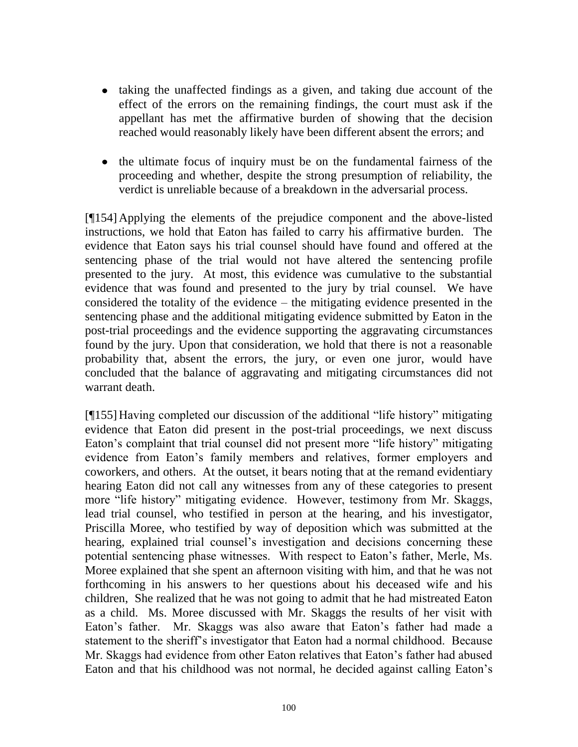- taking the unaffected findings as a given, and taking due account of the effect of the errors on the remaining findings, the court must ask if the appellant has met the affirmative burden of showing that the decision reached would reasonably likely have been different absent the errors; and

- the ultimate focus of inquiry must be on the fundamental fairness of the proceeding and whether, despite the strong presumption of reliability, the verdict is unreliable because of a breakdown in the adversarial process.

[¶154] Applying the elements of the prejudice component and the above-listed instructions, we hold that Eaton has failed to carry his affirmative burden. The evidence that Eaton says his trial counsel should have found and offered at the sentencing phase of the trial would not have altered the sentencing profile presented to the jury. At most, this evidence was cumulative to the substantial evidence that was found and presented to the jury by trial counsel. We have considered the totality of the evidence – the mitigating evidence presented in the sentencing phase and the additional mitigating evidence submitted by Eaton in the post-trial proceedings and the evidence supporting the aggravating circumstances found by the jury. Upon that consideration, we hold that there is not a reasonable probability that, absent the errors, the jury, or even one juror, would have concluded that the balance of aggravating and mitigating circumstances did not warrant death.

[¶155] Having completed our discussion of the additional "life history" mitigating evidence that Eaton did present in the post-trial proceedings, we next discuss Eaton's complaint that trial counsel did not present more "life history" mitigating evidence from Eaton's family members and relatives, former employers and coworkers, and others. At the outset, it bears noting that at the remand evidentiary hearing Eaton did not call any witnesses from any of these categories to present more "life history" mitigating evidence. However, testimony from Mr. Skaggs, lead trial counsel, who testified in person at the hearing, and his investigator, Priscilla Moree, who testified by way of deposition which was submitted at the hearing, explained trial counsel's investigation and decisions concerning these potential sentencing phase witnesses. With respect to Eaton's father, Merle, Ms. Moree explained that she spent an afternoon visiting with him, and that he was not forthcoming in his answers to her questions about his deceased wife and his children, She realized that he was not going to admit that he had mistreated Eaton as a child. Ms. Moree discussed with Mr. Skaggs the results of her visit with Eaton's father. Mr. Skaggs was also aware that Eaton's father had made a statement to the sheriff's investigator that Eaton had a normal childhood. Because Mr. Skaggs had evidence from other Eaton relatives that Eaton's father had abused Eaton and that his childhood was not normal, he decided against calling Eaton's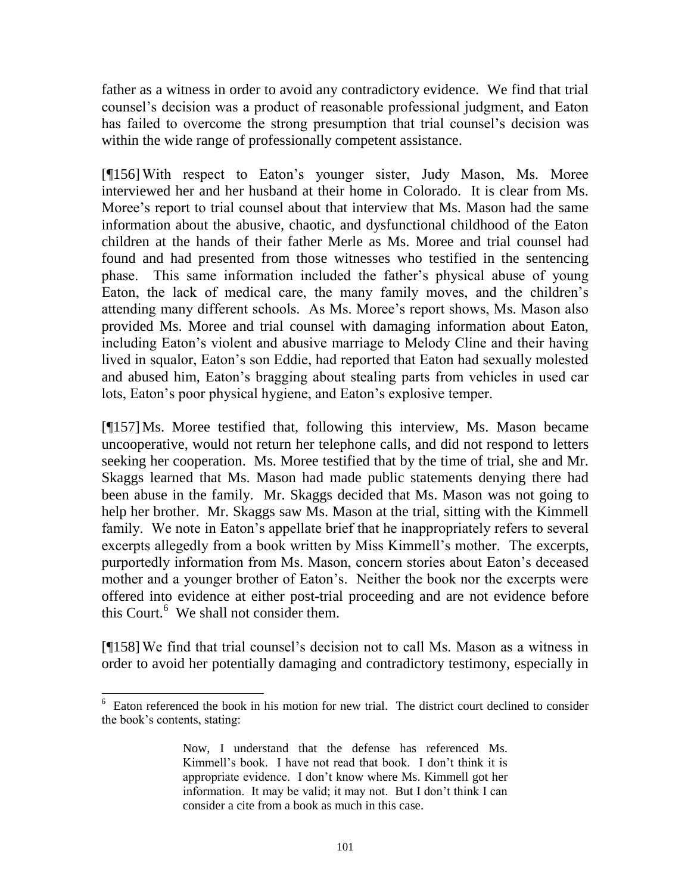father as a witness in order to avoid any contradictory evidence. We find that trial counsel's decision was a product of reasonable professional judgment, and Eaton has failed to overcome the strong presumption that trial counsel's decision was within the wide range of professionally competent assistance.

[¶156] With respect to Eaton's younger sister, Judy Mason, Ms. Moree interviewed her and her husband at their home in Colorado. It is clear from Ms. Moree's report to trial counsel about that interview that Ms. Mason had the same information about the abusive, chaotic, and dysfunctional childhood of the Eaton children at the hands of their father Merle as Ms. Moree and trial counsel had found and had presented from those witnesses who testified in the sentencing phase. This same information included the father's physical abuse of young Eaton, the lack of medical care, the many family moves, and the children's attending many different schools. As Ms. Moree's report shows, Ms. Mason also provided Ms. Moree and trial counsel with damaging information about Eaton, including Eaton's violent and abusive marriage to Melody Cline and their having lived in squalor, Eaton's son Eddie, had reported that Eaton had sexually molested and abused him, Eaton's bragging about stealing parts from vehicles in used car lots, Eaton's poor physical hygiene, and Eaton's explosive temper.

[¶157] Ms. Moree testified that, following this interview, Ms. Mason became uncooperative, would not return her telephone calls, and did not respond to letters seeking her cooperation. Ms. Moree testified that by the time of trial, she and Mr. Skaggs learned that Ms. Mason had made public statements denying there had been abuse in the family. Mr. Skaggs decided that Ms. Mason was not going to help her brother. Mr. Skaggs saw Ms. Mason at the trial, sitting with the Kimmell family. We note in Eaton's appellate brief that he inappropriately refers to several excerpts allegedly from a book written by Miss Kimmell's mother. The excerpts, purportedly information from Ms. Mason, concern stories about Eaton's deceased mother and a younger brother of Eaton's. Neither the book nor the excerpts were offered into evidence at either post-trial proceeding and are not evidence before this Court.[6] We shall not consider them.

[¶158] We find that trial counsel's decision not to call Ms. Mason as a witness in order to avoid her potentially damaging and contradictory testimony, especially in

---

[6] Eaton referenced the book in his motion for new trial. The district court declined to consider the book's contents, stating:

> Now, I understand that the defense has referenced Ms. Kimmell's book. I have not read that book. I don't think it is appropriate evidence. I don't know where Ms. Kimmell got her information. It may be valid; it may not. But I don't think I can consider a cite from a book as much in this case.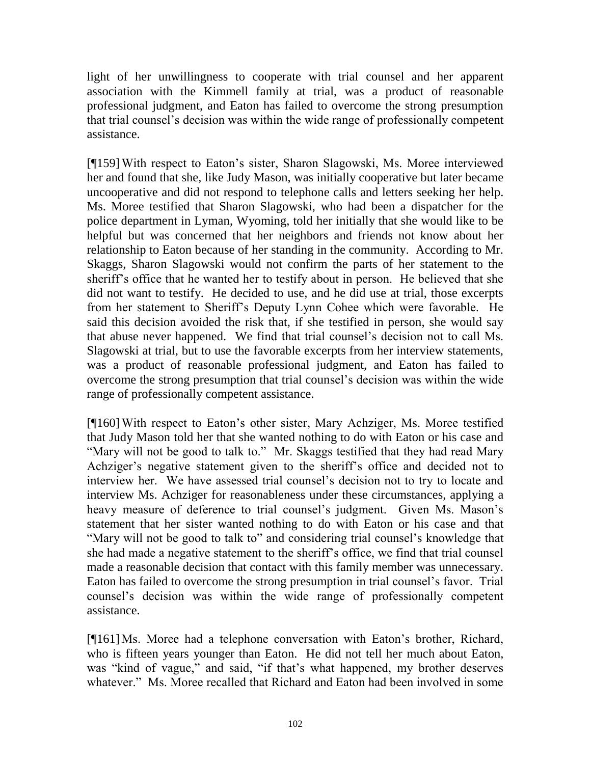light of her unwillingness to cooperate with trial counsel and her apparent association with the Kimmell family at trial, was a product of reasonable professional judgment, and Eaton has failed to overcome the strong presumption that trial counsel's decision was within the wide range of professionally competent assistance.

[¶159] With respect to Eaton's sister, Sharon Slagowski, Ms. Moree interviewed her and found that she, like Judy Mason, was initially cooperative but later became uncooperative and did not respond to telephone calls and letters seeking her help. Ms. Moree testified that Sharon Slagowski, who had been a dispatcher for the police department in Lyman, Wyoming, told her initially that she would like to be helpful but was concerned that her neighbors and friends not know about her relationship to Eaton because of her standing in the community. According to Mr. Skaggs, Sharon Slagowski would not confirm the parts of her statement to the sheriff's office that he wanted her to testify about in person. He believed that she did not want to testify. He decided to use, and he did use at trial, those excerpts from her statement to Sheriff's Deputy Lynn Cohee which were favorable. He said this decision avoided the risk that, if she testified in person, she would say that abuse never happened. We find that trial counsel's decision not to call Ms. Slagowski at trial, but to use the favorable excerpts from her interview statements, was a product of reasonable professional judgment, and Eaton has failed to overcome the strong presumption that trial counsel's decision was within the wide range of professionally competent assistance.

[¶160] With respect to Eaton's other sister, Mary Achziger, Ms. Moree testified that Judy Mason told her that she wanted nothing to do with Eaton or his case and "Mary will not be good to talk to." Mr. Skaggs testified that they had read Mary Achziger's negative statement given to the sheriff's office and decided not to interview her. We have assessed trial counsel's decision not to try to locate and interview Ms. Achziger for reasonableness under these circumstances, applying a heavy measure of deference to trial counsel's judgment. Given Ms. Mason's statement that her sister wanted nothing to do with Eaton or his case and that "Mary will not be good to talk to" and considering trial counsel's knowledge that she had made a negative statement to the sheriff's office, we find that trial counsel made a reasonable decision that contact with this family member was unnecessary. Eaton has failed to overcome the strong presumption in trial counsel's favor. Trial counsel's decision was within the wide range of professionally competent assistance.

[¶161] Ms. Moree had a telephone conversation with Eaton's brother, Richard, who is fifteen years younger than Eaton. He did not tell her much about Eaton, was "kind of vague," and said, "if that's what happened, my brother deserves whatever." Ms. Moree recalled that Richard and Eaton had been involved in some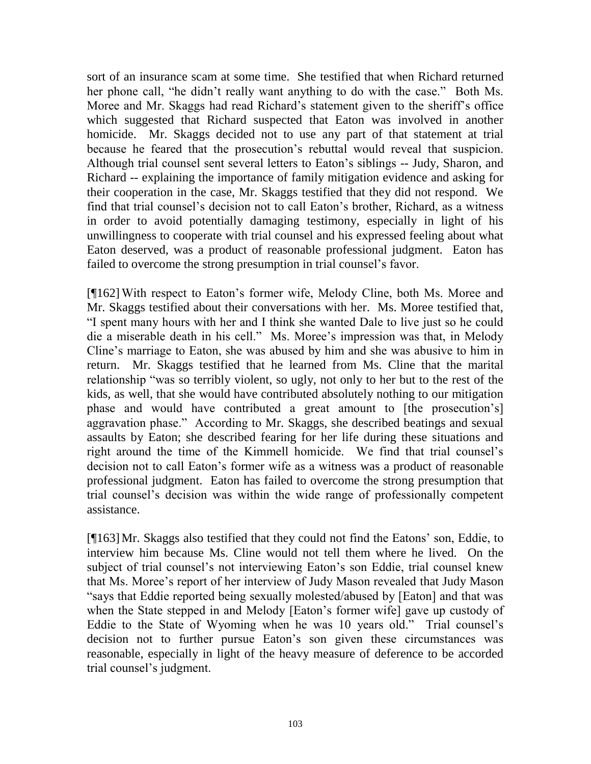sort of an insurance scam at some time. She testified that when Richard returned her phone call, "he didn't really want anything to do with the case." Both Ms. Moree and Mr. Skaggs had read Richard's statement given to the sheriff's office which suggested that Richard suspected that Eaton was involved in another homicide. Mr. Skaggs decided not to use any part of that statement at trial because he feared that the prosecution's rebuttal would reveal that suspicion. Although trial counsel sent several letters to Eaton's siblings -- Judy, Sharon, and Richard -- explaining the importance of family mitigation evidence and asking for their cooperation in the case, Mr. Skaggs testified that they did not respond. We find that trial counsel's decision not to call Eaton's brother, Richard, as a witness in order to avoid potentially damaging testimony, especially in light of his unwillingness to cooperate with trial counsel and his expressed feeling about what Eaton deserved, was a product of reasonable professional judgment. Eaton has failed to overcome the strong presumption in trial counsel's favor.

[¶162] With respect to Eaton's former wife, Melody Cline, both Ms. Moree and Mr. Skaggs testified about their conversations with her. Ms. Moree testified that, "I spent many hours with her and I think she wanted Dale to live just so he could die a miserable death in his cell." Ms. Moree's impression was that, in Melody Cline's marriage to Eaton, she was abused by him and she was abusive to him in return. Mr. Skaggs testified that he learned from Ms. Cline that the marital relationship "was so terribly violent, so ugly, not only to her but to the rest of the kids, as well, that she would have contributed absolutely nothing to our mitigation phase and would have contributed a great amount to [the prosecution's] aggravation phase." According to Mr. Skaggs, she described beatings and sexual assaults by Eaton; she described fearing for her life during these situations and right around the time of the Kimmell homicide. We find that trial counsel's decision not to call Eaton's former wife as a witness was a product of reasonable professional judgment. Eaton has failed to overcome the strong presumption that trial counsel's decision was within the wide range of professionally competent assistance.

[¶163] Mr. Skaggs also testified that they could not find the Eatons' son, Eddie, to interview him because Ms. Cline would not tell them where he lived. On the subject of trial counsel's not interviewing Eaton's son Eddie, trial counsel knew that Ms. Moree's report of her interview of Judy Mason revealed that Judy Mason "says that Eddie reported being sexually molested/abused by [Eaton] and that was when the State stepped in and Melody [Eaton's former wife] gave up custody of Eddie to the State of Wyoming when he was 10 years old." Trial counsel's decision not to further pursue Eaton's son given these circumstances was reasonable, especially in light of the heavy measure of deference to be accorded trial counsel's judgment.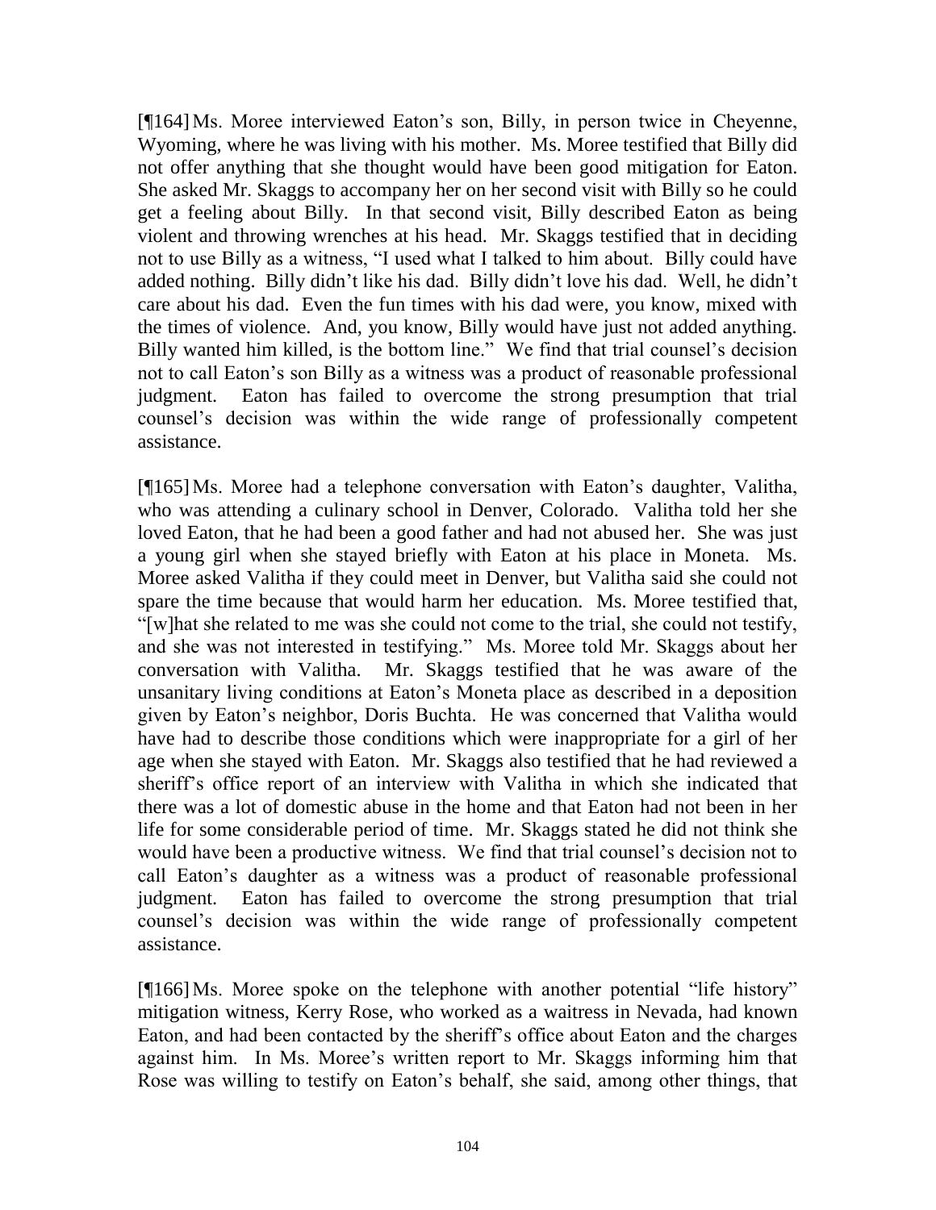[¶164] Ms. Moree interviewed Eaton's son, Billy, in person twice in Cheyenne, Wyoming, where he was living with his mother. Ms. Moree testified that Billy did not offer anything that she thought would have been good mitigation for Eaton. She asked Mr. Skaggs to accompany her on her second visit with Billy so he could get a feeling about Billy. In that second visit, Billy described Eaton as being violent and throwing wrenches at his head. Mr. Skaggs testified that in deciding not to use Billy as a witness, "I used what I talked to him about. Billy could have added nothing. Billy didn't like his dad. Billy didn't love his dad. Well, he didn't care about his dad. Even the fun times with his dad were, you know, mixed with the times of violence. And, you know, Billy would have just not added anything. Billy wanted him killed, is the bottom line." We find that trial counsel's decision not to call Eaton's son Billy as a witness was a product of reasonable professional judgment. Eaton has failed to overcome the strong presumption that trial counsel's decision was within the wide range of professionally competent assistance.

[¶165] Ms. Moree had a telephone conversation with Eaton's daughter, Valitha, who was attending a culinary school in Denver, Colorado. Valitha told her she loved Eaton, that he had been a good father and had not abused her. She was just a young girl when she stayed briefly with Eaton at his place in Moneta. Ms. Moree asked Valitha if they could meet in Denver, but Valitha said she could not spare the time because that would harm her education. Ms. Moree testified that, "[w]hat she related to me was she could not come to the trial, she could not testify, and she was not interested in testifying." Ms. Moree told Mr. Skaggs about her conversation with Valitha. Mr. Skaggs testified that he was aware of the unsanitary living conditions at Eaton's Moneta place as described in a deposition given by Eaton's neighbor, Doris Buchta. He was concerned that Valitha would have had to describe those conditions which were inappropriate for a girl of her age when she stayed with Eaton. Mr. Skaggs also testified that he had reviewed a sheriff's office report of an interview with Valitha in which she indicated that there was a lot of domestic abuse in the home and that Eaton had not been in her life for some considerable period of time. Mr. Skaggs stated he did not think she would have been a productive witness. We find that trial counsel's decision not to call Eaton's daughter as a witness was a product of reasonable professional judgment. Eaton has failed to overcome the strong presumption that trial counsel's decision was within the wide range of professionally competent assistance.

[¶166] Ms. Moree spoke on the telephone with another potential "life history" mitigation witness, Kerry Rose, who worked as a waitress in Nevada, had known Eaton, and had been contacted by the sheriff's office about Eaton and the charges against him. In Ms. Moree's written report to Mr. Skaggs informing him that Rose was willing to testify on Eaton's behalf, she said, among other things, that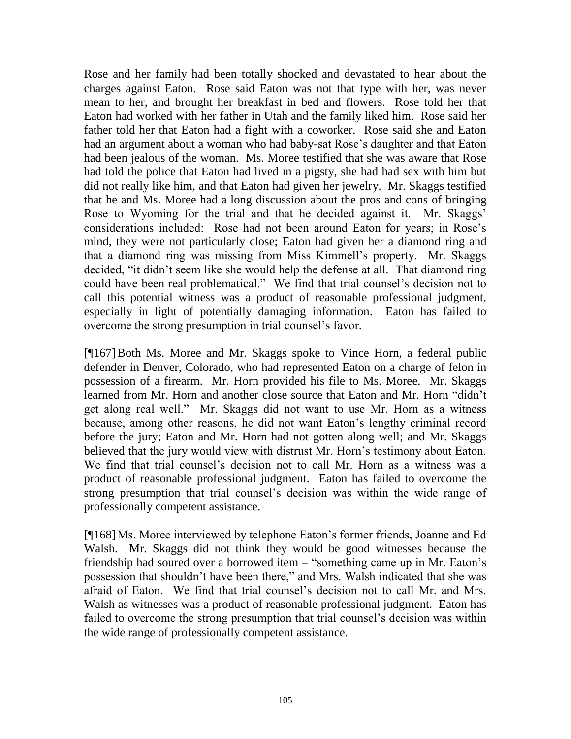Rose and her family had been totally shocked and devastated to hear about the charges against Eaton. Rose said Eaton was not that type with her, was never mean to her, and brought her breakfast in bed and flowers. Rose told her that Eaton had worked with her father in Utah and the family liked him. Rose said her father told her that Eaton had a fight with a coworker. Rose said she and Eaton had an argument about a woman who had baby-sat Rose's daughter and that Eaton had been jealous of the woman. Ms. Moree testified that she was aware that Rose had told the police that Eaton had lived in a pigsty, she had had sex with him but did not really like him, and that Eaton had given her jewelry. Mr. Skaggs testified that he and Ms. Moree had a long discussion about the pros and cons of bringing Rose to Wyoming for the trial and that he decided against it. Mr. Skaggs' considerations included: Rose had not been around Eaton for years; in Rose's mind, they were not particularly close; Eaton had given her a diamond ring and that a diamond ring was missing from Miss Kimmell's property. Mr. Skaggs decided, "it didn't seem like she would help the defense at all. That diamond ring could have been real problematical." We find that trial counsel's decision not to call this potential witness was a product of reasonable professional judgment, especially in light of potentially damaging information. Eaton has failed to overcome the strong presumption in trial counsel's favor.

[¶167] Both Ms. Moree and Mr. Skaggs spoke to Vince Horn, a federal public defender in Denver, Colorado, who had represented Eaton on a charge of felon in possession of a firearm. Mr. Horn provided his file to Ms. Moree. Mr. Skaggs learned from Mr. Horn and another close source that Eaton and Mr. Horn "didn't get along real well." Mr. Skaggs did not want to use Mr. Horn as a witness because, among other reasons, he did not want Eaton's lengthy criminal record before the jury; Eaton and Mr. Horn had not gotten along well; and Mr. Skaggs believed that the jury would view with distrust Mr. Horn's testimony about Eaton. We find that trial counsel's decision not to call Mr. Horn as a witness was a product of reasonable professional judgment. Eaton has failed to overcome the strong presumption that trial counsel's decision was within the wide range of professionally competent assistance.

[¶168] Ms. Moree interviewed by telephone Eaton's former friends, Joanne and Ed Walsh. Mr. Skaggs did not think they would be good witnesses because the friendship had soured over a borrowed item – "something came up in Mr. Eaton's possession that shouldn't have been there," and Mrs. Walsh indicated that she was afraid of Eaton. We find that trial counsel's decision not to call Mr. and Mrs. Walsh as witnesses was a product of reasonable professional judgment. Eaton has failed to overcome the strong presumption that trial counsel's decision was within the wide range of professionally competent assistance.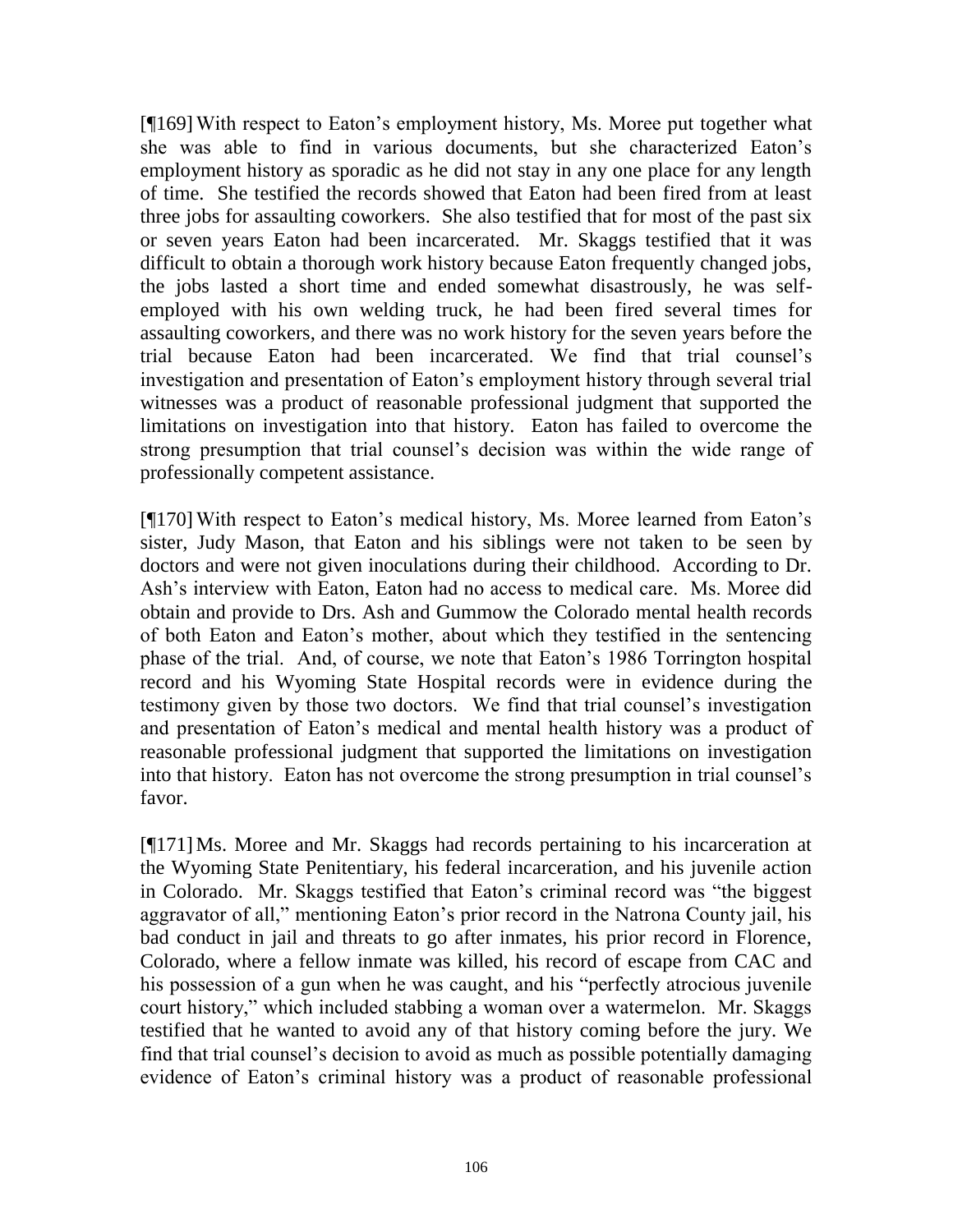[¶169] With respect to Eaton's employment history, Ms. Moree put together what she was able to find in various documents, but she characterized Eaton's employment history as sporadic as he did not stay in any one place for any length of time. She testified the records showed that Eaton had been fired from at least three jobs for assaulting coworkers. She also testified that for most of the past six or seven years Eaton had been incarcerated. Mr. Skaggs testified that it was difficult to obtain a thorough work history because Eaton frequently changed jobs, the jobs lasted a short time and ended somewhat disastrously, he was self-employed with his own welding truck, he had been fired several times for assaulting coworkers, and there was no work history for the seven years before the trial because Eaton had been incarcerated. We find that trial counsel's investigation and presentation of Eaton's employment history through several trial witnesses was a product of reasonable professional judgment that supported the limitations on investigation into that history. Eaton has failed to overcome the strong presumption that trial counsel's decision was within the wide range of professionally competent assistance.

[¶170] With respect to Eaton's medical history, Ms. Moree learned from Eaton's sister, Judy Mason, that Eaton and his siblings were not taken to be seen by doctors and were not given inoculations during their childhood. According to Dr. Ash's interview with Eaton, Eaton had no access to medical care. Ms. Moree did obtain and provide to Drs. Ash and Gummow the Colorado mental health records of both Eaton and Eaton's mother, about which they testified in the sentencing phase of the trial. And, of course, we note that Eaton's 1986 Torrington hospital record and his Wyoming State Hospital records were in evidence during the testimony given by those two doctors. We find that trial counsel's investigation and presentation of Eaton's medical and mental health history was a product of reasonable professional judgment that supported the limitations on investigation into that history. Eaton has not overcome the strong presumption in trial counsel's favor.

[¶171] Ms. Moree and Mr. Skaggs had records pertaining to his incarceration at the Wyoming State Penitentiary, his federal incarceration, and his juvenile action in Colorado. Mr. Skaggs testified that Eaton's criminal record was "the biggest aggravator of all," mentioning Eaton's prior record in the Natrona County jail, his bad conduct in jail and threats to go after inmates, his prior record in Florence, Colorado, where a fellow inmate was killed, his record of escape from CAC and his possession of a gun when he was caught, and his "perfectly atrocious juvenile court history," which included stabbing a woman over a watermelon. Mr. Skaggs testified that he wanted to avoid any of that history coming before the jury. We find that trial counsel's decision to avoid as much as possible potentially damaging evidence of Eaton's criminal history was a product of reasonable professional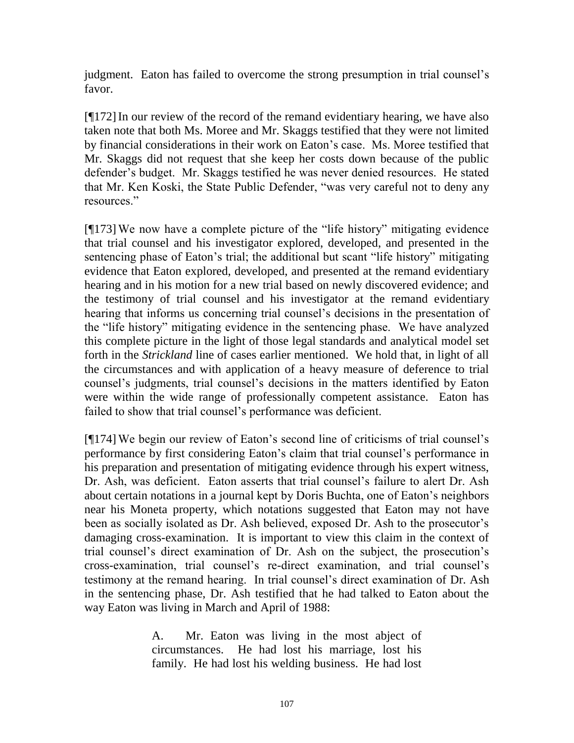judgment. Eaton has failed to overcome the strong presumption in trial counsel's favor.

[¶172] In our review of the record of the remand evidentiary hearing, we have also taken note that both Ms. Moree and Mr. Skaggs testified that they were not limited by financial considerations in their work on Eaton's case. Ms. Moree testified that Mr. Skaggs did not request that she keep her costs down because of the public defender's budget. Mr. Skaggs testified he was never denied resources. He stated that Mr. Ken Koski, the State Public Defender, "was very careful not to deny any resources."

[¶173] We now have a complete picture of the "life history" mitigating evidence that trial counsel and his investigator explored, developed, and presented in the sentencing phase of Eaton's trial; the additional but scant "life history" mitigating evidence that Eaton explored, developed, and presented at the remand evidentiary hearing and in his motion for a new trial based on newly discovered evidence; and the testimony of trial counsel and his investigator at the remand evidentiary hearing that informs us concerning trial counsel's decisions in the presentation of the "life history" mitigating evidence in the sentencing phase. We have analyzed this complete picture in the light of those legal standards and analytical model set forth in the *Strickland* line of cases earlier mentioned. We hold that, in light of all the circumstances and with application of a heavy measure of deference to trial counsel's judgments, trial counsel's decisions in the matters identified by Eaton were within the wide range of professionally competent assistance. Eaton has failed to show that trial counsel's performance was deficient.

[¶174] We begin our review of Eaton's second line of criticisms of trial counsel's performance by first considering Eaton's claim that trial counsel's performance in his preparation and presentation of mitigating evidence through his expert witness, Dr. Ash, was deficient. Eaton asserts that trial counsel's failure to alert Dr. Ash about certain notations in a journal kept by Doris Buchta, one of Eaton's neighbors near his Moneta property, which notations suggested that Eaton may not have been as socially isolated as Dr. Ash believed, exposed Dr. Ash to the prosecutor's damaging cross-examination. It is important to view this claim in the context of trial counsel's direct examination of Dr. Ash on the subject, the prosecution's cross-examination, trial counsel's re-direct examination, and trial counsel's testimony at the remand hearing. In trial counsel's direct examination of Dr. Ash in the sentencing phase, Dr. Ash testified that he had talked to Eaton about the way Eaton was living in March and April of 1988:

> A. Mr. Eaton was living in the most abject of circumstances. He had lost his marriage, lost his family. He had lost his welding business. He had lost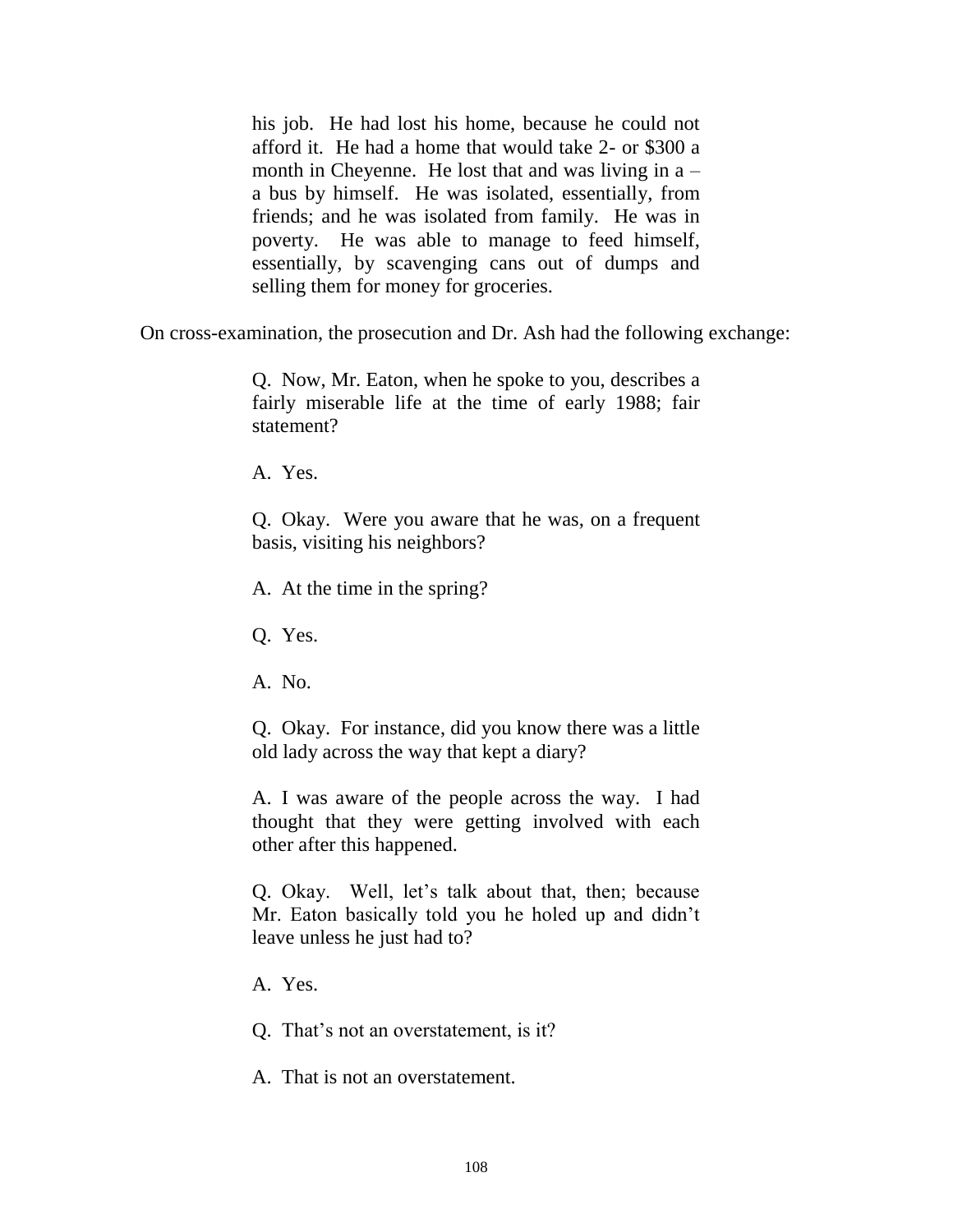> his job. He had lost his home, because he could not afford it. He had a home that would take 2- or $300 a month in Cheyenne. He lost that and was living in a – a bus by himself. He was isolated, essentially, from friends; and he was isolated from family. He was in poverty. He was able to manage to feed himself, essentially, by scavenging cans out of dumps and selling them for money for groceries.

On cross-examination, the prosecution and Dr. Ash had the following exchange:

> Q. Now, Mr. Eaton, when he spoke to you, describes a fairly miserable life at the time of early 1988; fair statement?
>
> A. Yes.
>
> Q. Okay. Were you aware that he was, on a frequent basis, visiting his neighbors?
>
> A. At the time in the spring?
>
> Q. Yes.
>
> A. No.
>
> Q. Okay. For instance, did you know there was a little old lady across the way that kept a diary?
>
> A. I was aware of the people across the way. I had thought that they were getting involved with each other after this happened.
>
> Q. Okay. Well, let's talk about that, then; because Mr. Eaton basically told you he holed up and didn't leave unless he just had to?
>
> A. Yes.
>
> Q. That's not an overstatement, is it?
>
> A. That is not an overstatement.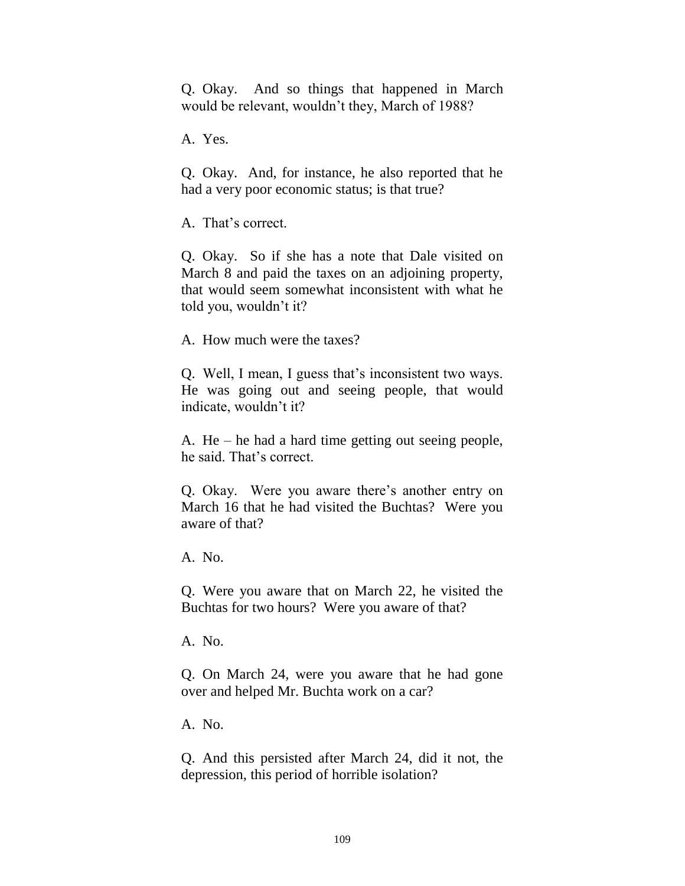Q. Okay. And so things that happened in March would be relevant, wouldn't they, March of 1988?

A. Yes.

Q. Okay. And, for instance, he also reported that he had a very poor economic status; is that true?

A. That's correct.

Q. Okay. So if she has a note that Dale visited on March 8 and paid the taxes on an adjoining property, that would seem somewhat inconsistent with what he told you, wouldn't it?

A. How much were the taxes?

Q. Well, I mean, I guess that's inconsistent two ways. He was going out and seeing people, that would indicate, wouldn't it?

A. He – he had a hard time getting out seeing people, he said. That's correct.

Q. Okay. Were you aware there's another entry on March 16 that he had visited the Buchtas? Were you aware of that?

A. No.

Q. Were you aware that on March 22, he visited the Buchtas for two hours? Were you aware of that?

A. No.

Q. On March 24, were you aware that he had gone over and helped Mr. Buchta work on a car?

A. No.

Q. And this persisted after March 24, did it not, the depression, this period of horrible isolation?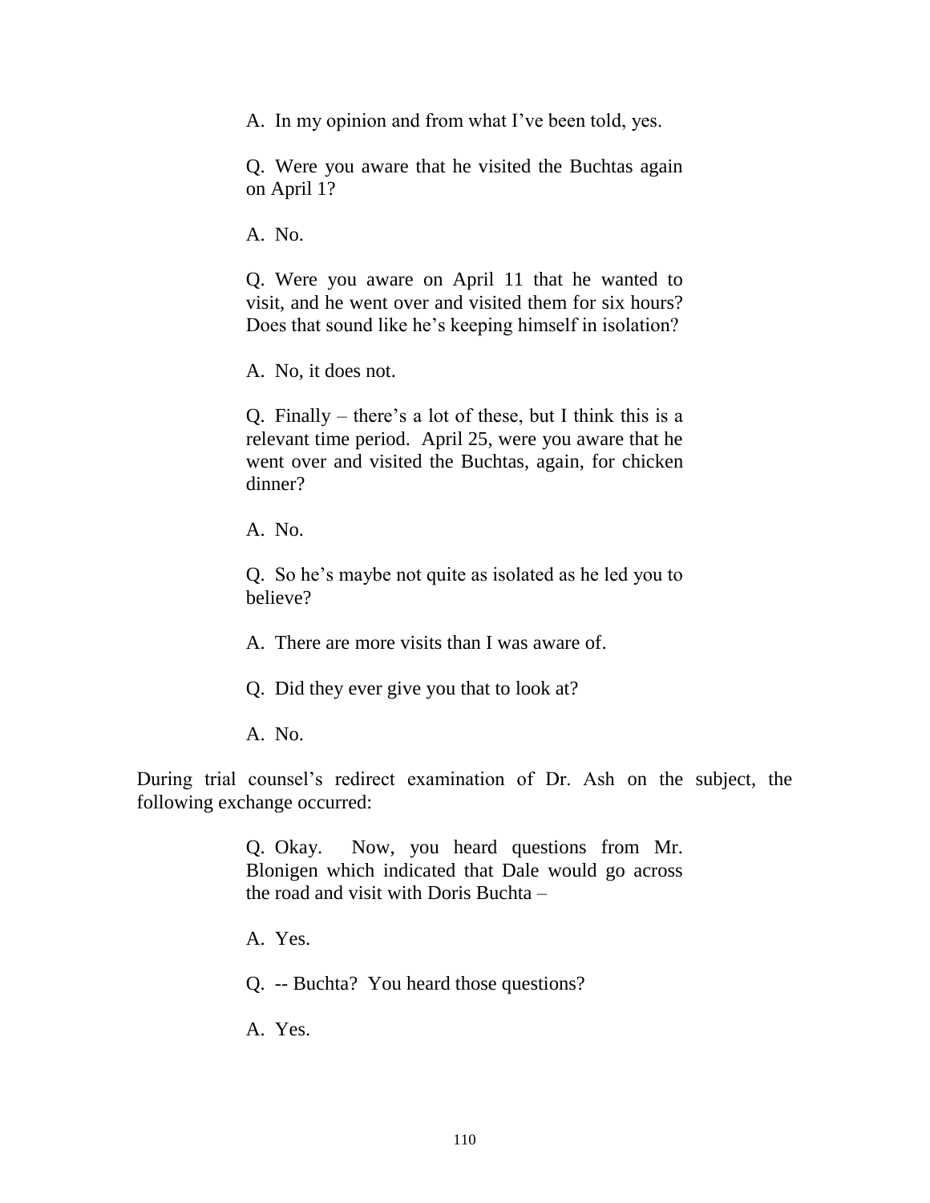> A. In my opinion and from what I've been told, yes.
>
> Q. Were you aware that he visited the Buchtas again on April 1?
>
> A. No.
>
> Q. Were you aware on April 11 that he wanted to visit, and he went over and visited them for six hours? Does that sound like he's keeping himself in isolation?
>
> A. No, it does not.
>
> Q. Finally – there's a lot of these, but I think this is a relevant time period. April 25, were you aware that he went over and visited the Buchtas, again, for chicken dinner?
>
> A. No.
>
> Q. So he's maybe not quite as isolated as he led you to believe?
>
> A. There are more visits than I was aware of.
>
> Q. Did they ever give you that to look at?
>
> A. No.

During trial counsel's redirect examination of Dr. Ash on the subject, the following exchange occurred:

> Q. Okay. Now, you heard questions from Mr. Blonigen which indicated that Dale would go across the road and visit with Doris Buchta –
>
> A. Yes.
>
> Q. -- Buchta? You heard those questions?
>
> A. Yes.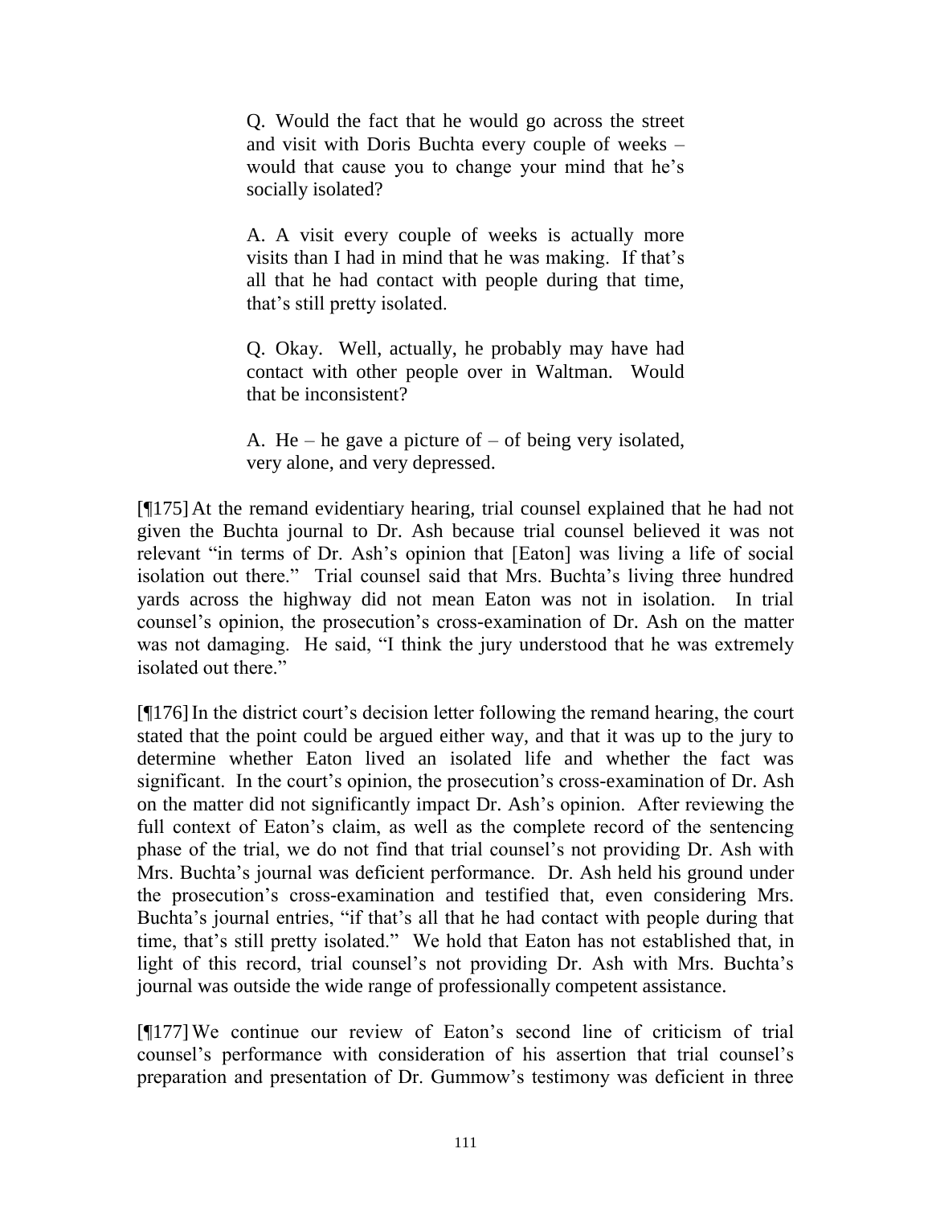> Q. Would the fact that he would go across the street and visit with Doris Buchta every couple of weeks – would that cause you to change your mind that he's socially isolated?
>
> A. A visit every couple of weeks is actually more visits than I had in mind that he was making. If that's all that he had contact with people during that time, that's still pretty isolated.
>
> Q. Okay. Well, actually, he probably may have had contact with other people over in Waltman. Would that be inconsistent?
>
> A. He – he gave a picture of – of being very isolated, very alone, and very depressed.

[¶175] At the remand evidentiary hearing, trial counsel explained that he had not given the Buchta journal to Dr. Ash because trial counsel believed it was not relevant "in terms of Dr. Ash's opinion that [Eaton] was living a life of social isolation out there." Trial counsel said that Mrs. Buchta's living three hundred yards across the highway did not mean Eaton was not in isolation. In trial counsel's opinion, the prosecution's cross-examination of Dr. Ash on the matter was not damaging. He said, "I think the jury understood that he was extremely isolated out there."

[¶176] In the district court's decision letter following the remand hearing, the court stated that the point could be argued either way, and that it was up to the jury to determine whether Eaton lived an isolated life and whether the fact was significant. In the court's opinion, the prosecution's cross-examination of Dr. Ash on the matter did not significantly impact Dr. Ash's opinion. After reviewing the full context of Eaton's claim, as well as the complete record of the sentencing phase of the trial, we do not find that trial counsel's not providing Dr. Ash with Mrs. Buchta's journal was deficient performance. Dr. Ash held his ground under the prosecution's cross-examination and testified that, even considering Mrs. Buchta's journal entries, "if that's all that he had contact with people during that time, that's still pretty isolated." We hold that Eaton has not established that, in light of this record, trial counsel's not providing Dr. Ash with Mrs. Buchta's journal was outside the wide range of professionally competent assistance.

[¶177] We continue our review of Eaton's second line of criticism of trial counsel's performance with consideration of his assertion that trial counsel's preparation and presentation of Dr. Gummow's testimony was deficient in three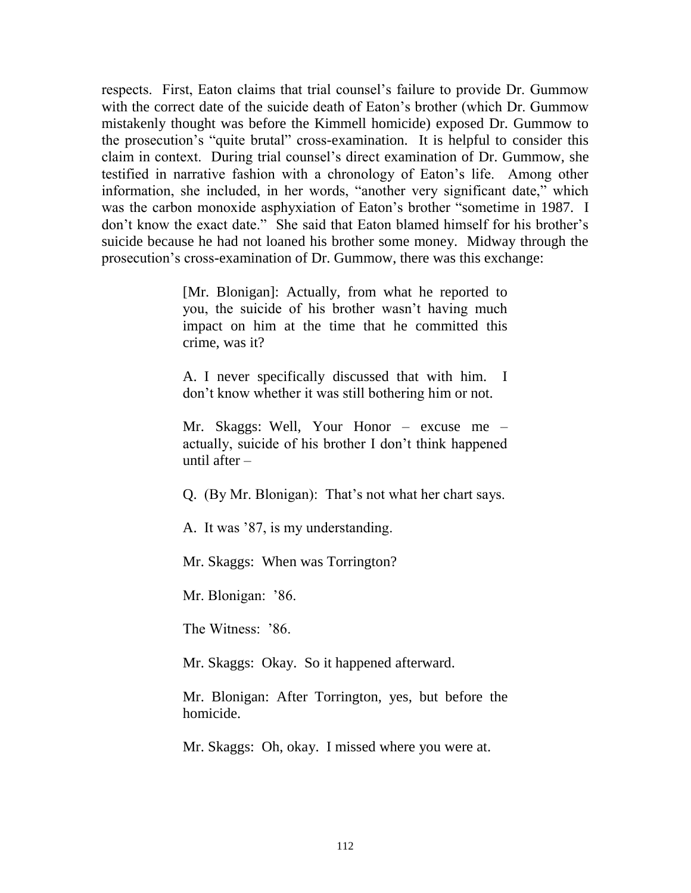respects. First, Eaton claims that trial counsel's failure to provide Dr. Gummow with the correct date of the suicide death of Eaton's brother (which Dr. Gummow mistakenly thought was before the Kimmell homicide) exposed Dr. Gummow to the prosecution's "quite brutal" cross-examination. It is helpful to consider this claim in context. During trial counsel's direct examination of Dr. Gummow, she testified in narrative fashion with a chronology of Eaton's life. Among other information, she included, in her words, "another very significant date," which was the carbon monoxide asphyxiation of Eaton's brother "sometime in 1987. I don't know the exact date." She said that Eaton blamed himself for his brother's suicide because he had not loaned his brother some money. Midway through the prosecution's cross-examination of Dr. Gummow, there was this exchange:

> [Mr. Blonigan]: Actually, from what he reported to you, the suicide of his brother wasn't having much impact on him at the time that he committed this crime, was it?
>
> A. I never specifically discussed that with him. I don't know whether it was still bothering him or not.
>
> Mr. Skaggs: Well, Your Honor – excuse me – actually, suicide of his brother I don't think happened until after –
>
> Q. (By Mr. Blonigan): That's not what her chart says.
>
> A. It was '87, is my understanding.
>
> Mr. Skaggs: When was Torrington?
>
> Mr. Blonigan: '86.
>
> The Witness: '86.
>
> Mr. Skaggs: Okay. So it happened afterward.
>
> Mr. Blonigan: After Torrington, yes, but before the homicide.
>
> Mr. Skaggs: Oh, okay. I missed where you were at.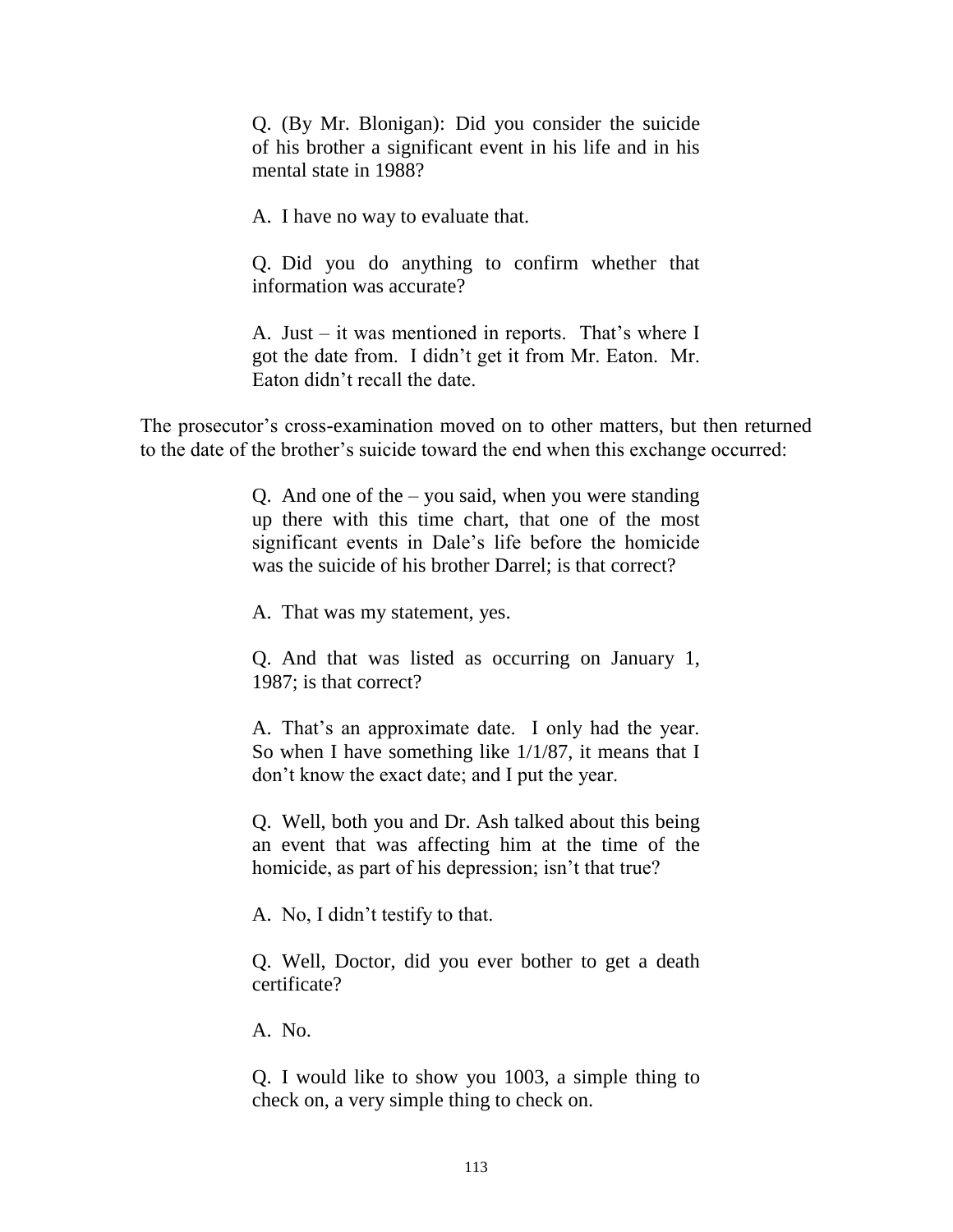> Q. (By Mr. Blonigan): Did you consider the suicide of his brother a significant event in his life and in his mental state in 1988?
>
> A. I have no way to evaluate that.
>
> Q. Did you do anything to confirm whether that information was accurate?
>
> A. Just – it was mentioned in reports. That's where I got the date from. I didn't get it from Mr. Eaton. Mr. Eaton didn't recall the date.

The prosecutor's cross-examination moved on to other matters, but then returned to the date of the brother's suicide toward the end when this exchange occurred:

> Q. And one of the – you said, when you were standing up there with this time chart, that one of the most significant events in Dale's life before the homicide was the suicide of his brother Darrel; is that correct?
>
> A. That was my statement, yes.
>
> Q. And that was listed as occurring on January 1, 1987; is that correct?
>
> A. That's an approximate date. I only had the year. So when I have something like 1/1/87, it means that I don't know the exact date; and I put the year.
>
> Q. Well, both you and Dr. Ash talked about this being an event that was affecting him at the time of the homicide, as part of his depression; isn't that true?
>
> A. No, I didn't testify to that.
>
> Q. Well, Doctor, did you ever bother to get a death certificate?
>
> A. No.
>
> Q. I would like to show you 1003, a simple thing to check on, a very simple thing to check on.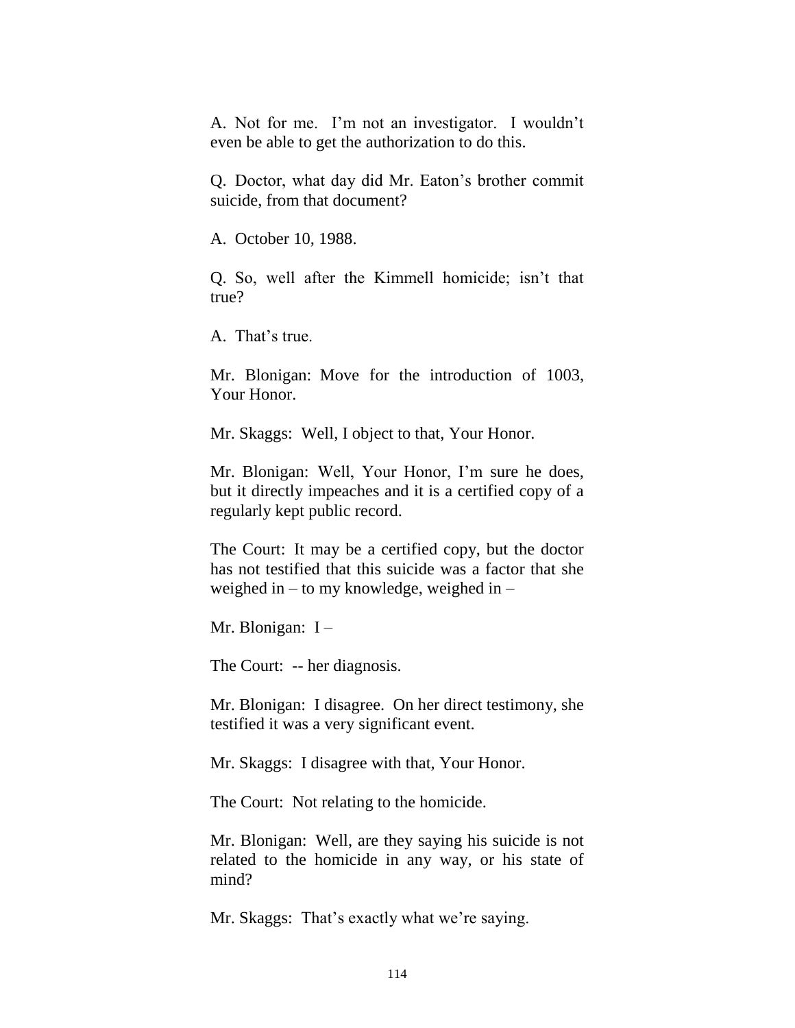A. Not for me. I'm not an investigator. I wouldn't even be able to get the authorization to do this.

Q. Doctor, what day did Mr. Eaton's brother commit suicide, from that document?

A. October 10, 1988.

Q. So, well after the Kimmell homicide; isn't that true?

A. That's true.

Mr. Blonigan: Move for the introduction of 1003, Your Honor.

Mr. Skaggs: Well, I object to that, Your Honor.

Mr. Blonigan: Well, Your Honor, I'm sure he does, but it directly impeaches and it is a certified copy of a regularly kept public record.

The Court: It may be a certified copy, but the doctor has not testified that this suicide was a factor that she weighed in – to my knowledge, weighed in –

Mr. Blonigan: I –

The Court: -- her diagnosis.

Mr. Blonigan: I disagree. On her direct testimony, she testified it was a very significant event.

Mr. Skaggs: I disagree with that, Your Honor.

The Court: Not relating to the homicide.

Mr. Blonigan: Well, are they saying his suicide is not related to the homicide in any way, or his state of mind?

Mr. Skaggs: That's exactly what we're saying.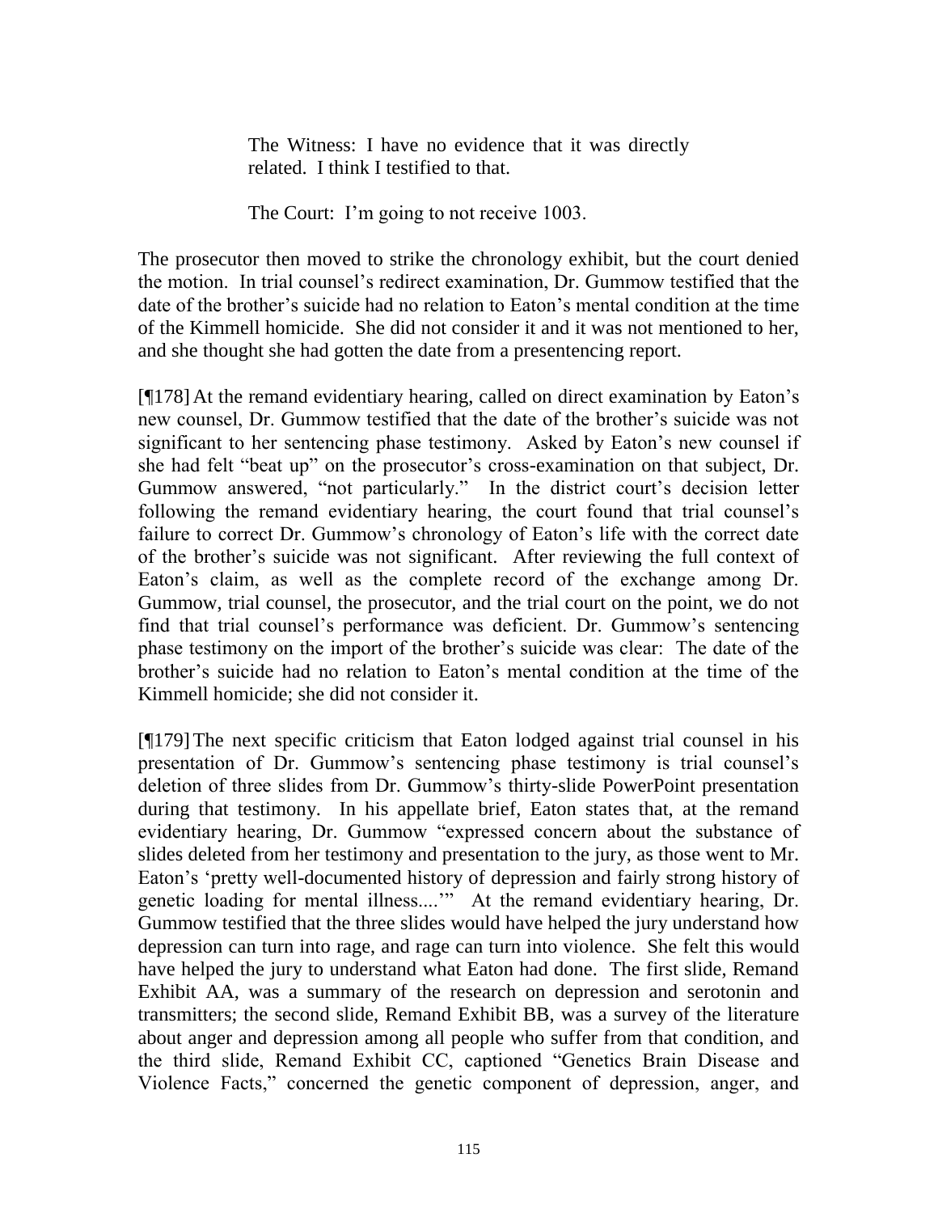> The Witness: I have no evidence that it was directly related. I think I testified to that.
>
> The Court: I'm going to not receive 1003.

The prosecutor then moved to strike the chronology exhibit, but the court denied the motion. In trial counsel's redirect examination, Dr. Gummow testified that the date of the brother's suicide had no relation to Eaton's mental condition at the time of the Kimmell homicide. She did not consider it and it was not mentioned to her, and she thought she had gotten the date from a presentencing report.

[¶178] At the remand evidentiary hearing, called on direct examination by Eaton's new counsel, Dr. Gummow testified that the date of the brother's suicide was not significant to her sentencing phase testimony. Asked by Eaton's new counsel if she had felt "beat up" on the prosecutor's cross-examination on that subject, Dr. Gummow answered, "not particularly." In the district court's decision letter following the remand evidentiary hearing, the court found that trial counsel's failure to correct Dr. Gummow's chronology of Eaton's life with the correct date of the brother's suicide was not significant. After reviewing the full context of Eaton's claim, as well as the complete record of the exchange among Dr. Gummow, trial counsel, the prosecutor, and the trial court on the point, we do not find that trial counsel's performance was deficient. Dr. Gummow's sentencing phase testimony on the import of the brother's suicide was clear: The date of the brother's suicide had no relation to Eaton's mental condition at the time of the Kimmell homicide; she did not consider it.

[¶179] The next specific criticism that Eaton lodged against trial counsel in his presentation of Dr. Gummow's sentencing phase testimony is trial counsel's deletion of three slides from Dr. Gummow's thirty-slide PowerPoint presentation during that testimony. In his appellate brief, Eaton states that, at the remand evidentiary hearing, Dr. Gummow "expressed concern about the substance of slides deleted from her testimony and presentation to the jury, as those went to Mr. Eaton's 'pretty well-documented history of depression and fairly strong history of genetic loading for mental illness....'" At the remand evidentiary hearing, Dr. Gummow testified that the three slides would have helped the jury understand how depression can turn into rage, and rage can turn into violence. She felt this would have helped the jury to understand what Eaton had done. The first slide, Remand Exhibit AA, was a summary of the research on depression and serotonin and transmitters; the second slide, Remand Exhibit BB, was a survey of the literature about anger and depression among all people who suffer from that condition, and the third slide, Remand Exhibit CC, captioned "Genetics Brain Disease and Violence Facts," concerned the genetic component of depression, anger, and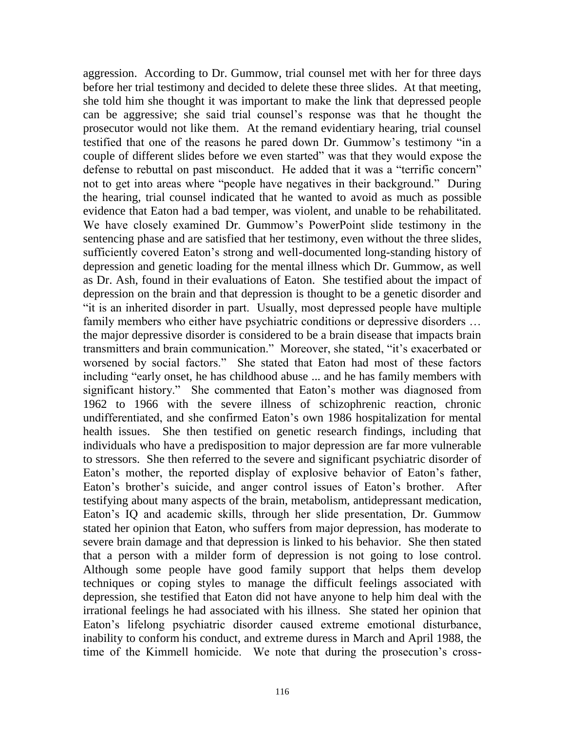aggression. According to Dr. Gummow, trial counsel met with her for three days before her trial testimony and decided to delete these three slides. At that meeting, she told him she thought it was important to make the link that depressed people can be aggressive; she said trial counsel's response was that he thought the prosecutor would not like them. At the remand evidentiary hearing, trial counsel testified that one of the reasons he pared down Dr. Gummow's testimony "in a couple of different slides before we even started" was that they would expose the defense to rebuttal on past misconduct. He added that it was a "terrific concern" not to get into areas where "people have negatives in their background." During the hearing, trial counsel indicated that he wanted to avoid as much as possible evidence that Eaton had a bad temper, was violent, and unable to be rehabilitated. We have closely examined Dr. Gummow's PowerPoint slide testimony in the sentencing phase and are satisfied that her testimony, even without the three slides, sufficiently covered Eaton's strong and well-documented long-standing history of depression and genetic loading for the mental illness which Dr. Gummow, as well as Dr. Ash, found in their evaluations of Eaton. She testified about the impact of depression on the brain and that depression is thought to be a genetic disorder and "it is an inherited disorder in part. Usually, most depressed people have multiple family members who either have psychiatric conditions or depressive disorders … the major depressive disorder is considered to be a brain disease that impacts brain transmitters and brain communication." Moreover, she stated, "it's exacerbated or worsened by social factors." She stated that Eaton had most of these factors including "early onset, he has childhood abuse ... and he has family members with significant history." She commented that Eaton's mother was diagnosed from 1962 to 1966 with the severe illness of schizophrenic reaction, chronic undifferentiated, and she confirmed Eaton's own 1986 hospitalization for mental health issues. She then testified on genetic research findings, including that individuals who have a predisposition to major depression are far more vulnerable to stressors. She then referred to the severe and significant psychiatric disorder of Eaton's mother, the reported display of explosive behavior of Eaton's father, Eaton's brother's suicide, and anger control issues of Eaton's brother. After testifying about many aspects of the brain, metabolism, antidepressant medication, Eaton's IQ and academic skills, through her slide presentation, Dr. Gummow stated her opinion that Eaton, who suffers from major depression, has moderate to severe brain damage and that depression is linked to his behavior. She then stated that a person with a milder form of depression is not going to lose control. Although some people have good family support that helps them develop techniques or coping styles to manage the difficult feelings associated with depression, she testified that Eaton did not have anyone to help him deal with the irrational feelings he had associated with his illness. She stated her opinion that Eaton's lifelong psychiatric disorder caused extreme emotional disturbance, inability to conform his conduct, and extreme duress in March and April 1988, the time of the Kimmell homicide. We note that during the prosecution's cross-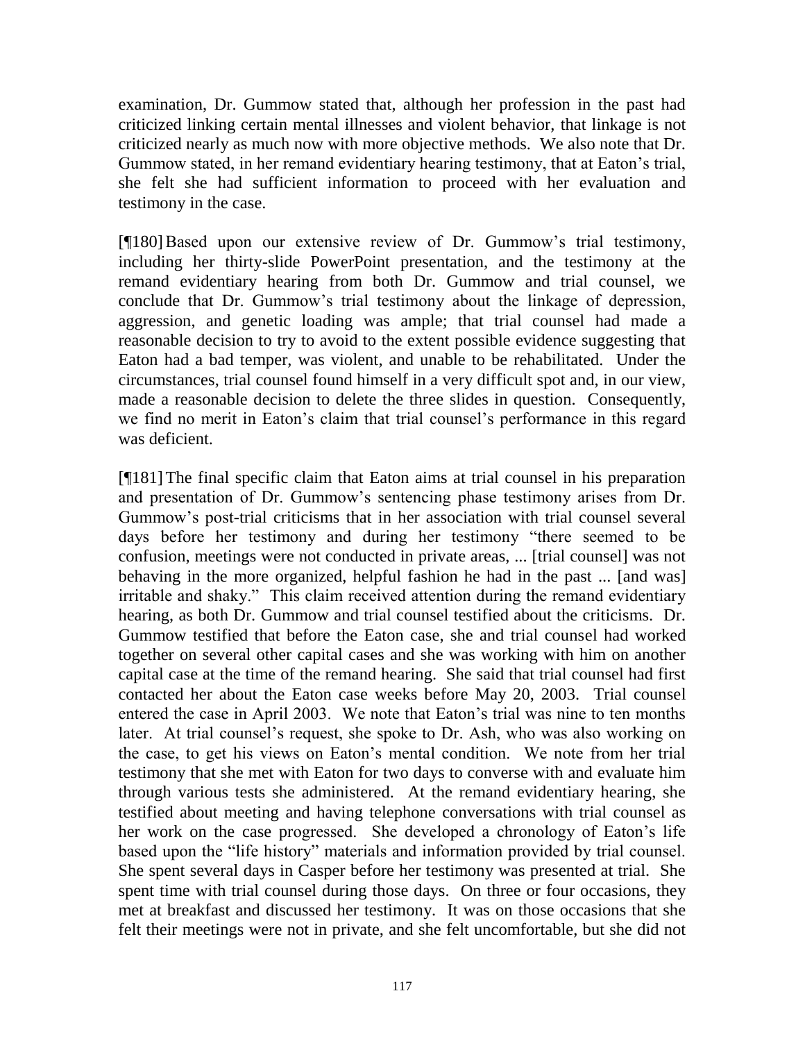examination, Dr. Gummow stated that, although her profession in the past had criticized linking certain mental illnesses and violent behavior, that linkage is not criticized nearly as much now with more objective methods. We also note that Dr. Gummow stated, in her remand evidentiary hearing testimony, that at Eaton's trial, she felt she had sufficient information to proceed with her evaluation and testimony in the case.

[¶180] Based upon our extensive review of Dr. Gummow's trial testimony, including her thirty-slide PowerPoint presentation, and the testimony at the remand evidentiary hearing from both Dr. Gummow and trial counsel, we conclude that Dr. Gummow's trial testimony about the linkage of depression, aggression, and genetic loading was ample; that trial counsel had made a reasonable decision to try to avoid to the extent possible evidence suggesting that Eaton had a bad temper, was violent, and unable to be rehabilitated. Under the circumstances, trial counsel found himself in a very difficult spot and, in our view, made a reasonable decision to delete the three slides in question. Consequently, we find no merit in Eaton's claim that trial counsel's performance in this regard was deficient.

[¶181] The final specific claim that Eaton aims at trial counsel in his preparation and presentation of Dr. Gummow's sentencing phase testimony arises from Dr. Gummow's post-trial criticisms that in her association with trial counsel several days before her testimony and during her testimony "there seemed to be confusion, meetings were not conducted in private areas, ... [trial counsel] was not behaving in the more organized, helpful fashion he had in the past ... [and was] irritable and shaky." This claim received attention during the remand evidentiary hearing, as both Dr. Gummow and trial counsel testified about the criticisms. Dr. Gummow testified that before the Eaton case, she and trial counsel had worked together on several other capital cases and she was working with him on another capital case at the time of the remand hearing. She said that trial counsel had first contacted her about the Eaton case weeks before May 20, 2003. Trial counsel entered the case in April 2003. We note that Eaton's trial was nine to ten months later. At trial counsel's request, she spoke to Dr. Ash, who was also working on the case, to get his views on Eaton's mental condition. We note from her trial testimony that she met with Eaton for two days to converse with and evaluate him through various tests she administered. At the remand evidentiary hearing, she testified about meeting and having telephone conversations with trial counsel as her work on the case progressed. She developed a chronology of Eaton's life based upon the "life history" materials and information provided by trial counsel. She spent several days in Casper before her testimony was presented at trial. She spent time with trial counsel during those days. On three or four occasions, they met at breakfast and discussed her testimony. It was on those occasions that she felt their meetings were not in private, and she felt uncomfortable, but she did not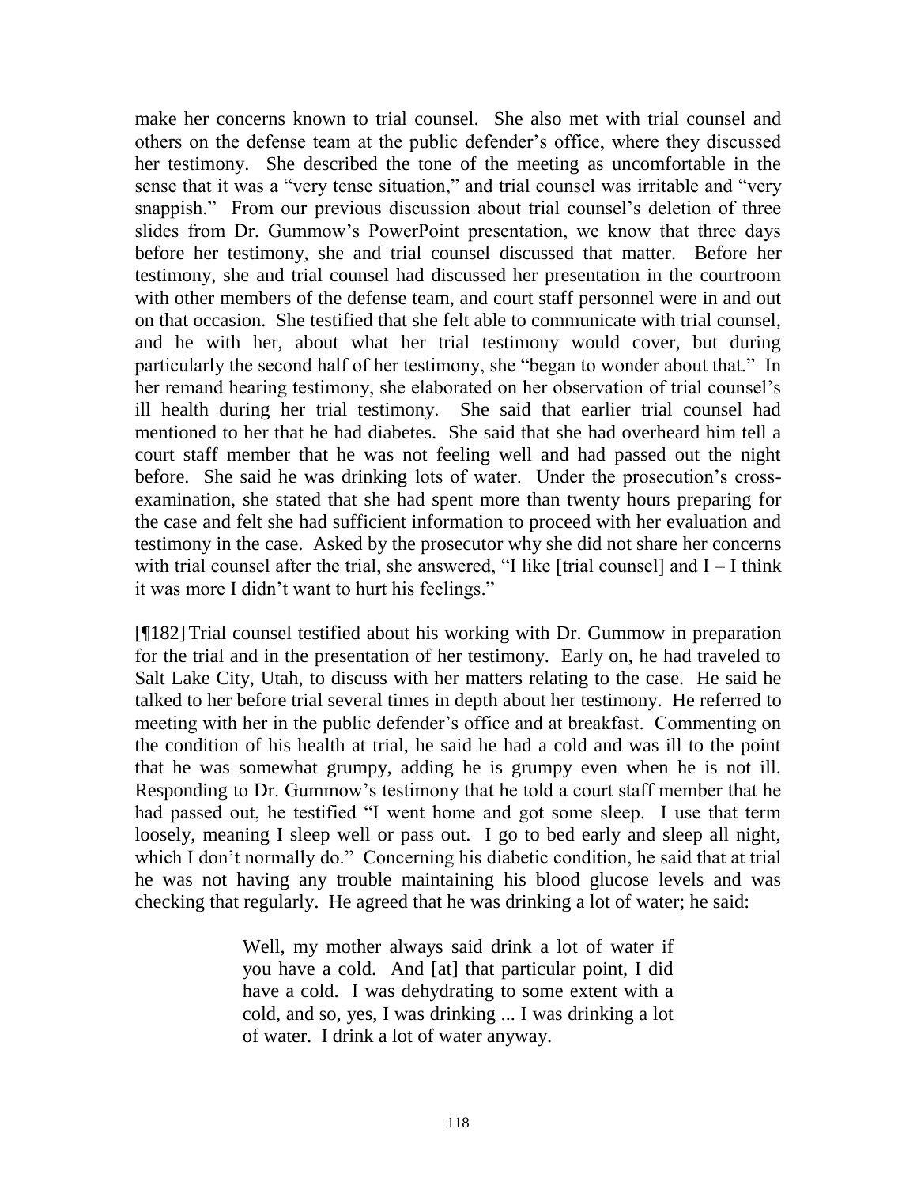make her concerns known to trial counsel. She also met with trial counsel and others on the defense team at the public defender's office, where they discussed her testimony. She described the tone of the meeting as uncomfortable in the sense that it was a "very tense situation," and trial counsel was irritable and "very snappish." From our previous discussion about trial counsel's deletion of three slides from Dr. Gummow's PowerPoint presentation, we know that three days before her testimony, she and trial counsel discussed that matter. Before her testimony, she and trial counsel had discussed her presentation in the courtroom with other members of the defense team, and court staff personnel were in and out on that occasion. She testified that she felt able to communicate with trial counsel, and he with her, about what her trial testimony would cover, but during particularly the second half of her testimony, she "began to wonder about that." In her remand hearing testimony, she elaborated on her observation of trial counsel's ill health during her trial testimony. She said that earlier trial counsel had mentioned to her that he had diabetes. She said that she had overheard him tell a court staff member that he was not feeling well and had passed out the night before. She said he was drinking lots of water. Under the prosecution's cross-examination, she stated that she had spent more than twenty hours preparing for the case and felt she had sufficient information to proceed with her evaluation and testimony in the case. Asked by the prosecutor why she did not share her concerns with trial counsel after the trial, she answered, "I like [trial counsel] and I – I think it was more I didn't want to hurt his feelings."

[¶182] Trial counsel testified about his working with Dr. Gummow in preparation for the trial and in the presentation of her testimony. Early on, he had traveled to Salt Lake City, Utah, to discuss with her matters relating to the case. He said he talked to her before trial several times in depth about her testimony. He referred to meeting with her in the public defender's office and at breakfast. Commenting on the condition of his health at trial, he said he had a cold and was ill to the point that he was somewhat grumpy, adding he is grumpy even when he is not ill. Responding to Dr. Gummow's testimony that he told a court staff member that he had passed out, he testified "I went home and got some sleep. I use that term loosely, meaning I sleep well or pass out. I go to bed early and sleep all night, which I don't normally do." Concerning his diabetic condition, he said that at trial he was not having any trouble maintaining his blood glucose levels and was checking that regularly. He agreed that he was drinking a lot of water; he said:

> Well, my mother always said drink a lot of water if you have a cold. And [at] that particular point, I did have a cold. I was dehydrating to some extent with a cold, and so, yes, I was drinking ... I was drinking a lot of water. I drink a lot of water anyway.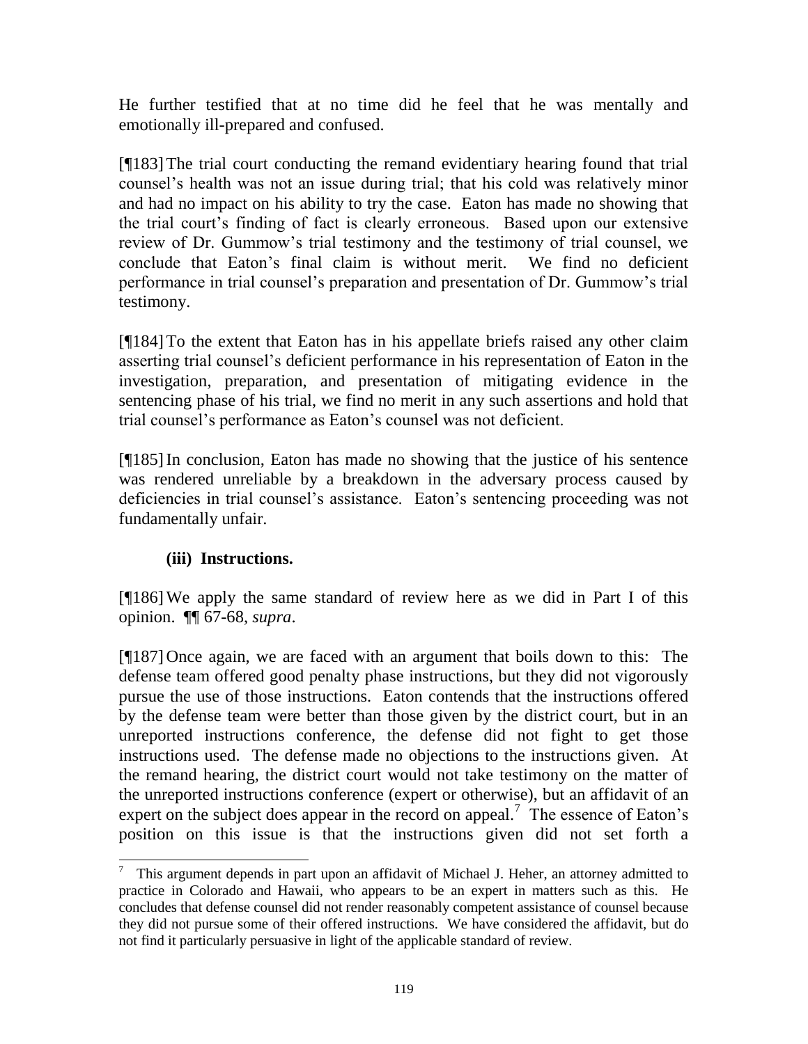He further testified that at no time did he feel that he was mentally and emotionally ill-prepared and confused.

[¶183] The trial court conducting the remand evidentiary hearing found that trial counsel's health was not an issue during trial; that his cold was relatively minor and had no impact on his ability to try the case. Eaton has made no showing that the trial court's finding of fact is clearly erroneous. Based upon our extensive review of Dr. Gummow's trial testimony and the testimony of trial counsel, we conclude that Eaton's final claim is without merit. We find no deficient performance in trial counsel's preparation and presentation of Dr. Gummow's trial testimony.

[¶184] To the extent that Eaton has in his appellate briefs raised any other claim asserting trial counsel's deficient performance in his representation of Eaton in the investigation, preparation, and presentation of mitigating evidence in the sentencing phase of his trial, we find no merit in any such assertions and hold that trial counsel's performance as Eaton's counsel was not deficient.

[¶185] In conclusion, Eaton has made no showing that the justice of his sentence was rendered unreliable by a breakdown in the adversary process caused by deficiencies in trial counsel's assistance. Eaton's sentencing proceeding was not fundamentally unfair.

**(iii) Instructions.**

[¶186] We apply the same standard of review here as we did in Part I of this opinion. ¶¶ 67-68, *supra*.

[¶187] Once again, we are faced with an argument that boils down to this: The defense team offered good penalty phase instructions, but they did not vigorously pursue the use of those instructions. Eaton contends that the instructions offered by the defense team were better than those given by the district court, but in an unreported instructions conference, the defense did not fight to get those instructions used. The defense made no objections to the instructions given. At the remand hearing, the district court would not take testimony on the matter of the unreported instructions conference (expert or otherwise), but an affidavit of an expert on the subject does appear in the record on appeal.[7] The essence of Eaton's position on this issue is that the instructions given did not set forth a

[7] This argument depends in part upon an affidavit of Michael J. Heher, an attorney admitted to practice in Colorado and Hawaii, who appears to be an expert in matters such as this. He concludes that defense counsel did not render reasonably competent assistance of counsel because they did not pursue some of their offered instructions. We have considered the affidavit, but do not find it particularly persuasive in light of the applicable standard of review.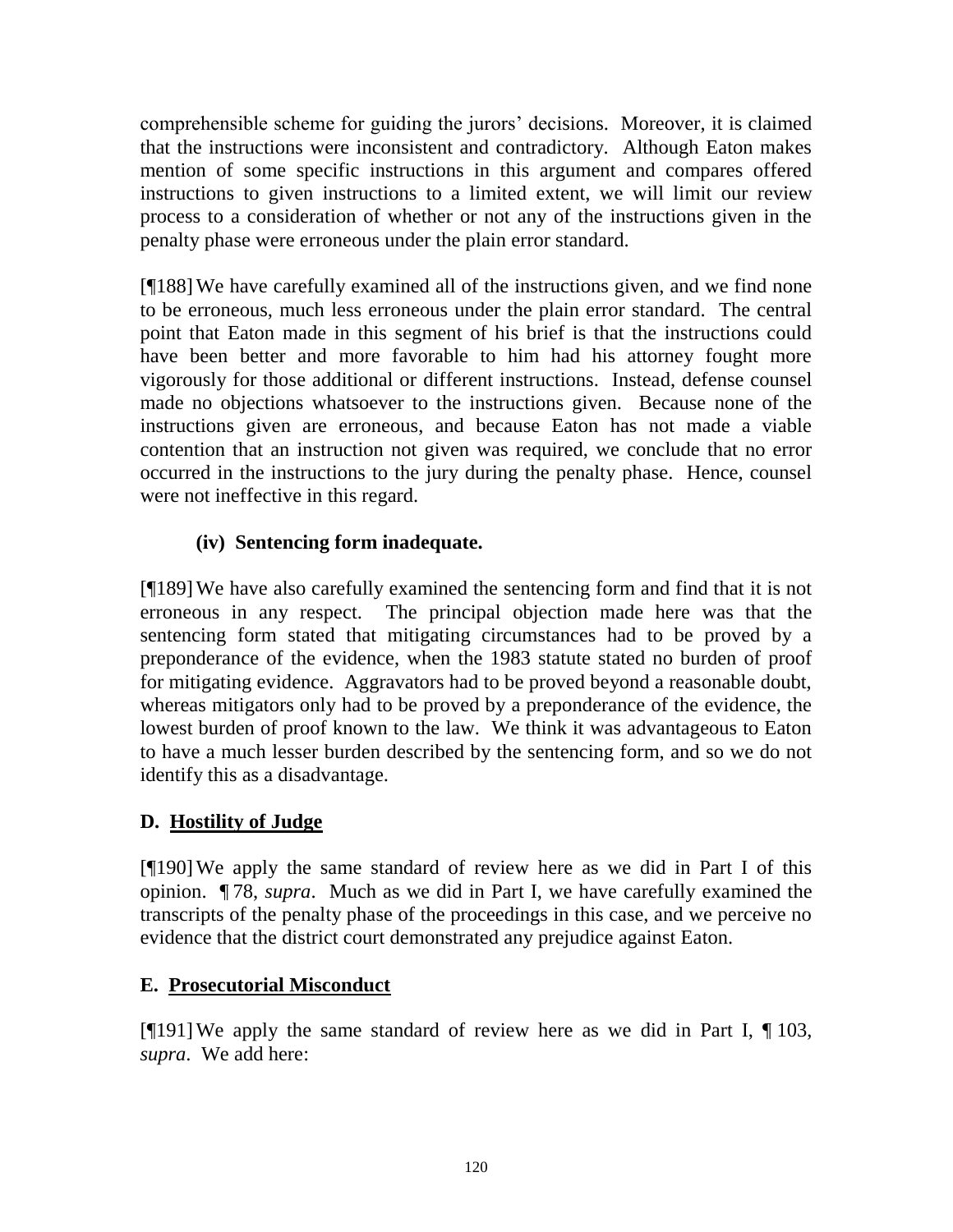comprehensible scheme for guiding the jurors' decisions. Moreover, it is claimed that the instructions were inconsistent and contradictory. Although Eaton makes mention of some specific instructions in this argument and compares offered instructions to given instructions to a limited extent, we will limit our review process to a consideration of whether or not any of the instructions given in the penalty phase were erroneous under the plain error standard.

[¶188] We have carefully examined all of the instructions given, and we find none to be erroneous, much less erroneous under the plain error standard. The central point that Eaton made in this segment of his brief is that the instructions could have been better and more favorable to him had his attorney fought more vigorously for those additional or different instructions. Instead, defense counsel made no objections whatsoever to the instructions given. Because none of the instructions given are erroneous, and because Eaton has not made a viable contention that an instruction not given was required, we conclude that no error occurred in the instructions to the jury during the penalty phase. Hence, counsel were not ineffective in this regard.

**(iv) Sentencing form inadequate.**

[¶189] We have also carefully examined the sentencing form and find that it is not erroneous in any respect. The principal objection made here was that the sentencing form stated that mitigating circumstances had to be proved by a preponderance of the evidence, when the 1983 statute stated no burden of proof for mitigating evidence. Aggravators had to be proved beyond a reasonable doubt, whereas mitigators only had to be proved by a preponderance of the evidence, the lowest burden of proof known to the law. We think it was advantageous to Eaton to have a much lesser burden described by the sentencing form, and so we do not identify this as a disadvantage.

## D. Hostility of Judge

[¶190] We apply the same standard of review here as we did in Part I of this opinion. ¶ 78, *supra*. Much as we did in Part I, we have carefully examined the transcripts of the penalty phase of the proceedings in this case, and we perceive no evidence that the district court demonstrated any prejudice against Eaton.

## E. Prosecutorial Misconduct

[¶191] We apply the same standard of review here as we did in Part I, ¶ 103, *supra*. We add here: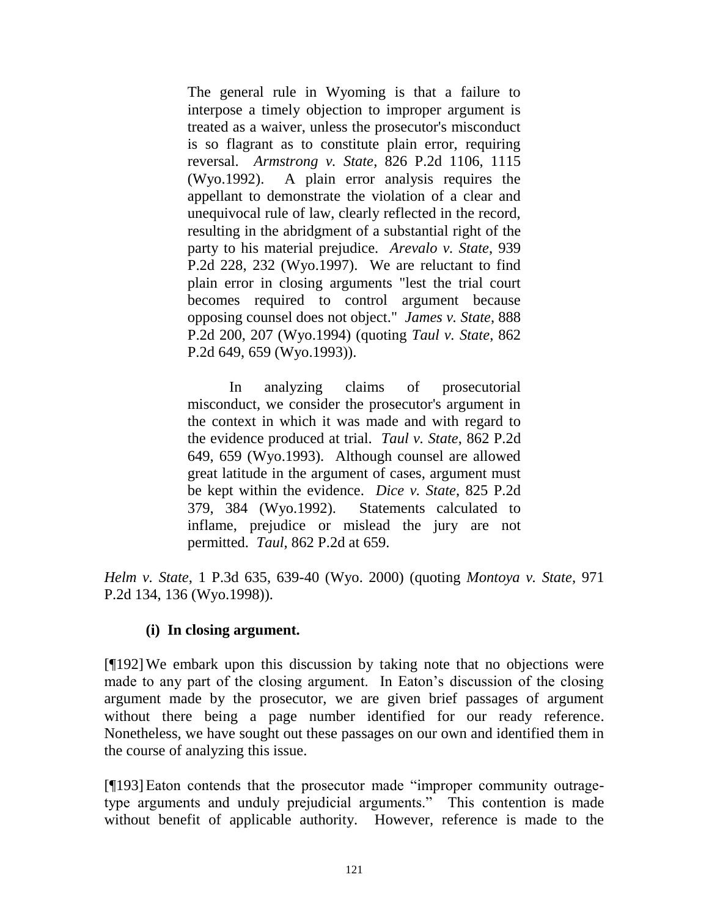> The general rule in Wyoming is that a failure to interpose a timely objection to improper argument is treated as a waiver, unless the prosecutor's misconduct is so flagrant as to constitute plain error, requiring reversal. *Armstrong v. State*, 826 P.2d 1106, 1115 (Wyo.1992). A plain error analysis requires the appellant to demonstrate the violation of a clear and unequivocal rule of law, clearly reflected in the record, resulting in the abridgment of a substantial right of the party to his material prejudice. *Arevalo v. State*, 939 P.2d 228, 232 (Wyo.1997). We are reluctant to find plain error in closing arguments "lest the trial court becomes required to control argument because opposing counsel does not object." *James v. State*, 888 P.2d 200, 207 (Wyo.1994) (quoting *Taul v. State*, 862 P.2d 649, 659 (Wyo.1993)).
>
> In analyzing claims of prosecutorial misconduct, we consider the prosecutor's argument in the context in which it was made and with regard to the evidence produced at trial. *Taul v. State*, 862 P.2d 649, 659 (Wyo.1993). Although counsel are allowed great latitude in the argument of cases, argument must be kept within the evidence. *Dice v. State*, 825 P.2d 379, 384 (Wyo.1992). Statements calculated to inflame, prejudice or mislead the jury are not permitted. *Taul*, 862 P.2d at 659.

*Helm v. State*, 1 P.3d 635, 639-40 (Wyo. 2000) (quoting *Montoya v. State*, 971 P.2d 134, 136 (Wyo.1998)).

**(i) In closing argument.**

[¶192] We embark upon this discussion by taking note that no objections were made to any part of the closing argument. In Eaton's discussion of the closing argument made by the prosecutor, we are given brief passages of argument without there being a page number identified for our ready reference. Nonetheless, we have sought out these passages on our own and identified them in the course of analyzing this issue.

[¶193] Eaton contends that the prosecutor made "improper community outrage-type arguments and unduly prejudicial arguments." This contention is made without benefit of applicable authority. However, reference is made to the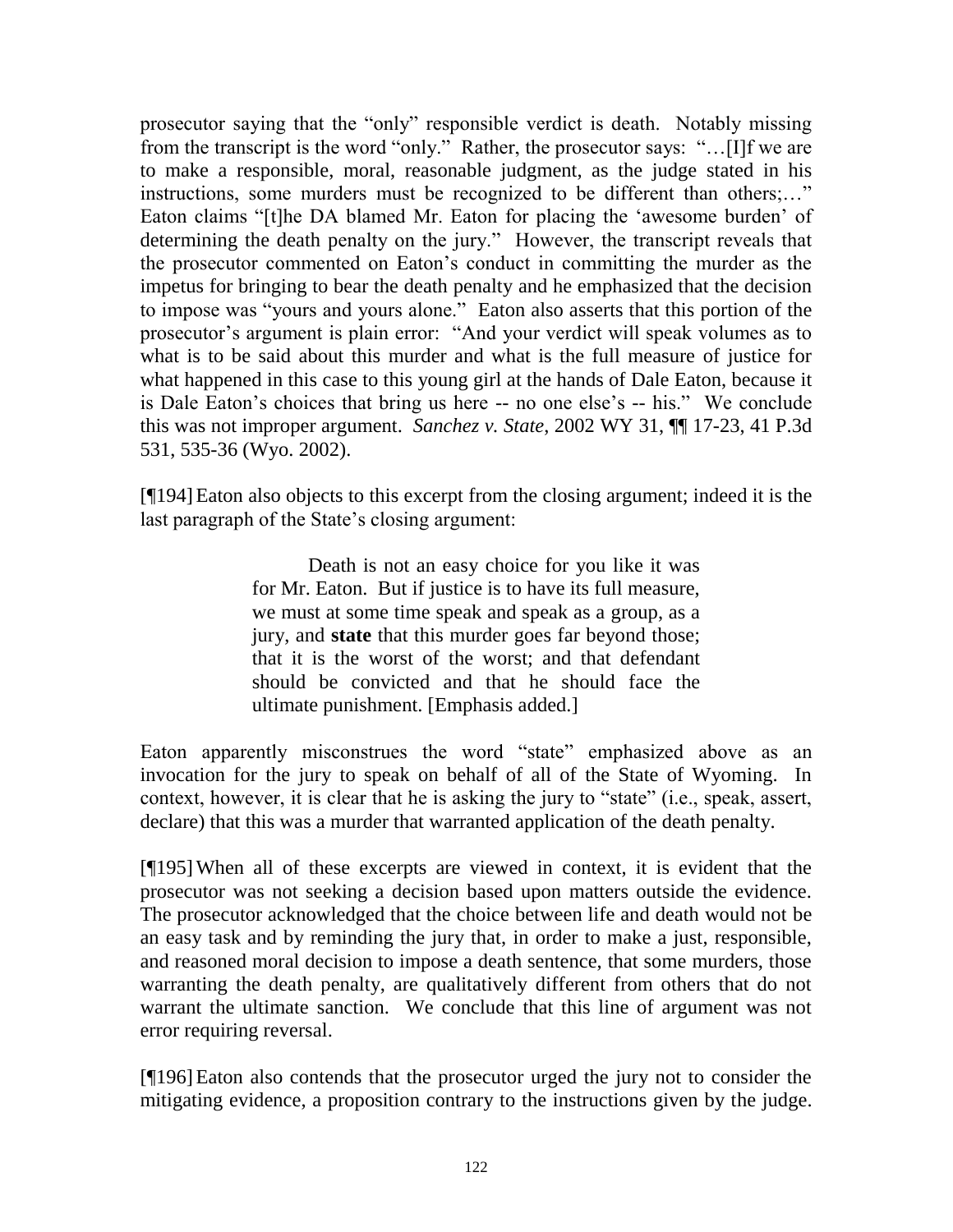prosecutor saying that the "only" responsible verdict is death. Notably missing from the transcript is the word "only." Rather, the prosecutor says: "…[I]f we are to make a responsible, moral, reasonable judgment, as the judge stated in his instructions, some murders must be recognized to be different than others;…" Eaton claims "[t]he DA blamed Mr. Eaton for placing the 'awesome burden' of determining the death penalty on the jury." However, the transcript reveals that the prosecutor commented on Eaton's conduct in committing the murder as the impetus for bringing to bear the death penalty and he emphasized that the decision to impose was "yours and yours alone." Eaton also asserts that this portion of the prosecutor's argument is plain error: "And your verdict will speak volumes as to what is to be said about this murder and what is the full measure of justice for what happened in this case to this young girl at the hands of Dale Eaton, because it is Dale Eaton's choices that bring us here -- no one else's -- his." We conclude this was not improper argument. *Sanchez v. State*, 2002 WY 31, ¶¶ 17-23, 41 P.3d 531, 535-36 (Wyo. 2002).

[¶194] Eaton also objects to this excerpt from the closing argument; indeed it is the last paragraph of the State's closing argument:

> Death is not an easy choice for you like it was for Mr. Eaton. But if justice is to have its full measure, we must at some time speak and speak as a group, as a jury, and **state** that this murder goes far beyond those; that it is the worst of the worst; and that defendant should be convicted and that he should face the ultimate punishment. [Emphasis added.]

Eaton apparently misconstrues the word "state" emphasized above as an invocation for the jury to speak on behalf of all of the State of Wyoming. In context, however, it is clear that he is asking the jury to "state" (i.e., speak, assert, declare) that this was a murder that warranted application of the death penalty.

[¶195] When all of these excerpts are viewed in context, it is evident that the prosecutor was not seeking a decision based upon matters outside the evidence. The prosecutor acknowledged that the choice between life and death would not be an easy task and by reminding the jury that, in order to make a just, responsible, and reasoned moral decision to impose a death sentence, that some murders, those warranting the death penalty, are qualitatively different from others that do not warrant the ultimate sanction. We conclude that this line of argument was not error requiring reversal.

[¶196] Eaton also contends that the prosecutor urged the jury not to consider the mitigating evidence, a proposition contrary to the instructions given by the judge.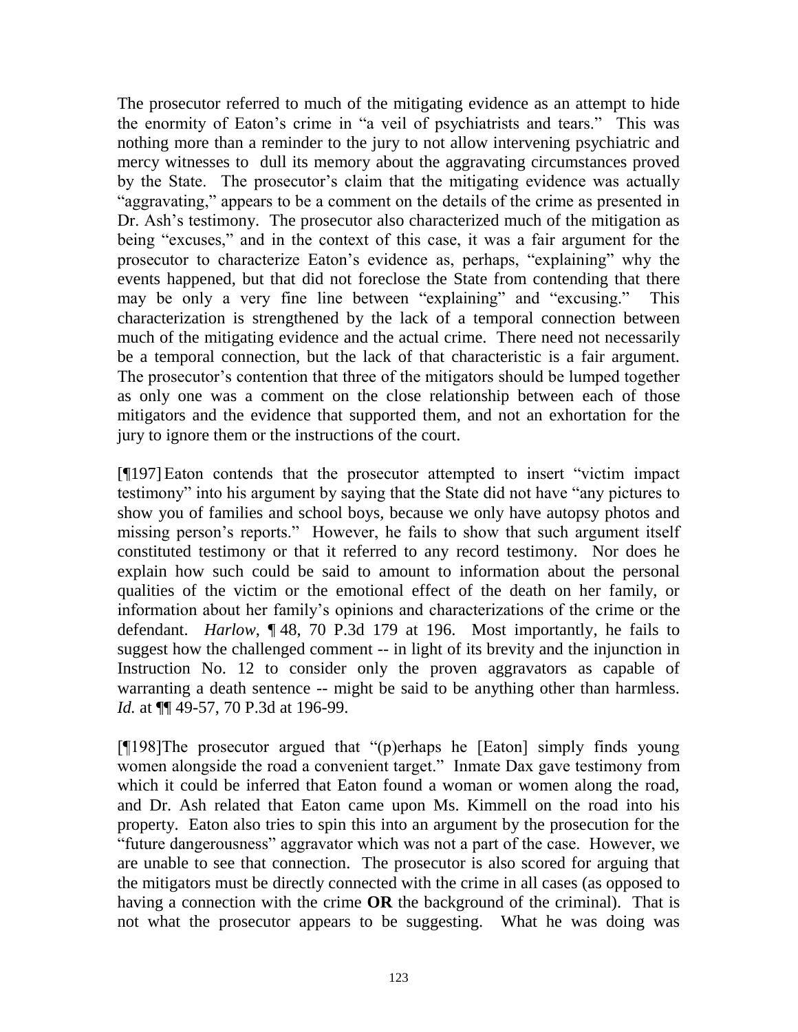The prosecutor referred to much of the mitigating evidence as an attempt to hide the enormity of Eaton's crime in "a veil of psychiatrists and tears." This was nothing more than a reminder to the jury to not allow intervening psychiatric and mercy witnesses to dull its memory about the aggravating circumstances proved by the State. The prosecutor's claim that the mitigating evidence was actually "aggravating," appears to be a comment on the details of the crime as presented in Dr. Ash's testimony. The prosecutor also characterized much of the mitigation as being "excuses," and in the context of this case, it was a fair argument for the prosecutor to characterize Eaton's evidence as, perhaps, "explaining" why the events happened, but that did not foreclose the State from contending that there may be only a very fine line between "explaining" and "excusing." This characterization is strengthened by the lack of a temporal connection between much of the mitigating evidence and the actual crime. There need not necessarily be a temporal connection, but the lack of that characteristic is a fair argument. The prosecutor's contention that three of the mitigators should be lumped together as only one was a comment on the close relationship between each of those mitigators and the evidence that supported them, and not an exhortation for the jury to ignore them or the instructions of the court.

[¶197] Eaton contends that the prosecutor attempted to insert "victim impact testimony" into his argument by saying that the State did not have "any pictures to show you of families and school boys, because we only have autopsy photos and missing person's reports." However, he fails to show that such argument itself constituted testimony or that it referred to any record testimony. Nor does he explain how such could be said to amount to information about the personal qualities of the victim or the emotional effect of the death on her family, or information about her family's opinions and characterizations of the crime or the defendant. *Harlow*, ¶ 48, 70 P.3d 179 at 196. Most importantly, he fails to suggest how the challenged comment -- in light of its brevity and the injunction in Instruction No. 12 to consider only the proven aggravators as capable of warranting a death sentence -- might be said to be anything other than harmless. *Id.* at ¶¶ 49-57, 70 P.3d at 196-99.

[¶198]The prosecutor argued that "(p)erhaps he [Eaton] simply finds young women alongside the road a convenient target." Inmate Dax gave testimony from which it could be inferred that Eaton found a woman or women along the road, and Dr. Ash related that Eaton came upon Ms. Kimmell on the road into his property. Eaton also tries to spin this into an argument by the prosecution for the "future dangerousness" aggravator which was not a part of the case. However, we are unable to see that connection. The prosecutor is also scored for arguing that the mitigators must be directly connected with the crime in all cases (as opposed to having a connection with the crime **OR** the background of the criminal). That is not what the prosecutor appears to be suggesting. What he was doing was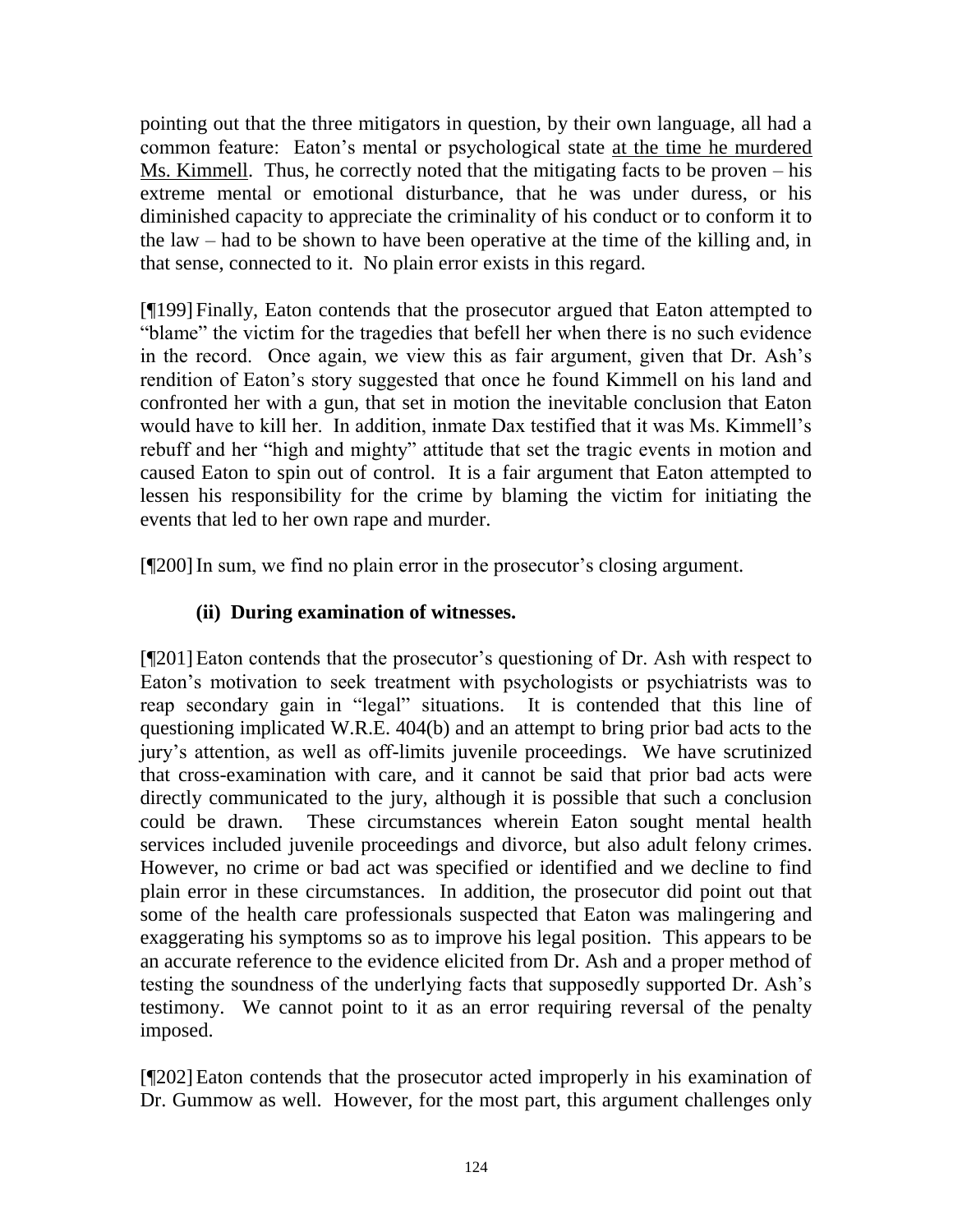pointing out that the three mitigators in question, by their own language, all had a common feature: Eaton's mental or psychological state <u>at the time he murdered Ms. Kimmell</u>. Thus, he correctly noted that the mitigating facts to be proven – his extreme mental or emotional disturbance, that he was under duress, or his diminished capacity to appreciate the criminality of his conduct or to conform it to the law – had to be shown to have been operative at the time of the killing and, in that sense, connected to it. No plain error exists in this regard.

[¶199] Finally, Eaton contends that the prosecutor argued that Eaton attempted to "blame" the victim for the tragedies that befell her when there is no such evidence in the record. Once again, we view this as fair argument, given that Dr. Ash's rendition of Eaton's story suggested that once he found Kimmell on his land and confronted her with a gun, that set in motion the inevitable conclusion that Eaton would have to kill her. In addition, inmate Dax testified that it was Ms. Kimmell's rebuff and her "high and mighty" attitude that set the tragic events in motion and caused Eaton to spin out of control. It is a fair argument that Eaton attempted to lessen his responsibility for the crime by blaming the victim for initiating the events that led to her own rape and murder.

[¶200] In sum, we find no plain error in the prosecutor's closing argument.

### (ii) During examination of witnesses.

[¶201] Eaton contends that the prosecutor's questioning of Dr. Ash with respect to Eaton's motivation to seek treatment with psychologists or psychiatrists was to reap secondary gain in "legal" situations. It is contended that this line of questioning implicated W.R.E. 404(b) and an attempt to bring prior bad acts to the jury's attention, as well as off-limits juvenile proceedings. We have scrutinized that cross-examination with care, and it cannot be said that prior bad acts were directly communicated to the jury, although it is possible that such a conclusion could be drawn. These circumstances wherein Eaton sought mental health services included juvenile proceedings and divorce, but also adult felony crimes. However, no crime or bad act was specified or identified and we decline to find plain error in these circumstances. In addition, the prosecutor did point out that some of the health care professionals suspected that Eaton was malingering and exaggerating his symptoms so as to improve his legal position. This appears to be an accurate reference to the evidence elicited from Dr. Ash and a proper method of testing the soundness of the underlying facts that supposedly supported Dr. Ash's testimony. We cannot point to it as an error requiring reversal of the penalty imposed.

[¶202] Eaton contends that the prosecutor acted improperly in his examination of Dr. Gummow as well. However, for the most part, this argument challenges only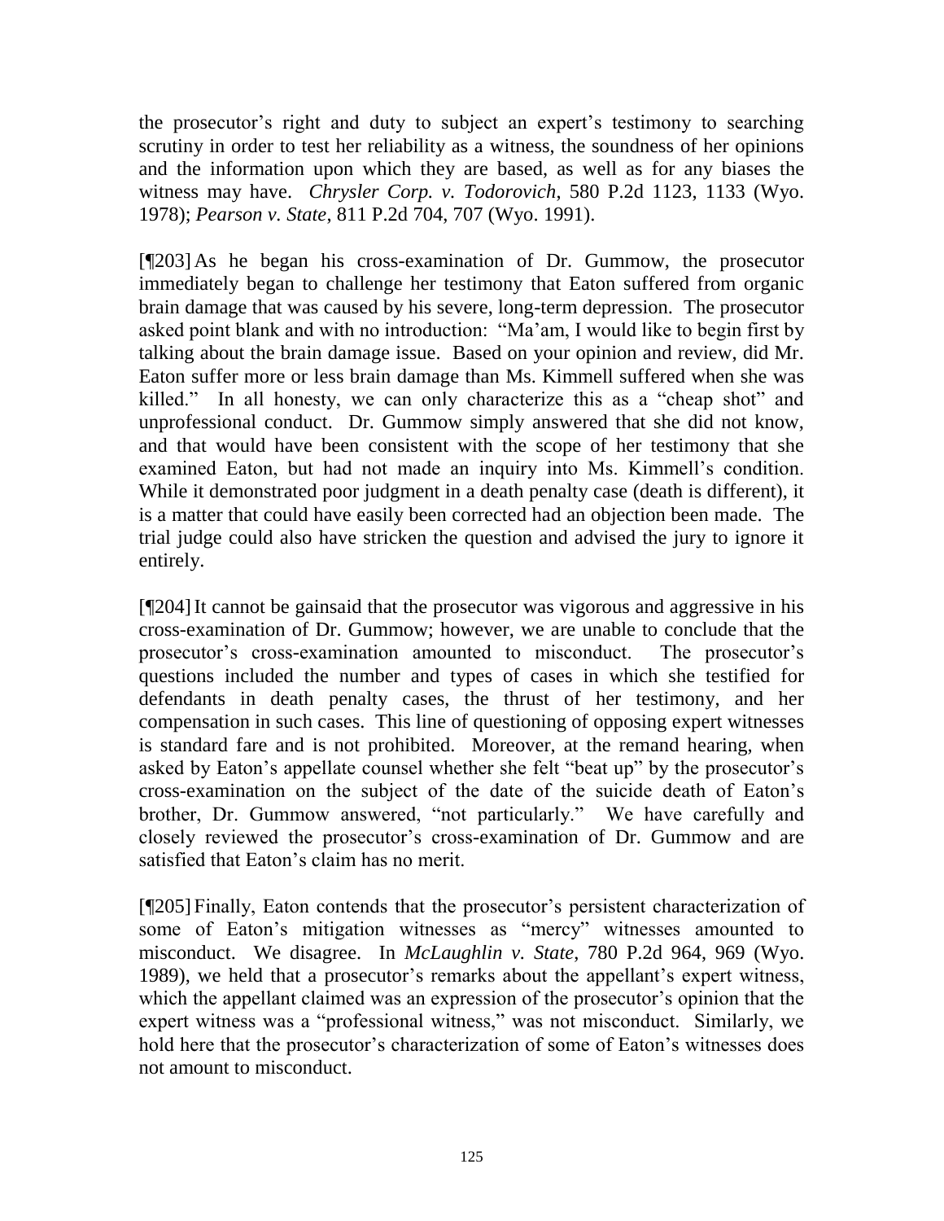the prosecutor's right and duty to subject an expert's testimony to searching scrutiny in order to test her reliability as a witness, the soundness of her opinions and the information upon which they are based, as well as for any biases the witness may have. *Chrysler Corp. v. Todorovich*, 580 P.2d 1123, 1133 (Wyo. 1978); *Pearson v. State*, 811 P.2d 704, 707 (Wyo. 1991).

[¶203] As he began his cross-examination of Dr. Gummow, the prosecutor immediately began to challenge her testimony that Eaton suffered from organic brain damage that was caused by his severe, long-term depression. The prosecutor asked point blank and with no introduction: "Ma'am, I would like to begin first by talking about the brain damage issue. Based on your opinion and review, did Mr. Eaton suffer more or less brain damage than Ms. Kimmell suffered when she was killed." In all honesty, we can only characterize this as a "cheap shot" and unprofessional conduct. Dr. Gummow simply answered that she did not know, and that would have been consistent with the scope of her testimony that she examined Eaton, but had not made an inquiry into Ms. Kimmell's condition. While it demonstrated poor judgment in a death penalty case (death is different), it is a matter that could have easily been corrected had an objection been made. The trial judge could also have stricken the question and advised the jury to ignore it entirely.

[¶204] It cannot be gainsaid that the prosecutor was vigorous and aggressive in his cross-examination of Dr. Gummow; however, we are unable to conclude that the prosecutor's cross-examination amounted to misconduct. The prosecutor's questions included the number and types of cases in which she testified for defendants in death penalty cases, the thrust of her testimony, and her compensation in such cases. This line of questioning of opposing expert witnesses is standard fare and is not prohibited. Moreover, at the remand hearing, when asked by Eaton's appellate counsel whether she felt "beat up" by the prosecutor's cross-examination on the subject of the date of the suicide death of Eaton's brother, Dr. Gummow answered, "not particularly." We have carefully and closely reviewed the prosecutor's cross-examination of Dr. Gummow and are satisfied that Eaton's claim has no merit.

[¶205] Finally, Eaton contends that the prosecutor's persistent characterization of some of Eaton's mitigation witnesses as "mercy" witnesses amounted to misconduct. We disagree. In *McLaughlin v. State*, 780 P.2d 964, 969 (Wyo. 1989), we held that a prosecutor's remarks about the appellant's expert witness, which the appellant claimed was an expression of the prosecutor's opinion that the expert witness was a "professional witness," was not misconduct. Similarly, we hold here that the prosecutor's characterization of some of Eaton's witnesses does not amount to misconduct.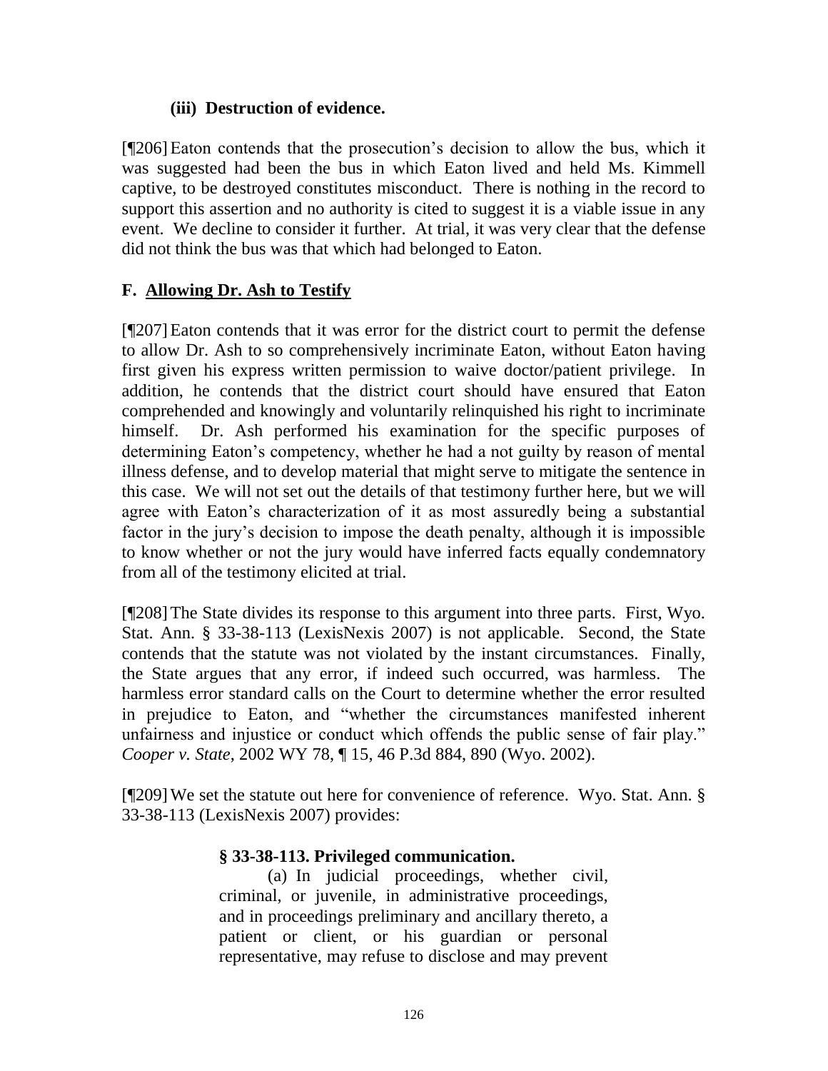### (iii) Destruction of evidence.

[¶206] Eaton contends that the prosecution's decision to allow the bus, which it was suggested had been the bus in which Eaton lived and held Ms. Kimmell captive, to be destroyed constitutes misconduct. There is nothing in the record to support this assertion and no authority is cited to suggest it is a viable issue in any event. We decline to consider it further. At trial, it was very clear that the defense did not think the bus was that which had belonged to Eaton.

## F. Allowing Dr. Ash to Testify

[¶207] Eaton contends that it was error for the district court to permit the defense to allow Dr. Ash to so comprehensively incriminate Eaton, without Eaton having first given his express written permission to waive doctor/patient privilege. In addition, he contends that the district court should have ensured that Eaton comprehended and knowingly and voluntarily relinquished his right to incriminate himself. Dr. Ash performed his examination for the specific purposes of determining Eaton's competency, whether he had a not guilty by reason of mental illness defense, and to develop material that might serve to mitigate the sentence in this case. We will not set out the details of that testimony further here, but we will agree with Eaton's characterization of it as most assuredly being a substantial factor in the jury's decision to impose the death penalty, although it is impossible to know whether or not the jury would have inferred facts equally condemnatory from all of the testimony elicited at trial.

[¶208] The State divides its response to this argument into three parts. First, Wyo. Stat. Ann. § 33-38-113 (LexisNexis 2007) is not applicable. Second, the State contends that the statute was not violated by the instant circumstances. Finally, the State argues that any error, if indeed such occurred, was harmless. The harmless error standard calls on the Court to determine whether the error resulted in prejudice to Eaton, and "whether the circumstances manifested inherent unfairness and injustice or conduct which offends the public sense of fair play." *Cooper v. State*, 2002 WY 78, ¶ 15, 46 P.3d 884, 890 (Wyo. 2002).

[¶209] We set the statute out here for convenience of reference. Wyo. Stat. Ann. § 33-38-113 (LexisNexis 2007) provides:

> **§ 33-38-113. Privileged communication.**
>
> (a) In judicial proceedings, whether civil, criminal, or juvenile, in administrative proceedings, and in proceedings preliminary and ancillary thereto, a patient or client, or his guardian or personal representative, may refuse to disclose and may prevent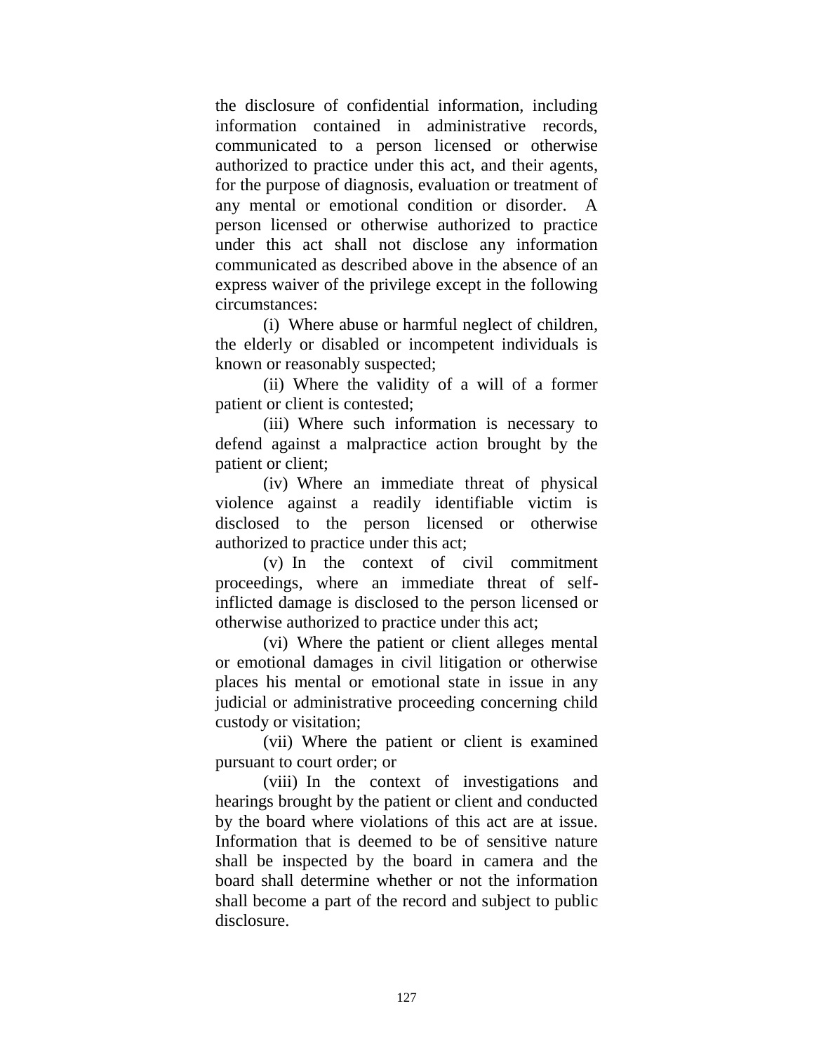the disclosure of confidential information, including information contained in administrative records, communicated to a person licensed or otherwise authorized to practice under this act, and their agents, for the purpose of diagnosis, evaluation or treatment of any mental or emotional condition or disorder. A person licensed or otherwise authorized to practice under this act shall not disclose any information communicated as described above in the absence of an express waiver of the privilege except in the following circumstances:

(i) Where abuse or harmful neglect of children, the elderly or disabled or incompetent individuals is known or reasonably suspected;

(ii) Where the validity of a will of a former patient or client is contested;

(iii) Where such information is necessary to defend against a malpractice action brought by the patient or client;

(iv) Where an immediate threat of physical violence against a readily identifiable victim is disclosed to the person licensed or otherwise authorized to practice under this act;

(v) In the context of civil commitment proceedings, where an immediate threat of self-inflicted damage is disclosed to the person licensed or otherwise authorized to practice under this act;

(vi) Where the patient or client alleges mental or emotional damages in civil litigation or otherwise places his mental or emotional state in issue in any judicial or administrative proceeding concerning child custody or visitation;

(vii) Where the patient or client is examined pursuant to court order; or

(viii) In the context of investigations and hearings brought by the patient or client and conducted by the board where violations of this act are at issue. Information that is deemed to be of sensitive nature shall be inspected by the board in camera and the board shall determine whether or not the information shall become a part of the record and subject to public disclosure.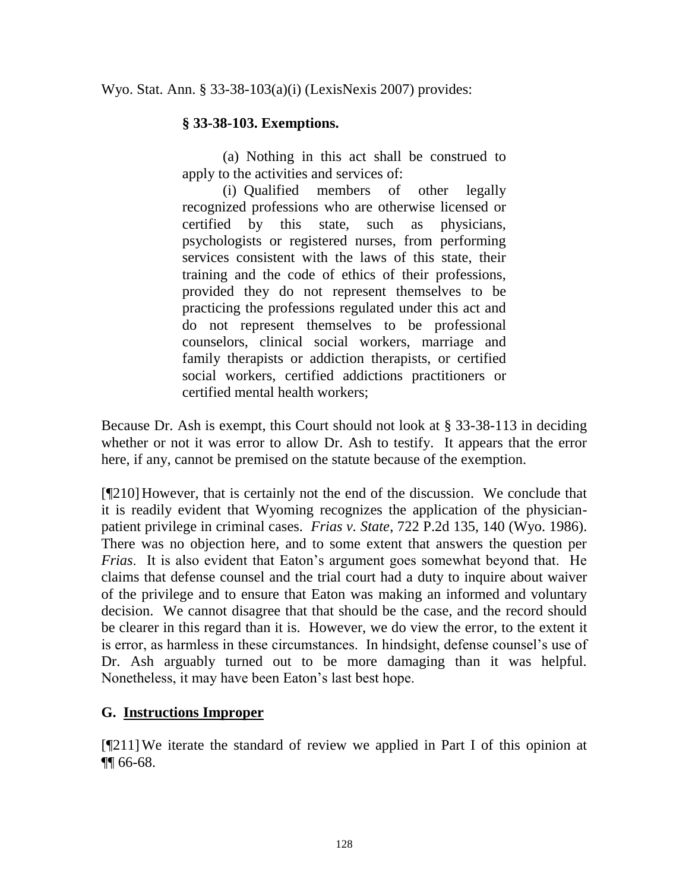Wyo. Stat. Ann. § 33-38-103(a)(i) (LexisNexis 2007) provides:

> **§ 33-38-103. Exemptions.**
>
> (a) Nothing in this act shall be construed to apply to the activities and services of:
>
> (i) Qualified members of other legally recognized professions who are otherwise licensed or certified by this state, such as physicians, psychologists or registered nurses, from performing services consistent with the laws of this state, their training and the code of ethics of their professions, provided they do not represent themselves to be practicing the professions regulated under this act and do not represent themselves to be professional counselors, clinical social workers, marriage and family therapists or addiction therapists, or certified social workers, certified addictions practitioners or certified mental health workers;

Because Dr. Ash is exempt, this Court should not look at § 33-38-113 in deciding whether or not it was error to allow Dr. Ash to testify. It appears that the error here, if any, cannot be premised on the statute because of the exemption.

[¶210] However, that is certainly not the end of the discussion. We conclude that it is readily evident that Wyoming recognizes the application of the physician-patient privilege in criminal cases. *Frias v. State*, 722 P.2d 135, 140 (Wyo. 1986). There was no objection here, and to some extent that answers the question per *Frias*. It is also evident that Eaton's argument goes somewhat beyond that. He claims that defense counsel and the trial court had a duty to inquire about waiver of the privilege and to ensure that Eaton was making an informed and voluntary decision. We cannot disagree that that should be the case, and the record should be clearer in this regard than it is. However, we do view the error, to the extent it is error, as harmless in these circumstances. In hindsight, defense counsel's use of Dr. Ash arguably turned out to be more damaging than it was helpful. Nonetheless, it may have been Eaton's last best hope.

## G. <u>Instructions Improper</u>

[¶211] We iterate the standard of review we applied in Part I of this opinion at ¶¶ 66-68.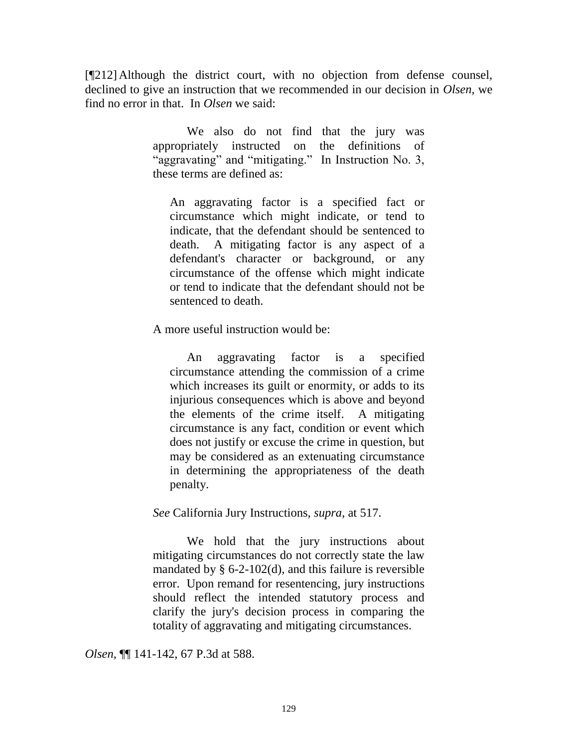[¶212] Although the district court, with no objection from defense counsel, declined to give an instruction that we recommended in our decision in *Olsen*, we find no error in that. In *Olsen* we said:

> We also do not find that the jury was appropriately instructed on the definitions of "aggravating" and "mitigating." In Instruction No. 3, these terms are defined as:
>
> > An aggravating factor is a specified fact or circumstance which might indicate, or tend to indicate, that the defendant should be sentenced to death. A mitigating factor is any aspect of a defendant's character or background, or any circumstance of the offense which might indicate or tend to indicate that the defendant should not be sentenced to death.
>
> A more useful instruction would be:
>
> > An aggravating factor is a specified circumstance attending the commission of a crime which increases its guilt or enormity, or adds to its injurious consequences which is above and beyond the elements of the crime itself. A mitigating circumstance is any fact, condition or event which does not justify or excuse the crime in question, but may be considered as an extenuating circumstance in determining the appropriateness of the death penalty.
>
> *See* California Jury Instructions, *supra*, at 517.
>
> We hold that the jury instructions about mitigating circumstances do not correctly state the law mandated by § 6-2-102(d), and this failure is reversible error. Upon remand for resentencing, jury instructions should reflect the intended statutory process and clarify the jury's decision process in comparing the totality of aggravating and mitigating circumstances.

*Olsen*, ¶¶ 141-142, 67 P.3d at 588.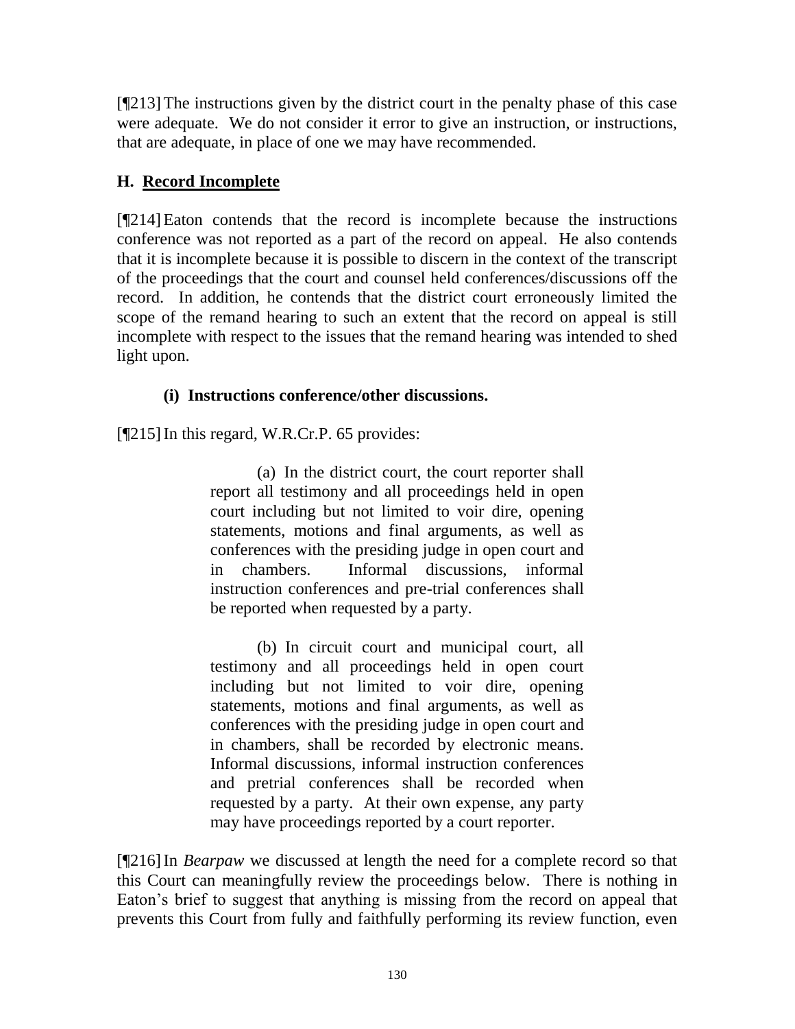[¶213] The instructions given by the district court in the penalty phase of this case were adequate. We do not consider it error to give an instruction, or instructions, that are adequate, in place of one we may have recommended.

### H. Record Incomplete

[¶214] Eaton contends that the record is incomplete because the instructions conference was not reported as a part of the record on appeal. He also contends that it is incomplete because it is possible to discern in the context of the transcript of the proceedings that the court and counsel held conferences/discussions off the record. In addition, he contends that the district court erroneously limited the scope of the remand hearing to such an extent that the record on appeal is still incomplete with respect to the issues that the remand hearing was intended to shed light upon.

#### (i) Instructions conference/other discussions.

[¶215] In this regard, W.R.Cr.P. 65 provides:

> (a) In the district court, the court reporter shall report all testimony and all proceedings held in open court including but not limited to voir dire, opening statements, motions and final arguments, as well as conferences with the presiding judge in open court and in chambers. Informal discussions, informal instruction conferences and pre-trial conferences shall be reported when requested by a party.
>
> (b) In circuit court and municipal court, all testimony and all proceedings held in open court including but not limited to voir dire, opening statements, motions and final arguments, as well as conferences with the presiding judge in open court and in chambers, shall be recorded by electronic means. Informal discussions, informal instruction conferences and pretrial conferences shall be recorded when requested by a party. At their own expense, any party may have proceedings reported by a court reporter.

[¶216] In *Bearpaw* we discussed at length the need for a complete record so that this Court can meaningfully review the proceedings below. There is nothing in Eaton's brief to suggest that anything is missing from the record on appeal that prevents this Court from fully and faithfully performing its review function, even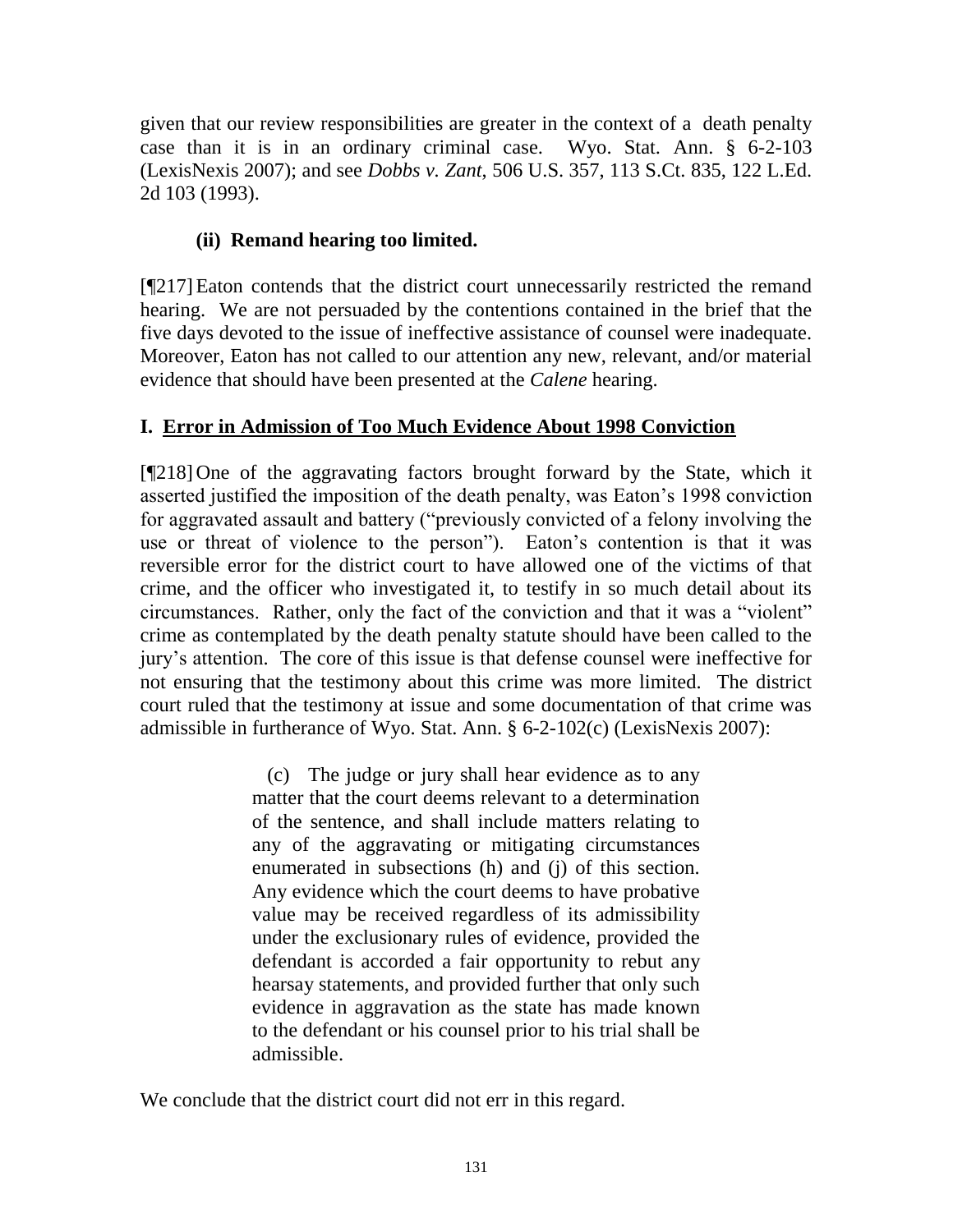given that our review responsibilities are greater in the context of a death penalty case than it is in an ordinary criminal case. Wyo. Stat. Ann. § 6-2-103 (LexisNexis 2007); and see *Dobbs v. Zant*, 506 U.S. 357, 113 S.Ct. 835, 122 L.Ed. 2d 103 (1993).

### (ii) Remand hearing too limited.

[¶217] Eaton contends that the district court unnecessarily restricted the remand hearing. We are not persuaded by the contentions contained in the brief that the five days devoted to the issue of ineffective assistance of counsel were inadequate. Moreover, Eaton has not called to our attention any new, relevant, and/or material evidence that should have been presented at the *Calene* hearing.

## I. Error in Admission of Too Much Evidence About 1998 Conviction

[¶218] One of the aggravating factors brought forward by the State, which it asserted justified the imposition of the death penalty, was Eaton's 1998 conviction for aggravated assault and battery ("previously convicted of a felony involving the use or threat of violence to the person"). Eaton's contention is that it was reversible error for the district court to have allowed one of the victims of that crime, and the officer who investigated it, to testify in so much detail about its circumstances. Rather, only the fact of the conviction and that it was a "violent" crime as contemplated by the death penalty statute should have been called to the jury's attention. The core of this issue is that defense counsel were ineffective for not ensuring that the testimony about this crime was more limited. The district court ruled that the testimony at issue and some documentation of that crime was admissible in furtherance of Wyo. Stat. Ann. § 6-2-102(c) (LexisNexis 2007):

> (c) The judge or jury shall hear evidence as to any matter that the court deems relevant to a determination of the sentence, and shall include matters relating to any of the aggravating or mitigating circumstances enumerated in subsections (h) and (j) of this section. Any evidence which the court deems to have probative value may be received regardless of its admissibility under the exclusionary rules of evidence, provided the defendant is accorded a fair opportunity to rebut any hearsay statements, and provided further that only such evidence in aggravation as the state has made known to the defendant or his counsel prior to his trial shall be admissible.

We conclude that the district court did not err in this regard.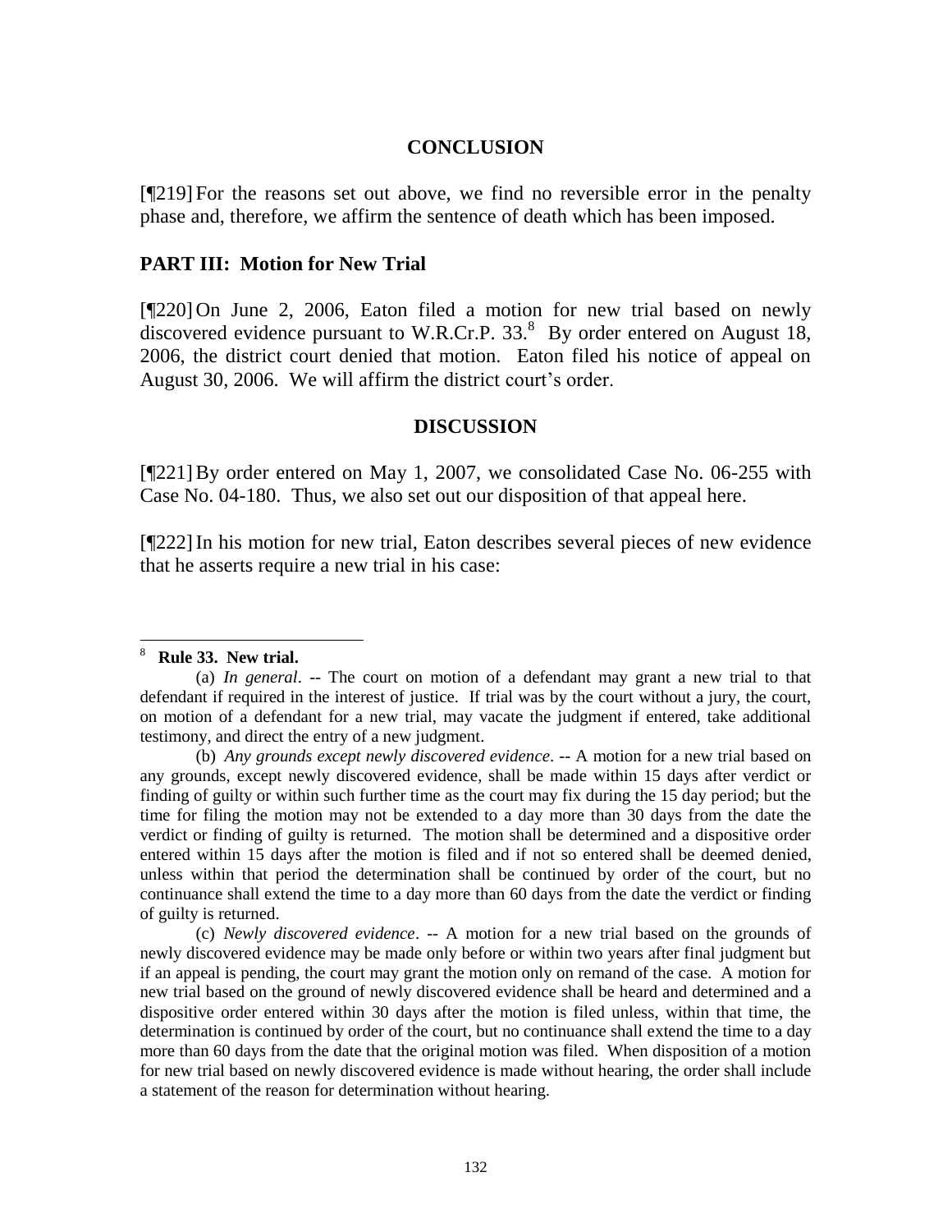## CONCLUSION

[¶219] For the reasons set out above, we find no reversible error in the penalty phase and, therefore, we affirm the sentence of death which has been imposed.

### PART III: Motion for New Trial

[¶220] On June 2, 2006, Eaton filed a motion for new trial based on newly discovered evidence pursuant to W.R.Cr.P. 33.[8] By order entered on August 18, 2006, the district court denied that motion. Eaton filed his notice of appeal on August 30, 2006. We will affirm the district court's order.

## DISCUSSION

[¶221] By order entered on May 1, 2007, we consolidated Case No. 06-255 with Case No. 04-180. Thus, we also set out our disposition of that appeal here.

[¶222] In his motion for new trial, Eaton describes several pieces of new evidence that he asserts require a new trial in his case:

---

[8] **Rule 33. New trial.**

(a) *In general*. -- The court on motion of a defendant may grant a new trial to that defendant if required in the interest of justice. If trial was by the court without a jury, the court, on motion of a defendant for a new trial, may vacate the judgment if entered, take additional testimony, and direct the entry of a new judgment.

(b) *Any grounds except newly discovered evidence*. -- A motion for a new trial based on any grounds, except newly discovered evidence, shall be made within 15 days after verdict or finding of guilty or within such further time as the court may fix during the 15 day period; but the time for filing the motion may not be extended to a day more than 30 days from the date the verdict or finding of guilty is returned. The motion shall be determined and a dispositive order entered within 15 days after the motion is filed and if not so entered shall be deemed denied, unless within that period the determination shall be continued by order of the court, but no continuance shall extend the time to a day more than 60 days from the date the verdict or finding of guilty is returned.

(c) *Newly discovered evidence*. -- A motion for a new trial based on the grounds of newly discovered evidence may be made only before or within two years after final judgment but if an appeal is pending, the court may grant the motion only on remand of the case. A motion for new trial based on the ground of newly discovered evidence shall be heard and determined and a dispositive order entered within 30 days after the motion is filed unless, within that time, the determination is continued by order of the court, but no continuance shall extend the time to a day more than 60 days from the date that the original motion was filed. When disposition of a motion for new trial based on newly discovered evidence is made without hearing, the order shall include a statement of the reason for determination without hearing.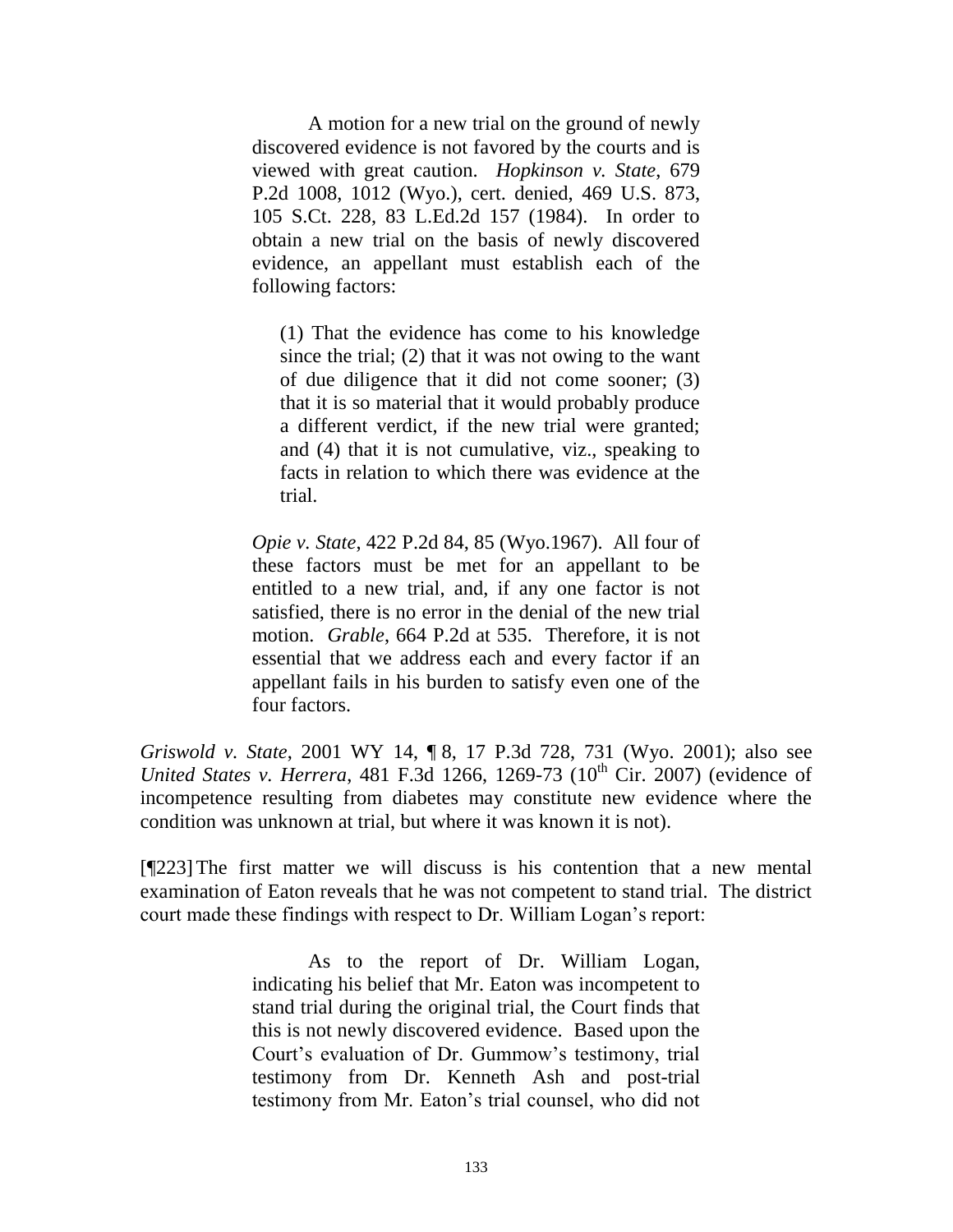> A motion for a new trial on the ground of newly discovered evidence is not favored by the courts and is viewed with great caution. *Hopkinson v. State*, 679 P.2d 1008, 1012 (Wyo.), cert. denied, 469 U.S. 873, 105 S.Ct. 228, 83 L.Ed.2d 157 (1984). In order to obtain a new trial on the basis of newly discovered evidence, an appellant must establish each of the following factors:
>
> > (1) That the evidence has come to his knowledge since the trial; (2) that it was not owing to the want of due diligence that it did not come sooner; (3) that it is so material that it would probably produce a different verdict, if the new trial were granted; and (4) that it is not cumulative, viz., speaking to facts in relation to which there was evidence at the trial.
>
> *Opie v. State*, 422 P.2d 84, 85 (Wyo.1967). All four of these factors must be met for an appellant to be entitled to a new trial, and, if any one factor is not satisfied, there is no error in the denial of the new trial motion. *Grable*, 664 P.2d at 535. Therefore, it is not essential that we address each and every factor if an appellant fails in his burden to satisfy even one of the four factors.

*Griswold v. State*, 2001 WY 14, ¶ 8, 17 P.3d 728, 731 (Wyo. 2001); also see *United States v. Herrera*, 481 F.3d 1266, 1269-73 (10th Cir. 2007) (evidence of incompetence resulting from diabetes may constitute new evidence where the condition was unknown at trial, but where it was known it is not).

[¶223] The first matter we will discuss is his contention that a new mental examination of Eaton reveals that he was not competent to stand trial. The district court made these findings with respect to Dr. William Logan's report:

> As to the report of Dr. William Logan, indicating his belief that Mr. Eaton was incompetent to stand trial during the original trial, the Court finds that this is not newly discovered evidence. Based upon the Court's evaluation of Dr. Gummow's testimony, trial testimony from Dr. Kenneth Ash and post-trial testimony from Mr. Eaton's trial counsel, who did not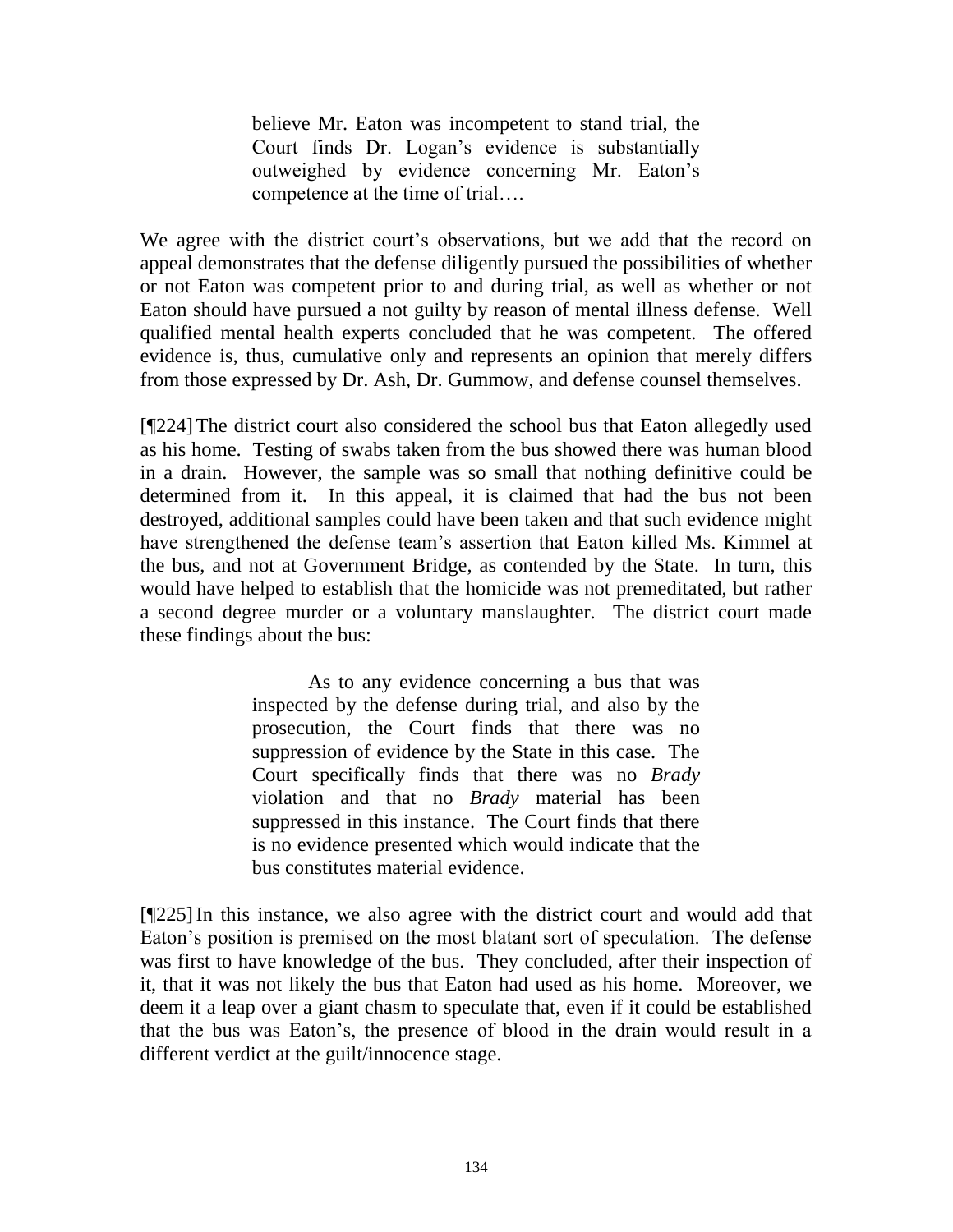> believe Mr. Eaton was incompetent to stand trial, the Court finds Dr. Logan's evidence is substantially outweighed by evidence concerning Mr. Eaton's competence at the time of trial….

We agree with the district court's observations, but we add that the record on appeal demonstrates that the defense diligently pursued the possibilities of whether or not Eaton was competent prior to and during trial, as well as whether or not Eaton should have pursued a not guilty by reason of mental illness defense. Well qualified mental health experts concluded that he was competent. The offered evidence is, thus, cumulative only and represents an opinion that merely differs from those expressed by Dr. Ash, Dr. Gummow, and defense counsel themselves.

[¶224] The district court also considered the school bus that Eaton allegedly used as his home. Testing of swabs taken from the bus showed there was human blood in a drain. However, the sample was so small that nothing definitive could be determined from it. In this appeal, it is claimed that had the bus not been destroyed, additional samples could have been taken and that such evidence might have strengthened the defense team's assertion that Eaton killed Ms. Kimmel at the bus, and not at Government Bridge, as contended by the State. In turn, this would have helped to establish that the homicide was not premeditated, but rather a second degree murder or a voluntary manslaughter. The district court made these findings about the bus:

> As to any evidence concerning a bus that was inspected by the defense during trial, and also by the prosecution, the Court finds that there was no suppression of evidence by the State in this case. The Court specifically finds that there was no *Brady* violation and that no *Brady* material has been suppressed in this instance. The Court finds that there is no evidence presented which would indicate that the bus constitutes material evidence.

[¶225] In this instance, we also agree with the district court and would add that Eaton's position is premised on the most blatant sort of speculation. The defense was first to have knowledge of the bus. They concluded, after their inspection of it, that it was not likely the bus that Eaton had used as his home. Moreover, we deem it a leap over a giant chasm to speculate that, even if it could be established that the bus was Eaton's, the presence of blood in the drain would result in a different verdict at the guilt/innocence stage.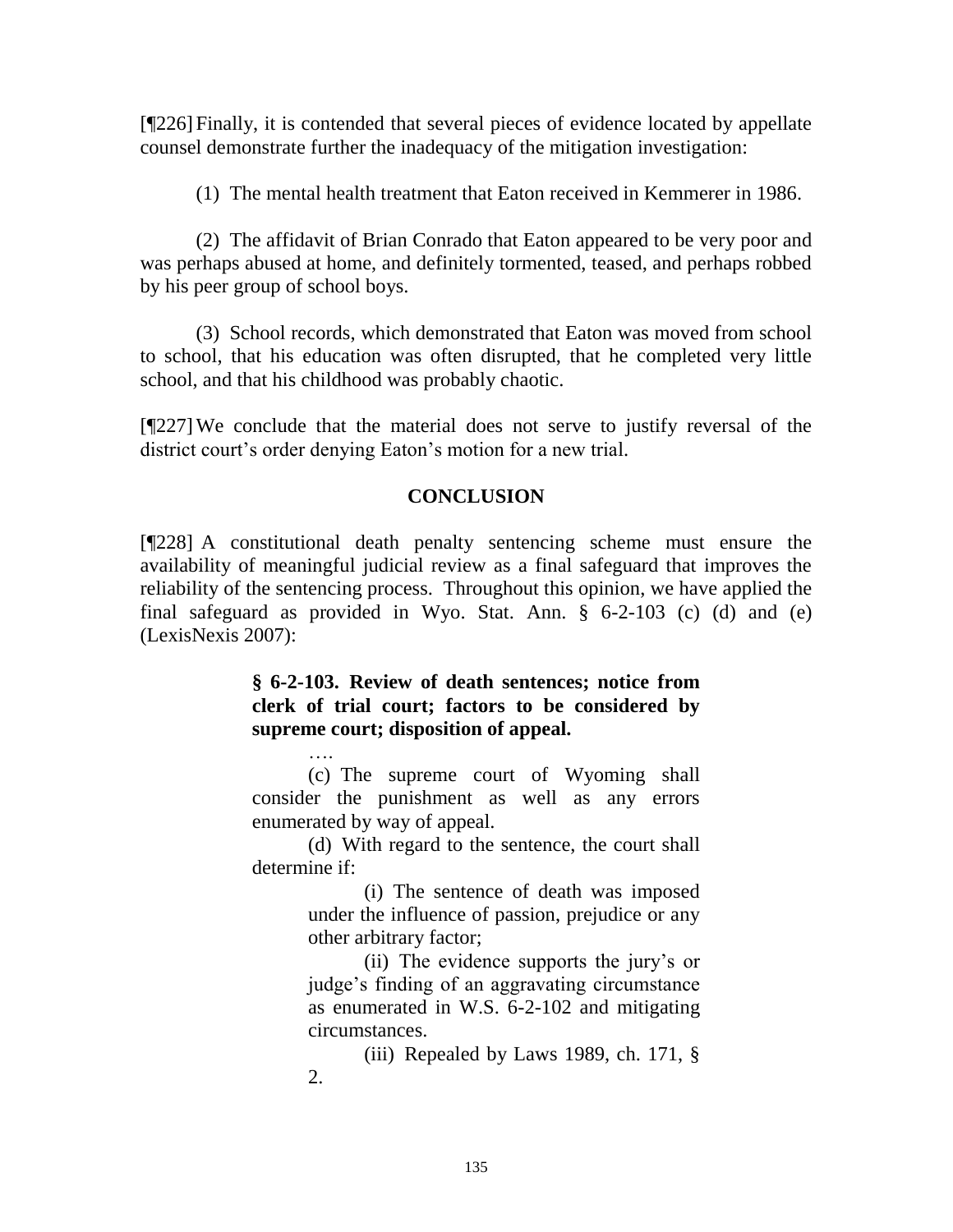[¶226] Finally, it is contended that several pieces of evidence located by appellate counsel demonstrate further the inadequacy of the mitigation investigation:

(1) The mental health treatment that Eaton received in Kemmerer in 1986.

(2) The affidavit of Brian Conrado that Eaton appeared to be very poor and was perhaps abused at home, and definitely tormented, teased, and perhaps robbed by his peer group of school boys.

(3) School records, which demonstrated that Eaton was moved from school to school, that his education was often disrupted, that he completed very little school, and that his childhood was probably chaotic.

[¶227] We conclude that the material does not serve to justify reversal of the district court's order denying Eaton's motion for a new trial.

## CONCLUSION

[¶228] A constitutional death penalty sentencing scheme must ensure the availability of meaningful judicial review as a final safeguard that improves the reliability of the sentencing process. Throughout this opinion, we have applied the final safeguard as provided in Wyo. Stat. Ann. § 6-2-103 (c) (d) and (e) (LexisNexis 2007):

> **§ 6-2-103. Review of death sentences; notice from clerk of trial court; factors to be considered by supreme court; disposition of appeal.**
>
> ….
>
> (c) The supreme court of Wyoming shall consider the punishment as well as any errors enumerated by way of appeal.
>
> (d) With regard to the sentence, the court shall determine if:
>
> > (i) The sentence of death was imposed under the influence of passion, prejudice or any other arbitrary factor;
> >
> > (ii) The evidence supports the jury's or judge's finding of an aggravating circumstance as enumerated in W.S. 6-2-102 and mitigating circumstances.
> >
> > (iii) Repealed by Laws 1989, ch. 171, § 2.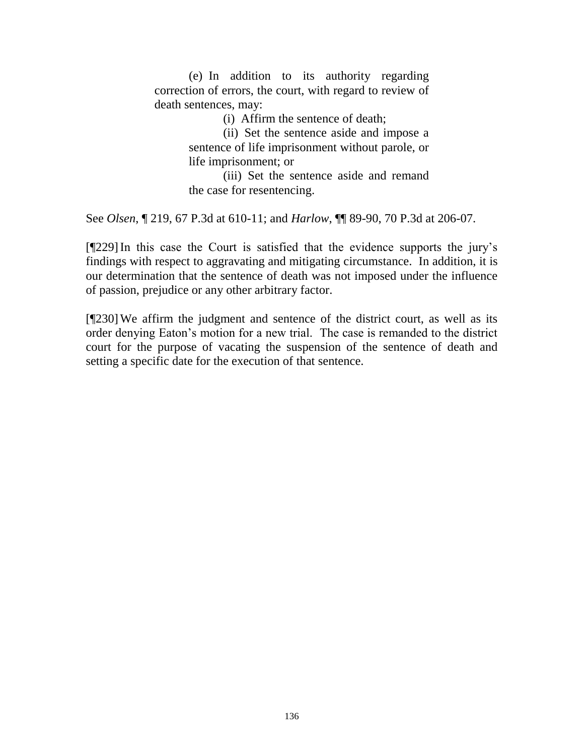> (e) In addition to its authority regarding correction of errors, the court, with regard to review of death sentences, may:
>
> > (i) Affirm the sentence of death;
> >
> > (ii) Set the sentence aside and impose a sentence of life imprisonment without parole, or life imprisonment; or
> >
> > (iii) Set the sentence aside and remand the case for resentencing.

See *Olsen*, ¶ 219, 67 P.3d at 610-11; and *Harlow*, ¶¶ 89-90, 70 P.3d at 206-07.

[¶229] In this case the Court is satisfied that the evidence supports the jury's findings with respect to aggravating and mitigating circumstance. In addition, it is our determination that the sentence of death was not imposed under the influence of passion, prejudice or any other arbitrary factor.

[¶230] We affirm the judgment and sentence of the district court, as well as its order denying Eaton's motion for a new trial. The case is remanded to the district court for the purpose of vacating the suspension of the sentence of death and setting a specific date for the execution of that sentence.